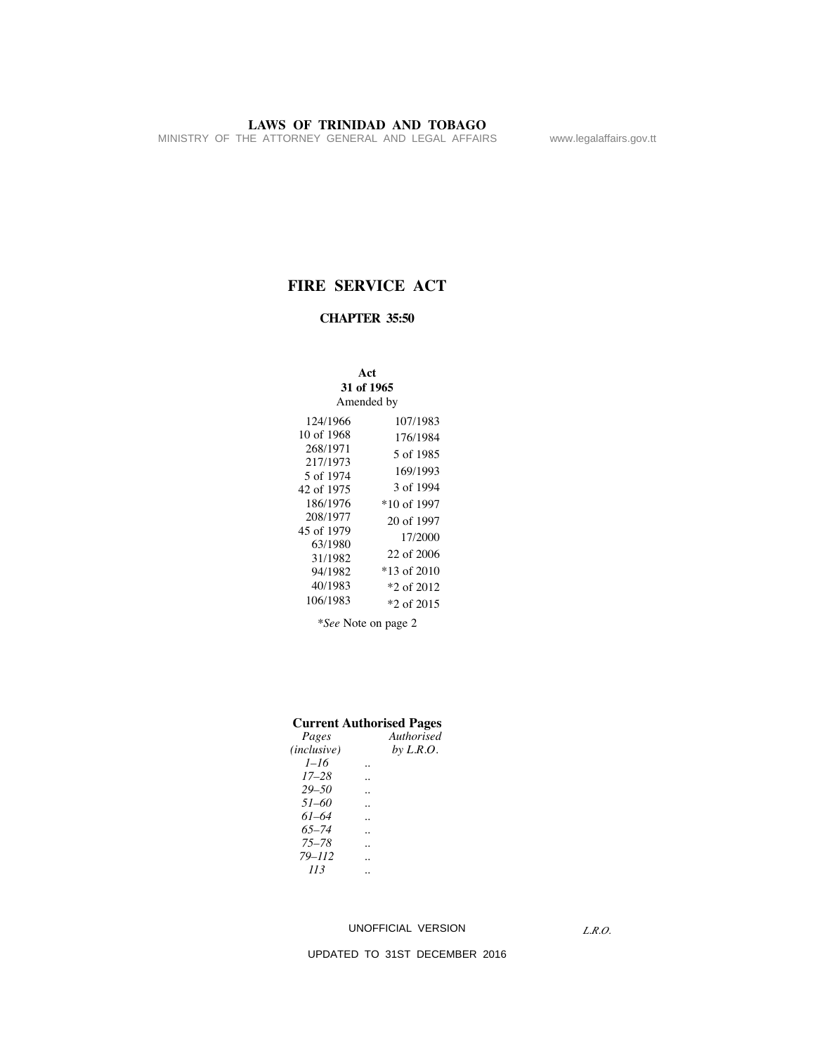**LAWS OF TRINIDAD AND TOBAGO**

MINISTRY OF THE ATTORNEY GENERAL AND LEGAL AFFAIRS www.legalaffairs.gov.tt

# FIRE SERVICE ACT

## CHAPTER 35:50

**Act**
**31 of 1965**
Amended by

| | |
|---|---|
| 124/1966 | 107/1983 |
| 10 of 1968 | 176/1984 |
| 268/1971 | 5 of 1985 |
| 217/1973 | 169/1993 |
| 5 of 1974 | 3 of 1994 |
| 42 of 1975 | *10 of 1997 |
| 186/1976 | 20 of 1997 |
| 208/1977 | 17/2000 |
| 45 of 1979 | 22 of 2006 |
| 63/1980 | *13 of 2010 |
| 31/1982 | *2 of 2012 |
| 94/1982 | *2 of 2015 |
| 40/1983 | |
| 106/1983 | |

**See* Note on page 2

**Current Authorised Pages**

| *Pages (inclusive)* | | *Authorised by L.R.O.* |
|---|---|---|
| *1–16* | .. | |
| *17–28* | .. | |
| *29–50* | .. | |
| *51–60* | .. | |
| *61–64* | .. | |
| *65–74* | .. | |
| *75–78* | .. | |
| *79–112* | .. | |
| *113* | .. | |

UNOFFICIAL VERSION

UPDATED TO 31ST DECEMBER 2016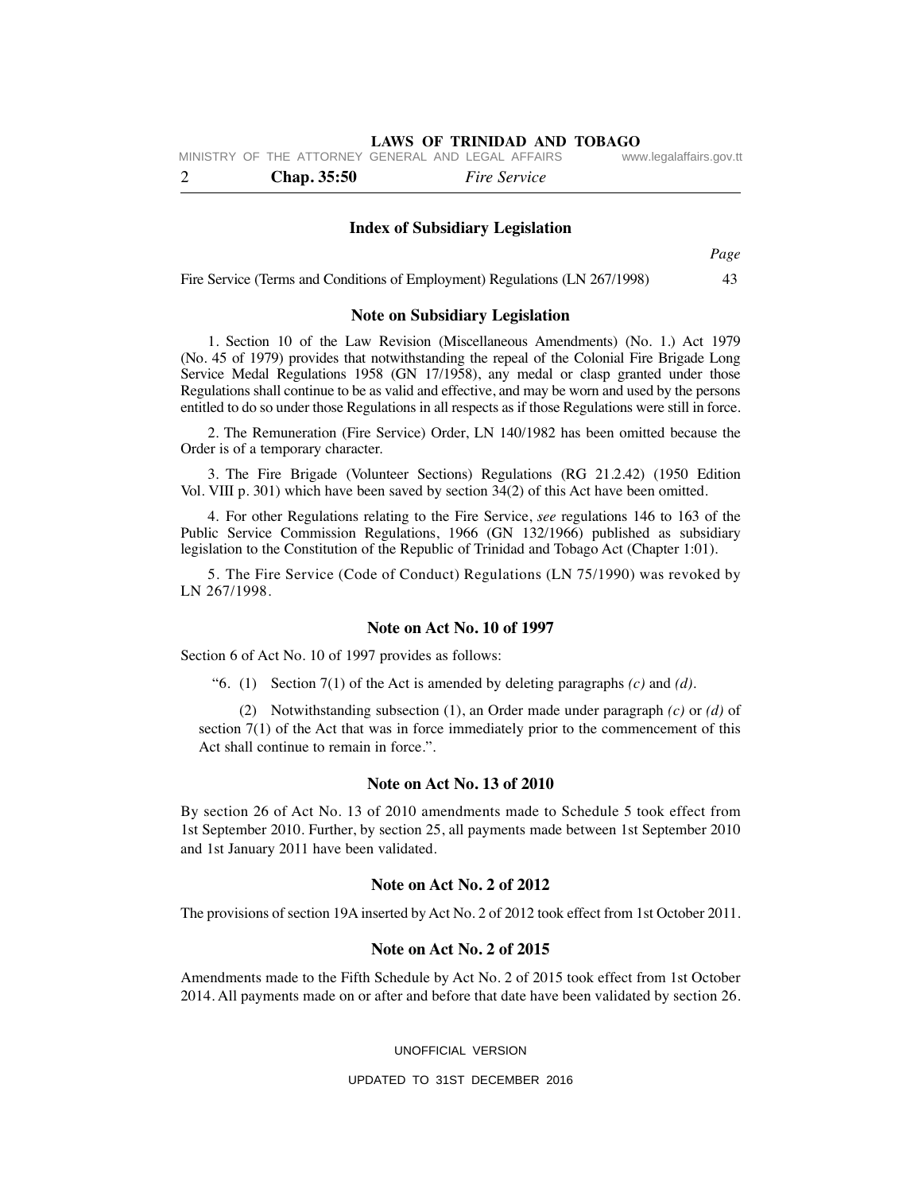## Index of Subsidiary Legislation

| | *Page* |
|---|---|
| Fire Service (Terms and Conditions of Employment) Regulations (LN 267/1998) | 43 |

## Note on Subsidiary Legislation

1. Section 10 of the Law Revision (Miscellaneous Amendments) (No. 1.) Act 1979 (No. 45 of 1979) provides that notwithstanding the repeal of the Colonial Fire Brigade Long Service Medal Regulations 1958 (GN 17/1958), any medal or clasp granted under those Regulations shall continue to be as valid and effective, and may be worn and used by the persons entitled to do so under those Regulations in all respects as if those Regulations were still in force.

2. The Remuneration (Fire Service) Order, LN 140/1982 has been omitted because the Order is of a temporary character.

3. The Fire Brigade (Volunteer Sections) Regulations (RG 21.2.42) (1950 Edition Vol. VIII p. 301) which have been saved by section 34(2) of this Act have been omitted.

4. For other Regulations relating to the Fire Service, *see* regulations 146 to 163 of the Public Service Commission Regulations, 1966 (GN 132/1966) published as subsidiary legislation to the Constitution of the Republic of Trinidad and Tobago Act (Chapter 1:01).

5. The Fire Service (Code of Conduct) Regulations (LN 75/1990) was revoked by LN 267/1998.

## Note on Act No. 10 of 1997

Section 6 of Act No. 10 of 1997 provides as follows:

> "6. (1) Section 7(1) of the Act is amended by deleting paragraphs *(c)* and *(d)*.
>
> (2) Notwithstanding subsection (1), an Order made under paragraph *(c)* or *(d)* of section 7(1) of the Act that was in force immediately prior to the commencement of this Act shall continue to remain in force.".

## Note on Act No. 13 of 2010

By section 26 of Act No. 13 of 2010 amendments made to Schedule 5 took effect from 1st September 2010. Further, by section 25, all payments made between 1st September 2010 and 1st January 2011 have been validated.

## Note on Act No. 2 of 2012

The provisions of section 19A inserted by Act No. 2 of 2012 took effect from 1st October 2011.

## Note on Act No. 2 of 2015

Amendments made to the Fifth Schedule by Act No. 2 of 2015 took effect from 1st October 2014. All payments made on or after and before that date have been validated by section 26.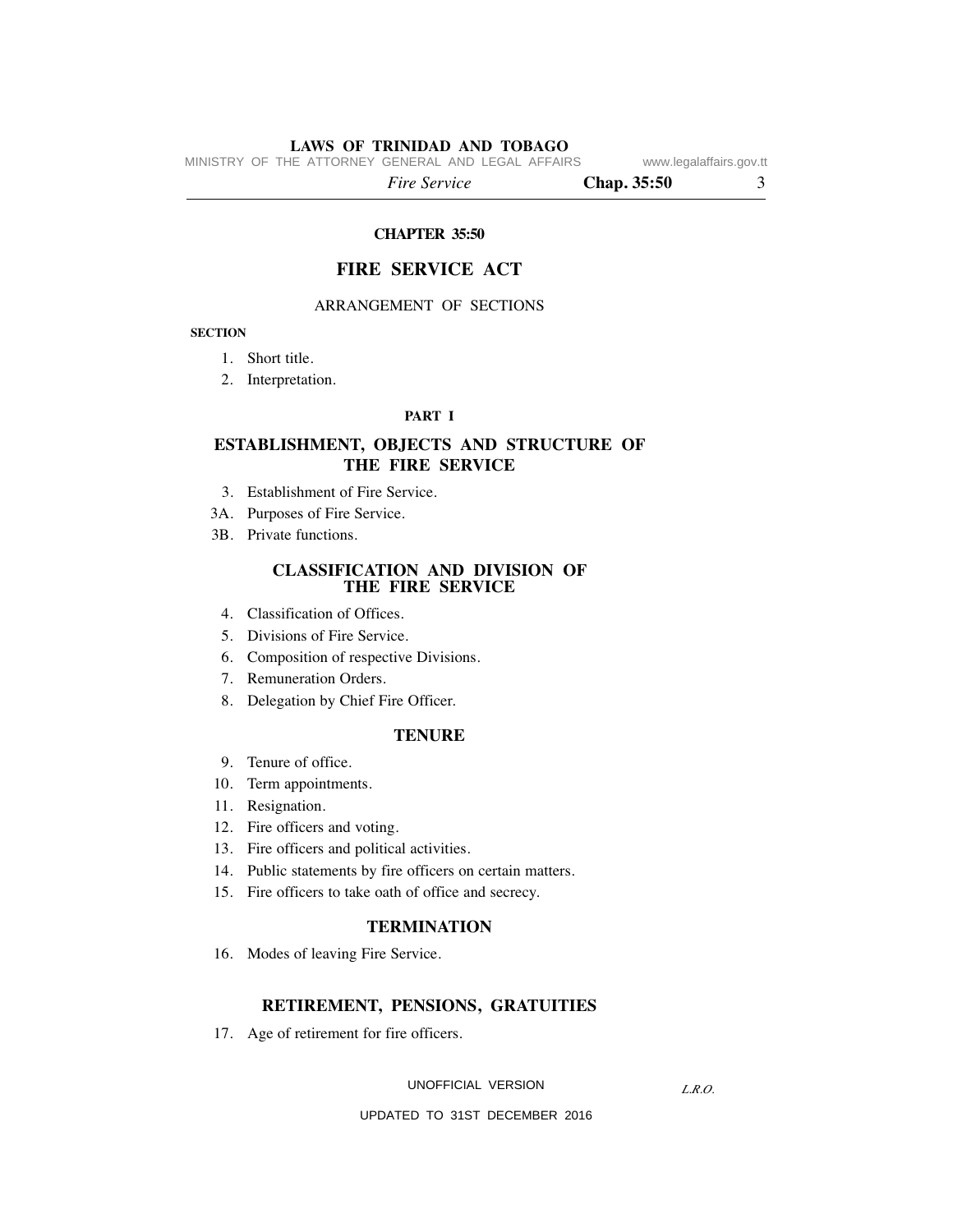# CHAPTER 35:50

## FIRE SERVICE ACT

ARRANGEMENT OF SECTIONS

**SECTION**

1. Short title.
2. Interpretation.

### PART I

### ESTABLISHMENT, OBJECTS AND STRUCTURE OF THE FIRE SERVICE

3. Establishment of Fire Service.

3A. Purposes of Fire Service.

3B. Private functions.

### CLASSIFICATION AND DIVISION OF THE FIRE SERVICE

4. Classification of Offices.
5. Divisions of Fire Service.
6. Composition of respective Divisions.
7. Remuneration Orders.
8. Delegation by Chief Fire Officer.

### TENURE

9. Tenure of office.
10. Term appointments.
11. Resignation.
12. Fire officers and voting.
13. Fire officers and political activities.
14. Public statements by fire officers on certain matters.
15. Fire officers to take oath of office and secrecy.

### TERMINATION

16. Modes of leaving Fire Service.

### RETIREMENT, PENSIONS, GRATUITIES

17. Age of retirement for fire officers.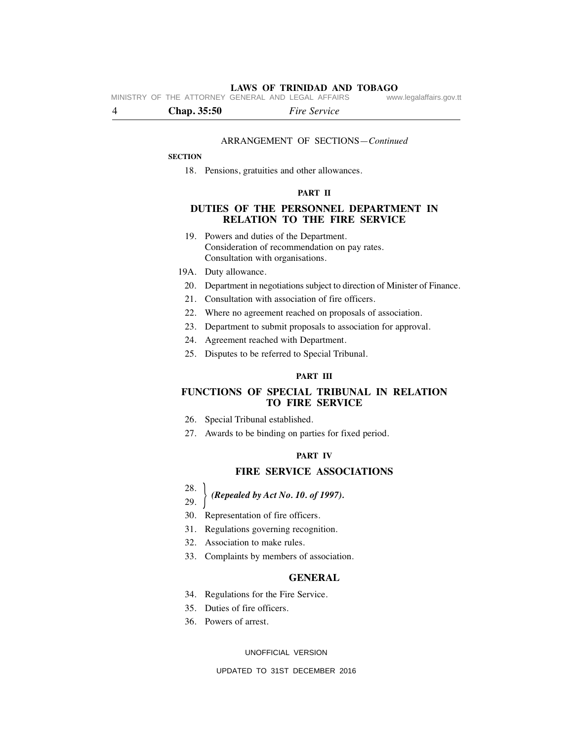ARRANGEMENT OF SECTIONS—*Continued*

**SECTION**

18. Pensions, gratuities and other allowances.

**PART II**

## DUTIES OF THE PERSONNEL DEPARTMENT IN RELATION TO THE FIRE SERVICE

19. Powers and duties of the Department.
 Consideration of recommendation on pay rates.
 Consultation with organisations.

19A. Duty allowance.

20. Department in negotiations subject to direction of Minister of Finance.

21. Consultation with association of fire officers.

22. Where no agreement reached on proposals of association.

23. Department to submit proposals to association for approval.

24. Agreement reached with Department.

25. Disputes to be referred to Special Tribunal.

**PART III**

## FUNCTIONS OF SPECIAL TRIBUNAL IN RELATION TO FIRE SERVICE

26. Special Tribunal established.

27. Awards to be binding on parties for fixed period.

**PART IV**

## FIRE SERVICE ASSOCIATIONS

28. }
29. } ***(Repealed by Act No. 10. of 1997).***

30. Representation of fire officers.

31. Regulations governing recognition.

32. Association to make rules.

33. Complaints by members of association.

## GENERAL

34. Regulations for the Fire Service.

35. Duties of fire officers.

36. Powers of arrest.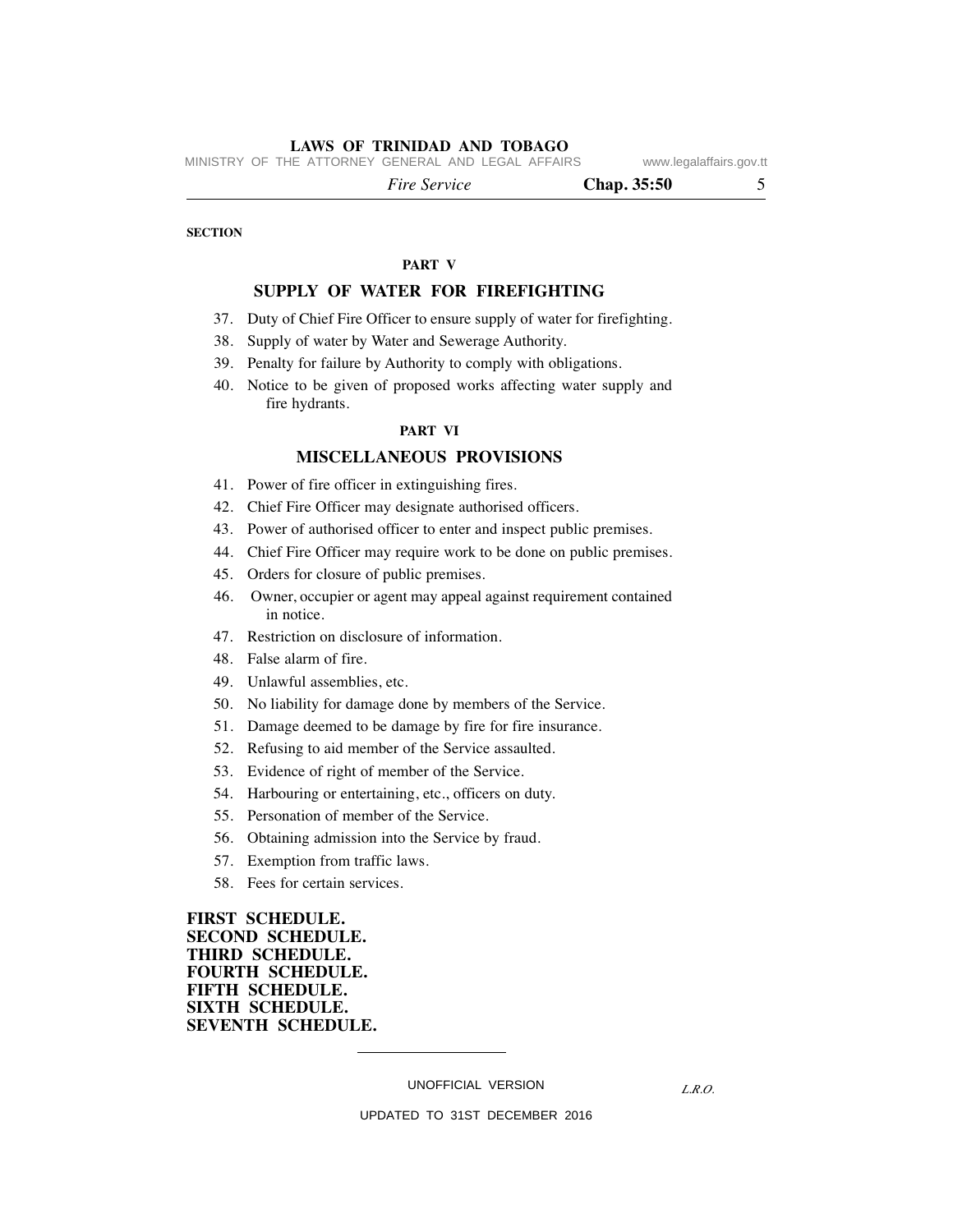SECTION

### PART V

### SUPPLY OF WATER FOR FIREFIGHTING

37. Duty of Chief Fire Officer to ensure supply of water for firefighting.
38. Supply of water by Water and Sewerage Authority.
39. Penalty for failure by Authority to comply with obligations.
40. Notice to be given of proposed works affecting water supply and fire hydrants.

### PART VI

### MISCELLANEOUS PROVISIONS

41. Power of fire officer in extinguishing fires.
42. Chief Fire Officer may designate authorised officers.
43. Power of authorised officer to enter and inspect public premises.
44. Chief Fire Officer may require work to be done on public premises.
45. Orders for closure of public premises.
46. Owner, occupier or agent may appeal against requirement contained in notice.
47. Restriction on disclosure of information.
48. False alarm of fire.
49. Unlawful assemblies, etc.
50. No liability for damage done by members of the Service.
51. Damage deemed to be damage by fire for fire insurance.
52. Refusing to aid member of the Service assaulted.
53. Evidence of right of member of the Service.
54. Harbouring or entertaining, etc., officers on duty.
55. Personation of member of the Service.
56. Obtaining admission into the Service by fraud.
57. Exemption from traffic laws.
58. Fees for certain services.

**FIRST SCHEDULE.**
**SECOND SCHEDULE.**
**THIRD SCHEDULE.**
**FOURTH SCHEDULE.**
**FIFTH SCHEDULE.**
**SIXTH SCHEDULE.**
**SEVENTH SCHEDULE.**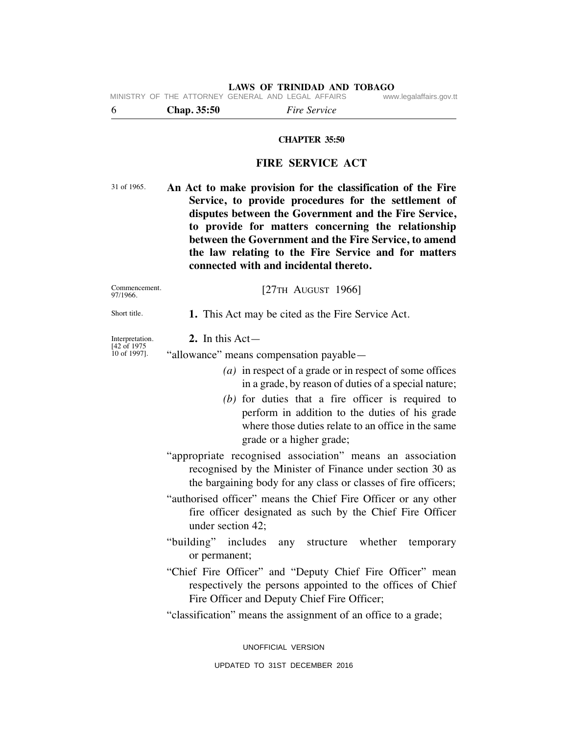## CHAPTER 35:50

# FIRE SERVICE ACT

31 of 1965.

**An Act to make provision for the classification of the Fire Service, to provide procedures for the settlement of disputes between the Government and the Fire Service, to provide for matters concerning the relationship between the Government and the Fire Service, to amend the law relating to the Fire Service and for matters connected with and incidental thereto.**

Commencement. 97/1966.

[27TH AUGUST 1966]

Short title.

**1.** This Act may be cited as the Fire Service Act.

Interpretation. [42 of 1975 10 of 1997].

**2.** In this Act—

"allowance" means compensation payable—

*(a)* in respect of a grade or in respect of some offices in a grade, by reason of duties of a special nature;

*(b)* for duties that a fire officer is required to perform in addition to the duties of his grade where those duties relate to an office in the same grade or a higher grade;

"appropriate recognised association" means an association recognised by the Minister of Finance under section 30 as the bargaining body for any class or classes of fire officers;

"authorised officer" means the Chief Fire Officer or any other fire officer designated as such by the Chief Fire Officer under section 42;

"building" includes any structure whether temporary or permanent;

"Chief Fire Officer" and "Deputy Chief Fire Officer" mean respectively the persons appointed to the offices of Chief Fire Officer and Deputy Chief Fire Officer;

"classification" means the assignment of an office to a grade;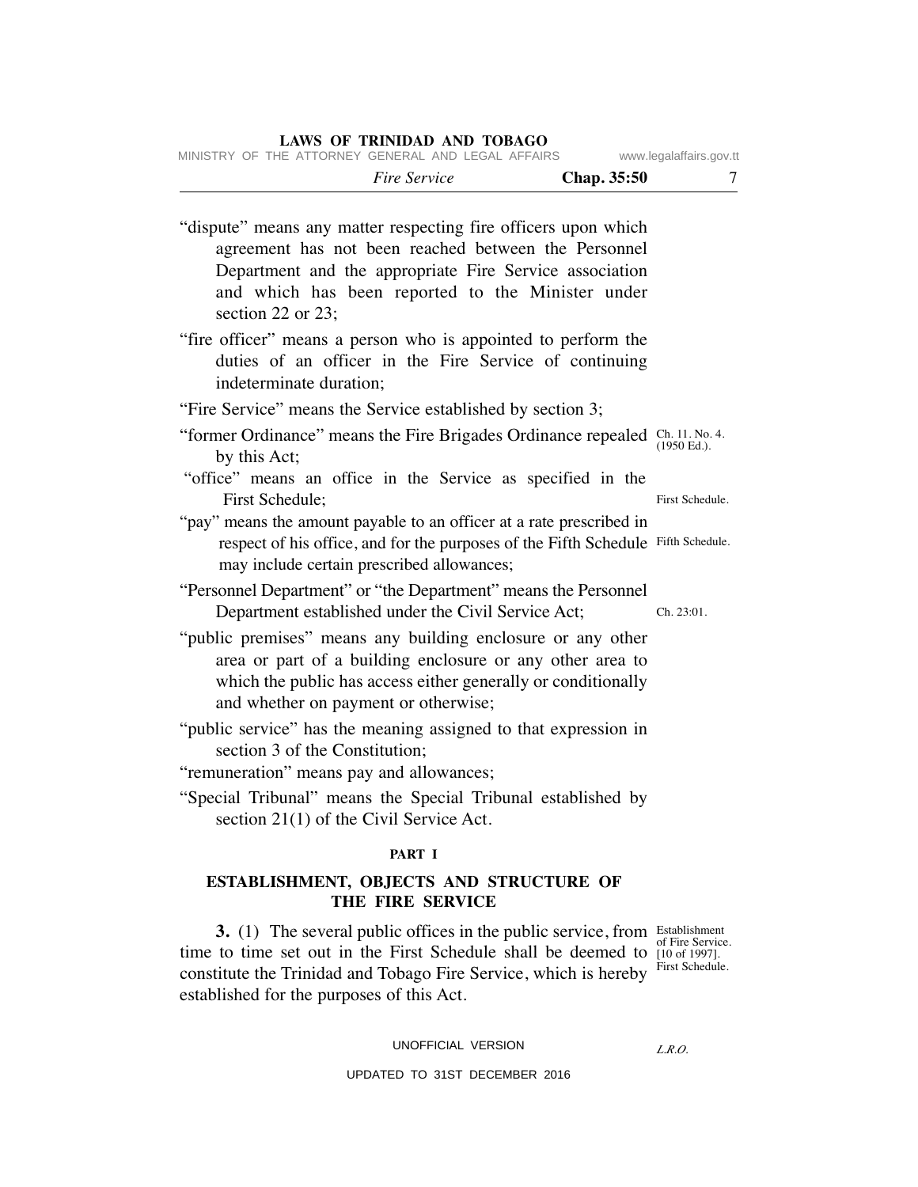"dispute" means any matter respecting fire officers upon which agreement has not been reached between the Personnel Department and the appropriate Fire Service association and which has been reported to the Minister under section 22 or 23;

"fire officer" means a person who is appointed to perform the duties of an officer in the Fire Service of continuing indeterminate duration;

"Fire Service" means the Service established by section 3;

"former Ordinance" means the Fire Brigades Ordinance repealed by this Act; Ch. 11. No. 4. (1950 Ed.).

"office" means an office in the Service as specified in the First Schedule; First Schedule.

"pay" means the amount payable to an officer at a rate prescribed in respect of his office, and for the purposes of the Fifth Schedule may include certain prescribed allowances; Fifth Schedule.

"Personnel Department" or "the Department" means the Personnel Department established under the Civil Service Act; Ch. 23:01.

"public premises" means any building enclosure or any other area or part of a building enclosure or any other area to which the public has access either generally or conditionally and whether on payment or otherwise;

"public service" has the meaning assigned to that expression in section 3 of the Constitution;

"remuneration" means pay and allowances;

"Special Tribunal" means the Special Tribunal established by section 21(1) of the Civil Service Act.

## PART I

## ESTABLISHMENT, OBJECTS AND STRUCTURE OF THE FIRE SERVICE

Establishment of Fire Service. [10 of 1997]. First Schedule.

**3.** (1) The several public offices in the public service, from time to time set out in the First Schedule shall be deemed to constitute the Trinidad and Tobago Fire Service, which is hereby established for the purposes of this Act.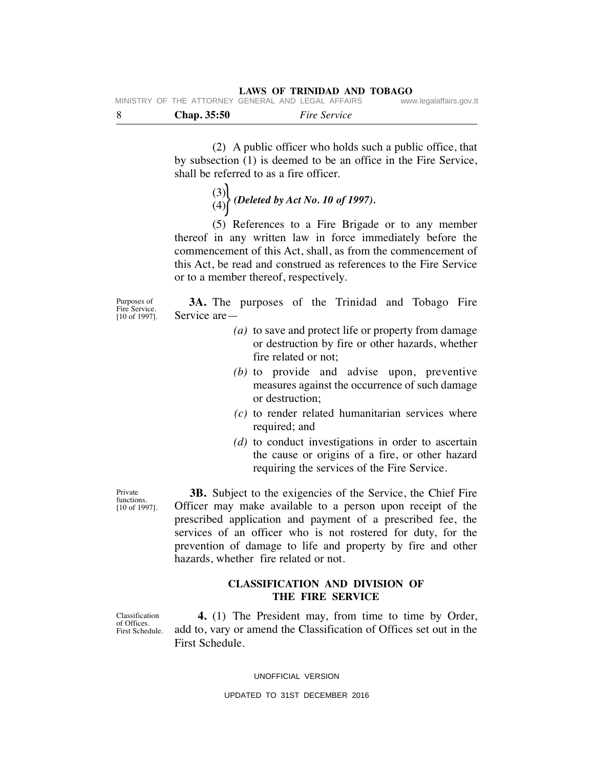(2) A public officer who holds such a public office, that by subsection (1) is deemed to be an office in the Fire Service, shall be referred to as a fire officer.

(3)
(4) *(Deleted by Act No. 10 of 1997).*

(5) References to a Fire Brigade or to any member thereof in any written law in force immediately before the commencement of this Act, shall, as from the commencement of this Act, be read and construed as references to the Fire Service or to a member thereof, respectively.

Purposes of Fire Service. [10 of 1997].

**3A.** The purposes of the Trinidad and Tobago Fire Service are—

*(a)* to save and protect life or property from damage or destruction by fire or other hazards, whether fire related or not;

*(b)* to provide and advise upon, preventive measures against the occurrence of such damage or destruction;

*(c)* to render related humanitarian services where required; and

*(d)* to conduct investigations in order to ascertain the cause or origins of a fire, or other hazard requiring the services of the Fire Service.

Private functions. [10 of 1997].

**3B.** Subject to the exigencies of the Service, the Chief Fire Officer may make available to a person upon receipt of the prescribed application and payment of a prescribed fee, the services of an officer who is not rostered for duty, for the prevention of damage to life and property by fire and other hazards, whether fire related or not.

## CLASSIFICATION AND DIVISION OF THE FIRE SERVICE

Classification of Offices. First Schedule.

**4.** (1) The President may, from time to time by Order, add to, vary or amend the Classification of Offices set out in the First Schedule.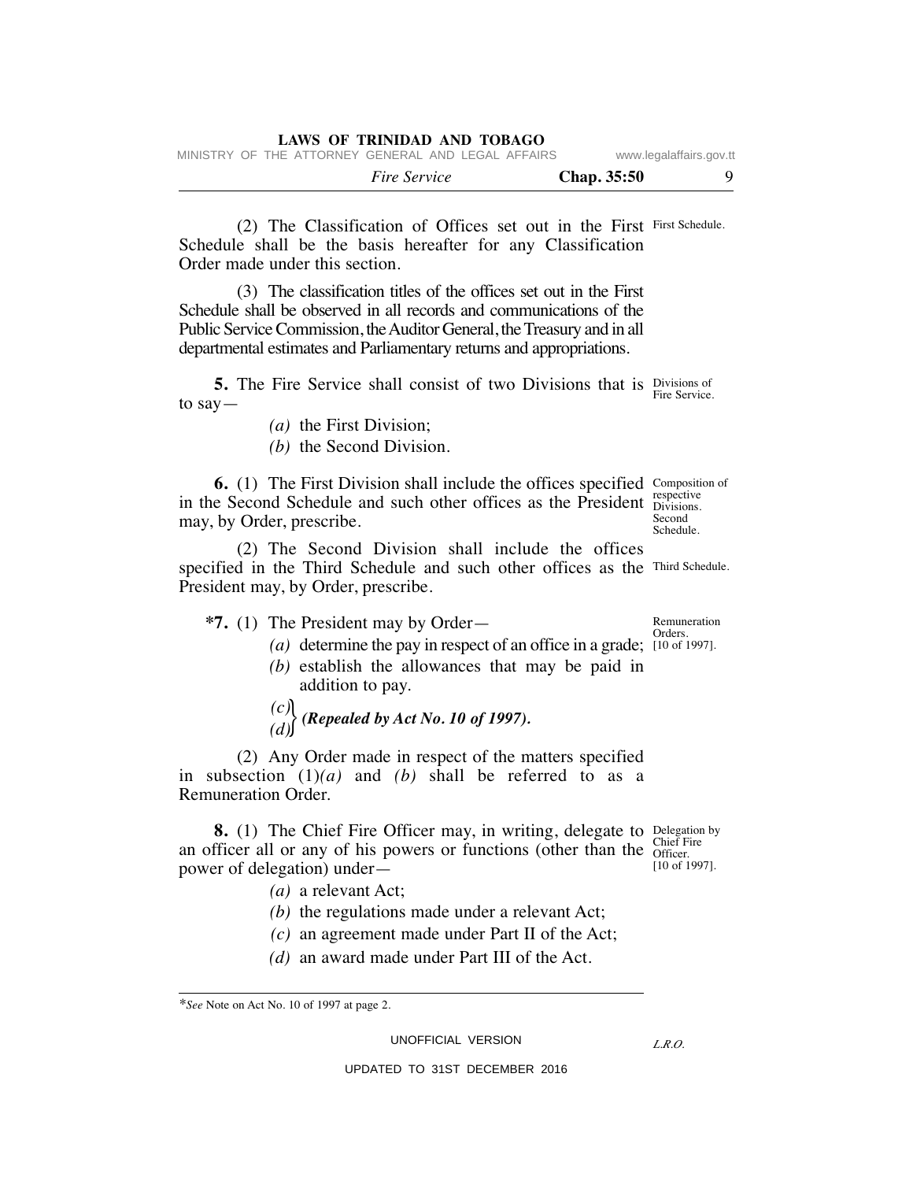(2) The Classification of Offices set out in the First Schedule shall be the basis hereafter for any Classification Order made under this section.

First Schedule.

(3) The classification titles of the offices set out in the First Schedule shall be observed in all records and communications of the Public Service Commission, the Auditor General, the Treasury and in all departmental estimates and Parliamentary returns and appropriations.

Divisions of Fire Service.

**5.** The Fire Service shall consist of two Divisions that is to say—

*(a)* the First Division;

*(b)* the Second Division.

Composition of respective Divisions. Second Schedule.

**6.** (1) The First Division shall include the offices specified in the Second Schedule and such other offices as the President may, by Order, prescribe.

Third Schedule.

(2) The Second Division shall include the offices specified in the Third Schedule and such other offices as the President may, by Order, prescribe.

Remuneration Orders. [10 of 1997].

**\*7.** (1) The President may by Order—

*(a)* determine the pay in respect of an office in a grade;

*(b)* establish the allowances that may be paid in addition to pay.

*(c)*
*(d)* } ***(Repealed by Act No. 10 of 1997).***

(2) Any Order made in respect of the matters specified in subsection (1)*(a)* and *(b)* shall be referred to as a Remuneration Order.

Delegation by Chief Fire Officer. [10 of 1997].

**8.** (1) The Chief Fire Officer may, in writing, delegate to an officer all or any of his powers or functions (other than the power of delegation) under—

*(a)* a relevant Act;

*(b)* the regulations made under a relevant Act;

*(c)* an agreement made under Part II of the Act;

*(d)* an award made under Part III of the Act.

\**See* Note on Act No. 10 of 1997 at page 2.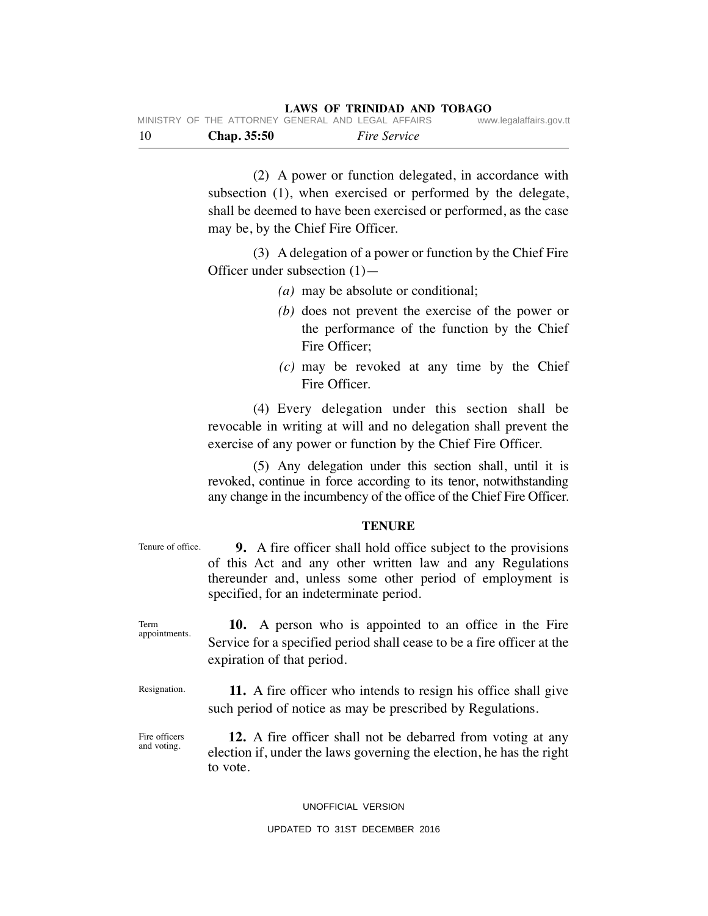(2) A power or function delegated, in accordance with subsection (1), when exercised or performed by the delegate, shall be deemed to have been exercised or performed, as the case may be, by the Chief Fire Officer.

(3) A delegation of a power or function by the Chief Fire Officer under subsection (1)—

*(a)* may be absolute or conditional;

*(b)* does not prevent the exercise of the power or the performance of the function by the Chief Fire Officer;

*(c)* may be revoked at any time by the Chief Fire Officer.

(4) Every delegation under this section shall be revocable in writing at will and no delegation shall prevent the exercise of any power or function by the Chief Fire Officer.

(5) Any delegation under this section shall, until it is revoked, continue in force according to its tenor, notwithstanding any change in the incumbency of the office of the Chief Fire Officer.

## TENURE

Tenure of office.

**9.** A fire officer shall hold office subject to the provisions of this Act and any other written law and any Regulations thereunder and, unless some other period of employment is specified, for an indeterminate period.

Term appointments.

**10.** A person who is appointed to an office in the Fire Service for a specified period shall cease to be a fire officer at the expiration of that period.

Resignation.

**11.** A fire officer who intends to resign his office shall give such period of notice as may be prescribed by Regulations.

Fire officers and voting.

**12.** A fire officer shall not be debarred from voting at any election if, under the laws governing the election, he has the right to vote.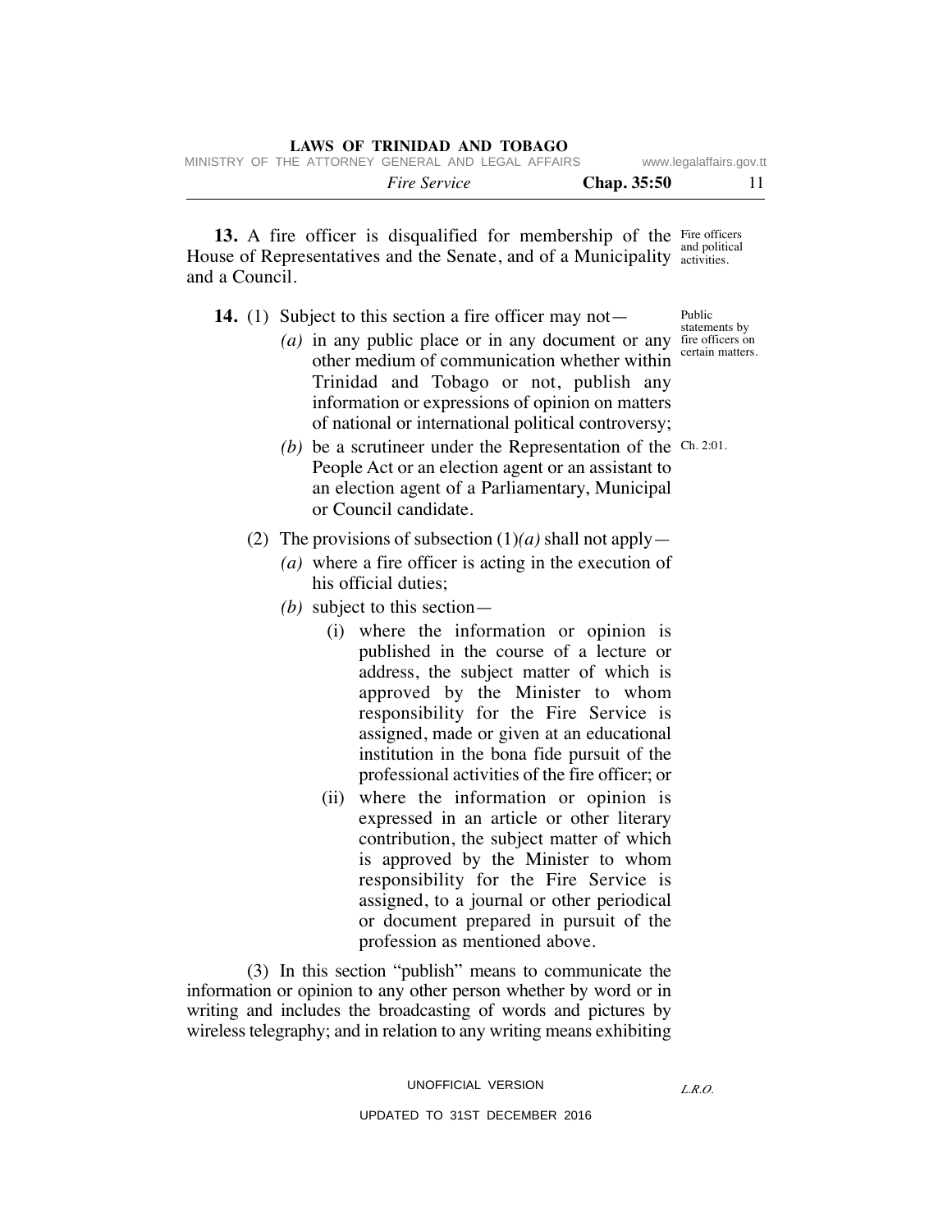**13.** A fire officer is disqualified for membership of the House of Representatives and the Senate, and of a Municipality and a Council.

Fire officers and political activities.

**14.** (1) Subject to this section a fire officer may not—

Public statements by fire officers on certain matters.

*(a)* in any public place or in any document or any other medium of communication whether within Trinidad and Tobago or not, publish any information or expressions of opinion on matters of national or international political controversy;

*(b)* be a scrutineer under the Representation of the People Act or an election agent or an assistant to an election agent of a Parliamentary, Municipal or Council candidate.

Ch. 2:01.

(2) The provisions of subsection (1)*(a)* shall not apply—

*(a)* where a fire officer is acting in the execution of his official duties;

*(b)* subject to this section—

(i) where the information or opinion is published in the course of a lecture or address, the subject matter of which is approved by the Minister to whom responsibility for the Fire Service is assigned, made or given at an educational institution in the bona fide pursuit of the professional activities of the fire officer; or

(ii) where the information or opinion is expressed in an article or other literary contribution, the subject matter of which is approved by the Minister to whom responsibility for the Fire Service is assigned, to a journal or other periodical or document prepared in pursuit of the profession as mentioned above.

(3) In this section "publish" means to communicate the information or opinion to any other person whether by word or in writing and includes the broadcasting of words and pictures by wireless telegraphy; and in relation to any writing means exhibiting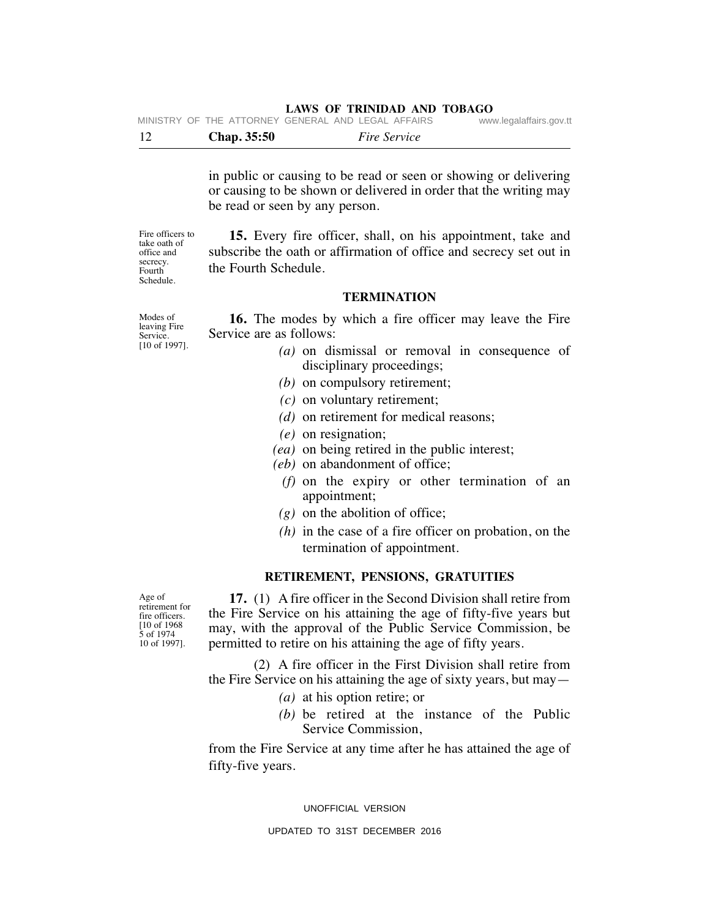in public or causing to be read or seen or showing or delivering or causing to be shown or delivered in order that the writing may be read or seen by any person.

Fire officers to take oath of office and secrecy. Fourth Schedule.

**15.** Every fire officer, shall, on his appointment, take and subscribe the oath or affirmation of office and secrecy set out in the Fourth Schedule.

## TERMINATION

Modes of leaving Fire Service. [10 of 1997].

**16.** The modes by which a fire officer may leave the Fire Service are as follows:

*(a)* on dismissal or removal in consequence of disciplinary proceedings;

*(b)* on compulsory retirement;

*(c)* on voluntary retirement;

*(d)* on retirement for medical reasons;

*(e)* on resignation;

*(ea)* on being retired in the public interest;

*(eb)* on abandonment of office;

*(f)* on the expiry or other termination of an appointment;

*(g)* on the abolition of office;

*(h)* in the case of a fire officer on probation, on the termination of appointment.

## RETIREMENT, PENSIONS, GRATUITIES

Age of retirement for fire officers. [10 of 1968 5 of 1974 10 of 1997].

**17.** (1) A fire officer in the Second Division shall retire from the Fire Service on his attaining the age of fifty-five years but may, with the approval of the Public Service Commission, be permitted to retire on his attaining the age of fifty years.

(2) A fire officer in the First Division shall retire from the Fire Service on his attaining the age of sixty years, but may—

*(a)* at his option retire; or

*(b)* be retired at the instance of the Public Service Commission,

from the Fire Service at any time after he has attained the age of fifty-five years.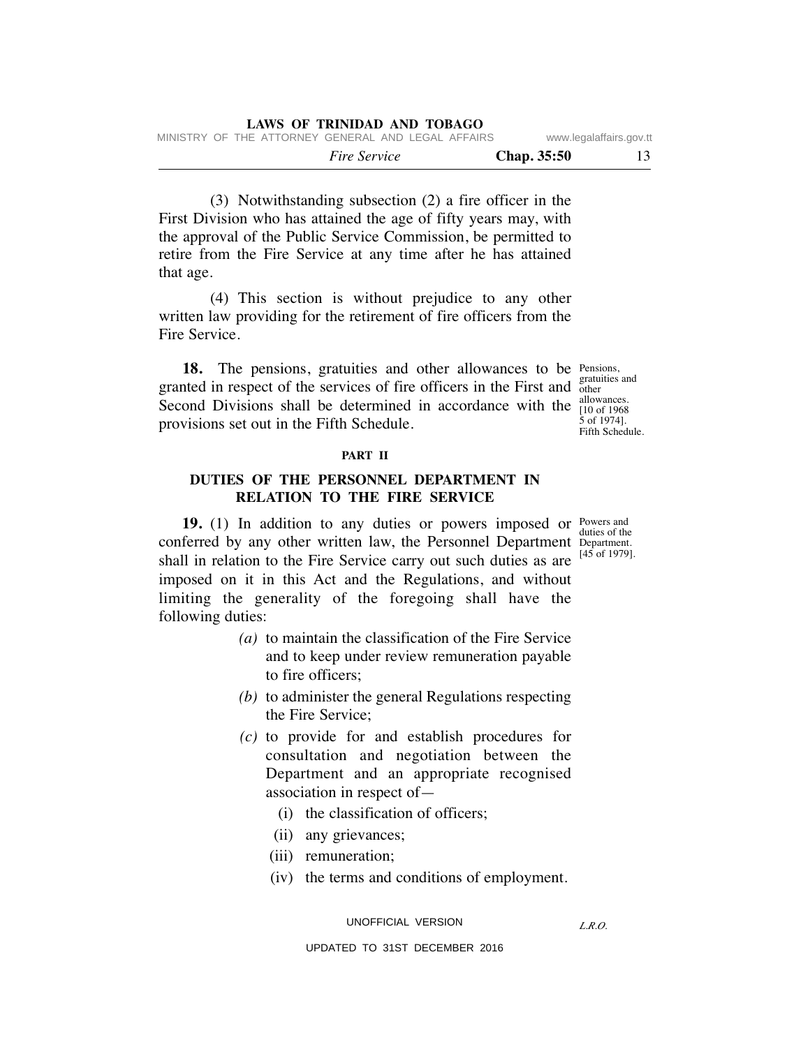(3) Notwithstanding subsection (2) a fire officer in the First Division who has attained the age of fifty years may, with the approval of the Public Service Commission, be permitted to retire from the Fire Service at any time after he has attained that age.

(4) This section is without prejudice to any other written law providing for the retirement of fire officers from the Fire Service.

Pensions, gratuities and other allowances. [10 of 1968 5 of 1974]. Fifth Schedule.

**18.** The pensions, gratuities and other allowances to be granted in respect of the services of fire officers in the First and Second Divisions shall be determined in accordance with the provisions set out in the Fifth Schedule.

## PART II

## DUTIES OF THE PERSONNEL DEPARTMENT IN RELATION TO THE FIRE SERVICE

Powers and duties of the Department. [45 of 1979].

**19.** (1) In addition to any duties or powers imposed or conferred by any other written law, the Personnel Department shall in relation to the Fire Service carry out such duties as are imposed on it in this Act and the Regulations, and without limiting the generality of the foregoing shall have the following duties:

*(a)* to maintain the classification of the Fire Service and to keep under review remuneration payable to fire officers;

*(b)* to administer the general Regulations respecting the Fire Service;

*(c)* to provide for and establish procedures for consultation and negotiation between the Department and an appropriate recognised association in respect of—

(i) the classification of officers;

(ii) any grievances;

(iii) remuneration;

(iv) the terms and conditions of employment.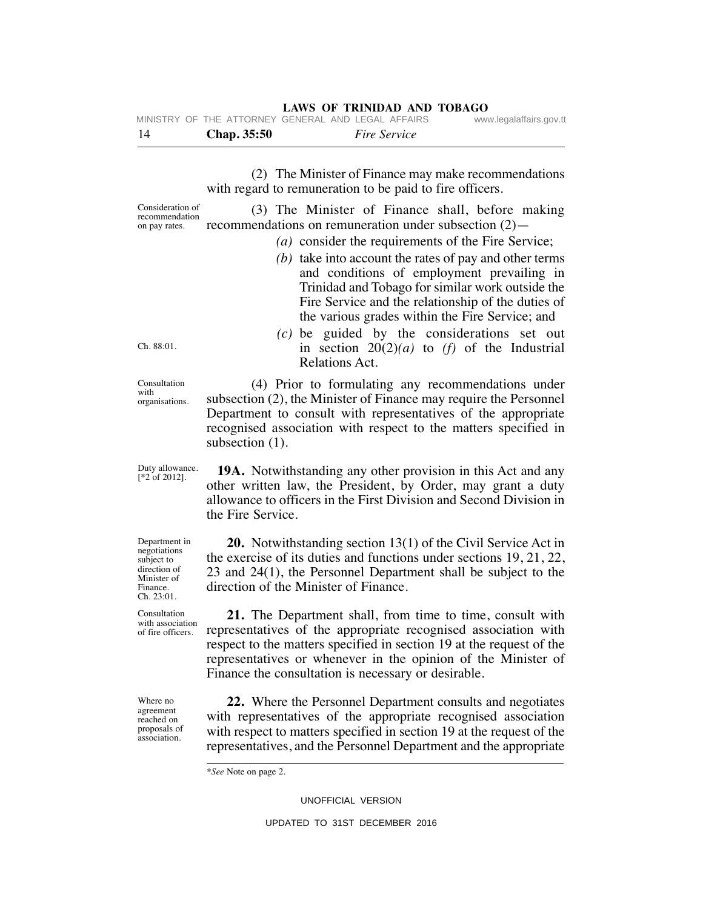(2) The Minister of Finance may make recommendations with regard to remuneration to be paid to fire officers.

Consideration of recommendation on pay rates.

(3) The Minister of Finance shall, before making recommendations on remuneration under subsection (2)—

*(a)* consider the requirements of the Fire Service;

*(b)* take into account the rates of pay and other terms and conditions of employment prevailing in Trinidad and Tobago for similar work outside the Fire Service and the relationship of the duties of the various grades within the Fire Service; and

Ch. 88:01.

*(c)* be guided by the considerations set out in section 20(2)*(a)* to *(f)* of the Industrial Relations Act.

Consultation with organisations.

(4) Prior to formulating any recommendations under subsection (2), the Minister of Finance may require the Personnel Department to consult with representatives of the appropriate recognised association with respect to the matters specified in subsection (1).

Duty allowance. [*2 of 2012].

**19A.** Notwithstanding any other provision in this Act and any other written law, the President, by Order, may grant a duty allowance to officers in the First Division and Second Division in the Fire Service.

Department in negotiations subject to direction of Minister of Finance. Ch. 23:01.

**20.** Notwithstanding section 13(1) of the Civil Service Act in the exercise of its duties and functions under sections 19, 21, 22, 23 and 24(1), the Personnel Department shall be subject to the direction of the Minister of Finance.

Consultation with association of fire officers.

**21.** The Department shall, from time to time, consult with representatives of the appropriate recognised association with respect to the matters specified in section 19 at the request of the representatives or whenever in the opinion of the Minister of Finance the consultation is necessary or desirable.

Where no agreement reached on proposals of association.

**22.** Where the Personnel Department consults and negotiates with representatives of the appropriate recognised association with respect to matters specified in section 19 at the request of the representatives, and the Personnel Department and the appropriate

*See* Note on page 2.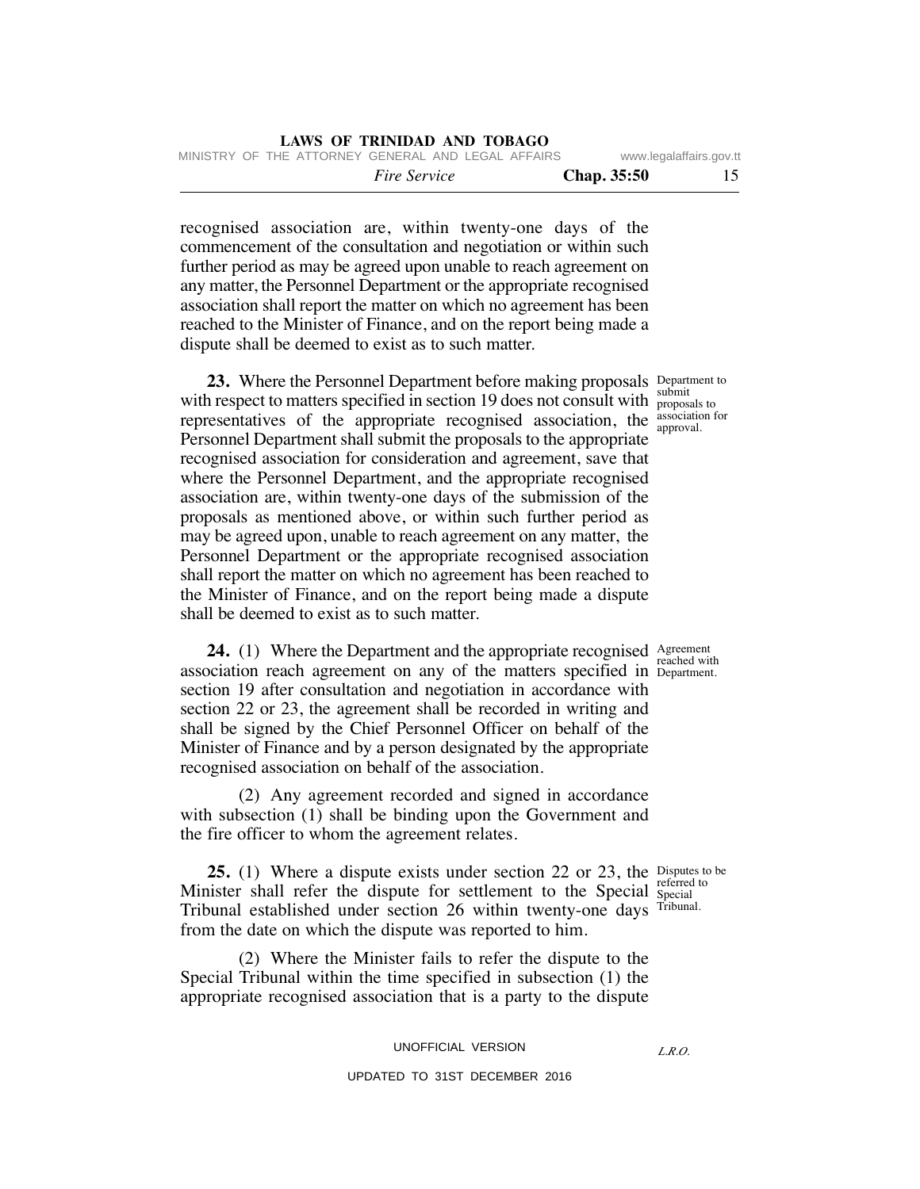recognised association are, within twenty-one days of the commencement of the consultation and negotiation or within such further period as may be agreed upon unable to reach agreement on any matter, the Personnel Department or the appropriate recognised association shall report the matter on which no agreement has been reached to the Minister of Finance, and on the report being made a dispute shall be deemed to exist as to such matter.

Department to submit proposals to association for approval.

**23.** Where the Personnel Department before making proposals with respect to matters specified in section 19 does not consult with representatives of the appropriate recognised association, the Personnel Department shall submit the proposals to the appropriate recognised association for consideration and agreement, save that where the Personnel Department, and the appropriate recognised association are, within twenty-one days of the submission of the proposals as mentioned above, or within such further period as may be agreed upon, unable to reach agreement on any matter, the Personnel Department or the appropriate recognised association shall report the matter on which no agreement has been reached to the Minister of Finance, and on the report being made a dispute shall be deemed to exist as to such matter.

Agreement reached with Department.

**24.** (1) Where the Department and the appropriate recognised association reach agreement on any of the matters specified in section 19 after consultation and negotiation in accordance with section 22 or 23, the agreement shall be recorded in writing and shall be signed by the Chief Personnel Officer on behalf of the Minister of Finance and by a person designated by the appropriate recognised association on behalf of the association.

(2) Any agreement recorded and signed in accordance with subsection (1) shall be binding upon the Government and the fire officer to whom the agreement relates.

Disputes to be referred to Special Tribunal.

**25.** (1) Where a dispute exists under section 22 or 23, the Minister shall refer the dispute for settlement to the Special Tribunal established under section 26 within twenty-one days from the date on which the dispute was reported to him.

(2) Where the Minister fails to refer the dispute to the Special Tribunal within the time specified in subsection (1) the appropriate recognised association that is a party to the dispute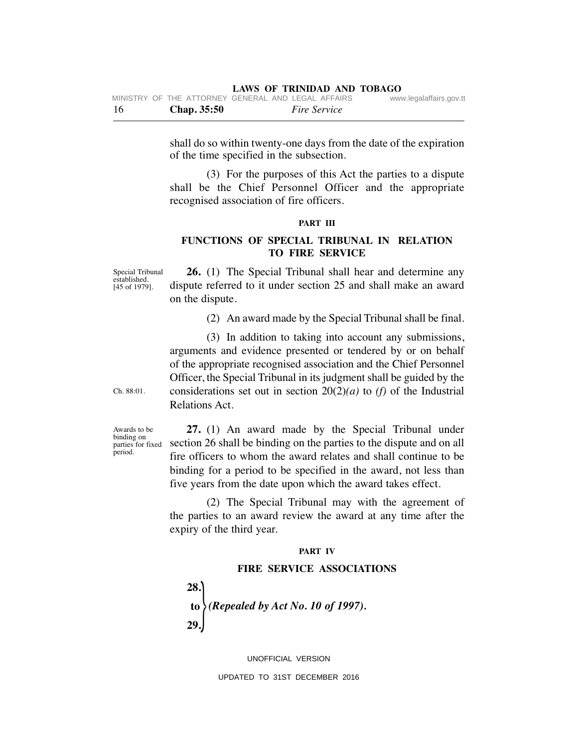shall do so within twenty-one days from the date of the expiration of the time specified in the subsection.

(3) For the purposes of this Act the parties to a dispute shall be the Chief Personnel Officer and the appropriate recognised association of fire officers.

**PART III**

**FUNCTIONS OF SPECIAL TRIBUNAL IN RELATION TO FIRE SERVICE**

Special Tribunal established. [45 of 1979].

**26.** (1) The Special Tribunal shall hear and determine any dispute referred to it under section 25 and shall make an award on the dispute.

(2) An award made by the Special Tribunal shall be final.

(3) In addition to taking into account any submissions, arguments and evidence presented or tendered by or on behalf of the appropriate recognised association and the Chief Personnel Officer, the Special Tribunal in its judgment shall be guided by the considerations set out in section 20(2)*(a)* to *(f)* of the Industrial Relations Act.

Ch. 88:01.

Awards to be binding on parties for fixed period.

**27.** (1) An award made by the Special Tribunal under section 26 shall be binding on the parties to the dispute and on all fire officers to whom the award relates and shall continue to be binding for a period to be specified in the award, not less than five years from the date upon which the award takes effect.

(2) The Special Tribunal may with the agreement of the parties to an award review the award at any time after the expiry of the third year.

**PART IV**

**FIRE SERVICE ASSOCIATIONS**

**28. to 29.** ***(Repealed by Act No. 10 of 1997).***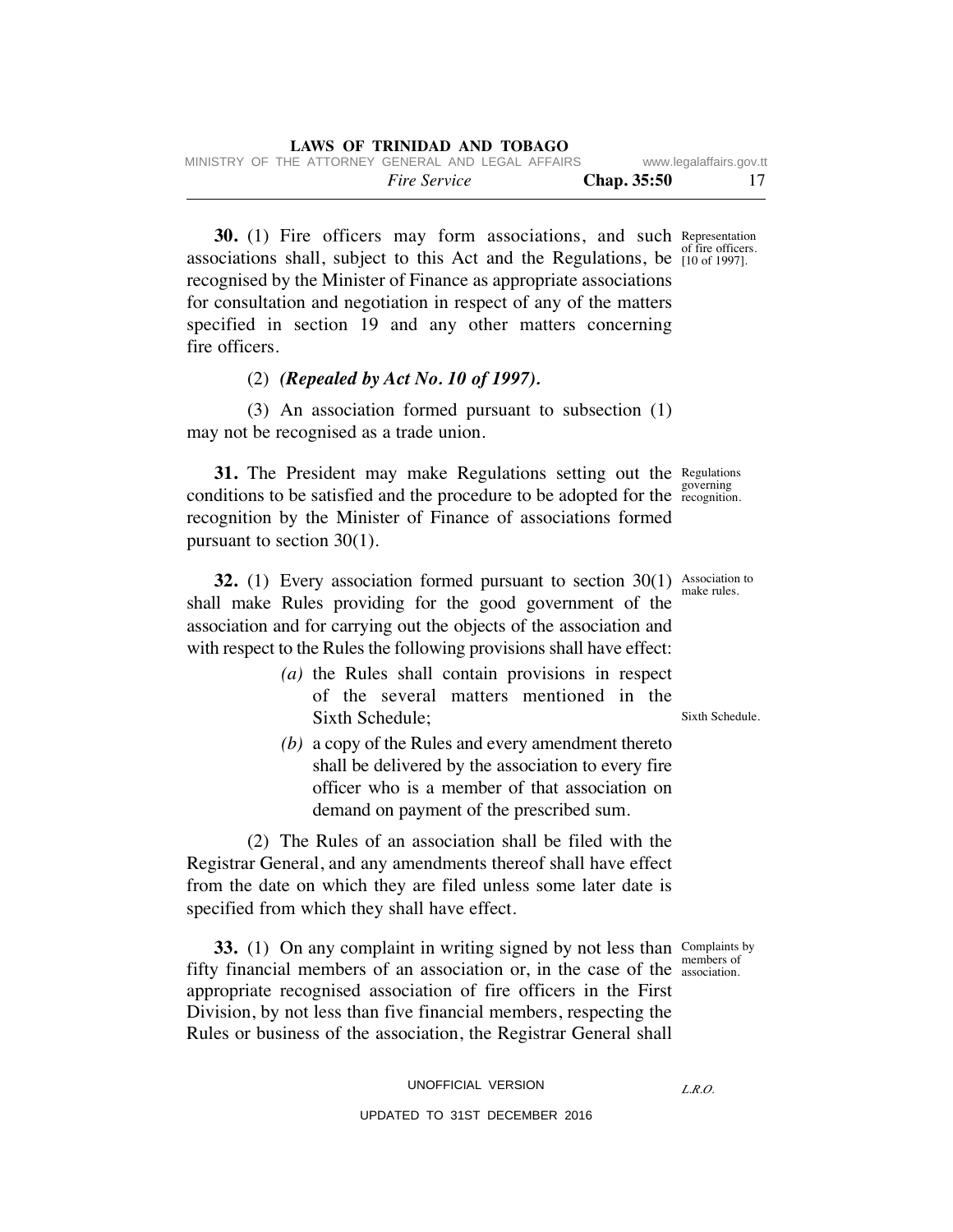**30.** (1) Fire officers may form associations, and such associations shall, subject to this Act and the Regulations, be recognised by the Minister of Finance as appropriate associations for consultation and negotiation in respect of any of the matters specified in section 19 and any other matters concerning fire officers.

Representation of fire officers. [10 of 1997].

(2) ***(Repealed by Act No. 10 of 1997).***

(3) An association formed pursuant to subsection (1) may not be recognised as a trade union.

**31.** The President may make Regulations setting out the conditions to be satisfied and the procedure to be adopted for the recognition by the Minister of Finance of associations formed pursuant to section 30(1).

Regulations governing recognition.

**32.** (1) Every association formed pursuant to section 30(1) shall make Rules providing for the good government of the association and for carrying out the objects of the association and with respect to the Rules the following provisions shall have effect:

Association to make rules.

*(a)* the Rules shall contain provisions in respect of the several matters mentioned in the Sixth Schedule;

Sixth Schedule.

*(b)* a copy of the Rules and every amendment thereto shall be delivered by the association to every fire officer who is a member of that association on demand on payment of the prescribed sum.

(2) The Rules of an association shall be filed with the Registrar General, and any amendments thereof shall have effect from the date on which they are filed unless some later date is specified from which they shall have effect.

**33.** (1) On any complaint in writing signed by not less than fifty financial members of an association or, in the case of the appropriate recognised association of fire officers in the First Division, by not less than five financial members, respecting the Rules or business of the association, the Registrar General shall

Complaints by members of association.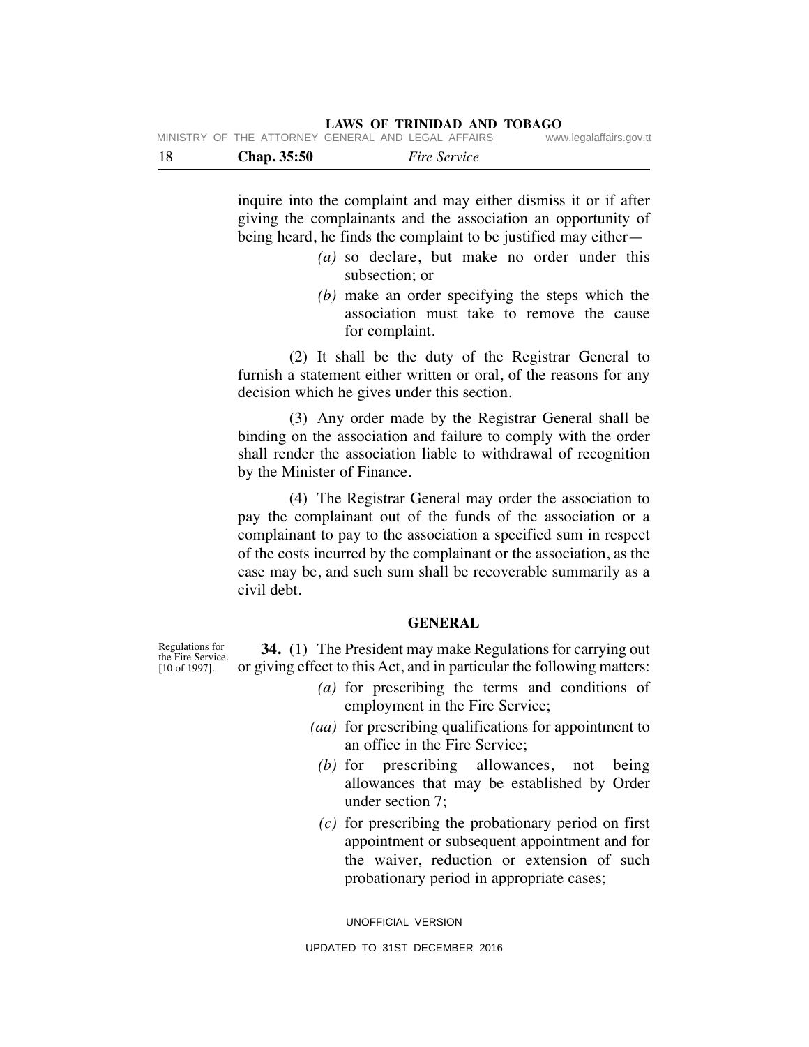inquire into the complaint and may either dismiss it or if after giving the complainants and the association an opportunity of being heard, he finds the complaint to be justified may either—

*(a)* so declare, but make no order under this subsection; or

*(b)* make an order specifying the steps which the association must take to remove the cause for complaint.

(2) It shall be the duty of the Registrar General to furnish a statement either written or oral, of the reasons for any decision which he gives under this section.

(3) Any order made by the Registrar General shall be binding on the association and failure to comply with the order shall render the association liable to withdrawal of recognition by the Minister of Finance.

(4) The Registrar General may order the association to pay the complainant out of the funds of the association or a complainant to pay to the association a specified sum in respect of the costs incurred by the complainant or the association, as the case may be, and such sum shall be recoverable summarily as a civil debt.

## GENERAL

Regulations for the Fire Service. [10 of 1997].

**34.** (1) The President may make Regulations for carrying out or giving effect to this Act, and in particular the following matters:

*(a)* for prescribing the terms and conditions of employment in the Fire Service;

*(aa)* for prescribing qualifications for appointment to an office in the Fire Service;

*(b)* for prescribing allowances, not being allowances that may be established by Order under section 7;

*(c)* for prescribing the probationary period on first appointment or subsequent appointment and for the waiver, reduction or extension of such probationary period in appropriate cases;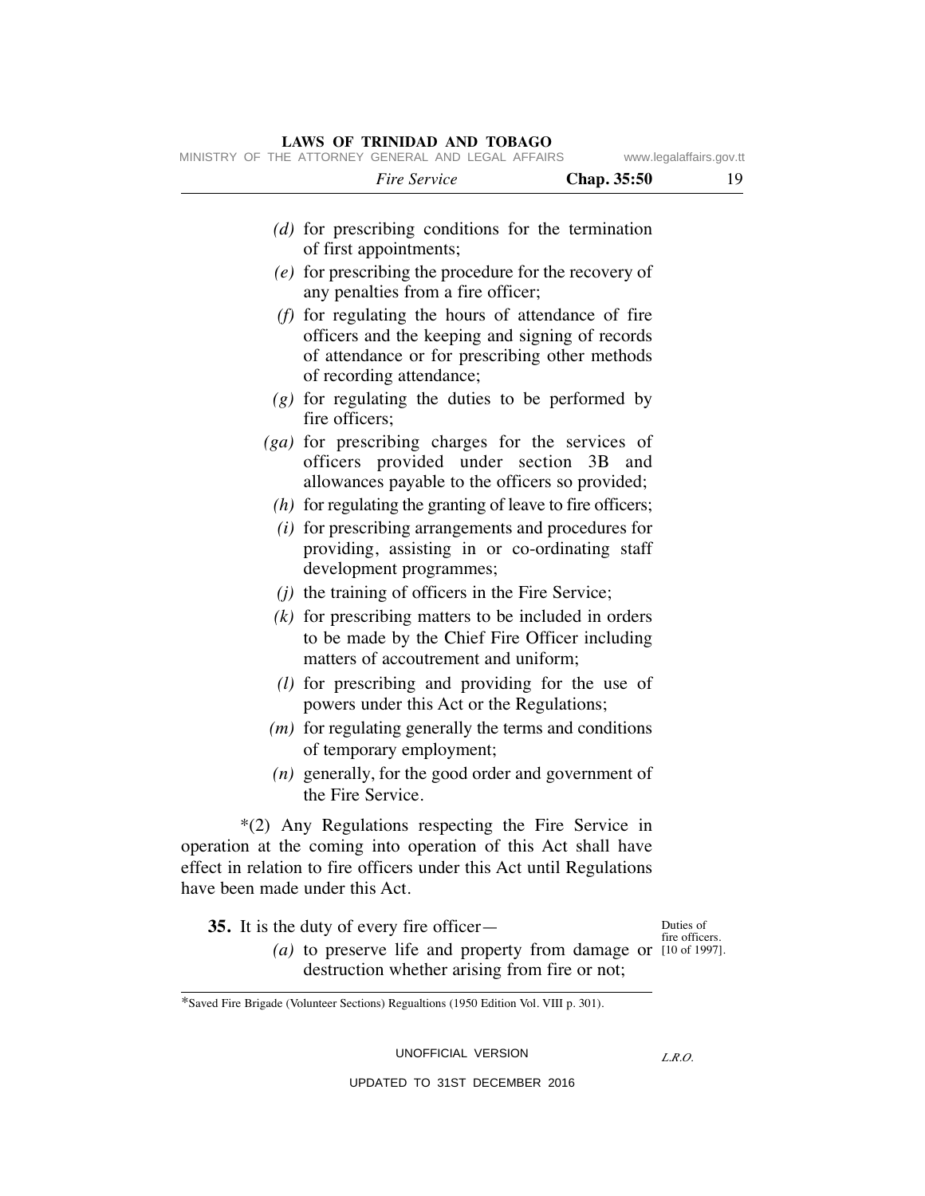*(d)* for prescribing conditions for the termination of first appointments;

*(e)* for prescribing the procedure for the recovery of any penalties from a fire officer;

*(f)* for regulating the hours of attendance of fire officers and the keeping and signing of records of attendance or for prescribing other methods of recording attendance;

*(g)* for regulating the duties to be performed by fire officers;

*(ga)* for prescribing charges for the services of officers provided under section 3B and allowances payable to the officers so provided;

*(h)* for regulating the granting of leave to fire officers;

*(i)* for prescribing arrangements and procedures for providing, assisting in or co-ordinating staff development programmes;

*(j)* the training of officers in the Fire Service;

*(k)* for prescribing matters to be included in orders to be made by the Chief Fire Officer including matters of accoutrement and uniform;

*(l)* for prescribing and providing for the use of powers under this Act or the Regulations;

*(m)* for regulating generally the terms and conditions of temporary employment;

*(n)* generally, for the good order and government of the Fire Service.

*(2) Any Regulations respecting the Fire Service in operation at the coming into operation of this Act shall have effect in relation to fire officers under this Act until Regulations have been made under this Act.

Duties of fire officers. [10 of 1997].

**35.** It is the duty of every fire officer—

*(a)* to preserve life and property from damage or destruction whether arising from fire or not;

*Saved Fire Brigade (Volunteer Sections) Regualtions (1950 Edition Vol. VIII p. 301).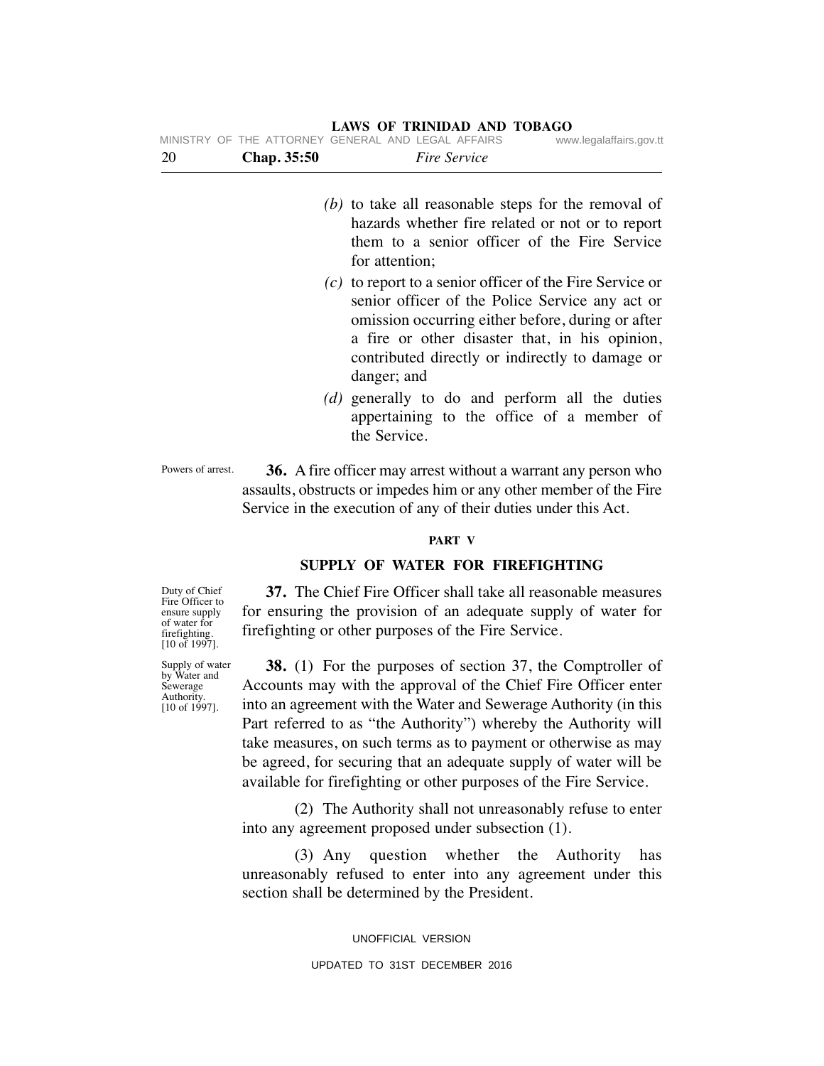*(b)* to take all reasonable steps for the removal of hazards whether fire related or not or to report them to a senior officer of the Fire Service for attention;

*(c)* to report to a senior officer of the Fire Service or senior officer of the Police Service any act or omission occurring either before, during or after a fire or other disaster that, in his opinion, contributed directly or indirectly to damage or danger; and

*(d)* generally to do and perform all the duties appertaining to the office of a member of the Service.

Powers of arrest.

**36.** A fire officer may arrest without a warrant any person who assaults, obstructs or impedes him or any other member of the Fire Service in the execution of any of their duties under this Act.

## PART V

## SUPPLY OF WATER FOR FIREFIGHTING

Duty of Chief Fire Officer to ensure supply of water for firefighting. [10 of 1997].

**37.** The Chief Fire Officer shall take all reasonable measures for ensuring the provision of an adequate supply of water for firefighting or other purposes of the Fire Service.

Supply of water by Water and Sewerage Authority. [10 of 1997].

**38.** (1) For the purposes of section 37, the Comptroller of Accounts may with the approval of the Chief Fire Officer enter into an agreement with the Water and Sewerage Authority (in this Part referred to as "the Authority") whereby the Authority will take measures, on such terms as to payment or otherwise as may be agreed, for securing that an adequate supply of water will be available for firefighting or other purposes of the Fire Service.

(2) The Authority shall not unreasonably refuse to enter into any agreement proposed under subsection (1).

(3) Any question whether the Authority has unreasonably refused to enter into any agreement under this section shall be determined by the President.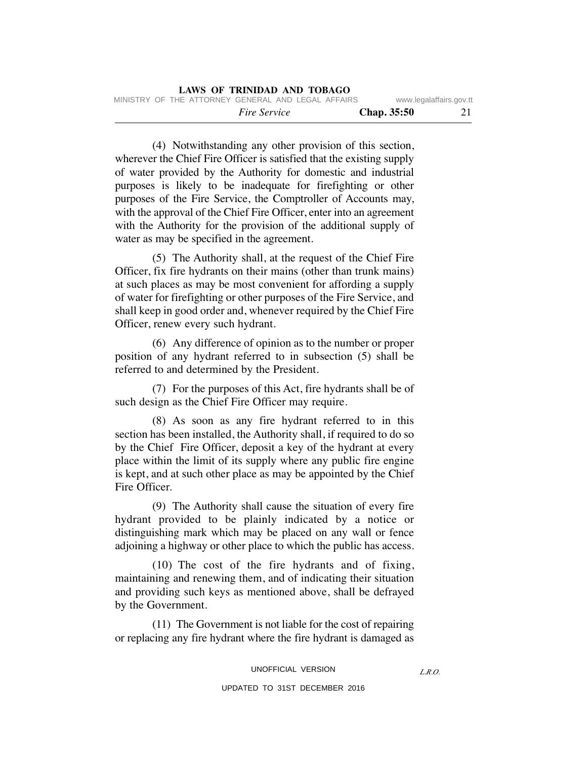(4) Notwithstanding any other provision of this section, wherever the Chief Fire Officer is satisfied that the existing supply of water provided by the Authority for domestic and industrial purposes is likely to be inadequate for firefighting or other purposes of the Fire Service, the Comptroller of Accounts may, with the approval of the Chief Fire Officer, enter into an agreement with the Authority for the provision of the additional supply of water as may be specified in the agreement.

(5) The Authority shall, at the request of the Chief Fire Officer, fix fire hydrants on their mains (other than trunk mains) at such places as may be most convenient for affording a supply of water for firefighting or other purposes of the Fire Service, and shall keep in good order and, whenever required by the Chief Fire Officer, renew every such hydrant.

(6) Any difference of opinion as to the number or proper position of any hydrant referred to in subsection (5) shall be referred to and determined by the President.

(7) For the purposes of this Act, fire hydrants shall be of such design as the Chief Fire Officer may require.

(8) As soon as any fire hydrant referred to in this section has been installed, the Authority shall, if required to do so by the Chief Fire Officer, deposit a key of the hydrant at every place within the limit of its supply where any public fire engine is kept, and at such other place as may be appointed by the Chief Fire Officer.

(9) The Authority shall cause the situation of every fire hydrant provided to be plainly indicated by a notice or distinguishing mark which may be placed on any wall or fence adjoining a highway or other place to which the public has access.

(10) The cost of the fire hydrants and of fixing, maintaining and renewing them, and of indicating their situation and providing such keys as mentioned above, shall be defrayed by the Government.

(11) The Government is not liable for the cost of repairing or replacing any fire hydrant where the fire hydrant is damaged as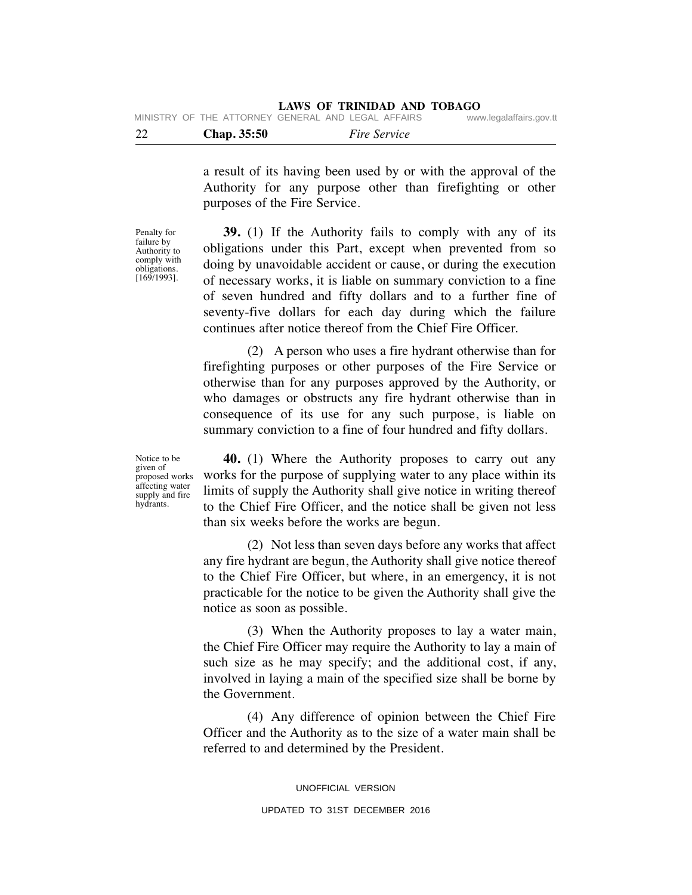a result of its having been used by or with the approval of the Authority for any purpose other than firefighting or other purposes of the Fire Service.

Penalty for failure by Authority to comply with obligations. [169/1993].

**39.** (1) If the Authority fails to comply with any of its obligations under this Part, except when prevented from so doing by unavoidable accident or cause, or during the execution of necessary works, it is liable on summary conviction to a fine of seven hundred and fifty dollars and to a further fine of seventy-five dollars for each day during which the failure continues after notice thereof from the Chief Fire Officer.

(2) A person who uses a fire hydrant otherwise than for firefighting purposes or other purposes of the Fire Service or otherwise than for any purposes approved by the Authority, or who damages or obstructs any fire hydrant otherwise than in consequence of its use for any such purpose, is liable on summary conviction to a fine of four hundred and fifty dollars.

Notice to be given of proposed works affecting water supply and fire hydrants.

**40.** (1) Where the Authority proposes to carry out any works for the purpose of supplying water to any place within its limits of supply the Authority shall give notice in writing thereof to the Chief Fire Officer, and the notice shall be given not less than six weeks before the works are begun.

(2) Not less than seven days before any works that affect any fire hydrant are begun, the Authority shall give notice thereof to the Chief Fire Officer, but where, in an emergency, it is not practicable for the notice to be given the Authority shall give the notice as soon as possible.

(3) When the Authority proposes to lay a water main, the Chief Fire Officer may require the Authority to lay a main of such size as he may specify; and the additional cost, if any, involved in laying a main of the specified size shall be borne by the Government.

(4) Any difference of opinion between the Chief Fire Officer and the Authority as to the size of a water main shall be referred to and determined by the President.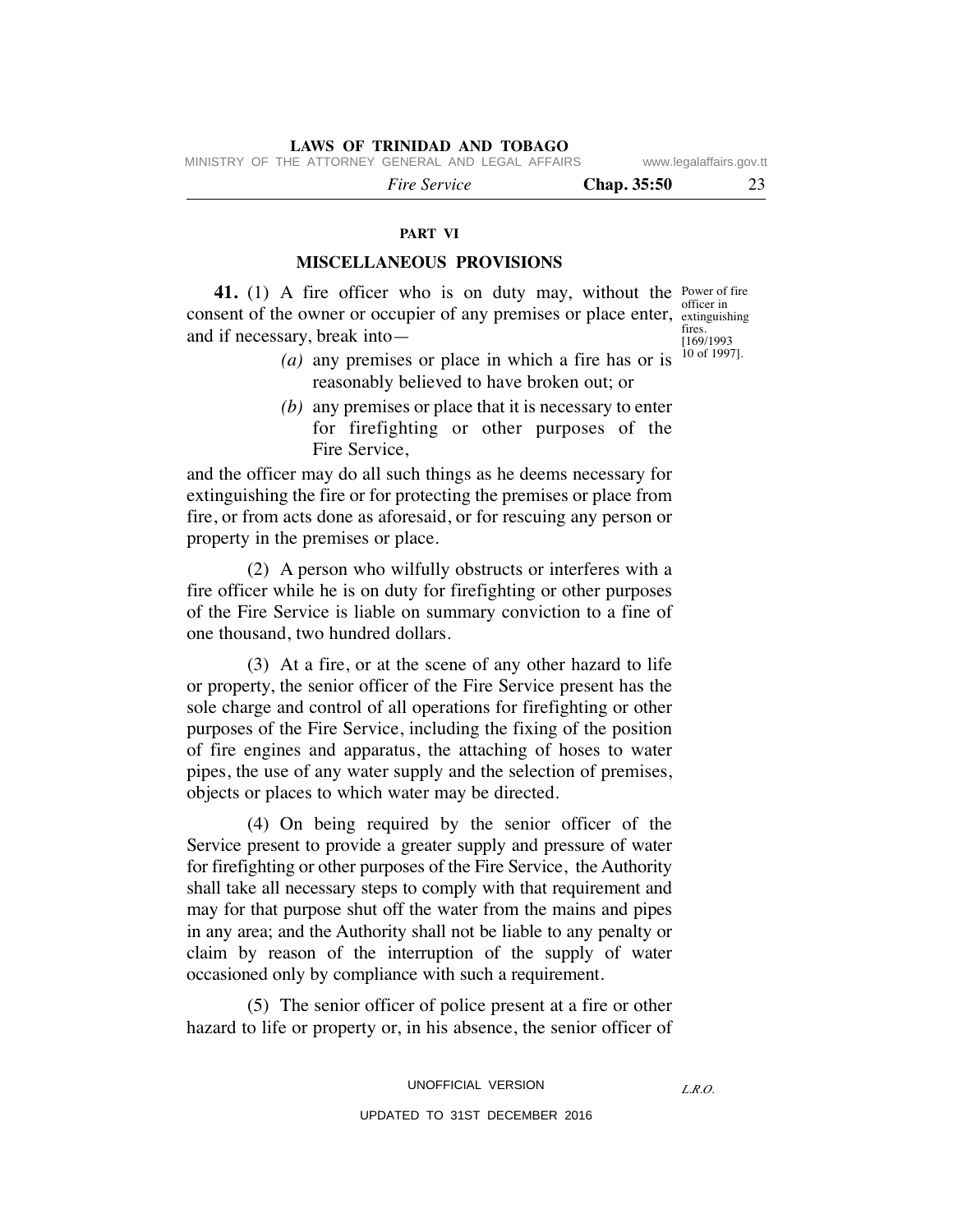## PART VI

## MISCELLANEOUS PROVISIONS

Power of fire officer in extinguishing fires. [169/1993 10 of 1997].

**41.** (1) A fire officer who is on duty may, without the consent of the owner or occupier of any premises or place enter, and if necessary, break into—

*(a)* any premises or place in which a fire has or is reasonably believed to have broken out; or

*(b)* any premises or place that it is necessary to enter for firefighting or other purposes of the Fire Service,

and the officer may do all such things as he deems necessary for extinguishing the fire or for protecting the premises or place from fire, or from acts done as aforesaid, or for rescuing any person or property in the premises or place.

(2) A person who wilfully obstructs or interferes with a fire officer while he is on duty for firefighting or other purposes of the Fire Service is liable on summary conviction to a fine of one thousand, two hundred dollars.

(3) At a fire, or at the scene of any other hazard to life or property, the senior officer of the Fire Service present has the sole charge and control of all operations for firefighting or other purposes of the Fire Service, including the fixing of the position of fire engines and apparatus, the attaching of hoses to water pipes, the use of any water supply and the selection of premises, objects or places to which water may be directed.

(4) On being required by the senior officer of the Service present to provide a greater supply and pressure of water for firefighting or other purposes of the Fire Service, the Authority shall take all necessary steps to comply with that requirement and may for that purpose shut off the water from the mains and pipes in any area; and the Authority shall not be liable to any penalty or claim by reason of the interruption of the supply of water occasioned only by compliance with such a requirement.

(5) The senior officer of police present at a fire or other hazard to life or property or, in his absence, the senior officer of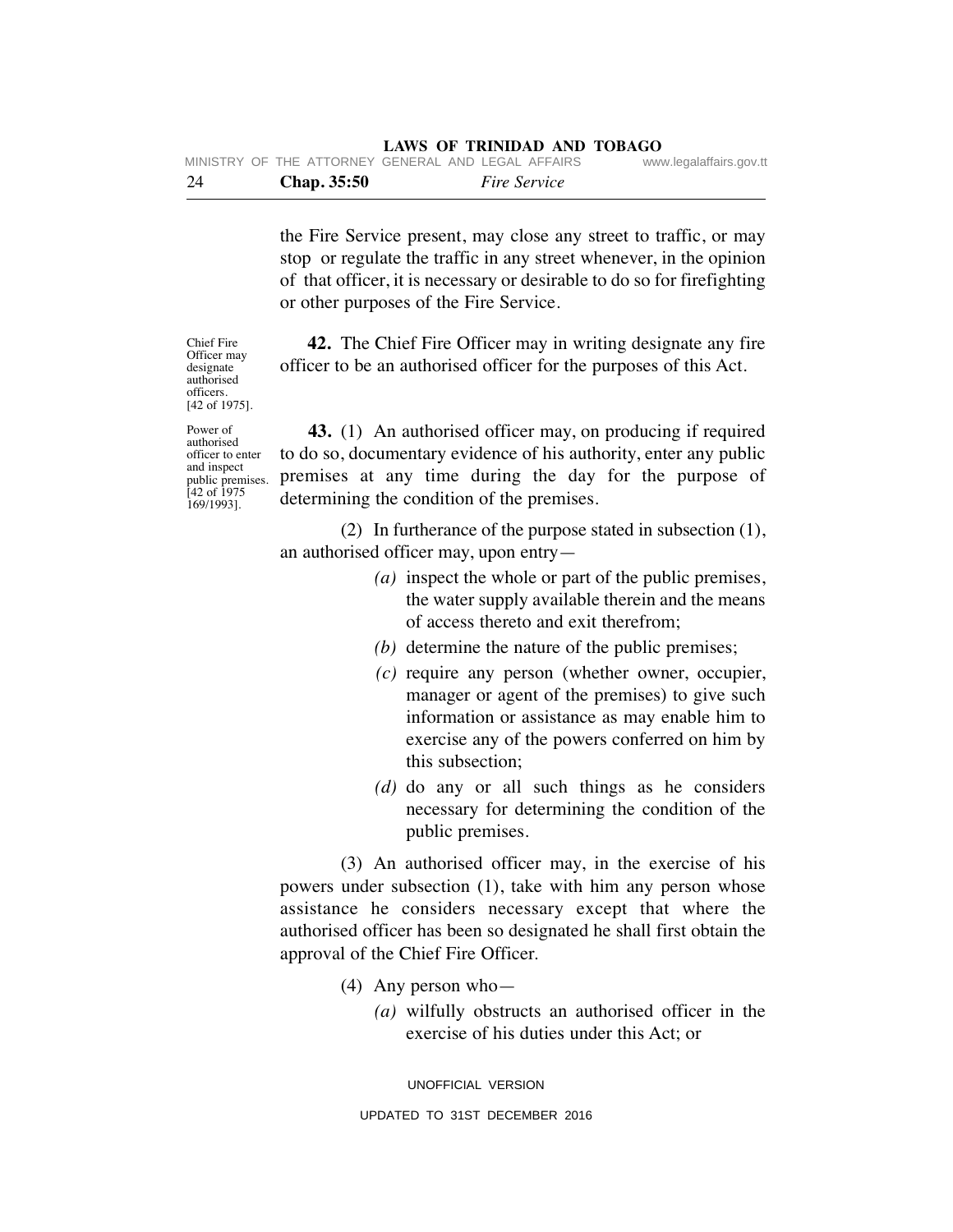the Fire Service present, may close any street to traffic, or may stop or regulate the traffic in any street whenever, in the opinion of that officer, it is necessary or desirable to do so for firefighting or other purposes of the Fire Service.

Chief Fire Officer may designate authorised officers. [42 of 1975].

**42.** The Chief Fire Officer may in writing designate any fire officer to be an authorised officer for the purposes of this Act.

Power of authorised officer to enter and inspect public premises. [42 of 1975 169/1993].

**43.** (1) An authorised officer may, on producing if required to do so, documentary evidence of his authority, enter any public premises at any time during the day for the purpose of determining the condition of the premises.

(2) In furtherance of the purpose stated in subsection (1), an authorised officer may, upon entry—

*(a)* inspect the whole or part of the public premises, the water supply available therein and the means of access thereto and exit therefrom;

*(b)* determine the nature of the public premises;

*(c)* require any person (whether owner, occupier, manager or agent of the premises) to give such information or assistance as may enable him to exercise any of the powers conferred on him by this subsection;

*(d)* do any or all such things as he considers necessary for determining the condition of the public premises.

(3) An authorised officer may, in the exercise of his powers under subsection (1), take with him any person whose assistance he considers necessary except that where the authorised officer has been so designated he shall first obtain the approval of the Chief Fire Officer.

(4) Any person who—

*(a)* wilfully obstructs an authorised officer in the exercise of his duties under this Act; or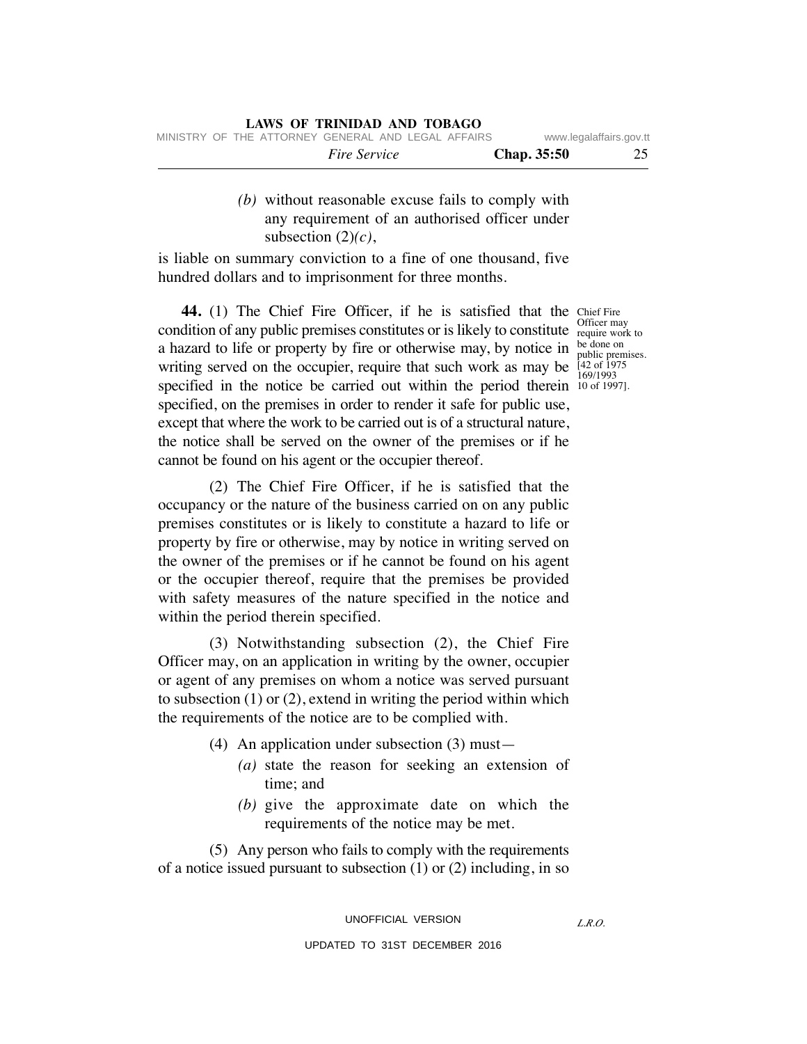*(b)* without reasonable excuse fails to comply with any requirement of an authorised officer under subsection (2)*(c)*,

is liable on summary conviction to a fine of one thousand, five hundred dollars and to imprisonment for three months.

Chief Fire Officer may require work to be done on public premises. [42 of 1975 169/1993 10 of 1997].

**44.** (1) The Chief Fire Officer, if he is satisfied that the condition of any public premises constitutes or is likely to constitute a hazard to life or property by fire or otherwise may, by notice in writing served on the occupier, require that such work as may be specified in the notice be carried out within the period therein specified, on the premises in order to render it safe for public use, except that where the work to be carried out is of a structural nature, the notice shall be served on the owner of the premises or if he cannot be found on his agent or the occupier thereof.

(2) The Chief Fire Officer, if he is satisfied that the occupancy or the nature of the business carried on on any public premises constitutes or is likely to constitute a hazard to life or property by fire or otherwise, may by notice in writing served on the owner of the premises or if he cannot be found on his agent or the occupier thereof, require that the premises be provided with safety measures of the nature specified in the notice and within the period therein specified.

(3) Notwithstanding subsection (2), the Chief Fire Officer may, on an application in writing by the owner, occupier or agent of any premises on whom a notice was served pursuant to subsection (1) or (2), extend in writing the period within which the requirements of the notice are to be complied with.

(4) An application under subsection (3) must—

*(a)* state the reason for seeking an extension of time; and

*(b)* give the approximate date on which the requirements of the notice may be met.

(5) Any person who fails to comply with the requirements of a notice issued pursuant to subsection (1) or (2) including, in so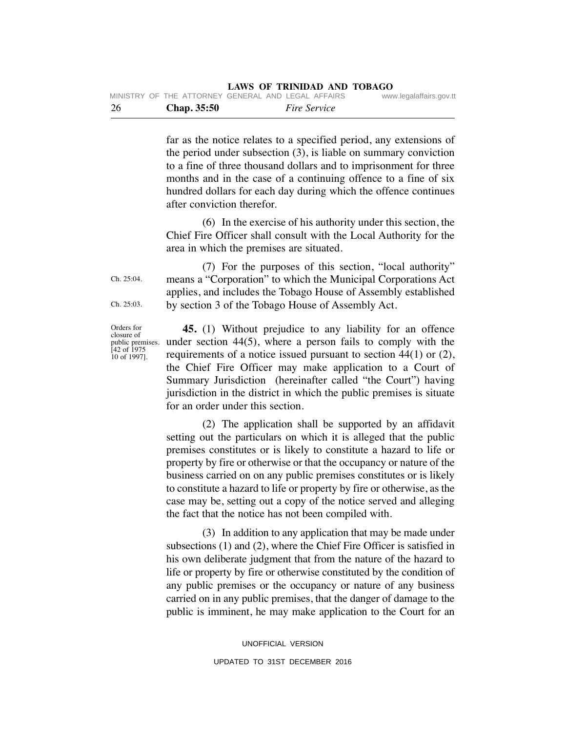far as the notice relates to a specified period, any extensions of the period under subsection (3), is liable on summary conviction to a fine of three thousand dollars and to imprisonment for three months and in the case of a continuing offence to a fine of six hundred dollars for each day during which the offence continues after conviction therefor.

(6) In the exercise of his authority under this section, the Chief Fire Officer shall consult with the Local Authority for the area in which the premises are situated.

(7) For the purposes of this section, "local authority" means a "Corporation" to which the Municipal Corporations Act applies, and includes the Tobago House of Assembly established by section 3 of the Tobago House of Assembly Act.

Ch. 25:04.

Ch. 25:03.

Orders for closure of public premises. [42 of 1975 10 of 1997].

**45.** (1) Without prejudice to any liability for an offence under section 44(5), where a person fails to comply with the requirements of a notice issued pursuant to section 44(1) or (2), the Chief Fire Officer may make application to a Court of Summary Jurisdiction (hereinafter called "the Court") having jurisdiction in the district in which the public premises is situate for an order under this section.

(2) The application shall be supported by an affidavit setting out the particulars on which it is alleged that the public premises constitutes or is likely to constitute a hazard to life or property by fire or otherwise or that the occupancy or nature of the business carried on on any public premises constitutes or is likely to constitute a hazard to life or property by fire or otherwise, as the case may be, setting out a copy of the notice served and alleging the fact that the notice has not been compiled with.

(3) In addition to any application that may be made under subsections (1) and (2), where the Chief Fire Officer is satisfied in his own deliberate judgment that from the nature of the hazard to life or property by fire or otherwise constituted by the condition of any public premises or the occupancy or nature of any business carried on in any public premises, that the danger of damage to the public is imminent, he may make application to the Court for an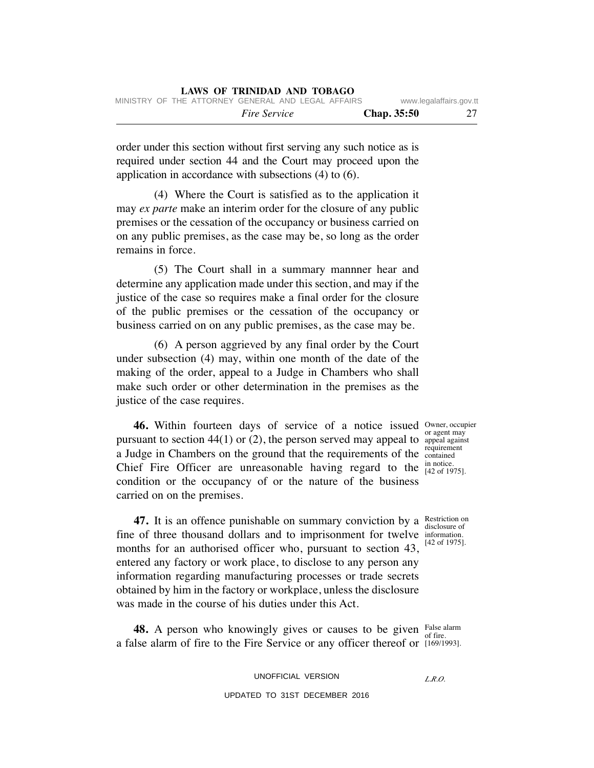order under this section without first serving any such notice as is required under section 44 and the Court may proceed upon the application in accordance with subsections (4) to (6).

(4) Where the Court is satisfied as to the application it may *ex parte* make an interim order for the closure of any public premises or the cessation of the occupancy or business carried on on any public premises, as the case may be, so long as the order remains in force.

(5) The Court shall in a summary mannner hear and determine any application made under this section, and may if the justice of the case so requires make a final order for the closure of the public premises or the cessation of the occupancy or business carried on on any public premises, as the case may be.

(6) A person aggrieved by any final order by the Court under subsection (4) may, within one month of the date of the making of the order, appeal to a Judge in Chambers who shall make such order or other determination in the premises as the justice of the case requires.

Owner, occupier or agent may appeal against requirement contained in notice. [42 of 1975].

**46.** Within fourteen days of service of a notice issued pursuant to section 44(1) or (2), the person served may appeal to a Judge in Chambers on the ground that the requirements of the Chief Fire Officer are unreasonable having regard to the condition or the occupancy of or the nature of the business carried on on the premises.

Restriction on disclosure of information. [42 of 1975].

**47.** It is an offence punishable on summary conviction by a fine of three thousand dollars and to imprisonment for twelve months for an authorised officer who, pursuant to section 43, entered any factory or work place, to disclose to any person any information regarding manufacturing processes or trade secrets obtained by him in the factory or workplace, unless the disclosure was made in the course of his duties under this Act.

False alarm of fire. [169/1993].

**48.** A person who knowingly gives or causes to be given a false alarm of fire to the Fire Service or any officer thereof or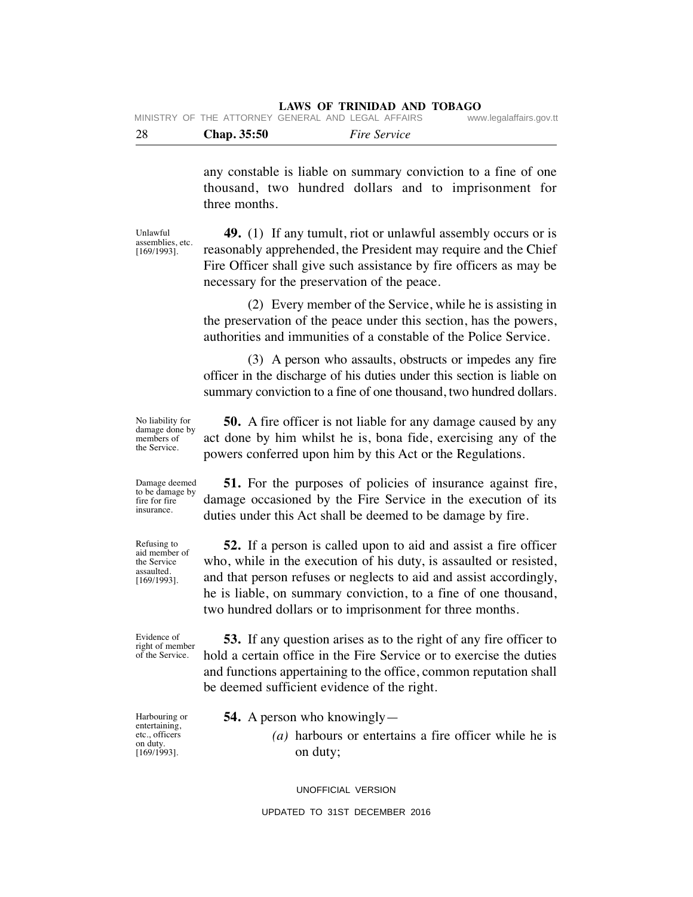any constable is liable on summary conviction to a fine of one thousand, two hundred dollars and to imprisonment for three months.

Unlawful assemblies, etc. [169/1993].

**49.** (1) If any tumult, riot or unlawful assembly occurs or is reasonably apprehended, the President may require and the Chief Fire Officer shall give such assistance by fire officers as may be necessary for the preservation of the peace.

(2) Every member of the Service, while he is assisting in the preservation of the peace under this section, has the powers, authorities and immunities of a constable of the Police Service.

(3) A person who assaults, obstructs or impedes any fire officer in the discharge of his duties under this section is liable on summary conviction to a fine of one thousand, two hundred dollars.

No liability for damage done by members of the Service.

**50.** A fire officer is not liable for any damage caused by any act done by him whilst he is, bona fide, exercising any of the powers conferred upon him by this Act or the Regulations.

Damage deemed to be damage by fire for fire insurance.

**51.** For the purposes of policies of insurance against fire, damage occasioned by the Fire Service in the execution of its duties under this Act shall be deemed to be damage by fire.

Refusing to aid member of the Service assaulted. [169/1993].

**52.** If a person is called upon to aid and assist a fire officer who, while in the execution of his duty, is assaulted or resisted, and that person refuses or neglects to aid and assist accordingly, he is liable, on summary conviction, to a fine of one thousand, two hundred dollars or to imprisonment for three months.

Evidence of right of member of the Service.

**53.** If any question arises as to the right of any fire officer to hold a certain office in the Fire Service or to exercise the duties and functions appertaining to the office, common reputation shall be deemed sufficient evidence of the right.

Harbouring or entertaining, etc., officers on duty. [169/1993].

**54.** A person who knowingly—

*(a)* harbours or entertains a fire officer while he is on duty;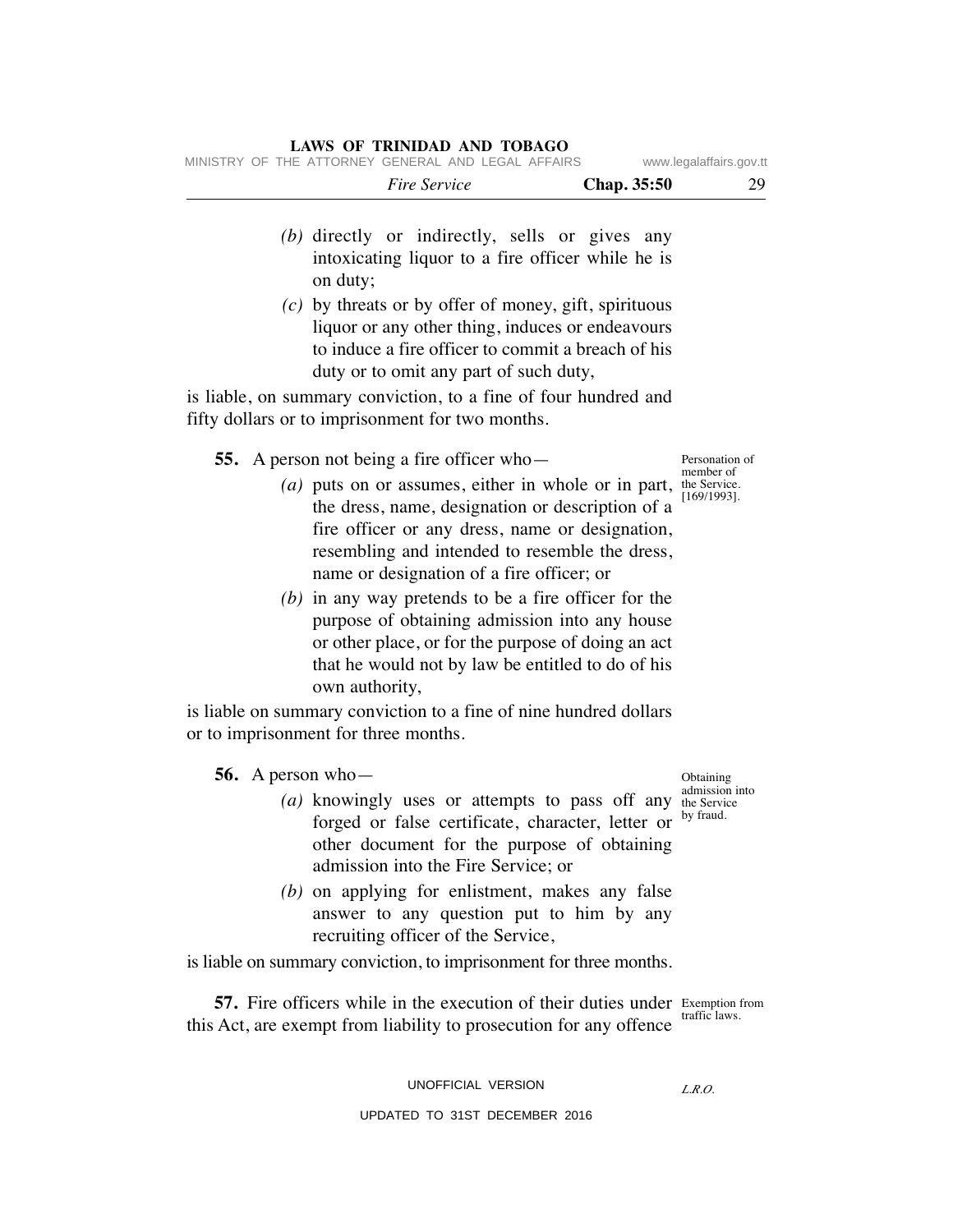(b) directly or indirectly, sells or gives any intoxicating liquor to a fire officer while he is on duty;

(c) by threats or by offer of money, gift, spirituous liquor or any other thing, induces or endeavours to induce a fire officer to commit a breach of his duty or to omit any part of such duty,

is liable, on summary conviction, to a fine of four hundred and fifty dollars or to imprisonment for two months.

Personation of member of the Service. [169/1993].

**55.** A person not being a fire officer who—

(a) puts on or assumes, either in whole or in part, the dress, name, designation or description of a fire officer or any dress, name or designation, resembling and intended to resemble the dress, name or designation of a fire officer; or

(b) in any way pretends to be a fire officer for the purpose of obtaining admission into any house or other place, or for the purpose of doing an act that he would not by law be entitled to do of his own authority,

is liable on summary conviction to a fine of nine hundred dollars or to imprisonment for three months.

Obtaining admission into the Service by fraud.

**56.** A person who—

(a) knowingly uses or attempts to pass off any forged or false certificate, character, letter or other document for the purpose of obtaining admission into the Fire Service; or

(b) on applying for enlistment, makes any false answer to any question put to him by any recruiting officer of the Service,

is liable on summary conviction, to imprisonment for three months.

Exemption from traffic laws.

**57.** Fire officers while in the execution of their duties under this Act, are exempt from liability to prosecution for any offence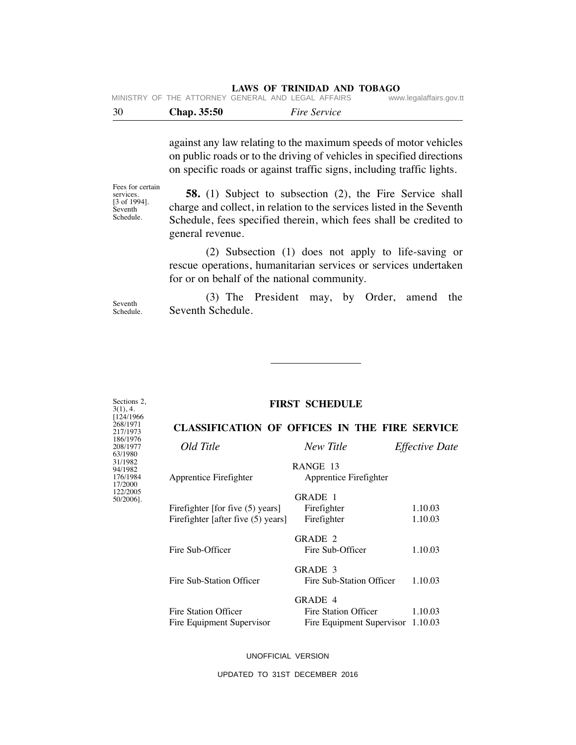against any law relating to the maximum speeds of motor vehicles on public roads or to the driving of vehicles in specified directions on specific roads or against traffic signs, including traffic lights.

Fees for certain services. [3 of 1994]. Seventh Schedule.

**58.** (1) Subject to subsection (2), the Fire Service shall charge and collect, in relation to the services listed in the Seventh Schedule, fees specified therein, which fees shall be credited to general revenue.

(2) Subsection (1) does not apply to life-saving or rescue operations, humanitarian services or services undertaken for or on behalf of the national community.

Seventh Schedule.

(3) The President may, by Order, amend the Seventh Schedule.

---

Sections 2, 3(1), 4. [124/1966 268/1971 217/1973 186/1976 208/1977 63/1980 31/1982 94/1982 176/1984 17/2000 122/2005 50/2006].

## FIRST SCHEDULE

### CLASSIFICATION OF OFFICES IN THE FIRE SERVICE

| *Old Title* | *New Title* | *Effective Date* |
|---|---|---|
| | RANGE 13 | |
| Apprentice Firefighter | Apprentice Firefighter | |
| | GRADE 1 | |
| Firefighter [for five (5) years] | Firefighter | 1.10.03 |
| Firefighter [after five (5) years] | Firefighter | 1.10.03 |
| | GRADE 2 | |
| Fire Sub-Officer | Fire Sub-Officer | 1.10.03 |
| | GRADE 3 | |
| Fire Sub-Station Officer | Fire Sub-Station Officer | 1.10.03 |
| | GRADE 4 | |
| Fire Station Officer | Fire Station Officer | 1.10.03 |
| Fire Equipment Supervisor | Fire Equipment Supervisor | 1.10.03 |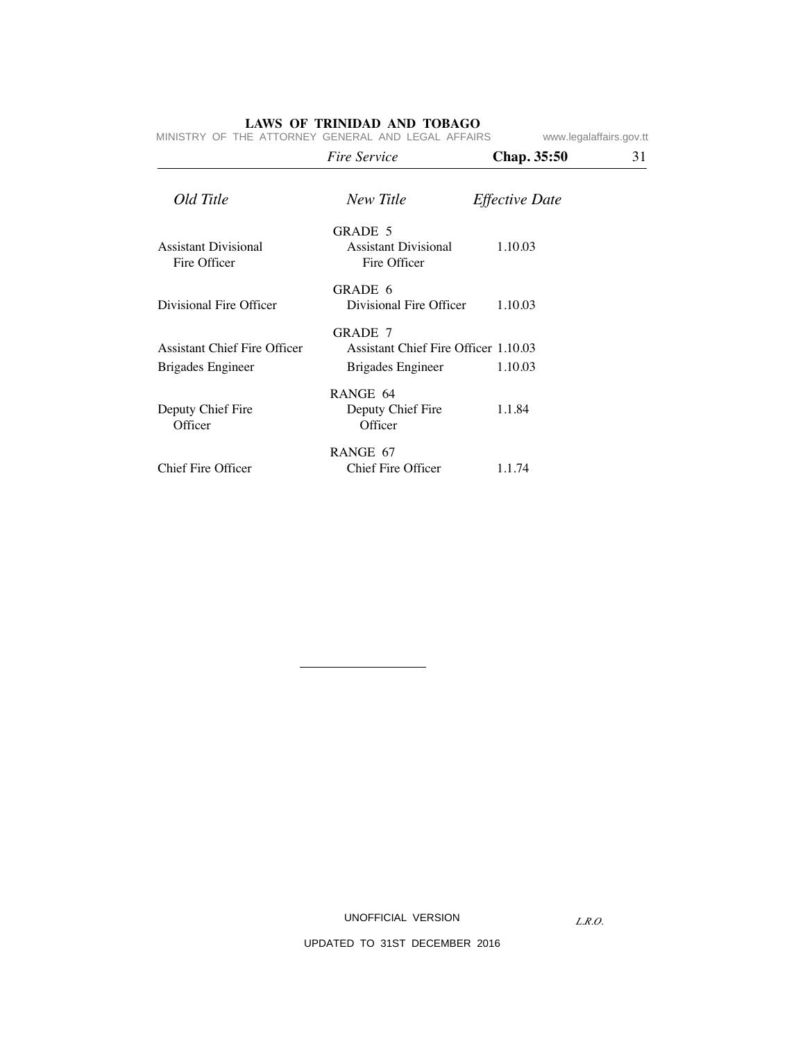| *Old Title* | *New Title* | *Effective Date* |
|---|---|---|
| | GRADE 5 | |
| Assistant Divisional Fire Officer | Assistant Divisional Fire Officer | 1.10.03 |
| | GRADE 6 | |
| Divisional Fire Officer | Divisional Fire Officer | 1.10.03 |
| | GRADE 7 | |
| Assistant Chief Fire Officer | Assistant Chief Fire Officer | 1.10.03 |
| Brigades Engineer | Brigades Engineer | 1.10.03 |
| | RANGE 64 | |
| Deputy Chief Fire Officer | Deputy Chief Fire Officer | 1.1.84 |
| | RANGE 67 | |
| Chief Fire Officer | Chief Fire Officer | 1.1.74 |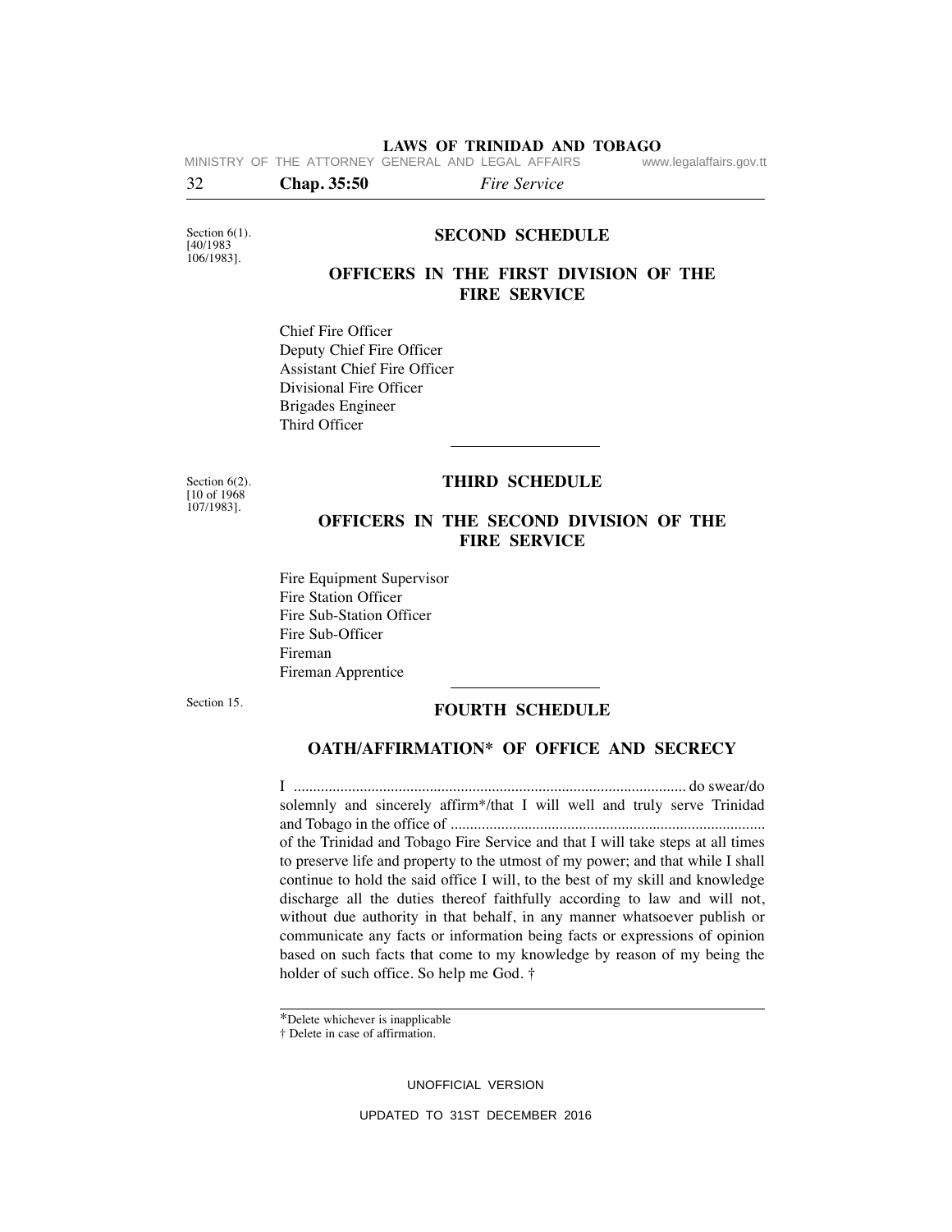Section 6(1). [40/1983 106/1983].

## SECOND SCHEDULE

### OFFICERS IN THE FIRST DIVISION OF THE FIRE SERVICE

Chief Fire Officer
Deputy Chief Fire Officer
Assistant Chief Fire Officer
Divisional Fire Officer
Brigades Engineer
Third Officer

---

Section 6(2). [10 of 1968 107/1983].

## THIRD SCHEDULE

### OFFICERS IN THE SECOND DIVISION OF THE FIRE SERVICE

Fire Equipment Supervisor
Fire Station Officer
Fire Sub-Station Officer
Fire Sub-Officer
Fireman
Fireman Apprentice

---

Section 15.

## FOURTH SCHEDULE

### OATH/AFFIRMATION* OF OFFICE AND SECRECY

I .................................................................................................... do swear/do solemnly and sincerely affirm*/that I will well and truly serve Trinidad and Tobago in the office of ................................................................................ of the Trinidad and Tobago Fire Service and that I will take steps at all times to preserve life and property to the utmost of my power; and that while I shall continue to hold the said office I will, to the best of my skill and knowledge discharge all the duties thereof faithfully according to law and will not, without due authority in that behalf, in any manner whatsoever publish or communicate any facts or information being facts or expressions of opinion based on such facts that come to my knowledge by reason of my being the holder of such office. So help me God. †

---

*Delete whichever is inapplicable
† Delete in case of affirmation.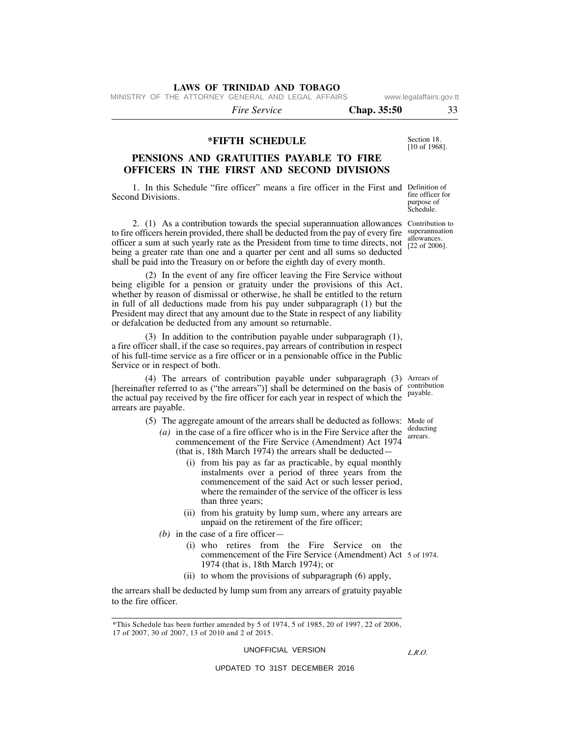## *FIFTH SCHEDULE

Section 18. [10 of 1968].

## PENSIONS AND GRATUITIES PAYABLE TO FIRE OFFICERS IN THE FIRST AND SECOND DIVISIONS

Definition of fire officer for purpose of Schedule.

1. In this Schedule "fire officer" means a fire officer in the First and Second Divisions.

Contribution to superannuation allowances. [22 of 2006].

2. (1) As a contribution towards the special superannuation allowances to fire officers herein provided, there shall be deducted from the pay of every fire officer a sum at such yearly rate as the President from time to time directs, not being a greater rate than one and a quarter per cent and all sums so deducted shall be paid into the Treasury on or before the eighth day of every month.

(2) In the event of any fire officer leaving the Fire Service without being eligible for a pension or gratuity under the provisions of this Act, whether by reason of dismissal or otherwise, he shall be entitled to the return in full of all deductions made from his pay under subparagraph (1) but the President may direct that any amount due to the State in respect of any liability or defalcation be deducted from any amount so returnable.

(3) In addition to the contribution payable under subparagraph (1), a fire officer shall, if the case so requires, pay arrears of contribution in respect of his full-time service as a fire officer or in a pensionable office in the Public Service or in respect of both.

Arrears of contribution payable.

(4) The arrears of contribution payable under subparagraph (3) [hereinafter referred to as ("the arrears")] shall be determined on the basis of the actual pay received by the fire officer for each year in respect of which the arrears are payable.

Mode of deducting arrears.

(5) The aggregate amount of the arrears shall be deducted as follows:

*(a)* in the case of a fire officer who is in the Fire Service after the commencement of the Fire Service (Amendment) Act 1974 (that is, 18th March 1974) the arrears shall be deducted—

(i) from his pay as far as practicable, by equal monthly instalments over a period of three years from the commencement of the said Act or such lesser period, where the remainder of the service of the officer is less than three years;

(ii) from his gratuity by lump sum, where any arrears are unpaid on the retirement of the fire officer;

*(b)* in the case of a fire officer—

(i) who retires from the Fire Service on the commencement of the Fire Service (Amendment) Act 1974 (that is, 18th March 1974); or

5 of 1974.

(ii) to whom the provisions of subparagraph (6) apply,

the arrears shall be deducted by lump sum from any arrears of gratuity payable to the fire officer.

*This Schedule has been further amended by 5 of 1974, 5 of 1985, 20 of 1997, 22 of 2006, 17 of 2007, 30 of 2007, 13 of 2010 and 2 of 2015.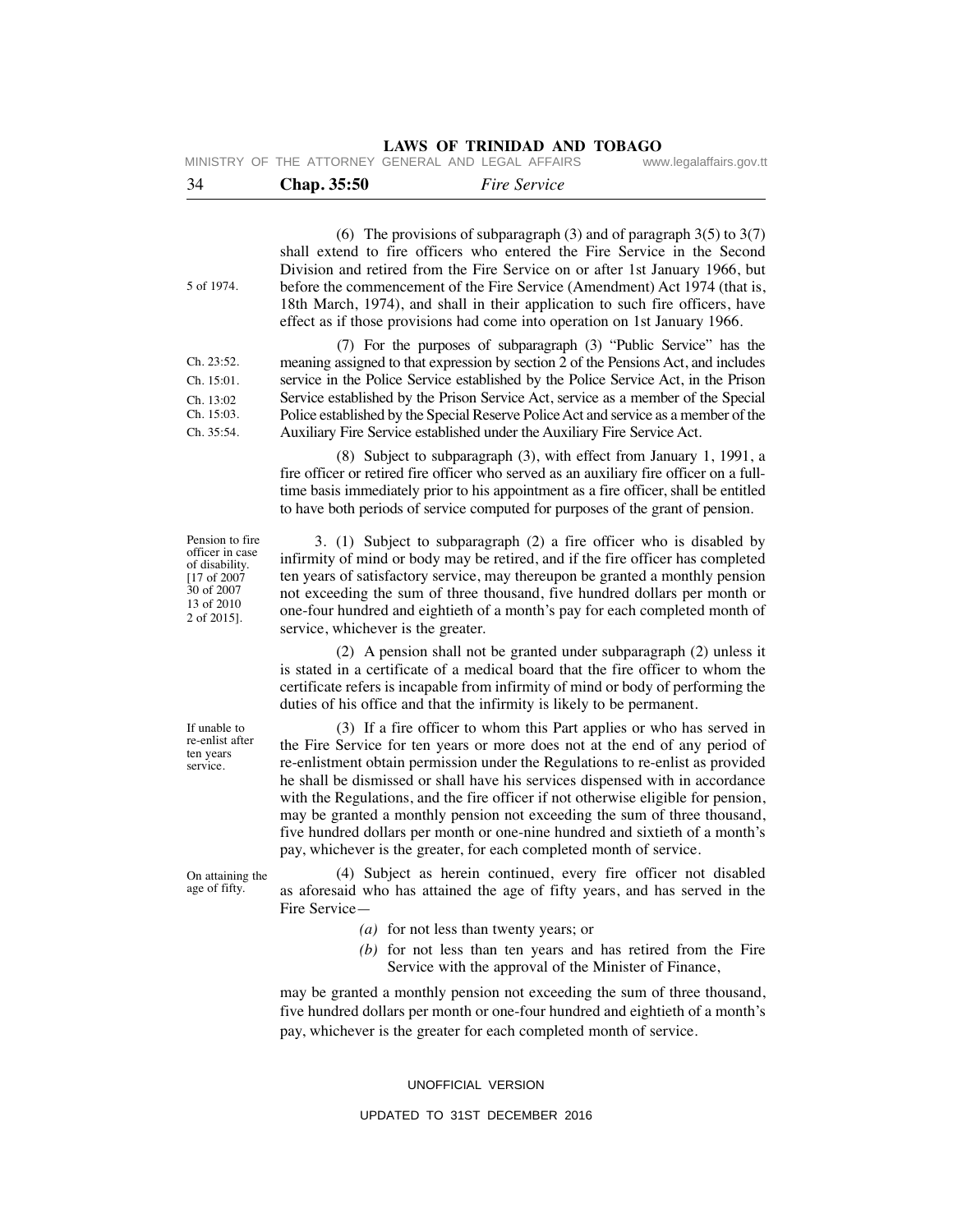(6) The provisions of subparagraph (3) and of paragraph 3(5) to 3(7) shall extend to fire officers who entered the Fire Service in the Second Division and retired from the Fire Service on or after 1st January 1966, but before the commencement of the Fire Service (Amendment) Act 1974 (that is, 18th March, 1974), and shall in their application to such fire officers, have effect as if those provisions had come into operation on 1st January 1966.

5 of 1974.

(7) For the purposes of subparagraph (3) "Public Service" has the meaning assigned to that expression by section 2 of the Pensions Act, and includes service in the Police Service established by the Police Service Act, in the Prison Service established by the Prison Service Act, service as a member of the Special Police established by the Special Reserve Police Act and service as a member of the Auxiliary Fire Service established under the Auxiliary Fire Service Act.

Ch. 23:52.
Ch. 15:01.
Ch. 13:02
Ch. 15:03.
Ch. 35:54.

(8) Subject to subparagraph (3), with effect from January 1, 1991, a fire officer or retired fire officer who served as an auxiliary fire officer on a full-time basis immediately prior to his appointment as a fire officer, shall be entitled to have both periods of service computed for purposes of the grant of pension.

Pension to fire officer in case of disability. [17 of 2007 30 of 2007 13 of 2010 2 of 2015].

3. (1) Subject to subparagraph (2) a fire officer who is disabled by infirmity of mind or body may be retired, and if the fire officer has completed ten years of satisfactory service, may thereupon be granted a monthly pension not exceeding the sum of three thousand, five hundred dollars per month or one-four hundred and eightieth of a month's pay for each completed month of service, whichever is the greater.

(2) A pension shall not be granted under subparagraph (2) unless it is stated in a certificate of a medical board that the fire officer to whom the certificate refers is incapable from infirmity of mind or body of performing the duties of his office and that the infirmity is likely to be permanent.

If unable to re-enlist after ten years service.

(3) If a fire officer to whom this Part applies or who has served in the Fire Service for ten years or more does not at the end of any period of re-enlistment obtain permission under the Regulations to re-enlist as provided he shall be dismissed or shall have his services dispensed with in accordance with the Regulations, and the fire officer if not otherwise eligible for pension, may be granted a monthly pension not exceeding the sum of three thousand, five hundred dollars per month or one-nine hundred and sixtieth of a month's pay, whichever is the greater, for each completed month of service.

On attaining the age of fifty.

(4) Subject as herein continued, every fire officer not disabled as aforesaid who has attained the age of fifty years, and has served in the Fire Service—

*(a)* for not less than twenty years; or

*(b)* for not less than ten years and has retired from the Fire Service with the approval of the Minister of Finance,

may be granted a monthly pension not exceeding the sum of three thousand, five hundred dollars per month or one-four hundred and eightieth of a month's pay, whichever is the greater for each completed month of service.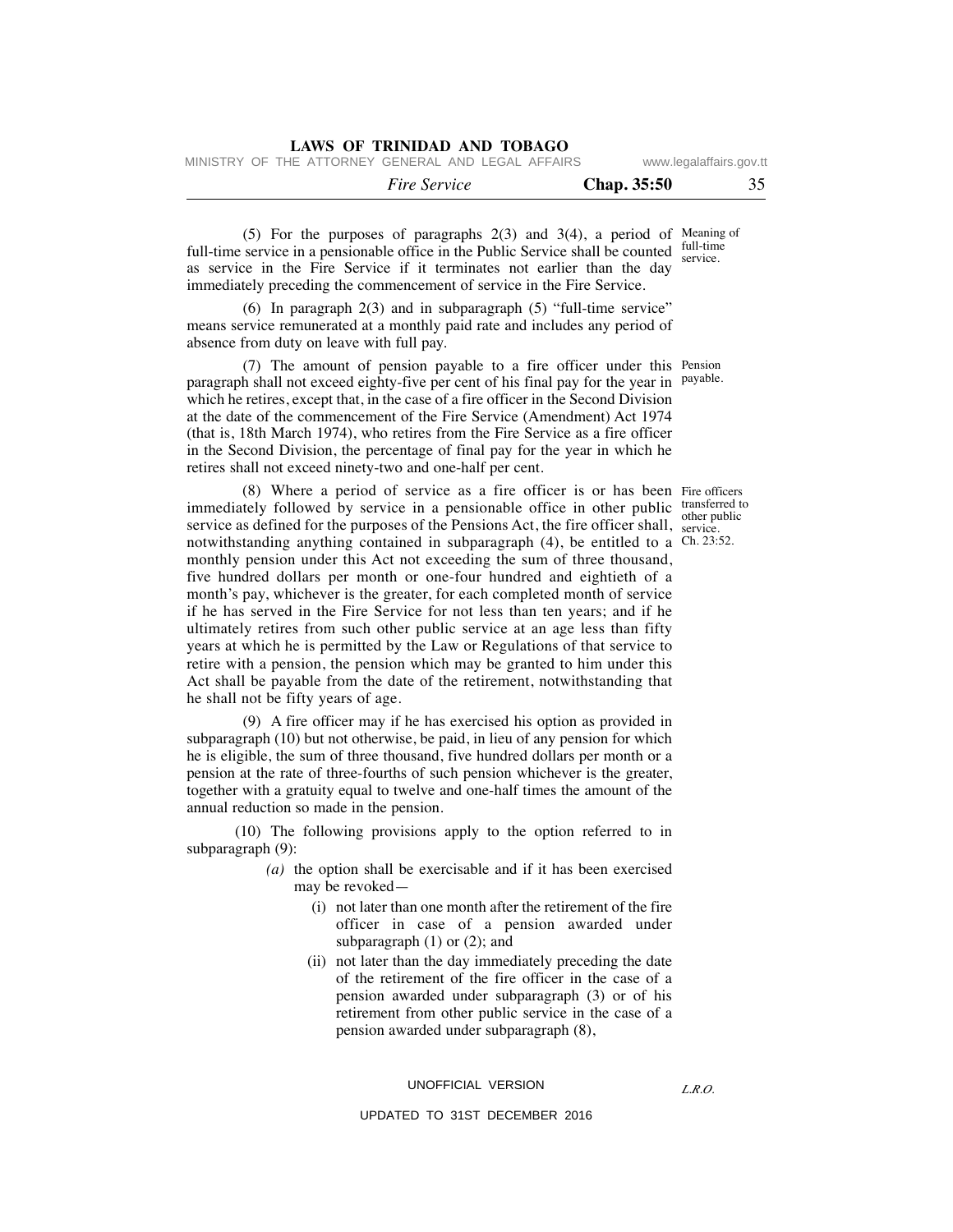(5) For the purposes of paragraphs 2(3) and 3(4), a period of full-time service in a pensionable office in the Public Service shall be counted as service in the Fire Service if it terminates not earlier than the day immediately preceding the commencement of service in the Fire Service.

Meaning of full-time service.

(6) In paragraph 2(3) and in subparagraph (5) "full-time service" means service remunerated at a monthly paid rate and includes any period of absence from duty on leave with full pay.

(7) The amount of pension payable to a fire officer under this paragraph shall not exceed eighty-five per cent of his final pay for the year in which he retires, except that, in the case of a fire officer in the Second Division at the date of the commencement of the Fire Service (Amendment) Act 1974 (that is, 18th March 1974), who retires from the Fire Service as a fire officer in the Second Division, the percentage of final pay for the year in which he retires shall not exceed ninety-two and one-half per cent.

Pension payable.

(8) Where a period of service as a fire officer is or has been immediately followed by service in a pensionable office in other public service as defined for the purposes of the Pensions Act, the fire officer shall, notwithstanding anything contained in subparagraph (4), be entitled to a monthly pension under this Act not exceeding the sum of three thousand, five hundred dollars per month or one-four hundred and eightieth of a month's pay, whichever is the greater, for each completed month of service if he has served in the Fire Service for not less than ten years; and if he ultimately retires from such other public service at an age less than fifty years at which he is permitted by the Law or Regulations of that service to retire with a pension, the pension which may be granted to him under this Act shall be payable from the date of the retirement, notwithstanding that he shall not be fifty years of age.

Fire officers transferred to other public service. Ch. 23:52.

(9) A fire officer may if he has exercised his option as provided in subparagraph (10) but not otherwise, be paid, in lieu of any pension for which he is eligible, the sum of three thousand, five hundred dollars per month or a pension at the rate of three-fourths of such pension whichever is the greater, together with a gratuity equal to twelve and one-half times the amount of the annual reduction so made in the pension.

(10) The following provisions apply to the option referred to in subparagraph (9):

*(a)* the option shall be exercisable and if it has been exercised may be revoked—

(i) not later than one month after the retirement of the fire officer in case of a pension awarded under subparagraph (1) or (2); and

(ii) not later than the day immediately preceding the date of the retirement of the fire officer in the case of a pension awarded under subparagraph (3) or of his retirement from other public service in the case of a pension awarded under subparagraph (8),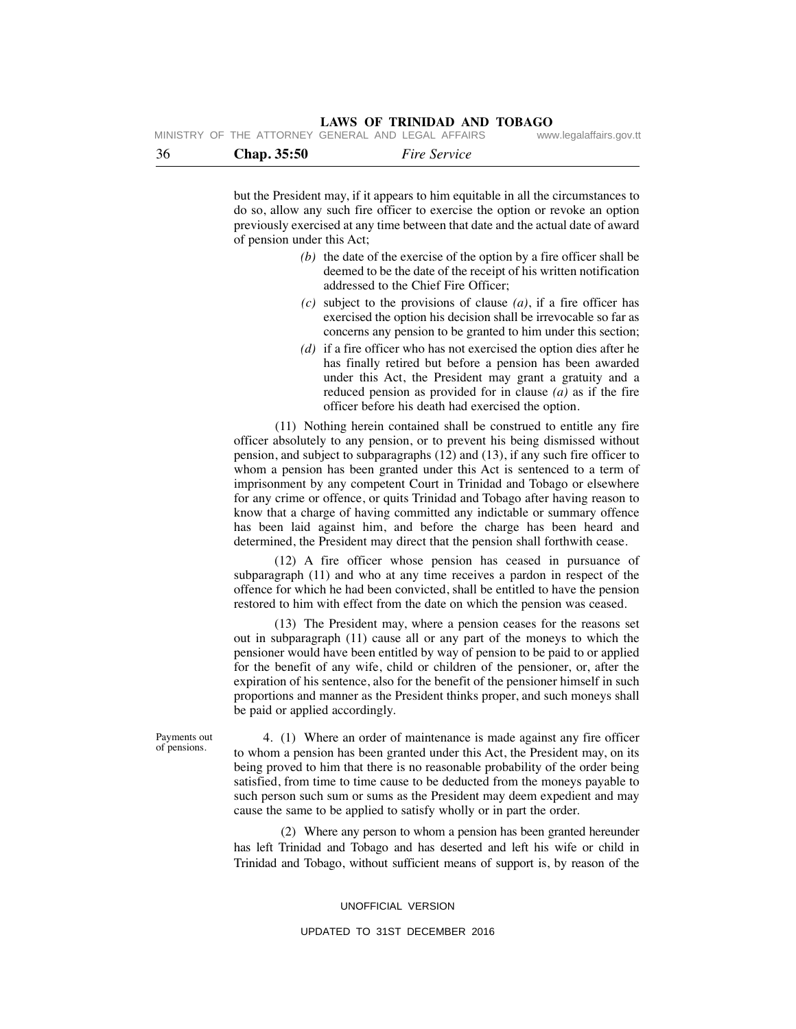but the President may, if it appears to him equitable in all the circumstances to do so, allow any such fire officer to exercise the option or revoke an option previously exercised at any time between that date and the actual date of award of pension under this Act;

*(b)* the date of the exercise of the option by a fire officer shall be deemed to be the date of the receipt of his written notification addressed to the Chief Fire Officer;

*(c)* subject to the provisions of clause *(a)*, if a fire officer has exercised the option his decision shall be irrevocable so far as concerns any pension to be granted to him under this section;

*(d)* if a fire officer who has not exercised the option dies after he has finally retired but before a pension has been awarded under this Act, the President may grant a gratuity and a reduced pension as provided for in clause *(a)* as if the fire officer before his death had exercised the option.

(11) Nothing herein contained shall be construed to entitle any fire officer absolutely to any pension, or to prevent his being dismissed without pension, and subject to subparagraphs (12) and (13), if any such fire officer to whom a pension has been granted under this Act is sentenced to a term of imprisonment by any competent Court in Trinidad and Tobago or elsewhere for any crime or offence, or quits Trinidad and Tobago after having reason to know that a charge of having committed any indictable or summary offence has been laid against him, and before the charge has been heard and determined, the President may direct that the pension shall forthwith cease.

(12) A fire officer whose pension has ceased in pursuance of subparagraph (11) and who at any time receives a pardon in respect of the offence for which he had been convicted, shall be entitled to have the pension restored to him with effect from the date on which the pension was ceased.

(13) The President may, where a pension ceases for the reasons set out in subparagraph (11) cause all or any part of the moneys to which the pensioner would have been entitled by way of pension to be paid to or applied for the benefit of any wife, child or children of the pensioner, or, after the expiration of his sentence, also for the benefit of the pensioner himself in such proportions and manner as the President thinks proper, and such moneys shall be paid or applied accordingly.

Payments out of pensions.

4. (1) Where an order of maintenance is made against any fire officer to whom a pension has been granted under this Act, the President may, on its being proved to him that there is no reasonable probability of the order being satisfied, from time to time cause to be deducted from the moneys payable to such person such sum or sums as the President may deem expedient and may cause the same to be applied to satisfy wholly or in part the order.

(2) Where any person to whom a pension has been granted hereunder has left Trinidad and Tobago and has deserted and left his wife or child in Trinidad and Tobago, without sufficient means of support is, by reason of the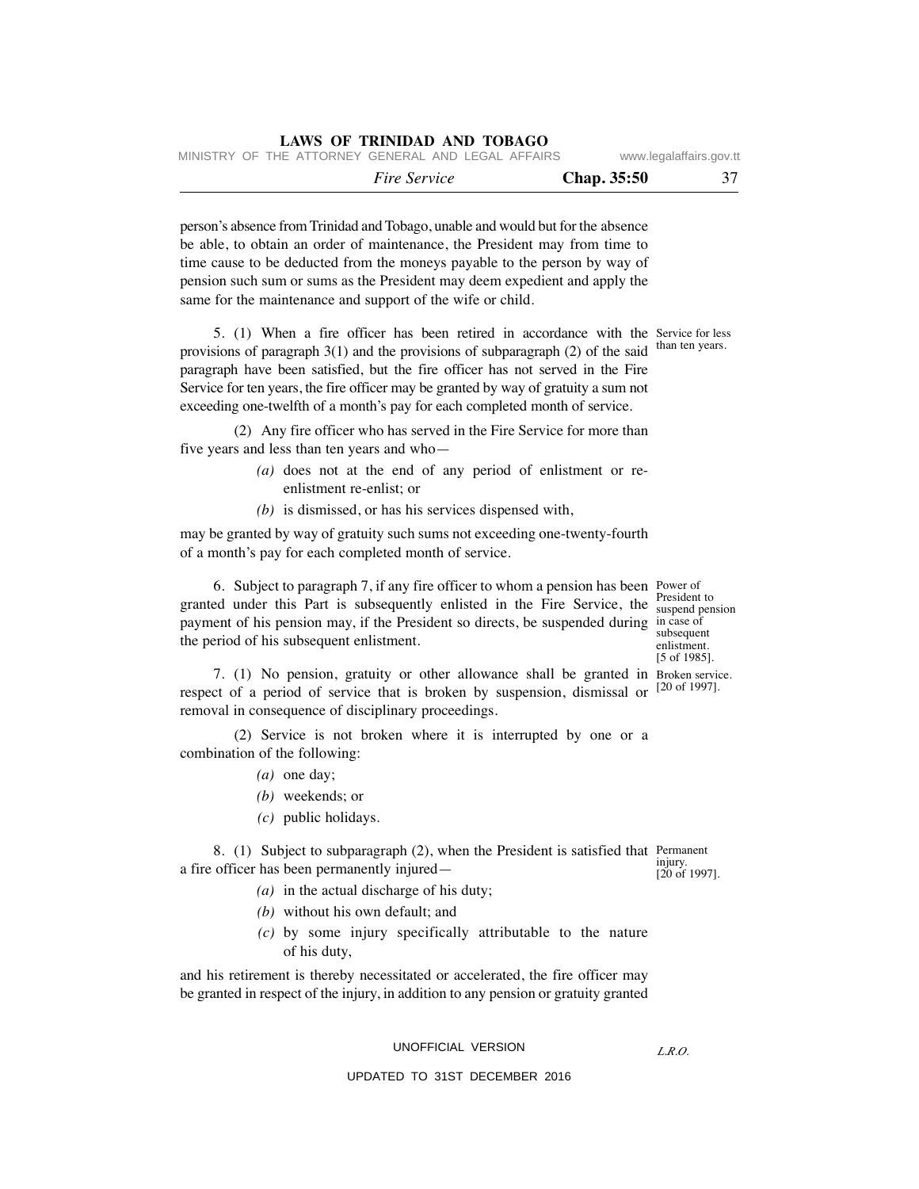person's absence from Trinidad and Tobago, unable and would but for the absence be able, to obtain an order of maintenance, the President may from time to time cause to be deducted from the moneys payable to the person by way of pension such sum or sums as the President may deem expedient and apply the same for the maintenance and support of the wife or child.

Service for less than ten years.

5. (1) When a fire officer has been retired in accordance with the provisions of paragraph 3(1) and the provisions of subparagraph (2) of the said paragraph have been satisfied, but the fire officer has not served in the Fire Service for ten years, the fire officer may be granted by way of gratuity a sum not exceeding one-twelfth of a month's pay for each completed month of service.

(2) Any fire officer who has served in the Fire Service for more than five years and less than ten years and who—

*(a)* does not at the end of any period of enlistment or re-enlistment re-enlist; or

*(b)* is dismissed, or has his services dispensed with,

may be granted by way of gratuity such sums not exceeding one-twenty-fourth of a month's pay for each completed month of service.

Power of President to suspend pension in case of subsequent enlistment. [5 of 1985].

6. Subject to paragraph 7, if any fire officer to whom a pension has been granted under this Part is subsequently enlisted in the Fire Service, the payment of his pension may, if the President so directs, be suspended during the period of his subsequent enlistment.

Broken service. [20 of 1997].

7. (1) No pension, gratuity or other allowance shall be granted in respect of a period of service that is broken by suspension, dismissal or removal in consequence of disciplinary proceedings.

(2) Service is not broken where it is interrupted by one or a combination of the following:

*(a)* one day;

*(b)* weekends; or

*(c)* public holidays.

Permanent injury. [20 of 1997].

8. (1) Subject to subparagraph (2), when the President is satisfied that a fire officer has been permanently injured—

*(a)* in the actual discharge of his duty;

*(b)* without his own default; and

*(c)* by some injury specifically attributable to the nature of his duty,

and his retirement is thereby necessitated or accelerated, the fire officer may be granted in respect of the injury, in addition to any pension or gratuity granted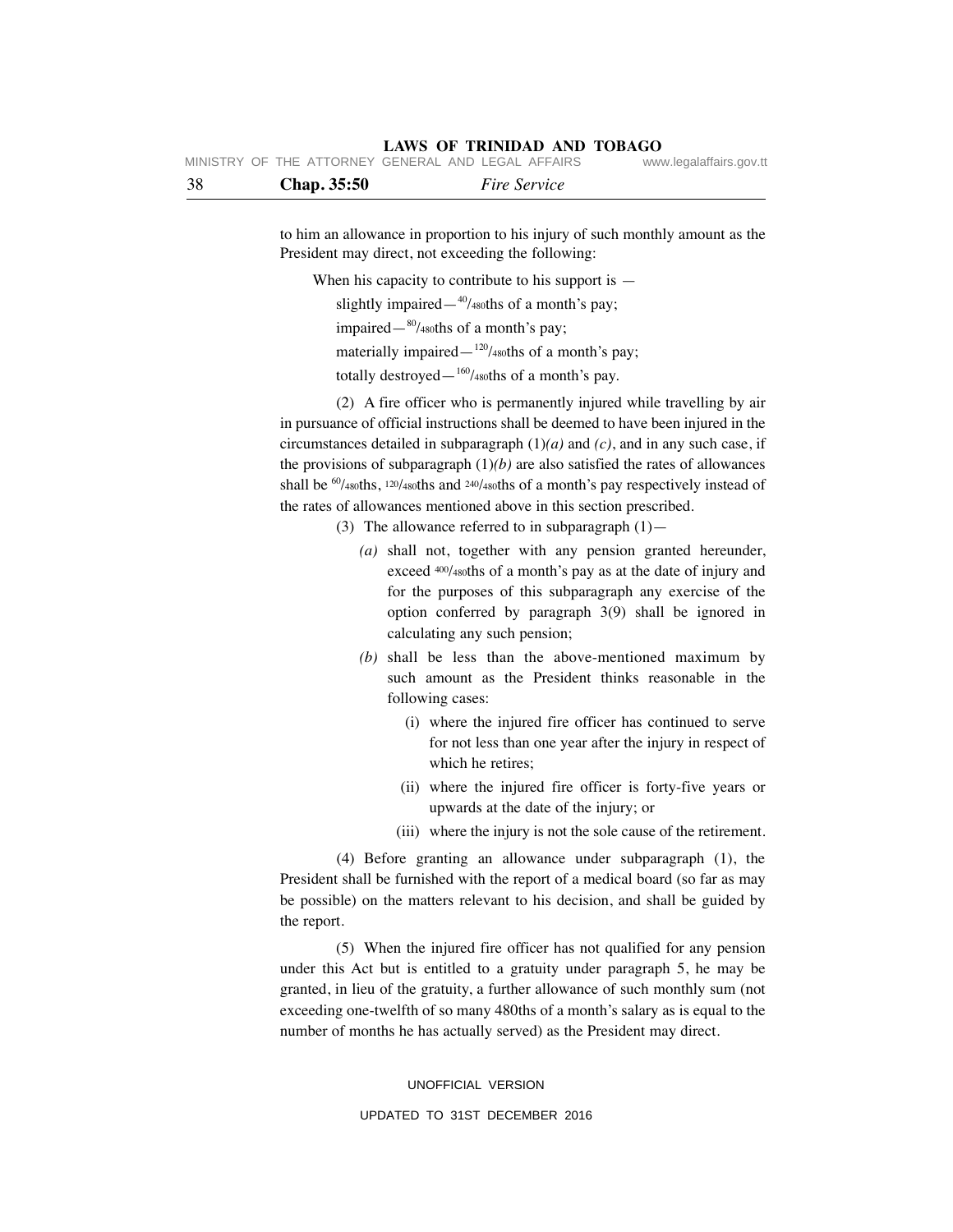to him an allowance in proportion to his injury of such monthly amount as the President may direct, not exceeding the following:

When his capacity to contribute to his support is —

slightly impaired—$^{40}/_{480}$ths of a month's pay;

impaired—$^{80}/_{480}$ths of a month's pay;

materially impaired—$^{120}/_{480}$ths of a month's pay;

totally destroyed—$^{160}/_{480}$ths of a month's pay.

(2) A fire officer who is permanently injured while travelling by air in pursuance of official instructions shall be deemed to have been injured in the circumstances detailed in subparagraph (1)*(a)* and *(c)*, and in any such case, if the provisions of subparagraph (1)*(b)* are also satisfied the rates of allowances shall be $^{60}/_{480}$ths, $^{120}/_{480}$ths and $^{240}/_{480}$ths of a month's pay respectively instead of the rates of allowances mentioned above in this section prescribed.

(3) The allowance referred to in subparagraph (1)—

*(a)* shall not, together with any pension granted hereunder, exceed $^{400}/_{480}$ths of a month's pay as at the date of injury and for the purposes of this subparagraph any exercise of the option conferred by paragraph 3(9) shall be ignored in calculating any such pension;

*(b)* shall be less than the above-mentioned maximum by such amount as the President thinks reasonable in the following cases:

(i) where the injured fire officer has continued to serve for not less than one year after the injury in respect of which he retires;

(ii) where the injured fire officer is forty-five years or upwards at the date of the injury; or

(iii) where the injury is not the sole cause of the retirement.

(4) Before granting an allowance under subparagraph (1), the President shall be furnished with the report of a medical board (so far as may be possible) on the matters relevant to his decision, and shall be guided by the report.

(5) When the injured fire officer has not qualified for any pension under this Act but is entitled to a gratuity under paragraph 5, he may be granted, in lieu of the gratuity, a further allowance of such monthly sum (not exceeding one-twelfth of so many 480ths of a month's salary as is equal to the number of months he has actually served) as the President may direct.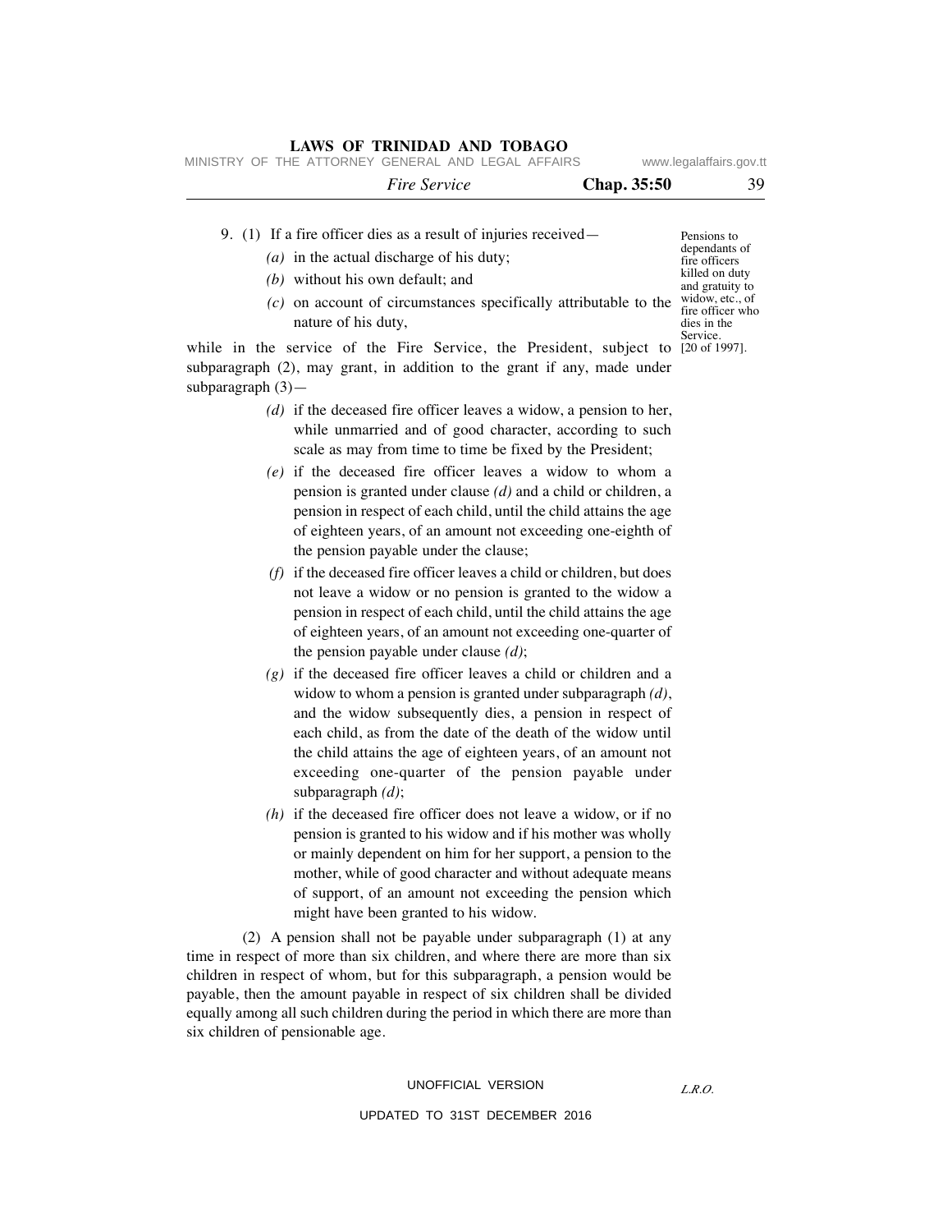9. (1) If a fire officer dies as a result of injuries received—

*(a)* in the actual discharge of his duty;

*(b)* without his own default; and

*(c)* on account of circumstances specifically attributable to the nature of his duty,

Pensions to dependants of fire officers killed on duty and gratuity to widow, etc., of fire officer who dies in the Service. [20 of 1997].

while in the service of the Fire Service, the President, subject to subparagraph (2), may grant, in addition to the grant if any, made under subparagraph (3)—

*(d)* if the deceased fire officer leaves a widow, a pension to her, while unmarried and of good character, according to such scale as may from time to time be fixed by the President;

*(e)* if the deceased fire officer leaves a widow to whom a pension is granted under clause *(d)* and a child or children, a pension in respect of each child, until the child attains the age of eighteen years, of an amount not exceeding one-eighth of the pension payable under the clause;

*(f)* if the deceased fire officer leaves a child or children, but does not leave a widow or no pension is granted to the widow a pension in respect of each child, until the child attains the age of eighteen years, of an amount not exceeding one-quarter of the pension payable under clause *(d)*;

*(g)* if the deceased fire officer leaves a child or children and a widow to whom a pension is granted under subparagraph *(d)*, and the widow subsequently dies, a pension in respect of each child, as from the date of the death of the widow until the child attains the age of eighteen years, of an amount not exceeding one-quarter of the pension payable under subparagraph *(d)*;

*(h)* if the deceased fire officer does not leave a widow, or if no pension is granted to his widow and if his mother was wholly or mainly dependent on him for her support, a pension to the mother, while of good character and without adequate means of support, of an amount not exceeding the pension which might have been granted to his widow.

(2) A pension shall not be payable under subparagraph (1) at any time in respect of more than six children, and where there are more than six children in respect of whom, but for this subparagraph, a pension would be payable, then the amount payable in respect of six children shall be divided equally among all such children during the period in which there are more than six children of pensionable age.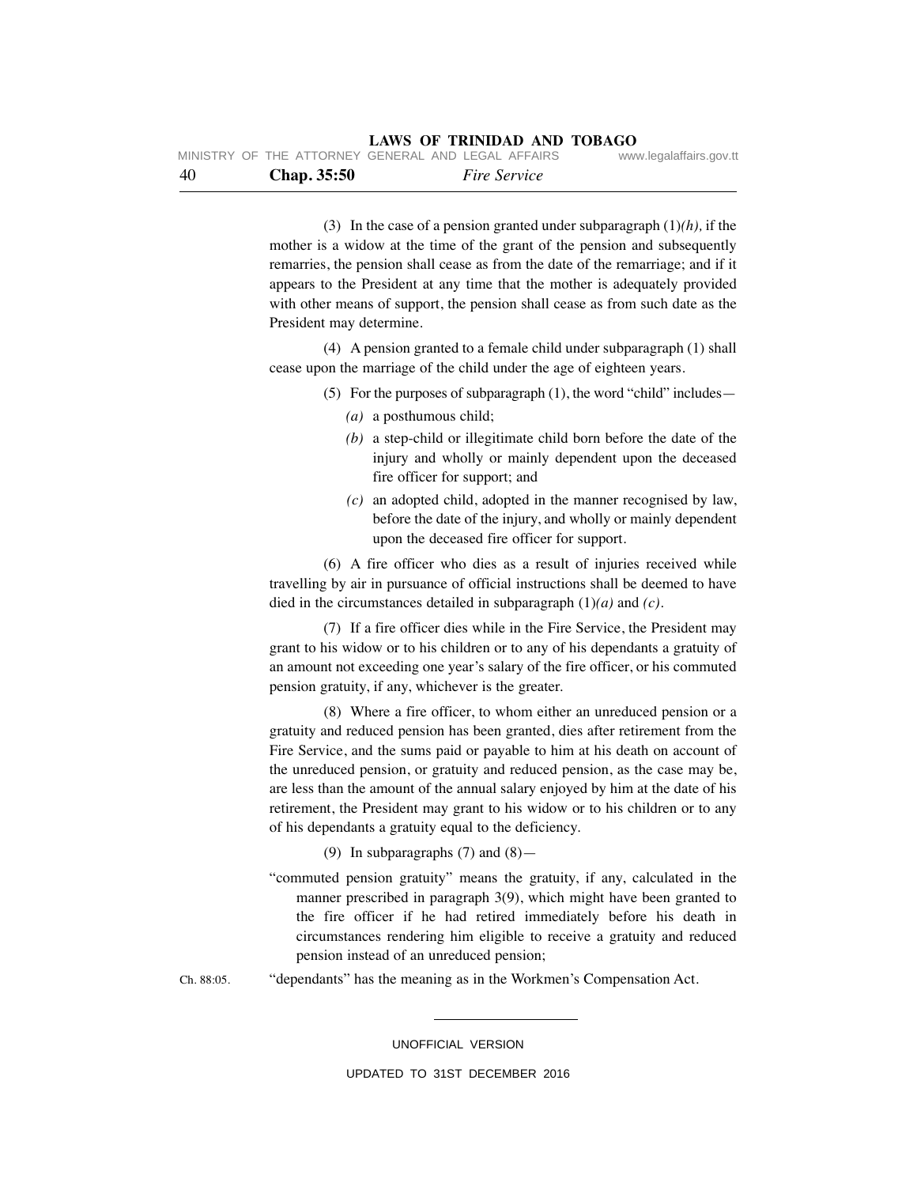(3) In the case of a pension granted under subparagraph (1)*(h),* if the mother is a widow at the time of the grant of the pension and subsequently remarries, the pension shall cease as from the date of the remarriage; and if it appears to the President at any time that the mother is adequately provided with other means of support, the pension shall cease as from such date as the President may determine.

(4) A pension granted to a female child under subparagraph (1) shall cease upon the marriage of the child under the age of eighteen years.

(5) For the purposes of subparagraph (1), the word "child" includes—

*(a)* a posthumous child;

*(b)* a step-child or illegitimate child born before the date of the injury and wholly or mainly dependent upon the deceased fire officer for support; and

*(c)* an adopted child, adopted in the manner recognised by law, before the date of the injury, and wholly or mainly dependent upon the deceased fire officer for support.

(6) A fire officer who dies as a result of injuries received while travelling by air in pursuance of official instructions shall be deemed to have died in the circumstances detailed in subparagraph (1)*(a)* and *(c)*.

(7) If a fire officer dies while in the Fire Service, the President may grant to his widow or to his children or to any of his dependants a gratuity of an amount not exceeding one year's salary of the fire officer, or his commuted pension gratuity, if any, whichever is the greater.

(8) Where a fire officer, to whom either an unreduced pension or a gratuity and reduced pension has been granted, dies after retirement from the Fire Service, and the sums paid or payable to him at his death on account of the unreduced pension, or gratuity and reduced pension, as the case may be, are less than the amount of the annual salary enjoyed by him at the date of his retirement, the President may grant to his widow or to his children or to any of his dependants a gratuity equal to the deficiency.

(9) In subparagraphs (7) and (8)—

"commuted pension gratuity" means the gratuity, if any, calculated in the manner prescribed in paragraph 3(9), which might have been granted to the fire officer if he had retired immediately before his death in circumstances rendering him eligible to receive a gratuity and reduced pension instead of an unreduced pension;

Ch. 88:05.

"dependants" has the meaning as in the Workmen's Compensation Act.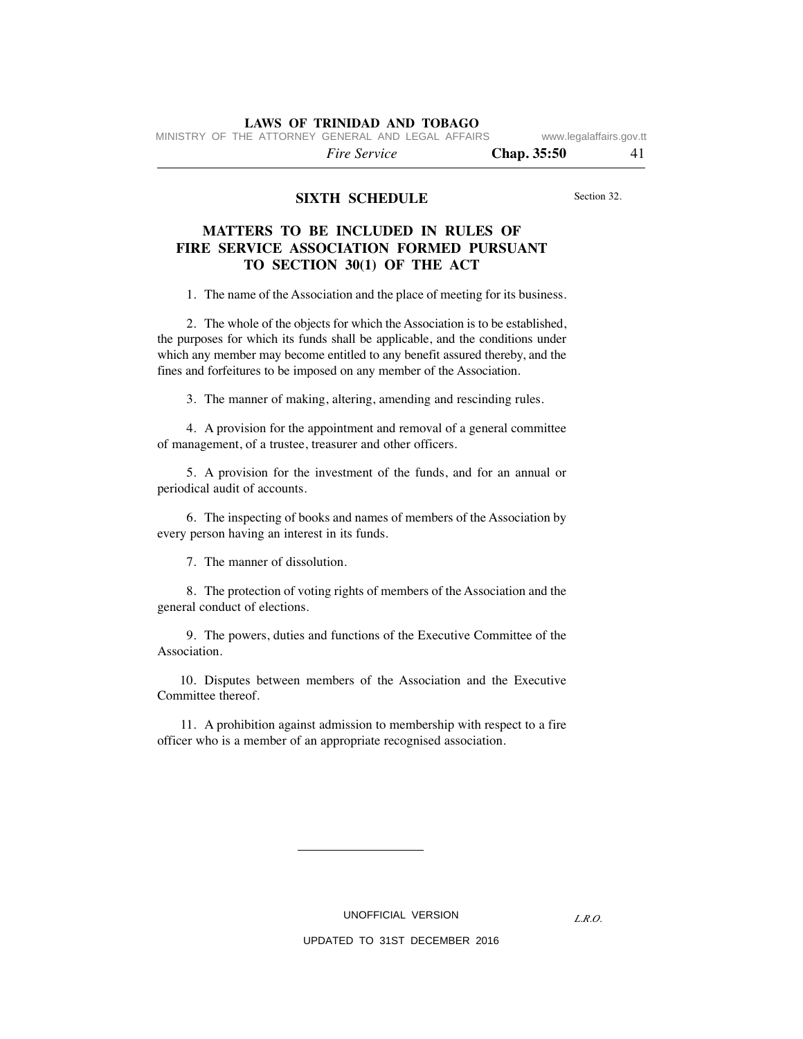## SIXTH SCHEDULE

Section 32.

### MATTERS TO BE INCLUDED IN RULES OF FIRE SERVICE ASSOCIATION FORMED PURSUANT TO SECTION 30(1) OF THE ACT

1. The name of the Association and the place of meeting for its business.

2. The whole of the objects for which the Association is to be established, the purposes for which its funds shall be applicable, and the conditions under which any member may become entitled to any benefit assured thereby, and the fines and forfeitures to be imposed on any member of the Association.

3. The manner of making, altering, amending and rescinding rules.

4. A provision for the appointment and removal of a general committee of management, of a trustee, treasurer and other officers.

5. A provision for the investment of the funds, and for an annual or periodical audit of accounts.

6. The inspecting of books and names of members of the Association by every person having an interest in its funds.

7. The manner of dissolution.

8. The protection of voting rights of members of the Association and the general conduct of elections.

9. The powers, duties and functions of the Executive Committee of the Association.

10. Disputes between members of the Association and the Executive Committee thereof.

11. A prohibition against admission to membership with respect to a fire officer who is a member of an appropriate recognised association.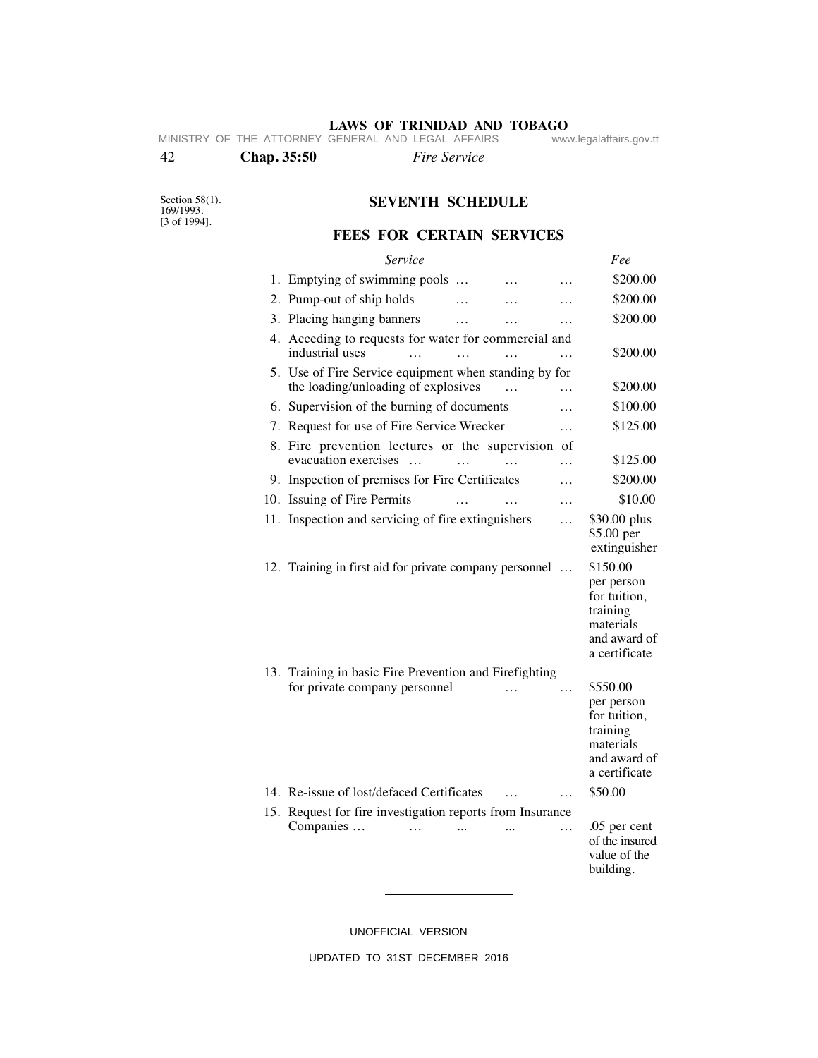Section 58(1).
169/1993.
[3 of 1994].

## SEVENTH SCHEDULE

### FEES FOR CERTAIN SERVICES

| | *Service* | *Fee* |
|---|---|---|
| 1. | Emptying of swimming pools … … … | $200.00 |
| 2. | Pump-out of ship holds … … … | $200.00 |
| 3. | Placing hanging banners … … … | $200.00 |
| 4. | Acceding to requests for water for commercial and industrial uses … … … … | $200.00 |
| 5. | Use of Fire Service equipment when standing by for the loading/unloading of explosives … … | $200.00 |
| 6. | Supervision of the burning of documents … | $100.00 |
| 7. | Request for use of Fire Service Wrecker … | $125.00 |
| 8. | Fire prevention lectures or the supervision of evacuation exercises … … … … | $125.00 |
| 9. | Inspection of premises for Fire Certificates … | $200.00 |
| 10. | Issuing of Fire Permits … … … | $10.00 |
| 11. | Inspection and servicing of fire extinguishers … | $30.00 plus $5.00 per extinguisher |
| 12. | Training in first aid for private company personnel … | $150.00 per person for tuition, training materials and award of a certificate |
| 13. | Training in basic Fire Prevention and Firefighting for private company personnel … … | $550.00 per person for tuition, training materials and award of a certificate |
| 14. | Re-issue of lost/defaced Certificates … … | $50.00 |
| 15. | Request for fire investigation reports from Insurance Companies … … ... ... … | .05 per cent of the insured value of the building. |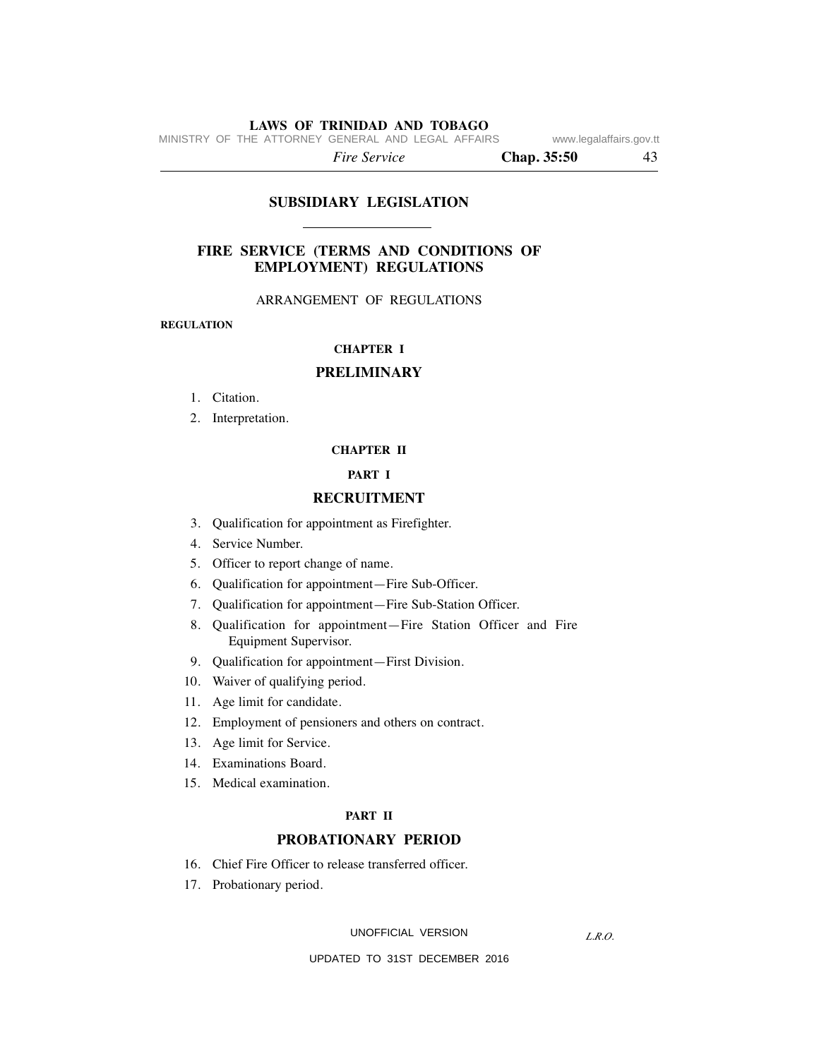## SUBSIDIARY LEGISLATION

# FIRE SERVICE (TERMS AND CONDITIONS OF EMPLOYMENT) REGULATIONS

ARRANGEMENT OF REGULATIONS

**REGULATION**

### CHAPTER I

## PRELIMINARY

1. Citation.
2. Interpretation.

### CHAPTER II

### PART I

## RECRUITMENT

3. Qualification for appointment as Firefighter.
4. Service Number.
5. Officer to report change of name.
6. Qualification for appointment—Fire Sub-Officer.
7. Qualification for appointment—Fire Sub-Station Officer.
8. Qualification for appointment—Fire Station Officer and Fire Equipment Supervisor.
9. Qualification for appointment—First Division.
10. Waiver of qualifying period.
11. Age limit for candidate.
12. Employment of pensioners and others on contract.
13. Age limit for Service.
14. Examinations Board.
15. Medical examination.

### PART II

## PROBATIONARY PERIOD

16. Chief Fire Officer to release transferred officer.
17. Probationary period.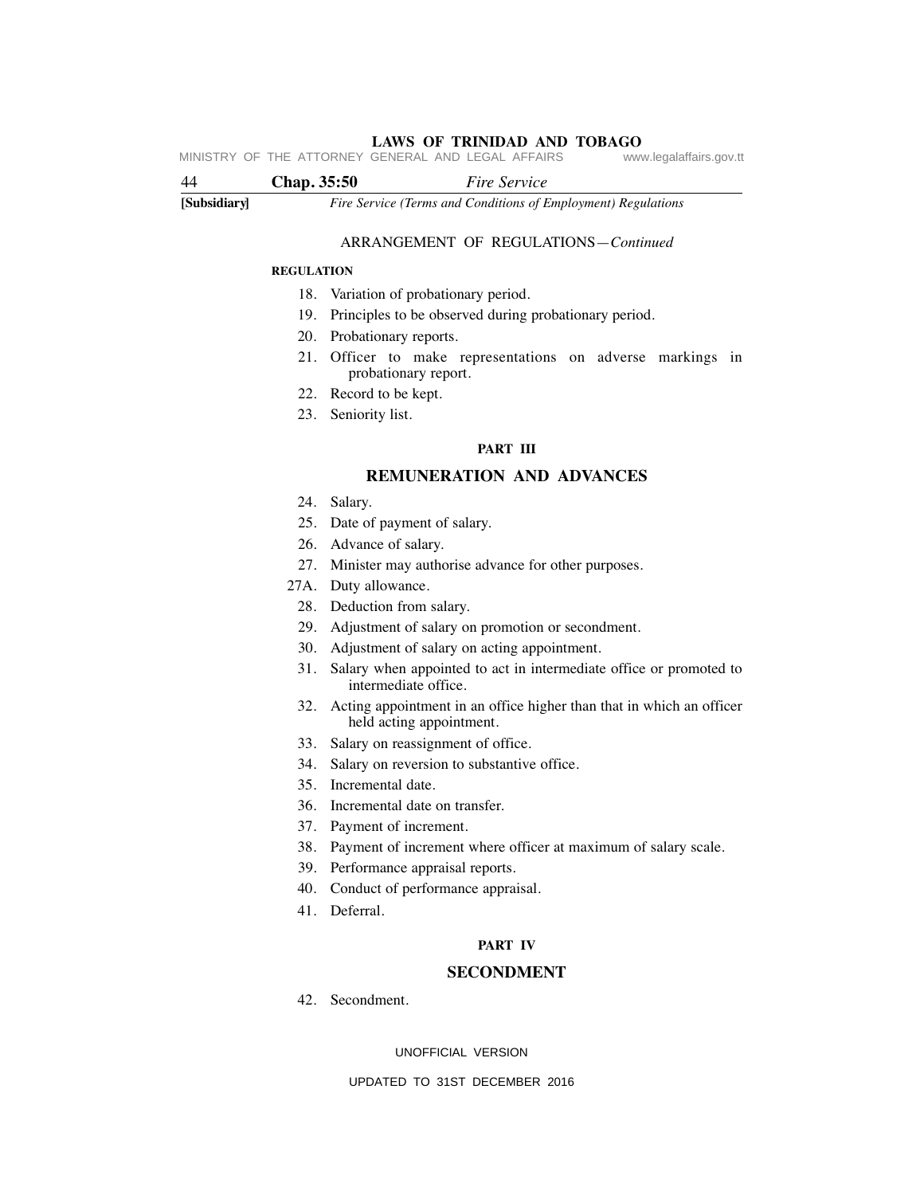ARRANGEMENT OF REGULATIONS—*Continued*

**REGULATION**

18. Variation of probationary period.
19. Principles to be observed during probationary period.
20. Probationary reports.
21. Officer to make representations on adverse markings in probationary report.
22. Record to be kept.
23. Seniority list.

**PART III**

## REMUNERATION AND ADVANCES

24. Salary.
25. Date of payment of salary.
26. Advance of salary.
27. Minister may authorise advance for other purposes.

27A. Duty allowance.

28. Deduction from salary.
29. Adjustment of salary on promotion or secondment.
30. Adjustment of salary on acting appointment.
31. Salary when appointed to act in intermediate office or promoted to intermediate office.
32. Acting appointment in an office higher than that in which an officer held acting appointment.
33. Salary on reassignment of office.
34. Salary on reversion to substantive office.
35. Incremental date.
36. Incremental date on transfer.
37. Payment of increment.
38. Payment of increment where officer at maximum of salary scale.
39. Performance appraisal reports.
40. Conduct of performance appraisal.
41. Deferral.

**PART IV**

## SECONDMENT

42. Secondment.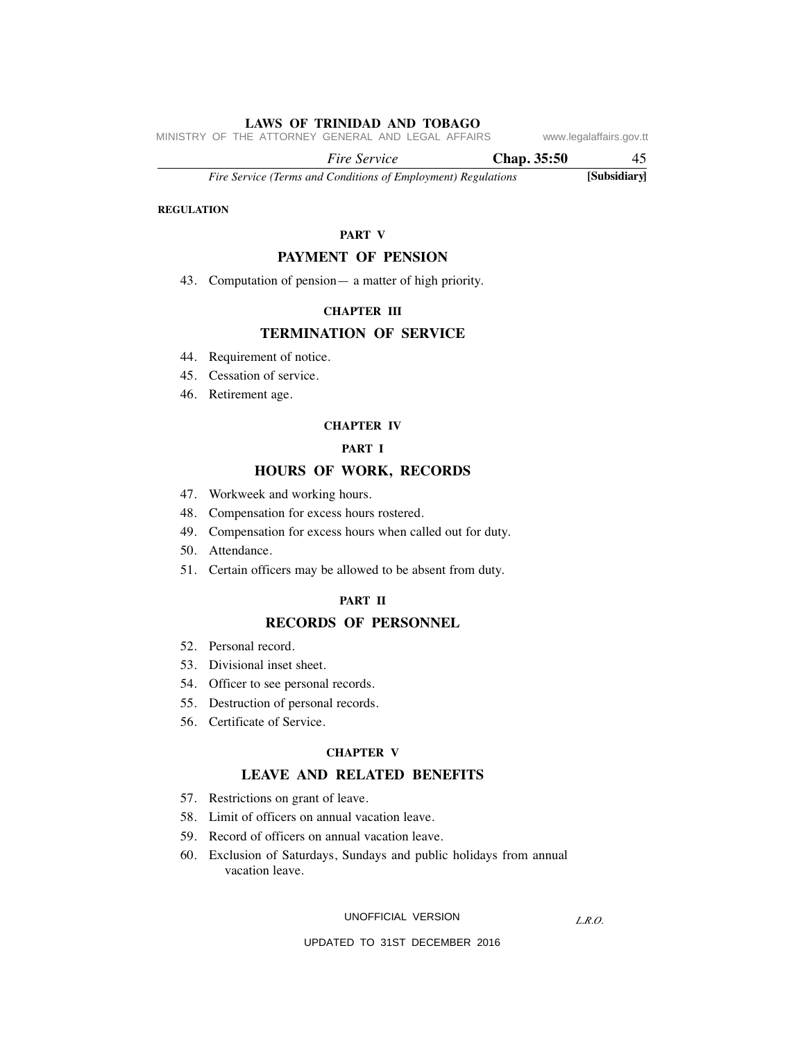REGULATION

**PART V**

## PAYMENT OF PENSION

43. Computation of pension— a matter of high priority.

**CHAPTER III**

## TERMINATION OF SERVICE

44. Requirement of notice.
45. Cessation of service.
46. Retirement age.

**CHAPTER IV**

**PART I**

## HOURS OF WORK, RECORDS

47. Workweek and working hours.
48. Compensation for excess hours rostered.
49. Compensation for excess hours when called out for duty.
50. Attendance.
51. Certain officers may be allowed to be absent from duty.

**PART II**

## RECORDS OF PERSONNEL

52. Personal record.
53. Divisional inset sheet.
54. Officer to see personal records.
55. Destruction of personal records.
56. Certificate of Service.

**CHAPTER V**

## LEAVE AND RELATED BENEFITS

57. Restrictions on grant of leave.
58. Limit of officers on annual vacation leave.
59. Record of officers on annual vacation leave.
60. Exclusion of Saturdays, Sundays and public holidays from annual vacation leave.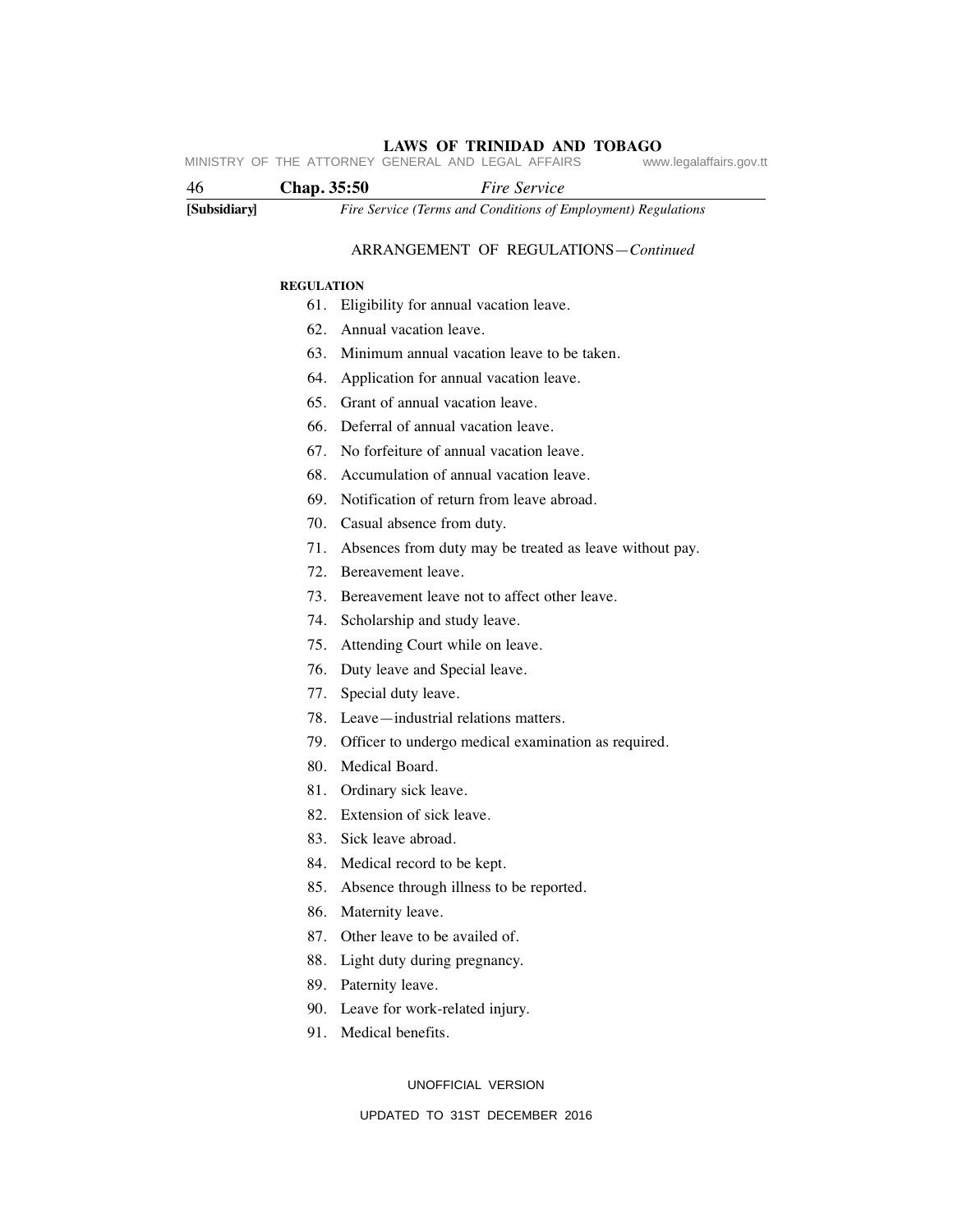ARRANGEMENT OF REGULATIONS—*Continued*

**REGULATION**

61. Eligibility for annual vacation leave.
62. Annual vacation leave.
63. Minimum annual vacation leave to be taken.
64. Application for annual vacation leave.
65. Grant of annual vacation leave.
66. Deferral of annual vacation leave.
67. No forfeiture of annual vacation leave.
68. Accumulation of annual vacation leave.
69. Notification of return from leave abroad.
70. Casual absence from duty.
71. Absences from duty may be treated as leave without pay.
72. Bereavement leave.
73. Bereavement leave not to affect other leave.
74. Scholarship and study leave.
75. Attending Court while on leave.
76. Duty leave and Special leave.
77. Special duty leave.
78. Leave—industrial relations matters.
79. Officer to undergo medical examination as required.
80. Medical Board.
81. Ordinary sick leave.
82. Extension of sick leave.
83. Sick leave abroad.
84. Medical record to be kept.
85. Absence through illness to be reported.
86. Maternity leave.
87. Other leave to be availed of.
88. Light duty during pregnancy.
89. Paternity leave.
90. Leave for work-related injury.
91. Medical benefits.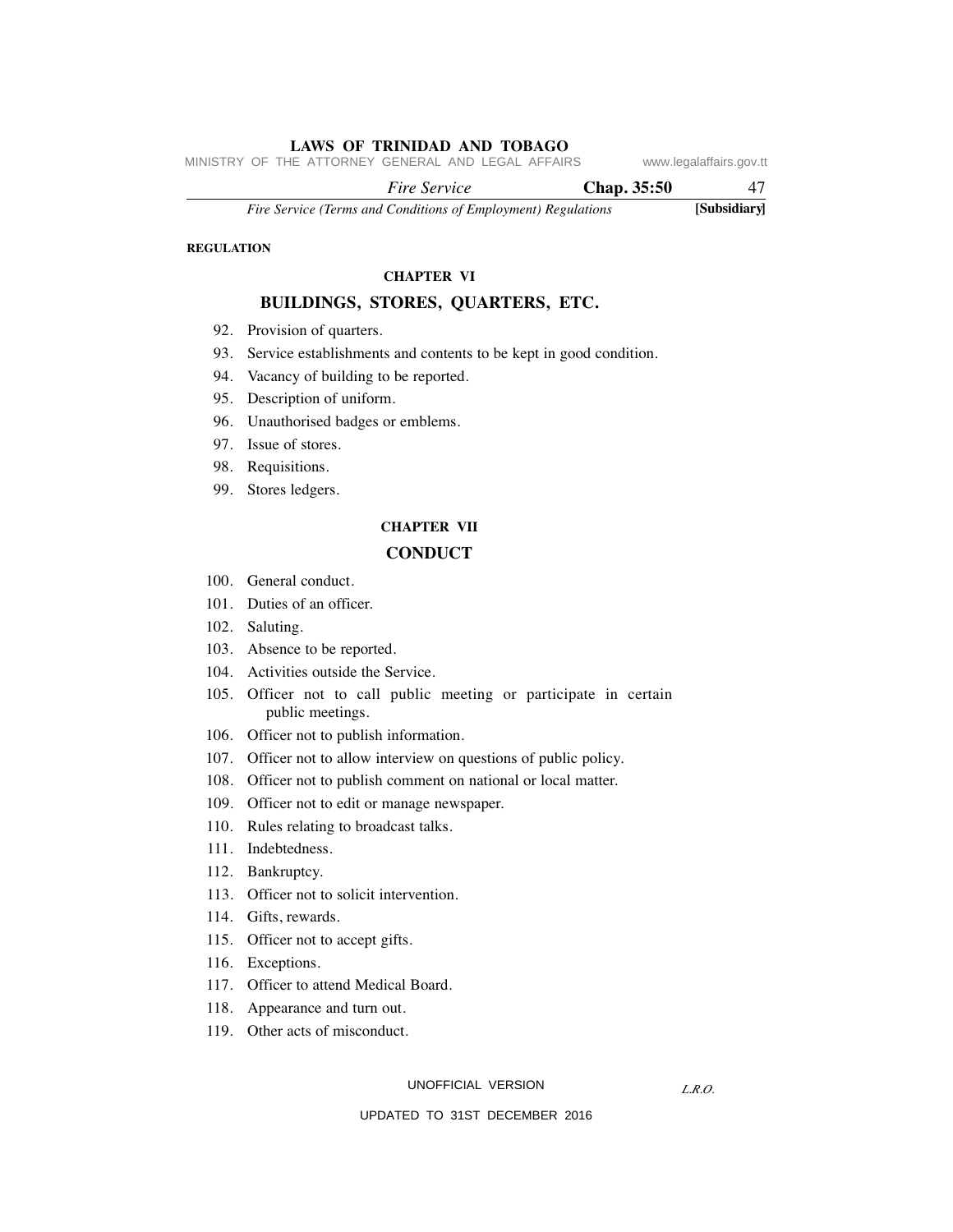**REGULATION**

## CHAPTER VI

## BUILDINGS, STORES, QUARTERS, ETC.

92. Provision of quarters.
93. Service establishments and contents to be kept in good condition.
94. Vacancy of building to be reported.
95. Description of uniform.
96. Unauthorised badges or emblems.
97. Issue of stores.
98. Requisitions.
99. Stores ledgers.

## CHAPTER VII

## CONDUCT

100. General conduct.
101. Duties of an officer.
102. Saluting.
103. Absence to be reported.
104. Activities outside the Service.
105. Officer not to call public meeting or participate in certain public meetings.
106. Officer not to publish information.
107. Officer not to allow interview on questions of public policy.
108. Officer not to publish comment on national or local matter.
109. Officer not to edit or manage newspaper.
110. Rules relating to broadcast talks.
111. Indebtedness.
112. Bankruptcy.
113. Officer not to solicit intervention.
114. Gifts, rewards.
115. Officer not to accept gifts.
116. Exceptions.
117. Officer to attend Medical Board.
118. Appearance and turn out.
119. Other acts of misconduct.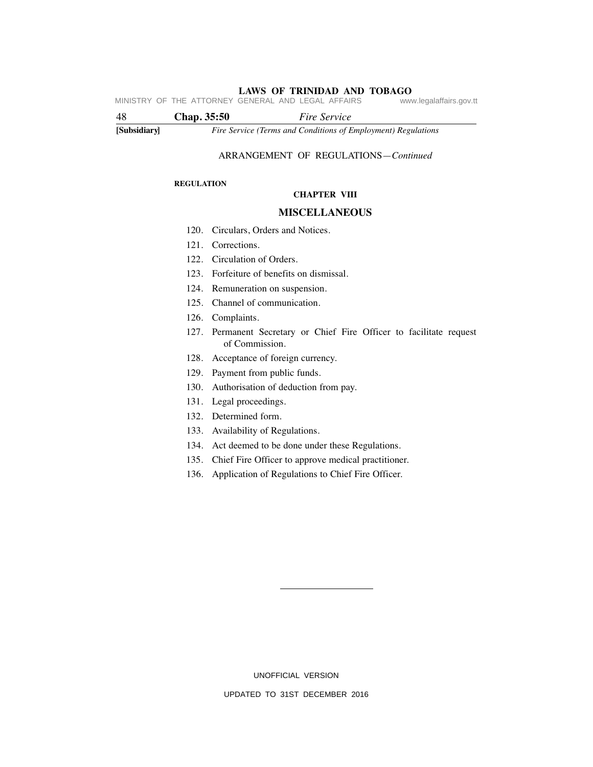ARRANGEMENT OF REGULATIONS—*Continued*

REGULATION

## CHAPTER VIII

## MISCELLANEOUS

120. Circulars, Orders and Notices.
121. Corrections.
122. Circulation of Orders.
123. Forfeiture of benefits on dismissal.
124. Remuneration on suspension.
125. Channel of communication.
126. Complaints.
127. Permanent Secretary or Chief Fire Officer to facilitate request of Commission.
128. Acceptance of foreign currency.
129. Payment from public funds.
130. Authorisation of deduction from pay.
131. Legal proceedings.
132. Determined form.
133. Availability of Regulations.
134. Act deemed to be done under these Regulations.
135. Chief Fire Officer to approve medical practitioner.
136. Application of Regulations to Chief Fire Officer.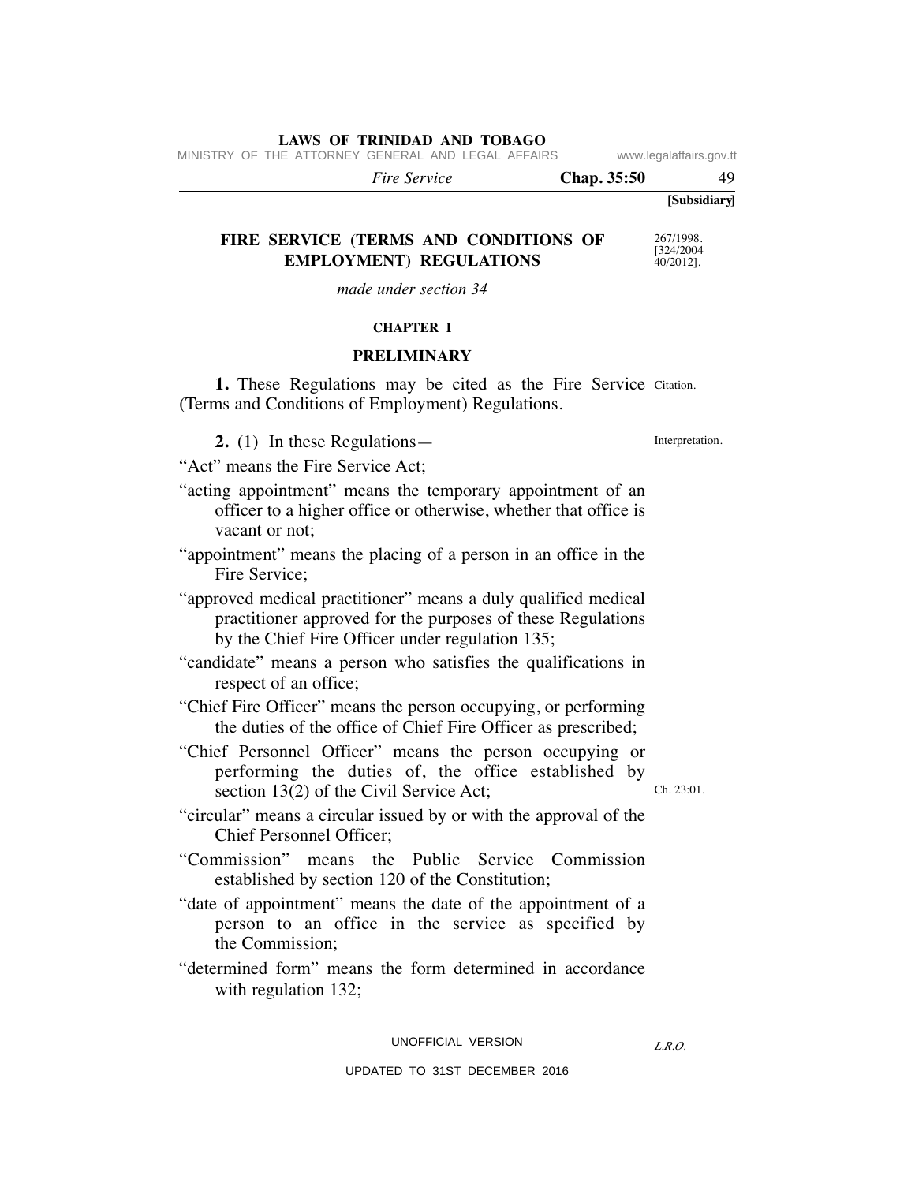**[Subsidiary]**

# FIRE SERVICE (TERMS AND CONDITIONS OF EMPLOYMENT) REGULATIONS

267/1998.
[324/2004
40/2012].

*made under section 34*

## CHAPTER I

## PRELIMINARY

Citation.

**1.** These Regulations may be cited as the Fire Service (Terms and Conditions of Employment) Regulations.

Interpretation.

**2.** (1) In these Regulations—

"Act" means the Fire Service Act;

"acting appointment" means the temporary appointment of an officer to a higher office or otherwise, whether that office is vacant or not;

"appointment" means the placing of a person in an office in the Fire Service;

"approved medical practitioner" means a duly qualified medical practitioner approved for the purposes of these Regulations by the Chief Fire Officer under regulation 135;

"candidate" means a person who satisfies the qualifications in respect of an office;

"Chief Fire Officer" means the person occupying, or performing the duties of the office of Chief Fire Officer as prescribed;

"Chief Personnel Officer" means the person occupying or performing the duties of, the office established by section 13(2) of the Civil Service Act;

Ch. 23:01.

"circular" means a circular issued by or with the approval of the Chief Personnel Officer;

"Commission" means the Public Service Commission established by section 120 of the Constitution;

"date of appointment" means the date of the appointment of a person to an office in the service as specified by the Commission;

"determined form" means the form determined in accordance with regulation 132;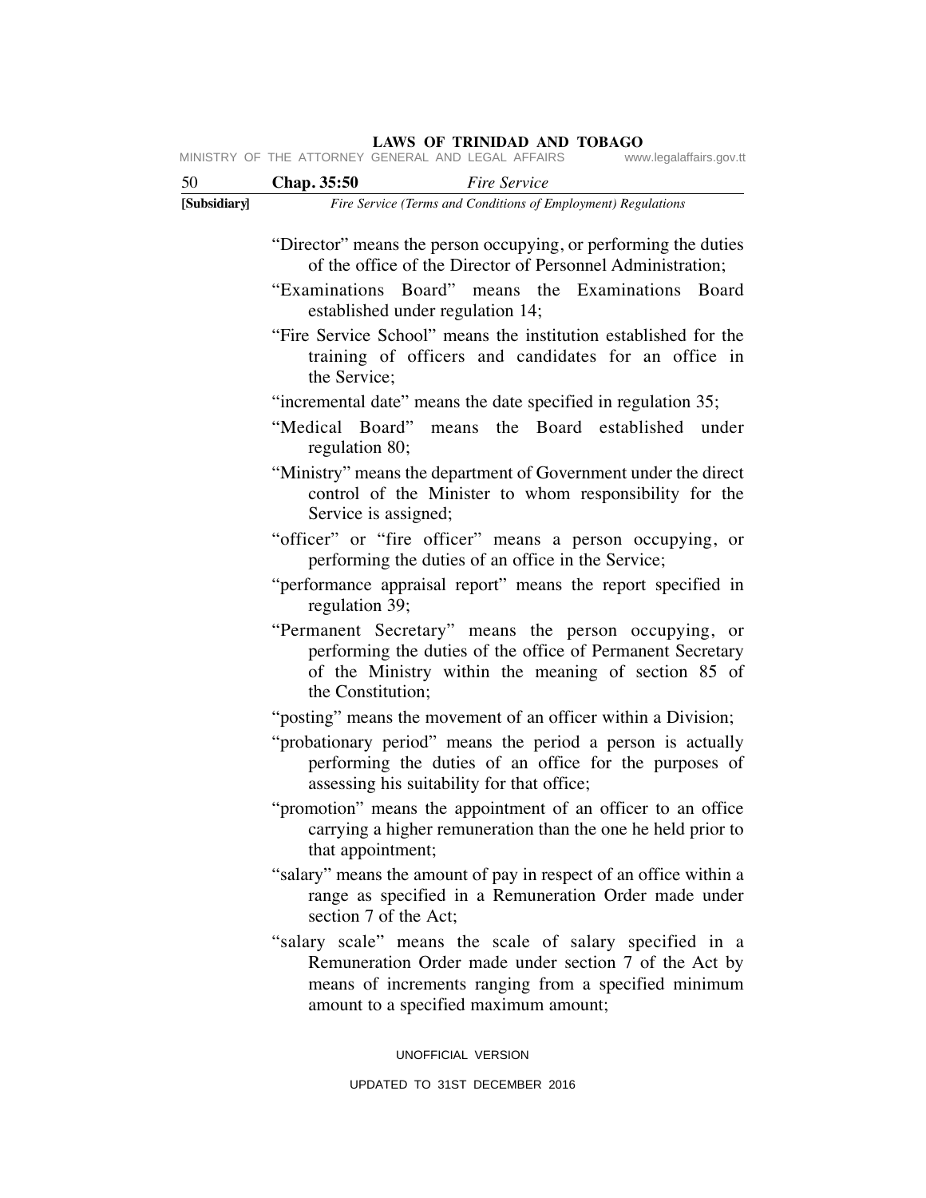"Director" means the person occupying, or performing the duties of the office of the Director of Personnel Administration;

"Examinations Board" means the Examinations Board established under regulation 14;

"Fire Service School" means the institution established for the training of officers and candidates for an office in the Service;

"incremental date" means the date specified in regulation 35;

"Medical Board" means the Board established under regulation 80;

"Ministry" means the department of Government under the direct control of the Minister to whom responsibility for the Service is assigned;

"officer" or "fire officer" means a person occupying, or performing the duties of an office in the Service;

"performance appraisal report" means the report specified in regulation 39;

"Permanent Secretary" means the person occupying, or performing the duties of the office of Permanent Secretary of the Ministry within the meaning of section 85 of the Constitution;

"posting" means the movement of an officer within a Division;

"probationary period" means the period a person is actually performing the duties of an office for the purposes of assessing his suitability for that office;

"promotion" means the appointment of an officer to an office carrying a higher remuneration than the one he held prior to that appointment;

"salary" means the amount of pay in respect of an office within a range as specified in a Remuneration Order made under section 7 of the Act;

"salary scale" means the scale of salary specified in a Remuneration Order made under section 7 of the Act by means of increments ranging from a specified minimum amount to a specified maximum amount;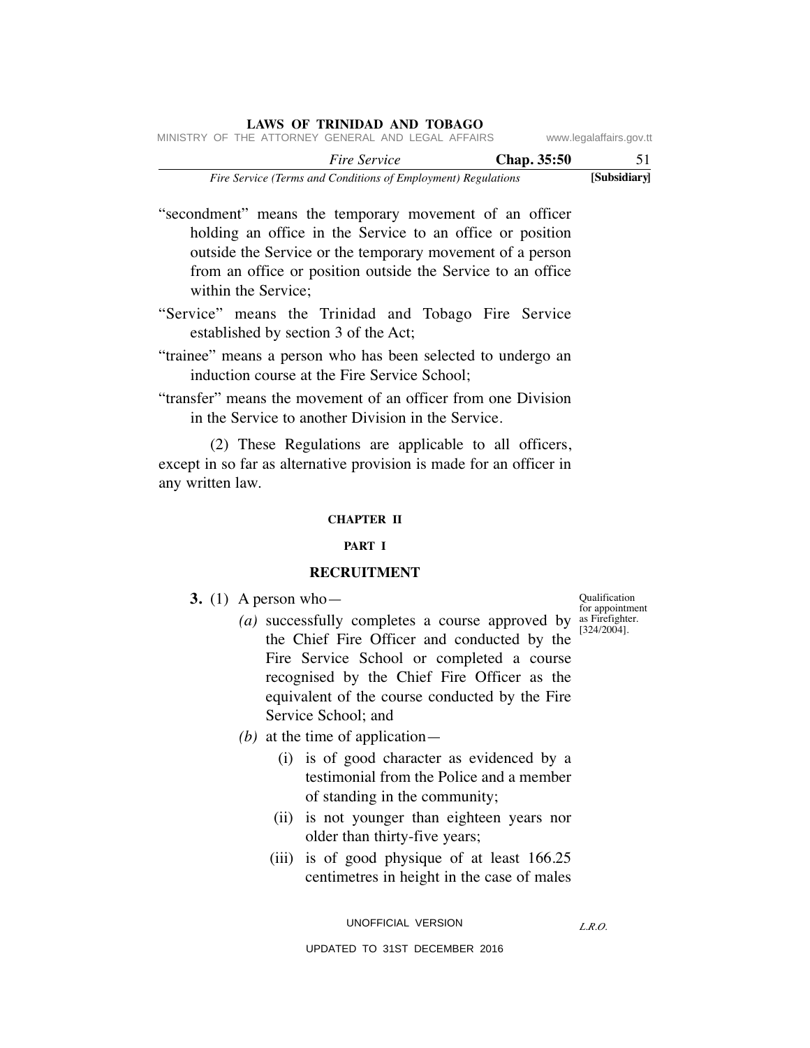"secondment" means the temporary movement of an officer holding an office in the Service to an office or position outside the Service or the temporary movement of a person from an office or position outside the Service to an office within the Service;

"Service" means the Trinidad and Tobago Fire Service established by section 3 of the Act;

"trainee" means a person who has been selected to undergo an induction course at the Fire Service School;

"transfer" means the movement of an officer from one Division in the Service to another Division in the Service.

(2) These Regulations are applicable to all officers, except in so far as alternative provision is made for an officer in any written law.

**CHAPTER II**

**PART I**

## RECRUITMENT

Qualification for appointment as Firefighter. [324/2004].

**3.** (1) A person who—

*(a)* successfully completes a course approved by the Chief Fire Officer and conducted by the Fire Service School or completed a course recognised by the Chief Fire Officer as the equivalent of the course conducted by the Fire Service School; and

*(b)* at the time of application—

(i) is of good character as evidenced by a testimonial from the Police and a member of standing in the community;

(ii) is not younger than eighteen years nor older than thirty-five years;

(iii) is of good physique of at least 166.25 centimetres in height in the case of males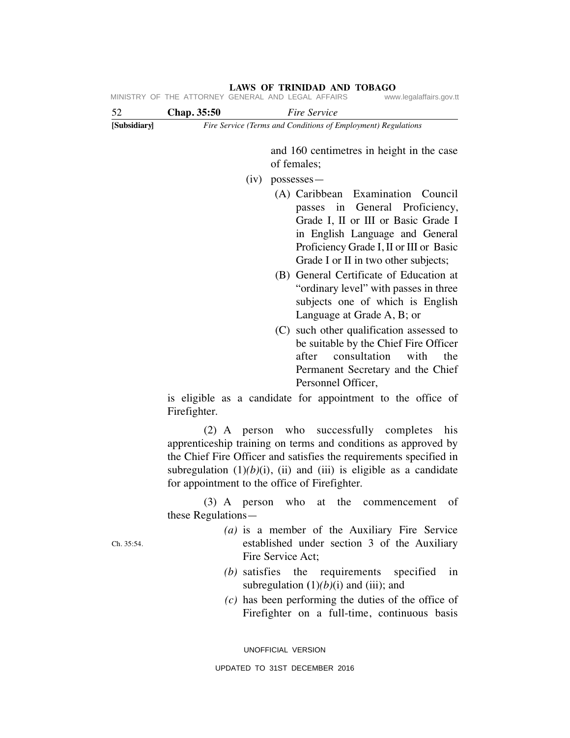and 160 centimetres in height in the case of females;

(iv) possesses—

(A) Caribbean Examination Council passes in General Proficiency, Grade I, II or III or Basic Grade I in English Language and General Proficiency Grade I, II or III or Basic Grade I or II in two other subjects;

(B) General Certificate of Education at "ordinary level" with passes in three subjects one of which is English Language at Grade A, B; or

(C) such other qualification assessed to be suitable by the Chief Fire Officer after consultation with the Permanent Secretary and the Chief Personnel Officer,

is eligible as a candidate for appointment to the office of Firefighter.

(2) A person who successfully completes his apprenticeship training on terms and conditions as approved by the Chief Fire Officer and satisfies the requirements specified in subregulation (1)*(b)*(i), (ii) and (iii) is eligible as a candidate for appointment to the office of Firefighter.

(3) A person who at the commencement of these Regulations—

*(a)* is a member of the Auxiliary Fire Service established under section 3 of the Auxiliary Fire Service Act; Ch. 35:54.

*(b)* satisfies the requirements specified in subregulation (1)*(b)*(i) and (iii); and

*(c)* has been performing the duties of the office of Firefighter on a full-time, continuous basis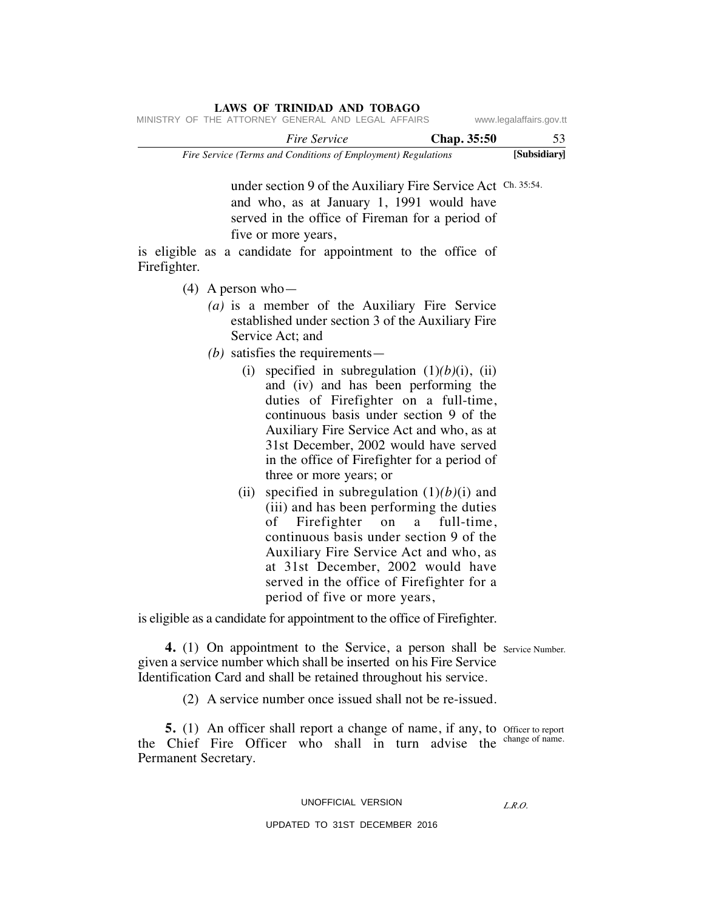under section 9 of the Auxiliary Fire Service Act and who, as at January 1, 1991 would have served in the office of Fireman for a period of five or more years, Ch. 35:54.

is eligible as a candidate for appointment to the office of Firefighter.

(4) A person who—

*(a)* is a member of the Auxiliary Fire Service established under section 3 of the Auxiliary Fire Service Act; and

*(b)* satisfies the requirements—

(i) specified in subregulation (1)*(b)*(i), (ii) and (iv) and has been performing the duties of Firefighter on a full-time, continuous basis under section 9 of the Auxiliary Fire Service Act and who, as at 31st December, 2002 would have served in the office of Firefighter for a period of three or more years; or

(ii) specified in subregulation (1)*(b)*(i) and (iii) and has been performing the duties of Firefighter on a full-time, continuous basis under section 9 of the Auxiliary Fire Service Act and who, as at 31st December, 2002 would have served in the office of Firefighter for a period of five or more years,

is eligible as a candidate for appointment to the office of Firefighter.

Service Number.

**4.** (1) On appointment to the Service, a person shall be given a service number which shall be inserted on his Fire Service Identification Card and shall be retained throughout his service.

(2) A service number once issued shall not be re-issued.

Officer to report change of name.

**5.** (1) An officer shall report a change of name, if any, to the Chief Fire Officer who shall in turn advise the Permanent Secretary.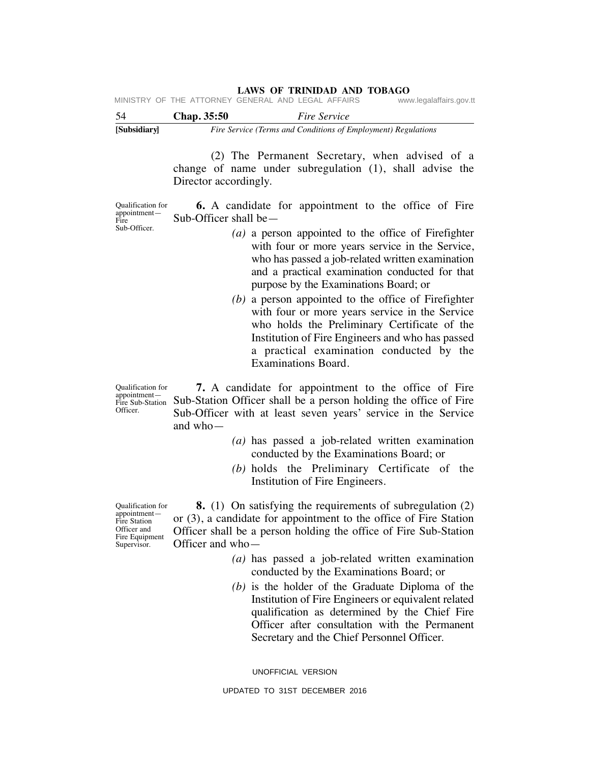(2) The Permanent Secretary, when advised of a change of name under subregulation (1), shall advise the Director accordingly.

Qualification for appointment—Fire Sub-Officer.

**6.** A candidate for appointment to the office of Fire Sub-Officer shall be—

*(a)* a person appointed to the office of Firefighter with four or more years service in the Service, who has passed a job-related written examination and a practical examination conducted for that purpose by the Examinations Board; or

*(b)* a person appointed to the office of Firefighter with four or more years service in the Service who holds the Preliminary Certificate of the Institution of Fire Engineers and who has passed a practical examination conducted by the Examinations Board.

Qualification for appointment—Fire Sub-Station Officer.

**7.** A candidate for appointment to the office of Fire Sub-Station Officer shall be a person holding the office of Fire Sub-Officer with at least seven years' service in the Service and who—

*(a)* has passed a job-related written examination conducted by the Examinations Board; or

*(b)* holds the Preliminary Certificate of the Institution of Fire Engineers.

Qualification for appointment—Fire Station Officer and Fire Equipment Supervisor.

**8.** (1) On satisfying the requirements of subregulation (2) or (3), a candidate for appointment to the office of Fire Station Officer shall be a person holding the office of Fire Sub-Station Officer and who—

*(a)* has passed a job-related written examination conducted by the Examinations Board; or

*(b)* is the holder of the Graduate Diploma of the Institution of Fire Engineers or equivalent related qualification as determined by the Chief Fire Officer after consultation with the Permanent Secretary and the Chief Personnel Officer.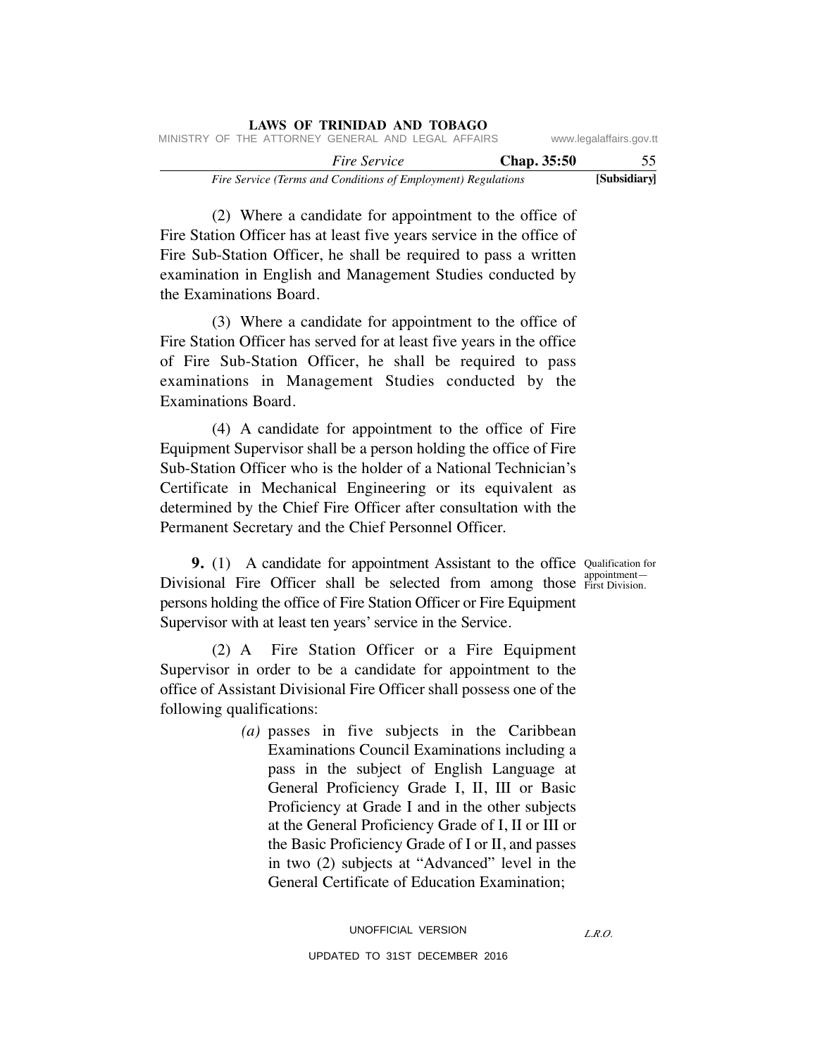(2) Where a candidate for appointment to the office of Fire Station Officer has at least five years service in the office of Fire Sub-Station Officer, he shall be required to pass a written examination in English and Management Studies conducted by the Examinations Board.

(3) Where a candidate for appointment to the office of Fire Station Officer has served for at least five years in the office of Fire Sub-Station Officer, he shall be required to pass examinations in Management Studies conducted by the Examinations Board.

(4) A candidate for appointment to the office of Fire Equipment Supervisor shall be a person holding the office of Fire Sub-Station Officer who is the holder of a National Technician's Certificate in Mechanical Engineering or its equivalent as determined by the Chief Fire Officer after consultation with the Permanent Secretary and the Chief Personnel Officer.

Qualification for appointment— First Division.

**9.** (1) A candidate for appointment Assistant to the office Divisional Fire Officer shall be selected from among those persons holding the office of Fire Station Officer or Fire Equipment Supervisor with at least ten years' service in the Service.

(2) A Fire Station Officer or a Fire Equipment Supervisor in order to be a candidate for appointment to the office of Assistant Divisional Fire Officer shall possess one of the following qualifications:

*(a)* passes in five subjects in the Caribbean Examinations Council Examinations including a pass in the subject of English Language at General Proficiency Grade I, II, III or Basic Proficiency at Grade I and in the other subjects at the General Proficiency Grade of I, II or III or the Basic Proficiency Grade of I or II, and passes in two (2) subjects at "Advanced" level in the General Certificate of Education Examination;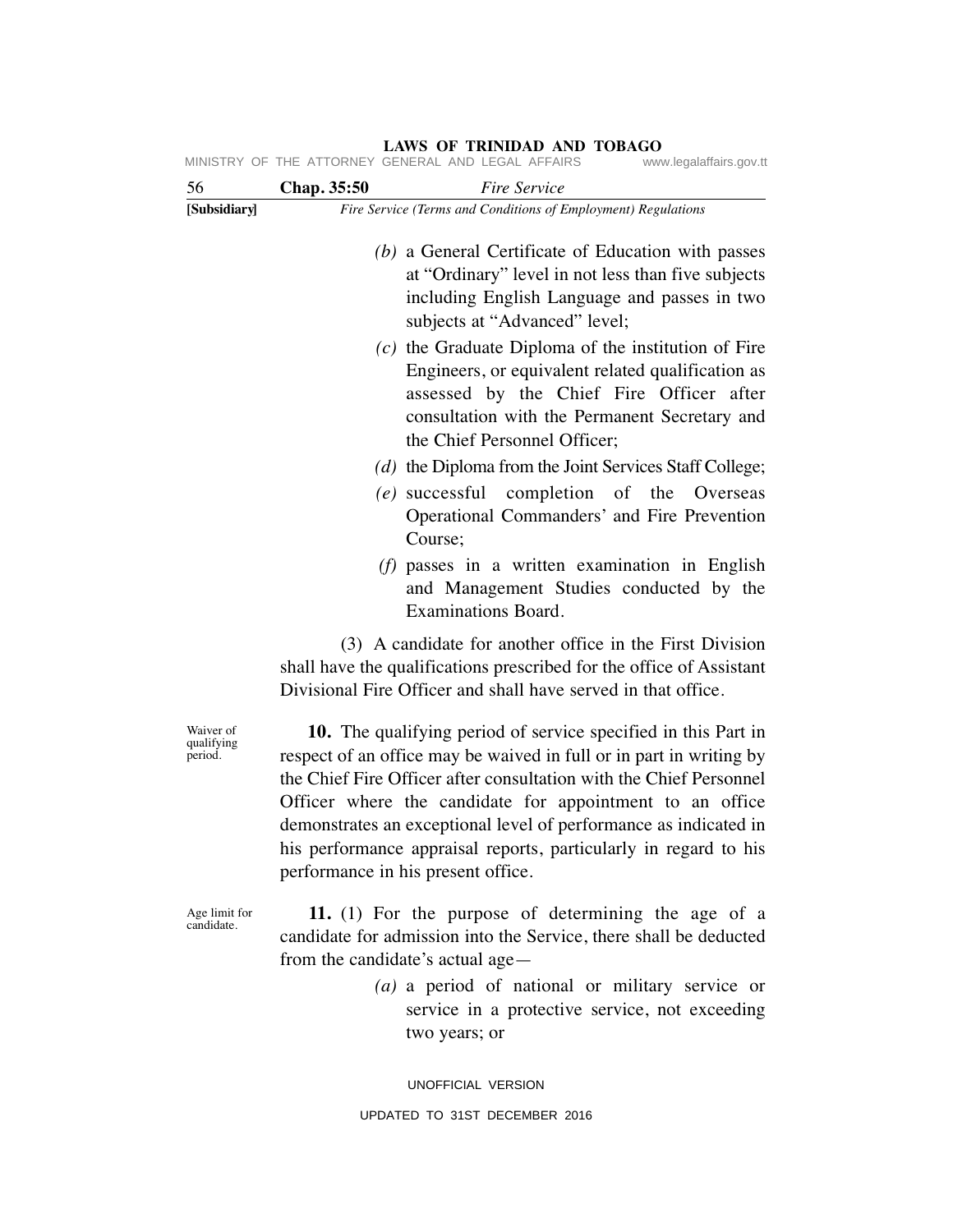(b) a General Certificate of Education with passes at "Ordinary" level in not less than five subjects including English Language and passes in two subjects at "Advanced" level;

(c) the Graduate Diploma of the institution of Fire Engineers, or equivalent related qualification as assessed by the Chief Fire Officer after consultation with the Permanent Secretary and the Chief Personnel Officer;

(d) the Diploma from the Joint Services Staff College;

(e) successful completion of the Overseas Operational Commanders' and Fire Prevention Course;

(f) passes in a written examination in English and Management Studies conducted by the Examinations Board.

(3) A candidate for another office in the First Division shall have the qualifications prescribed for the office of Assistant Divisional Fire Officer and shall have served in that office.

Waiver of qualifying period.

**10.** The qualifying period of service specified in this Part in respect of an office may be waived in full or in part in writing by the Chief Fire Officer after consultation with the Chief Personnel Officer where the candidate for appointment to an office demonstrates an exceptional level of performance as indicated in his performance appraisal reports, particularly in regard to his performance in his present office.

Age limit for candidate.

**11.** (1) For the purpose of determining the age of a candidate for admission into the Service, there shall be deducted from the candidate's actual age—

(a) a period of national or military service or service in a protective service, not exceeding two years; or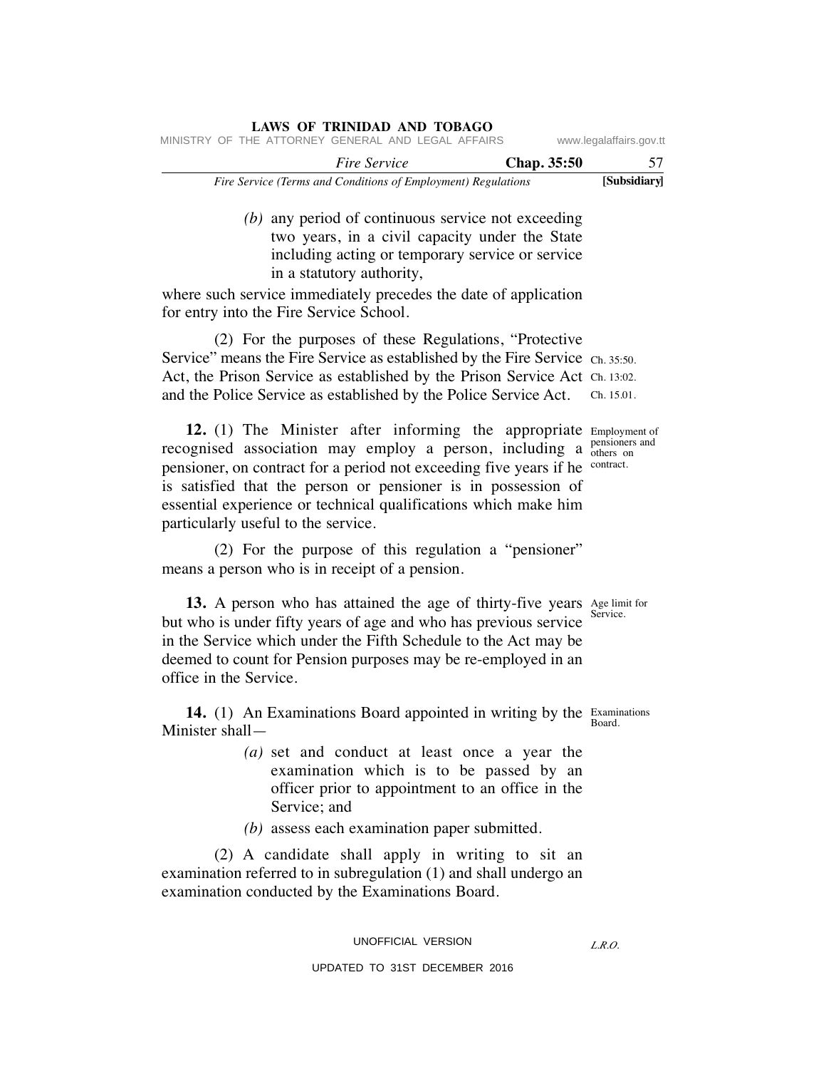(b) any period of continuous service not exceeding two years, in a civil capacity under the State including acting or temporary service or service in a statutory authority,

where such service immediately precedes the date of application for entry into the Fire Service School.

(2) For the purposes of these Regulations, "Protective Service" means the Fire Service as established by the Fire Service Act, the Prison Service as established by the Prison Service Act and the Police Service as established by the Police Service Act. Ch. 35:50. Ch. 13:02. Ch. 15.01.

Employment of pensioners and others on contract.

**12.** (1) The Minister after informing the appropriate recognised association may employ a person, including a pensioner, on contract for a period not exceeding five years if he is satisfied that the person or pensioner is in possession of essential experience or technical qualifications which make him particularly useful to the service.

(2) For the purpose of this regulation a "pensioner" means a person who is in receipt of a pension.

Age limit for Service.

**13.** A person who has attained the age of thirty-five years but who is under fifty years of age and who has previous service in the Service which under the Fifth Schedule to the Act may be deemed to count for Pension purposes may be re-employed in an office in the Service.

Examinations Board.

**14.** (1) An Examinations Board appointed in writing by the Minister shall—

(a) set and conduct at least once a year the examination which is to be passed by an officer prior to appointment to an office in the Service; and

(b) assess each examination paper submitted.

(2) A candidate shall apply in writing to sit an examination referred to in subregulation (1) and shall undergo an examination conducted by the Examinations Board.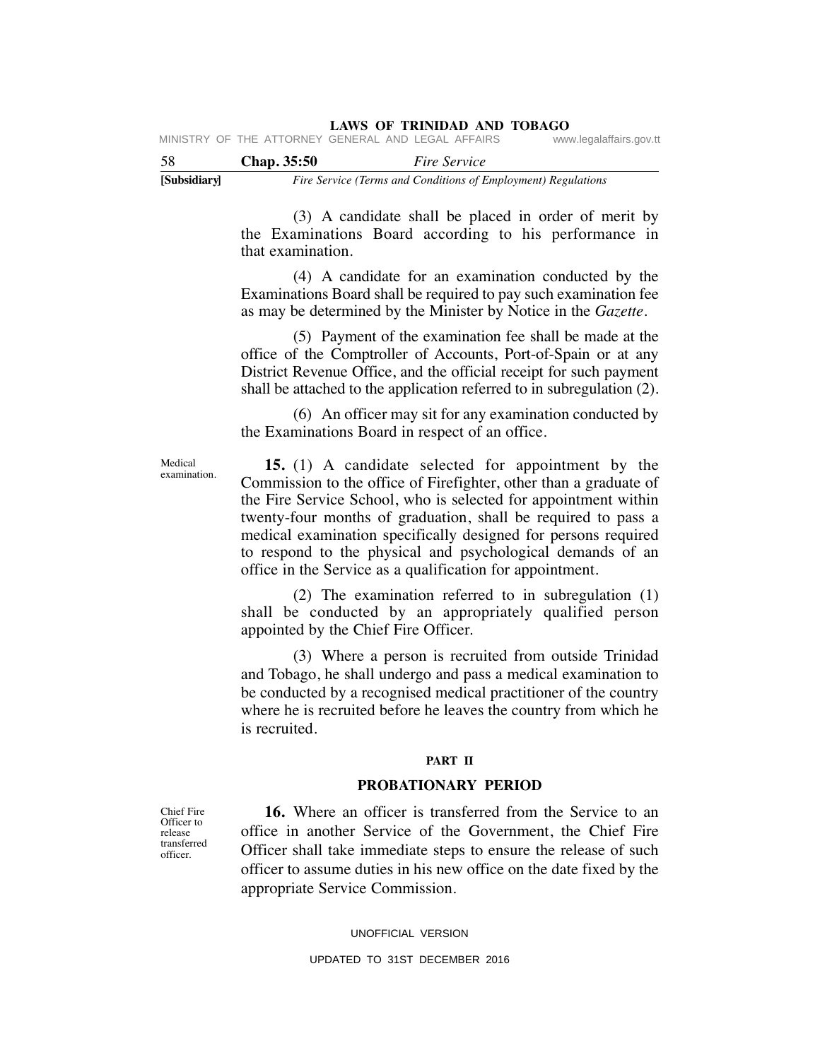(3) A candidate shall be placed in order of merit by the Examinations Board according to his performance in that examination.

(4) A candidate for an examination conducted by the Examinations Board shall be required to pay such examination fee as may be determined by the Minister by Notice in the *Gazette*.

(5) Payment of the examination fee shall be made at the office of the Comptroller of Accounts, Port-of-Spain or at any District Revenue Office, and the official receipt for such payment shall be attached to the application referred to in subregulation (2).

(6) An officer may sit for any examination conducted by the Examinations Board in respect of an office.

Medical examination.

**15.** (1) A candidate selected for appointment by the Commission to the office of Firefighter, other than a graduate of the Fire Service School, who is selected for appointment within twenty-four months of graduation, shall be required to pass a medical examination specifically designed for persons required to respond to the physical and psychological demands of an office in the Service as a qualification for appointment.

(2) The examination referred to in subregulation (1) shall be conducted by an appropriately qualified person appointed by the Chief Fire Officer.

(3) Where a person is recruited from outside Trinidad and Tobago, he shall undergo and pass a medical examination to be conducted by a recognised medical practitioner of the country where he is recruited before he leaves the country from which he is recruited.

## PART II

## PROBATIONARY PERIOD

Chief Fire Officer to release transferred officer.

**16.** Where an officer is transferred from the Service to an office in another Service of the Government, the Chief Fire Officer shall take immediate steps to ensure the release of such officer to assume duties in his new office on the date fixed by the appropriate Service Commission.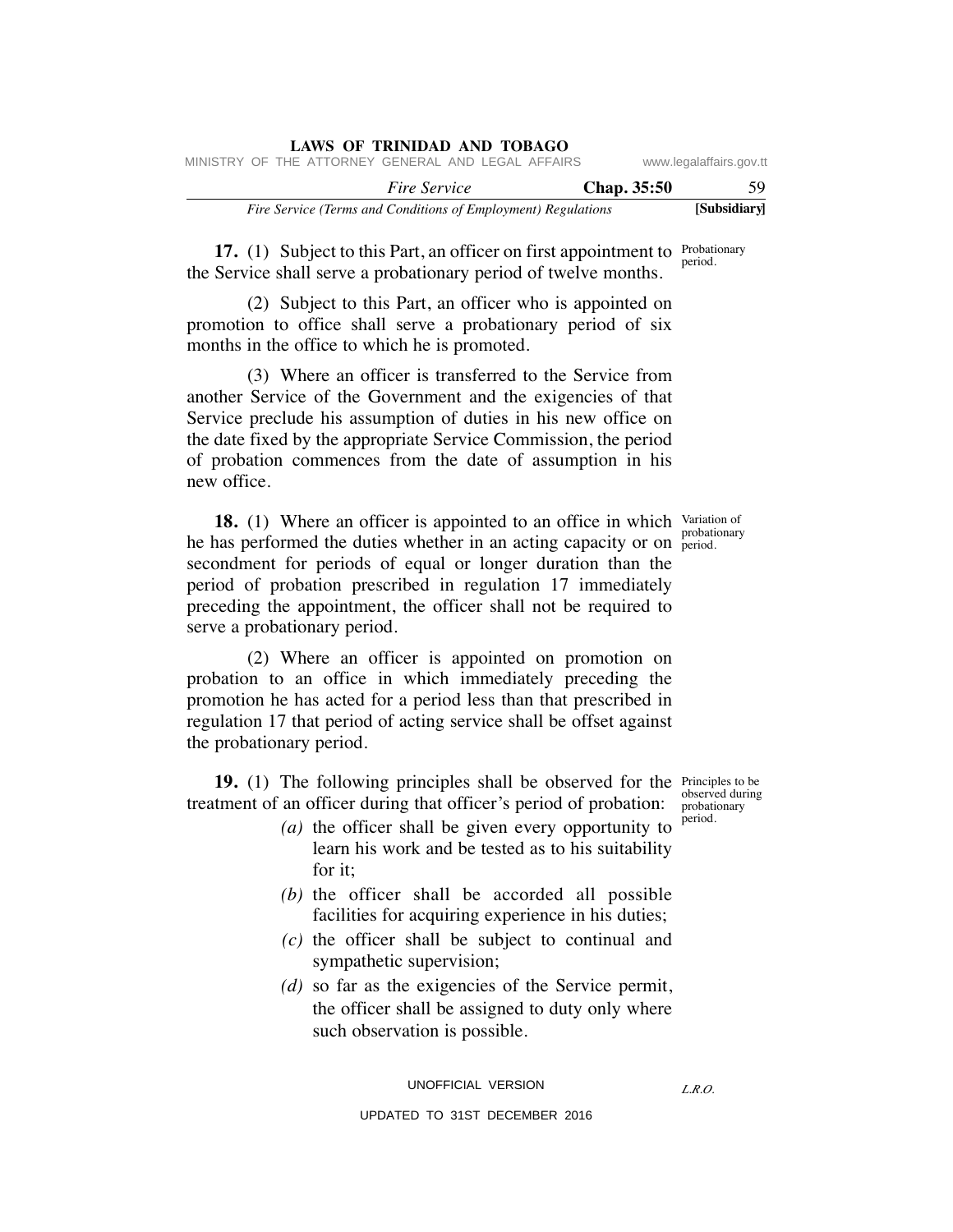**17.** (1) Subject to this Part, an officer on first appointment to the Service shall serve a probationary period of twelve months.

Probationary period.

(2) Subject to this Part, an officer who is appointed on promotion to office shall serve a probationary period of six months in the office to which he is promoted.

(3) Where an officer is transferred to the Service from another Service of the Government and the exigencies of that Service preclude his assumption of duties in his new office on the date fixed by the appropriate Service Commission, the period of probation commences from the date of assumption in his new office.

**18.** (1) Where an officer is appointed to an office in which he has performed the duties whether in an acting capacity or on secondment for periods of equal or longer duration than the period of probation prescribed in regulation 17 immediately preceding the appointment, the officer shall not be required to serve a probationary period.

Variation of probationary period.

(2) Where an officer is appointed on promotion on probation to an office in which immediately preceding the promotion he has acted for a period less than that prescribed in regulation 17 that period of acting service shall be offset against the probationary period.

**19.** (1) The following principles shall be observed for the treatment of an officer during that officer's period of probation:

Principles to be observed during probationary period.

*(a)* the officer shall be given every opportunity to learn his work and be tested as to his suitability for it;

*(b)* the officer shall be accorded all possible facilities for acquiring experience in his duties;

*(c)* the officer shall be subject to continual and sympathetic supervision;

*(d)* so far as the exigencies of the Service permit, the officer shall be assigned to duty only where such observation is possible.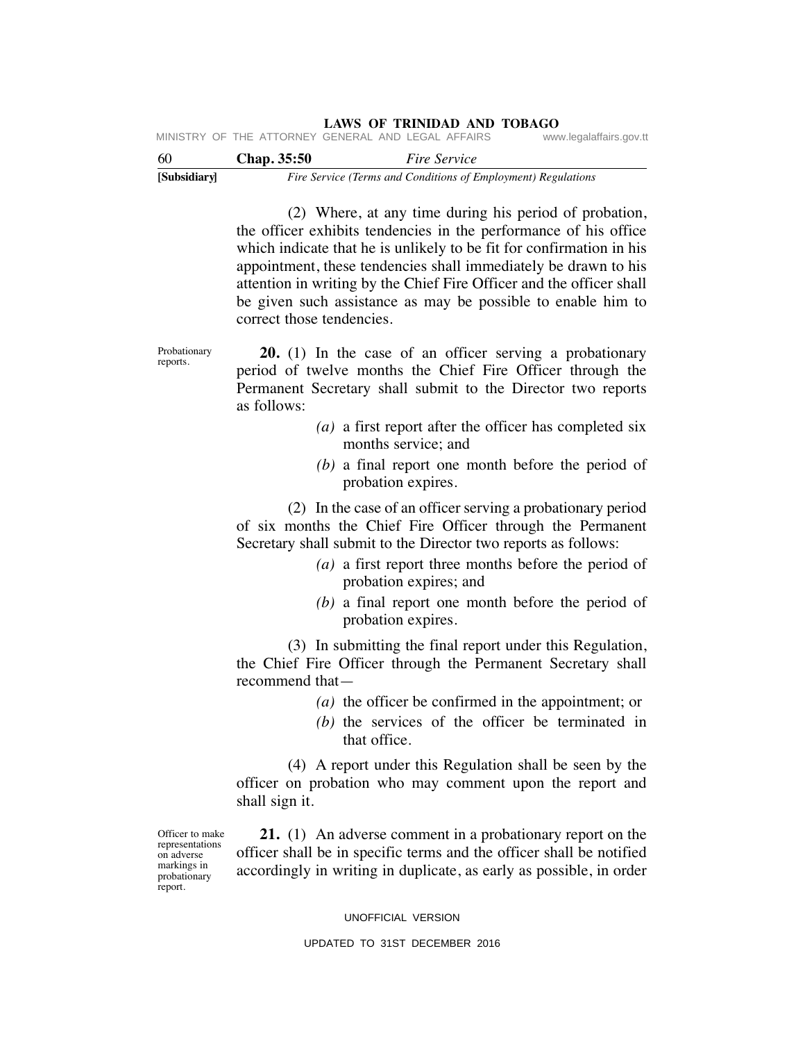(2) Where, at any time during his period of probation, the officer exhibits tendencies in the performance of his office which indicate that he is unlikely to be fit for confirmation in his appointment, these tendencies shall immediately be drawn to his attention in writing by the Chief Fire Officer and the officer shall be given such assistance as may be possible to enable him to correct those tendencies.

Probationary reports.

**20.** (1) In the case of an officer serving a probationary period of twelve months the Chief Fire Officer through the Permanent Secretary shall submit to the Director two reports as follows:

*(a)* a first report after the officer has completed six months service; and

*(b)* a final report one month before the period of probation expires.

(2) In the case of an officer serving a probationary period of six months the Chief Fire Officer through the Permanent Secretary shall submit to the Director two reports as follows:

*(a)* a first report three months before the period of probation expires; and

*(b)* a final report one month before the period of probation expires.

(3) In submitting the final report under this Regulation, the Chief Fire Officer through the Permanent Secretary shall recommend that—

*(a)* the officer be confirmed in the appointment; or

*(b)* the services of the officer be terminated in that office.

(4) A report under this Regulation shall be seen by the officer on probation who may comment upon the report and shall sign it.

Officer to make representations on adverse markings in probationary report.

**21.** (1) An adverse comment in a probationary report on the officer shall be in specific terms and the officer shall be notified accordingly in writing in duplicate, as early as possible, in order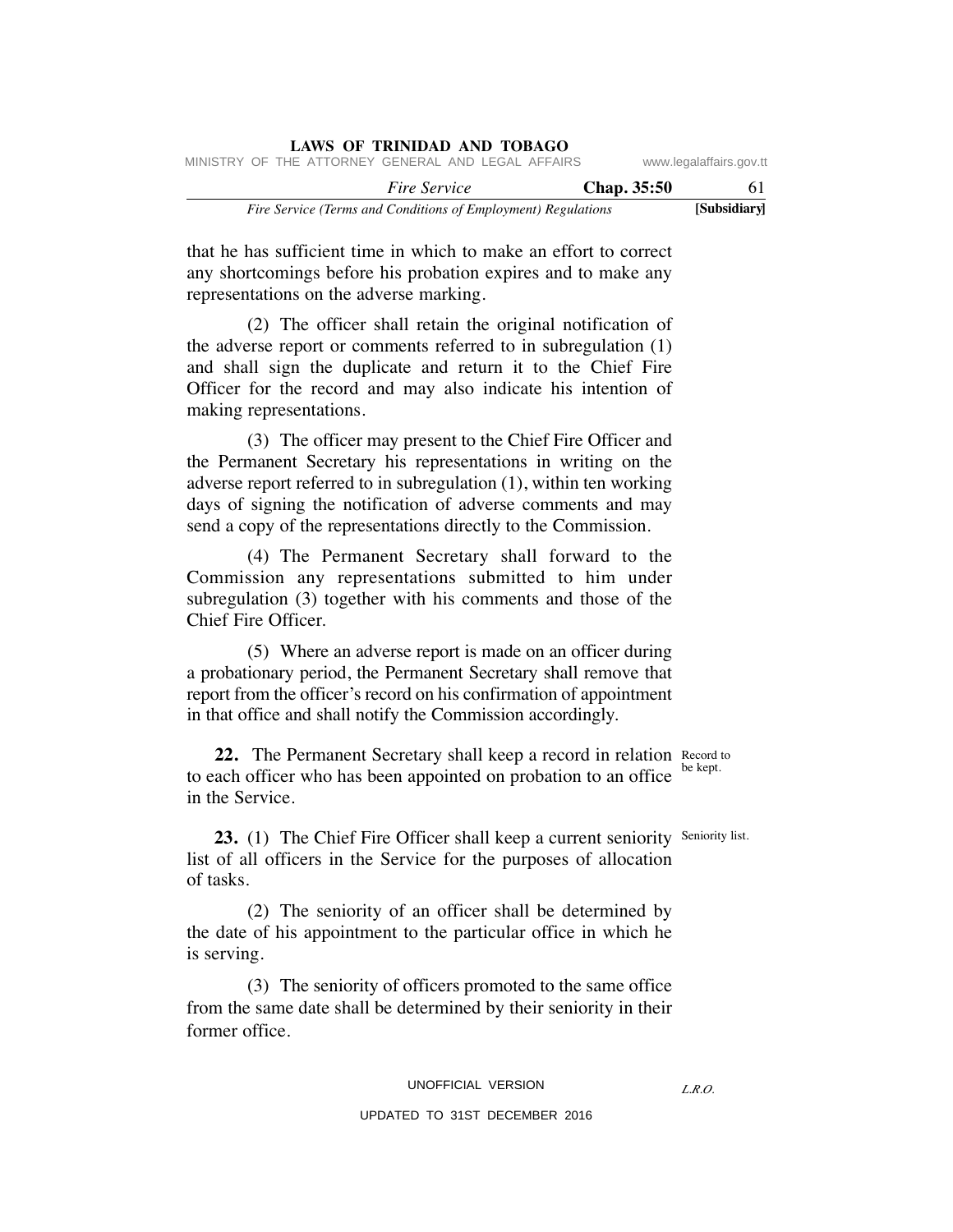that he has sufficient time in which to make an effort to correct any shortcomings before his probation expires and to make any representations on the adverse marking.

(2) The officer shall retain the original notification of the adverse report or comments referred to in subregulation (1) and shall sign the duplicate and return it to the Chief Fire Officer for the record and may also indicate his intention of making representations.

(3) The officer may present to the Chief Fire Officer and the Permanent Secretary his representations in writing on the adverse report referred to in subregulation (1), within ten working days of signing the notification of adverse comments and may send a copy of the representations directly to the Commission.

(4) The Permanent Secretary shall forward to the Commission any representations submitted to him under subregulation (3) together with his comments and those of the Chief Fire Officer.

(5) Where an adverse report is made on an officer during a probationary period, the Permanent Secretary shall remove that report from the officer's record on his confirmation of appointment in that office and shall notify the Commission accordingly.

Record to be kept.

**22.** The Permanent Secretary shall keep a record in relation to each officer who has been appointed on probation to an office in the Service.

Seniority list.

**23.** (1) The Chief Fire Officer shall keep a current seniority list of all officers in the Service for the purposes of allocation of tasks.

(2) The seniority of an officer shall be determined by the date of his appointment to the particular office in which he is serving.

(3) The seniority of officers promoted to the same office from the same date shall be determined by their seniority in their former office.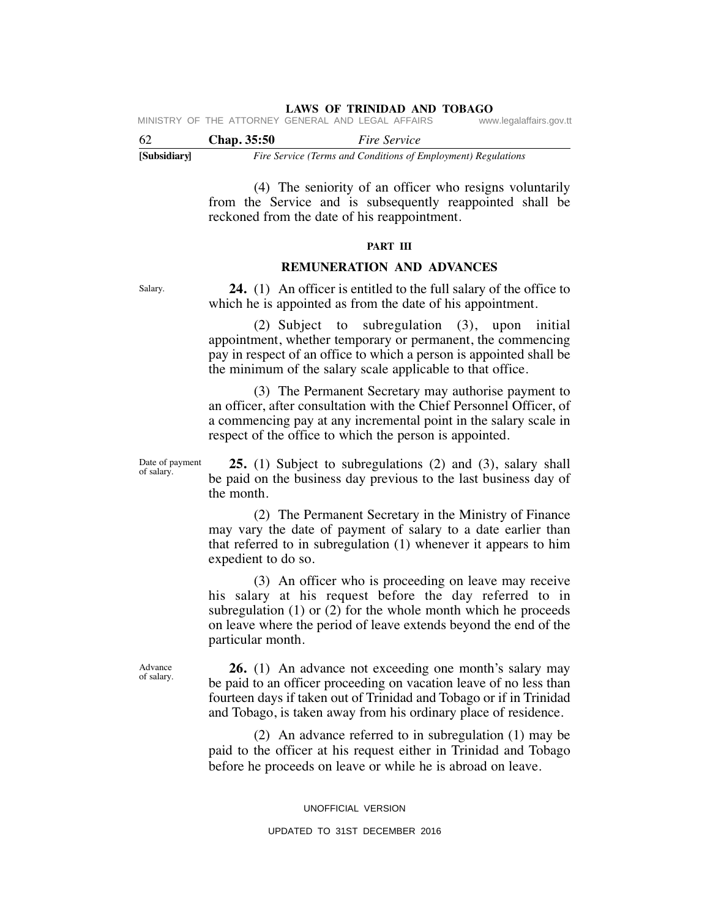(4) The seniority of an officer who resigns voluntarily from the Service and is subsequently reappointed shall be reckoned from the date of his reappointment.

## PART III

## REMUNERATION AND ADVANCES

Salary.

**24.** (1) An officer is entitled to the full salary of the office to which he is appointed as from the date of his appointment.

(2) Subject to subregulation (3), upon initial appointment, whether temporary or permanent, the commencing pay in respect of an office to which a person is appointed shall be the minimum of the salary scale applicable to that office.

(3) The Permanent Secretary may authorise payment to an officer, after consultation with the Chief Personnel Officer, of a commencing pay at any incremental point in the salary scale in respect of the office to which the person is appointed.

Date of payment of salary.

**25.** (1) Subject to subregulations (2) and (3), salary shall be paid on the business day previous to the last business day of the month.

(2) The Permanent Secretary in the Ministry of Finance may vary the date of payment of salary to a date earlier than that referred to in subregulation (1) whenever it appears to him expedient to do so.

(3) An officer who is proceeding on leave may receive his salary at his request before the day referred to in subregulation (1) or (2) for the whole month which he proceeds on leave where the period of leave extends beyond the end of the particular month.

Advance of salary.

**26.** (1) An advance not exceeding one month's salary may be paid to an officer proceeding on vacation leave of no less than fourteen days if taken out of Trinidad and Tobago or if in Trinidad and Tobago, is taken away from his ordinary place of residence.

(2) An advance referred to in subregulation (1) may be paid to the officer at his request either in Trinidad and Tobago before he proceeds on leave or while he is abroad on leave.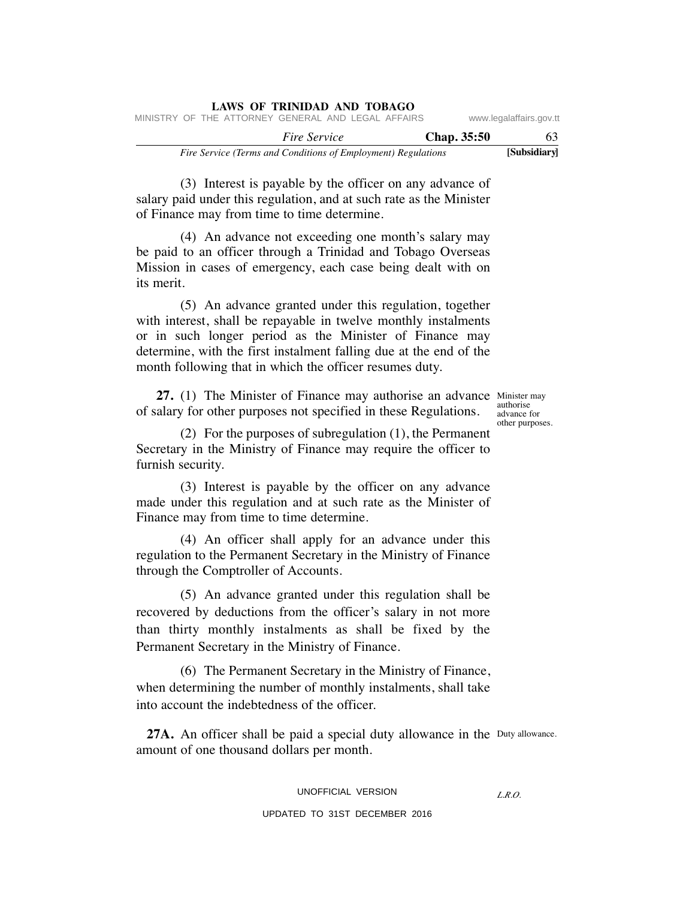(3) Interest is payable by the officer on any advance of salary paid under this regulation, and at such rate as the Minister of Finance may from time to time determine.

(4) An advance not exceeding one month's salary may be paid to an officer through a Trinidad and Tobago Overseas Mission in cases of emergency, each case being dealt with on its merit.

(5) An advance granted under this regulation, together with interest, shall be repayable in twelve monthly instalments or in such longer period as the Minister of Finance may determine, with the first instalment falling due at the end of the month following that in which the officer resumes duty.

*Minister may authorise advance for other purposes.*

**27.** (1) The Minister of Finance may authorise an advance of salary for other purposes not specified in these Regulations.

(2) For the purposes of subregulation (1), the Permanent Secretary in the Ministry of Finance may require the officer to furnish security.

(3) Interest is payable by the officer on any advance made under this regulation and at such rate as the Minister of Finance may from time to time determine.

(4) An officer shall apply for an advance under this regulation to the Permanent Secretary in the Ministry of Finance through the Comptroller of Accounts.

(5) An advance granted under this regulation shall be recovered by deductions from the officer's salary in not more than thirty monthly instalments as shall be fixed by the Permanent Secretary in the Ministry of Finance.

(6) The Permanent Secretary in the Ministry of Finance, when determining the number of monthly instalments, shall take into account the indebtedness of the officer.

*Duty allowance.*

**27A.** An officer shall be paid a special duty allowance in the amount of one thousand dollars per month.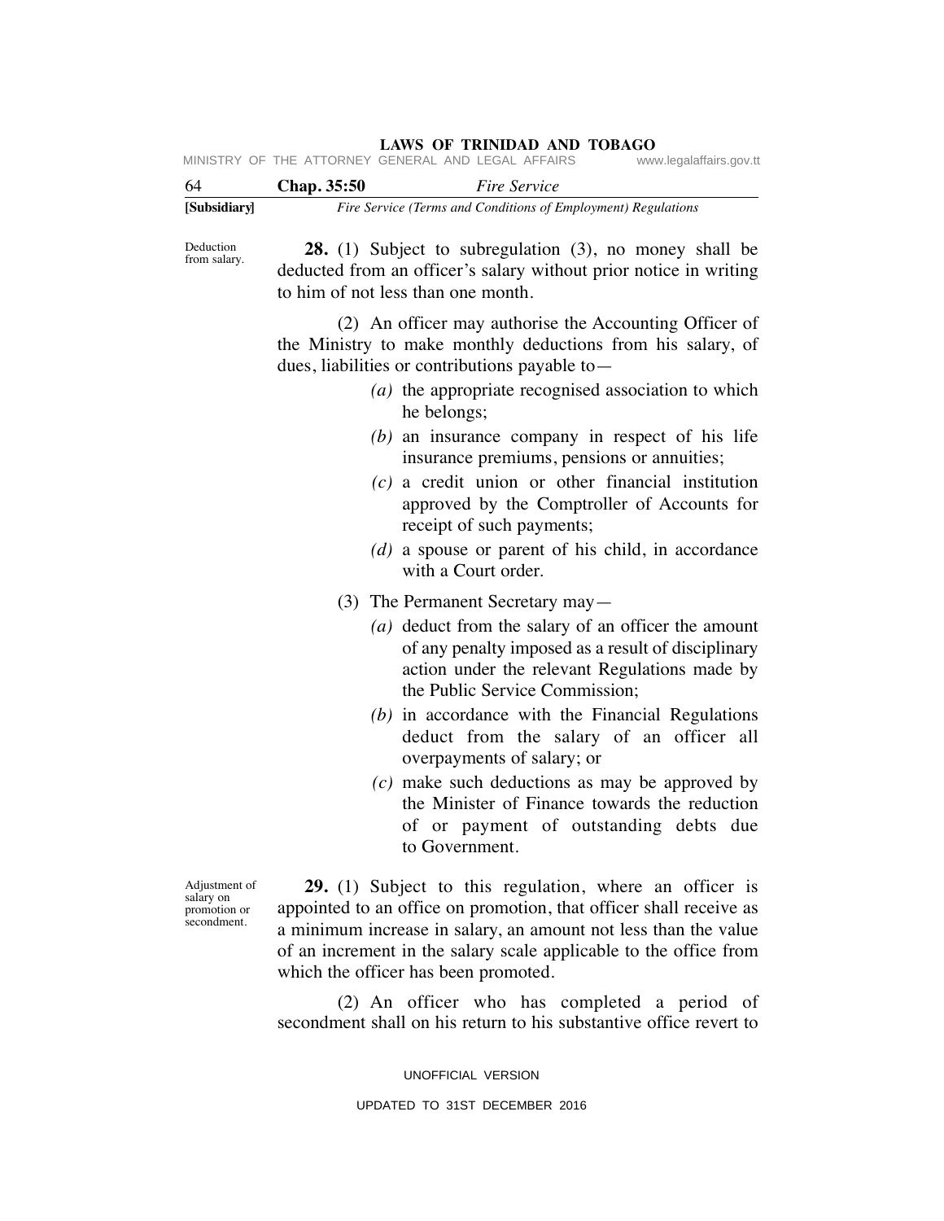Deduction from salary.

**28.** (1) Subject to subregulation (3), no money shall be deducted from an officer's salary without prior notice in writing to him of not less than one month.

(2) An officer may authorise the Accounting Officer of the Ministry to make monthly deductions from his salary, of dues, liabilities or contributions payable to—

*(a)* the appropriate recognised association to which he belongs;

*(b)* an insurance company in respect of his life insurance premiums, pensions or annuities;

*(c)* a credit union or other financial institution approved by the Comptroller of Accounts for receipt of such payments;

*(d)* a spouse or parent of his child, in accordance with a Court order.

(3) The Permanent Secretary may—

*(a)* deduct from the salary of an officer the amount of any penalty imposed as a result of disciplinary action under the relevant Regulations made by the Public Service Commission;

*(b)* in accordance with the Financial Regulations deduct from the salary of an officer all overpayments of salary; or

*(c)* make such deductions as may be approved by the Minister of Finance towards the reduction of or payment of outstanding debts due to Government.

Adjustment of salary on promotion or secondment.

**29.** (1) Subject to this regulation, where an officer is appointed to an office on promotion, that officer shall receive as a minimum increase in salary, an amount not less than the value of an increment in the salary scale applicable to the office from which the officer has been promoted.

(2) An officer who has completed a period of secondment shall on his return to his substantive office revert to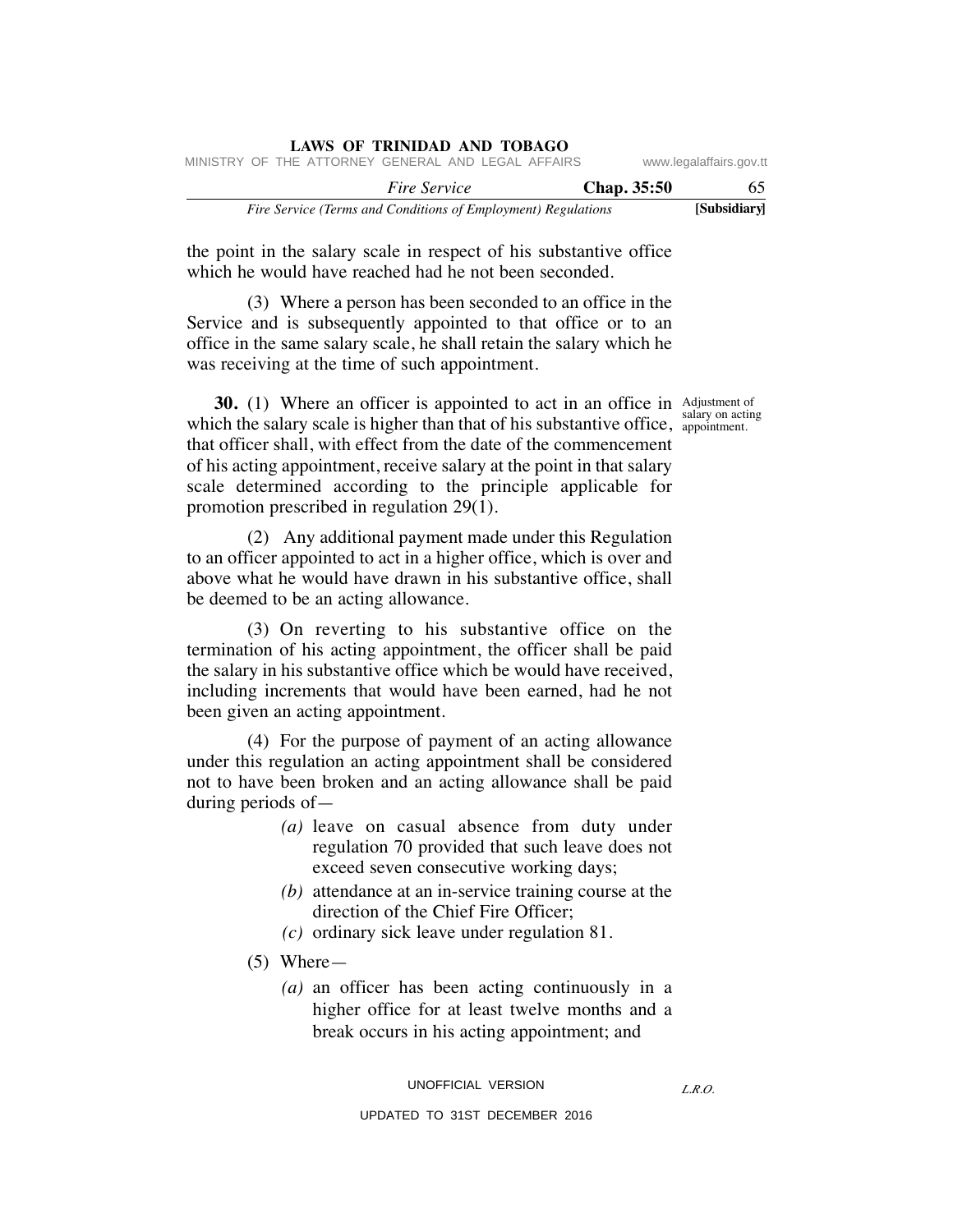the point in the salary scale in respect of his substantive office which he would have reached had he not been seconded.

(3) Where a person has been seconded to an office in the Service and is subsequently appointed to that office or to an office in the same salary scale, he shall retain the salary which he was receiving at the time of such appointment.

Adjustment of salary on acting appointment.

**30.** (1) Where an officer is appointed to act in an office in which the salary scale is higher than that of his substantive office, that officer shall, with effect from the date of the commencement of his acting appointment, receive salary at the point in that salary scale determined according to the principle applicable for promotion prescribed in regulation 29(1).

(2) Any additional payment made under this Regulation to an officer appointed to act in a higher office, which is over and above what he would have drawn in his substantive office, shall be deemed to be an acting allowance.

(3) On reverting to his substantive office on the termination of his acting appointment, the officer shall be paid the salary in his substantive office which be would have received, including increments that would have been earned, had he not been given an acting appointment.

(4) For the purpose of payment of an acting allowance under this regulation an acting appointment shall be considered not to have been broken and an acting allowance shall be paid during periods of—

*(a)* leave on casual absence from duty under regulation 70 provided that such leave does not exceed seven consecutive working days;

*(b)* attendance at an in-service training course at the direction of the Chief Fire Officer;

*(c)* ordinary sick leave under regulation 81.

(5) Where—

*(a)* an officer has been acting continuously in a higher office for at least twelve months and a break occurs in his acting appointment; and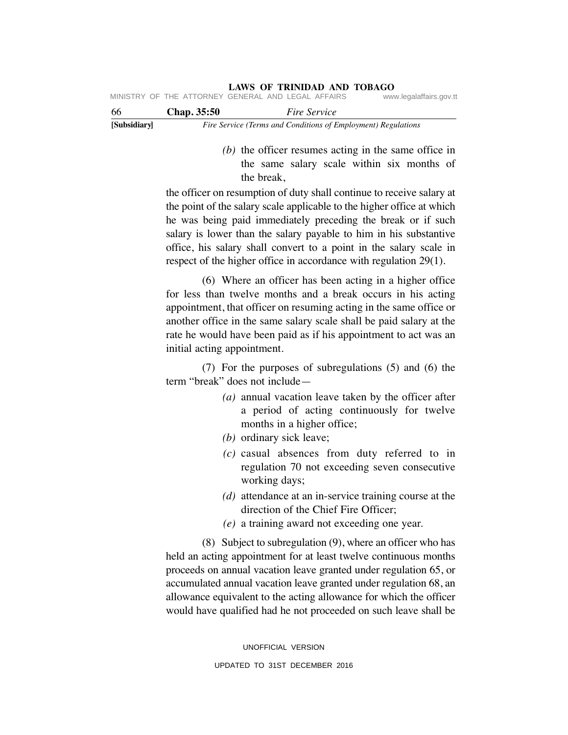*(b)* the officer resumes acting in the same office in the same salary scale within six months of the break,

the officer on resumption of duty shall continue to receive salary at the point of the salary scale applicable to the higher office at which he was being paid immediately preceding the break or if such salary is lower than the salary payable to him in his substantive office, his salary shall convert to a point in the salary scale in respect of the higher office in accordance with regulation 29(1).

(6) Where an officer has been acting in a higher office for less than twelve months and a break occurs in his acting appointment, that officer on resuming acting in the same office or another office in the same salary scale shall be paid salary at the rate he would have been paid as if his appointment to act was an initial acting appointment.

(7) For the purposes of subregulations (5) and (6) the term "break" does not include—

*(a)* annual vacation leave taken by the officer after a period of acting continuously for twelve months in a higher office;

*(b)* ordinary sick leave;

*(c)* casual absences from duty referred to in regulation 70 not exceeding seven consecutive working days;

*(d)* attendance at an in-service training course at the direction of the Chief Fire Officer;

*(e)* a training award not exceeding one year.

(8) Subject to subregulation (9), where an officer who has held an acting appointment for at least twelve continuous months proceeds on annual vacation leave granted under regulation 65, or accumulated annual vacation leave granted under regulation 68, an allowance equivalent to the acting allowance for which the officer would have qualified had he not proceeded on such leave shall be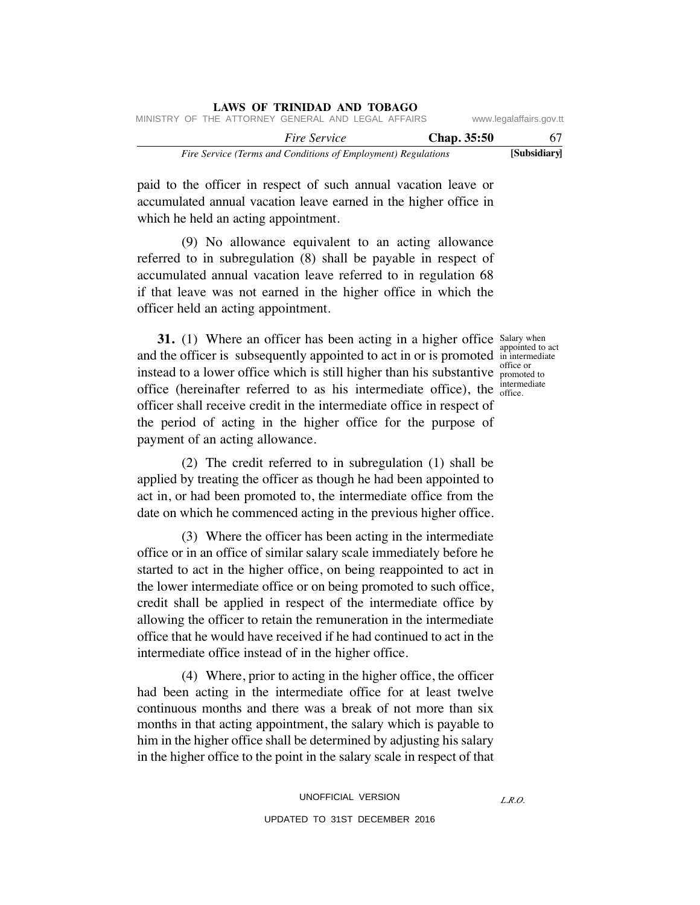paid to the officer in respect of such annual vacation leave or accumulated annual vacation leave earned in the higher office in which he held an acting appointment.

(9) No allowance equivalent to an acting allowance referred to in subregulation (8) shall be payable in respect of accumulated annual vacation leave referred to in regulation 68 if that leave was not earned in the higher office in which the officer held an acting appointment.

Salary when appointed to act in intermediate office or promoted to intermediate office.

**31.** (1) Where an officer has been acting in a higher office and the officer is subsequently appointed to act in or is promoted instead to a lower office which is still higher than his substantive office (hereinafter referred to as his intermediate office), the officer shall receive credit in the intermediate office in respect of the period of acting in the higher office for the purpose of payment of an acting allowance.

(2) The credit referred to in subregulation (1) shall be applied by treating the officer as though he had been appointed to act in, or had been promoted to, the intermediate office from the date on which he commenced acting in the previous higher office.

(3) Where the officer has been acting in the intermediate office or in an office of similar salary scale immediately before he started to act in the higher office, on being reappointed to act in the lower intermediate office or on being promoted to such office, credit shall be applied in respect of the intermediate office by allowing the officer to retain the remuneration in the intermediate office that he would have received if he had continued to act in the intermediate office instead of in the higher office.

(4) Where, prior to acting in the higher office, the officer had been acting in the intermediate office for at least twelve continuous months and there was a break of not more than six months in that acting appointment, the salary which is payable to him in the higher office shall be determined by adjusting his salary in the higher office to the point in the salary scale in respect of that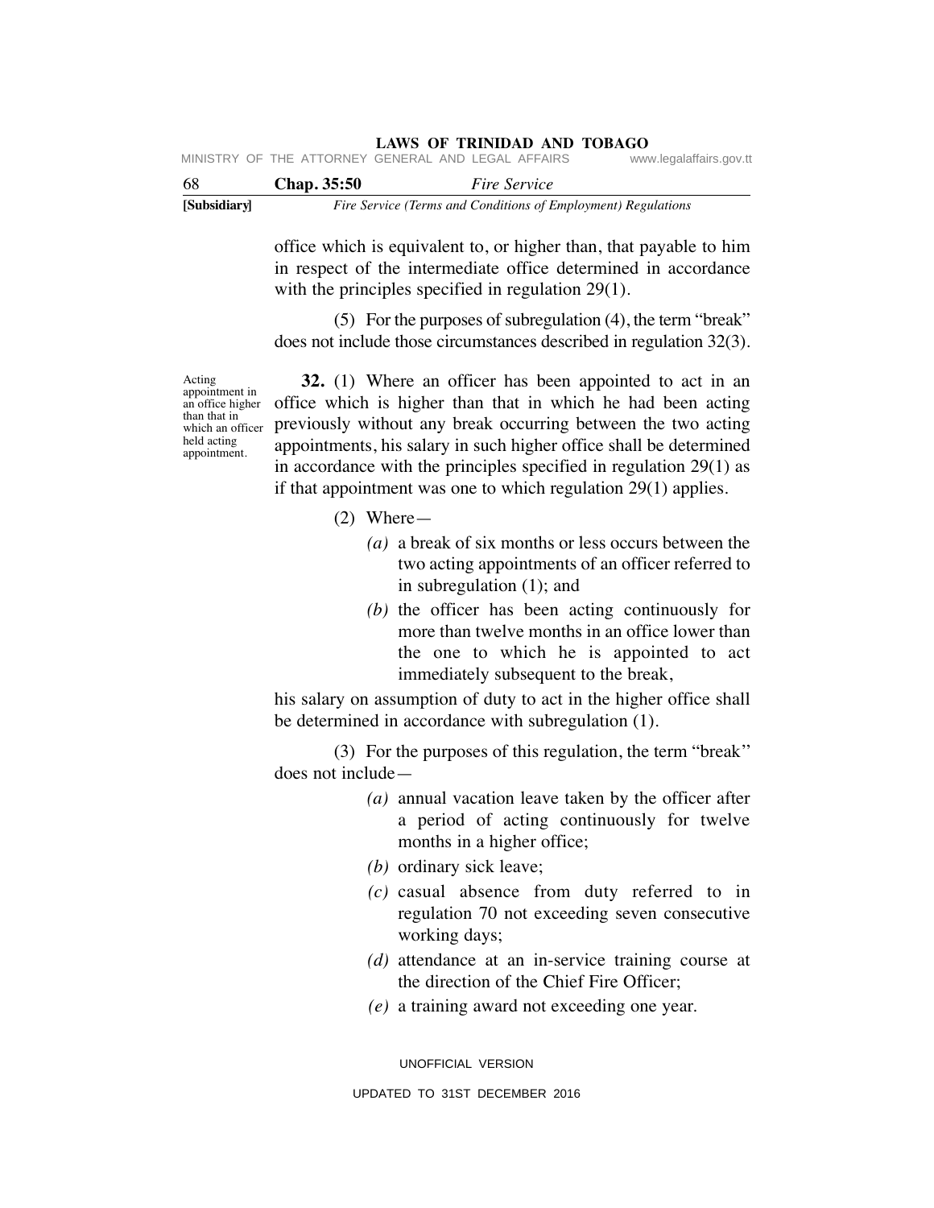office which is equivalent to, or higher than, that payable to him in respect of the intermediate office determined in accordance with the principles specified in regulation 29(1).

(5) For the purposes of subregulation (4), the term "break" does not include those circumstances described in regulation 32(3).

Acting appointment in an office higher than that in which an officer held acting appointment.

**32.** (1) Where an officer has been appointed to act in an office which is higher than that in which he had been acting previously without any break occurring between the two acting appointments, his salary in such higher office shall be determined in accordance with the principles specified in regulation 29(1) as if that appointment was one to which regulation 29(1) applies.

(2) Where—

*(a)* a break of six months or less occurs between the two acting appointments of an officer referred to in subregulation (1); and

*(b)* the officer has been acting continuously for more than twelve months in an office lower than the one to which he is appointed to act immediately subsequent to the break,

his salary on assumption of duty to act in the higher office shall be determined in accordance with subregulation (1).

(3) For the purposes of this regulation, the term "break" does not include—

*(a)* annual vacation leave taken by the officer after a period of acting continuously for twelve months in a higher office;

*(b)* ordinary sick leave;

*(c)* casual absence from duty referred to in regulation 70 not exceeding seven consecutive working days;

*(d)* attendance at an in-service training course at the direction of the Chief Fire Officer;

*(e)* a training award not exceeding one year.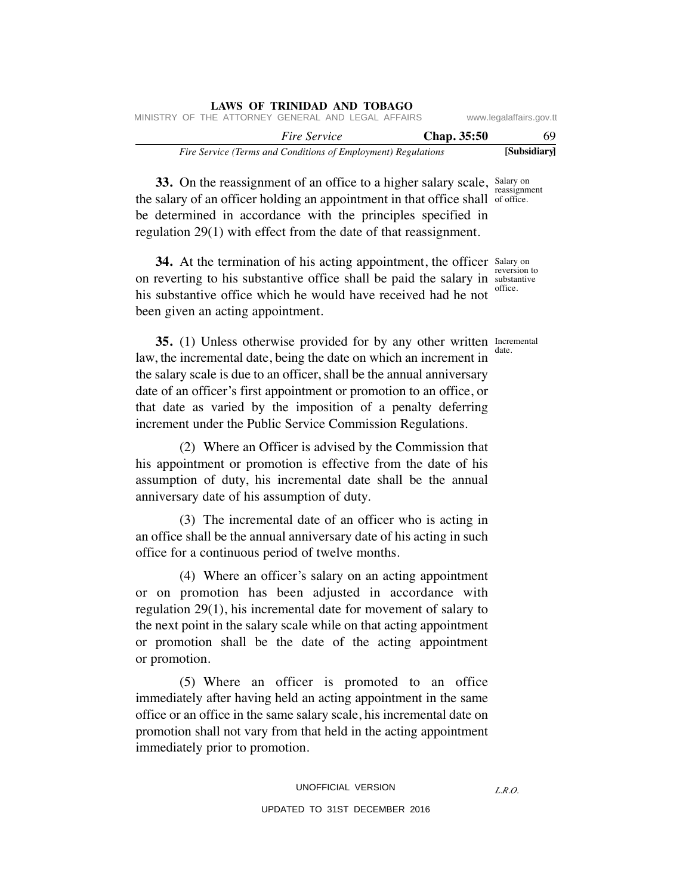**33.** On the reassignment of an office to a higher salary scale, the salary of an officer holding an appointment in that office shall be determined in accordance with the principles specified in regulation 29(1) with effect from the date of that reassignment.

Salary on reassignment of office.

**34.** At the termination of his acting appointment, the officer on reverting to his substantive office shall be paid the salary in his substantive office which he would have received had he not been given an acting appointment.

Salary on reversion to substantive office.

**35.** (1) Unless otherwise provided for by any other written law, the incremental date, being the date on which an increment in the salary scale is due to an officer, shall be the annual anniversary date of an officer's first appointment or promotion to an office, or that date as varied by the imposition of a penalty deferring increment under the Public Service Commission Regulations.

Incremental date.

(2) Where an Officer is advised by the Commission that his appointment or promotion is effective from the date of his assumption of duty, his incremental date shall be the annual anniversary date of his assumption of duty.

(3) The incremental date of an officer who is acting in an office shall be the annual anniversary date of his acting in such office for a continuous period of twelve months.

(4) Where an officer's salary on an acting appointment or on promotion has been adjusted in accordance with regulation 29(1), his incremental date for movement of salary to the next point in the salary scale while on that acting appointment or promotion shall be the date of the acting appointment or promotion.

(5) Where an officer is promoted to an office immediately after having held an acting appointment in the same office or an office in the same salary scale, his incremental date on promotion shall not vary from that held in the acting appointment immediately prior to promotion.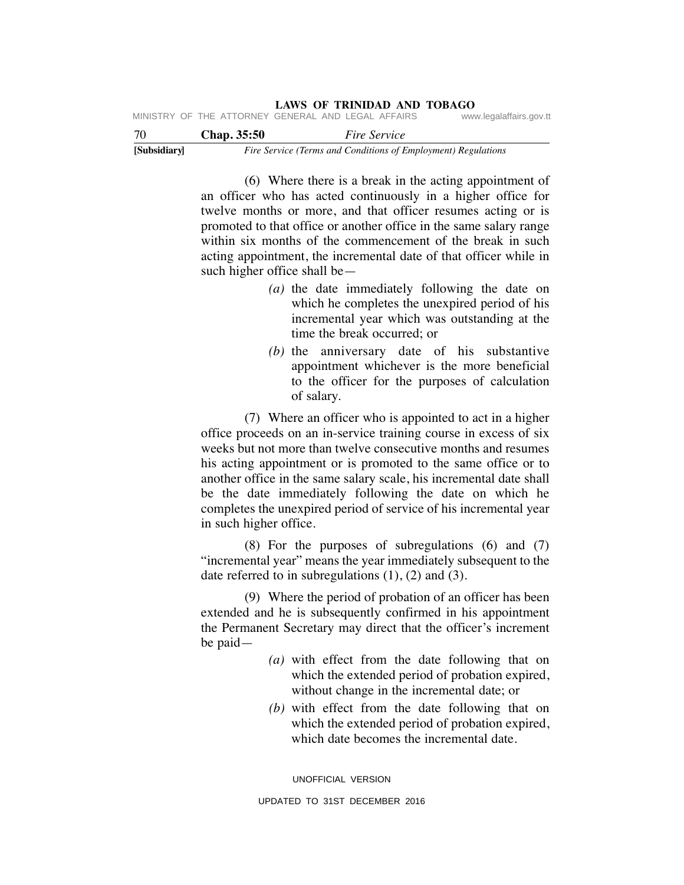(6) Where there is a break in the acting appointment of an officer who has acted continuously in a higher office for twelve months or more, and that officer resumes acting or is promoted to that office or another office in the same salary range within six months of the commencement of the break in such acting appointment, the incremental date of that officer while in such higher office shall be—

*(a)* the date immediately following the date on which he completes the unexpired period of his incremental year which was outstanding at the time the break occurred; or

*(b)* the anniversary date of his substantive appointment whichever is the more beneficial to the officer for the purposes of calculation of salary.

(7) Where an officer who is appointed to act in a higher office proceeds on an in-service training course in excess of six weeks but not more than twelve consecutive months and resumes his acting appointment or is promoted to the same office or to another office in the same salary scale, his incremental date shall be the date immediately following the date on which he completes the unexpired period of service of his incremental year in such higher office.

(8) For the purposes of subregulations (6) and (7) "incremental year" means the year immediately subsequent to the date referred to in subregulations (1), (2) and (3).

(9) Where the period of probation of an officer has been extended and he is subsequently confirmed in his appointment the Permanent Secretary may direct that the officer's increment be paid—

*(a)* with effect from the date following that on which the extended period of probation expired, without change in the incremental date; or

*(b)* with effect from the date following that on which the extended period of probation expired, which date becomes the incremental date.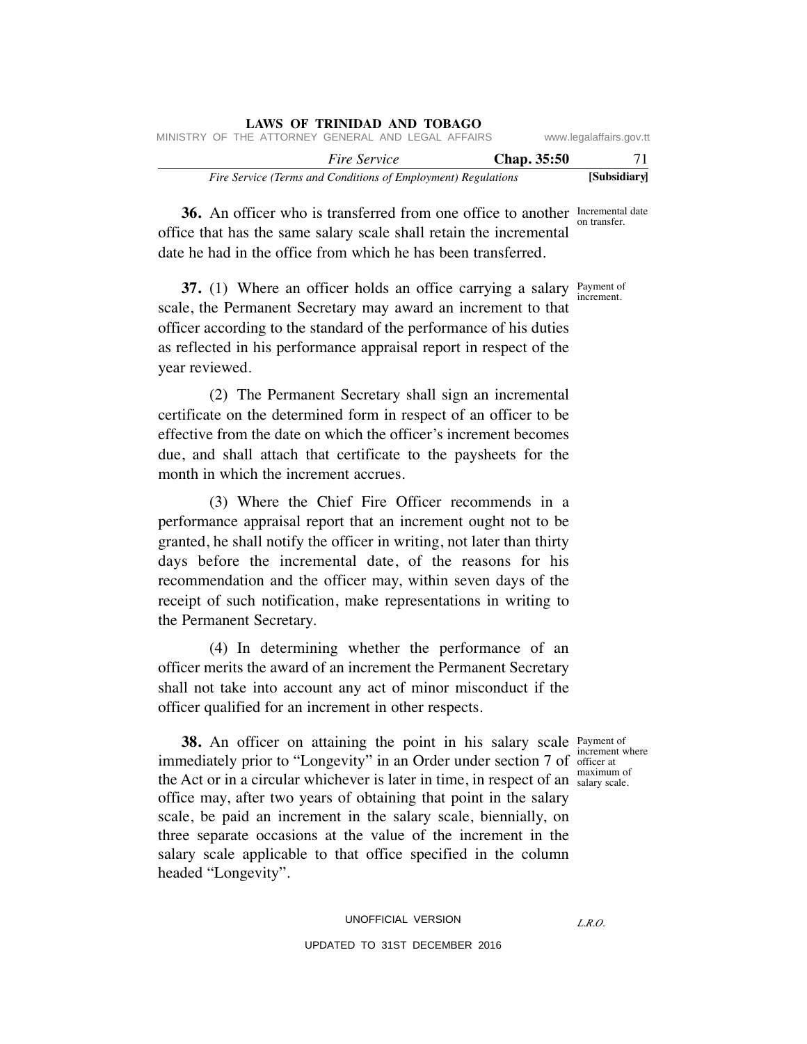**36.** An officer who is transferred from one office to another office that has the same salary scale shall retain the incremental date he had in the office from which he has been transferred.

Incremental date on transfer.

**37.** (1) Where an officer holds an office carrying a salary scale, the Permanent Secretary may award an increment to that officer according to the standard of the performance of his duties as reflected in his performance appraisal report in respect of the year reviewed.

Payment of increment.

(2) The Permanent Secretary shall sign an incremental certificate on the determined form in respect of an officer to be effective from the date on which the officer's increment becomes due, and shall attach that certificate to the paysheets for the month in which the increment accrues.

(3) Where the Chief Fire Officer recommends in a performance appraisal report that an increment ought not to be granted, he shall notify the officer in writing, not later than thirty days before the incremental date, of the reasons for his recommendation and the officer may, within seven days of the receipt of such notification, make representations in writing to the Permanent Secretary.

(4) In determining whether the performance of an officer merits the award of an increment the Permanent Secretary shall not take into account any act of minor misconduct if the officer qualified for an increment in other respects.

**38.** An officer on attaining the point in his salary scale immediately prior to "Longevity" in an Order under section 7 of the Act or in a circular whichever is later in time, in respect of an office may, after two years of obtaining that point in the salary scale, be paid an increment in the salary scale, biennially, on three separate occasions at the value of the increment in the salary scale applicable to that office specified in the column headed "Longevity".

Payment of increment where officer at maximum of salary scale.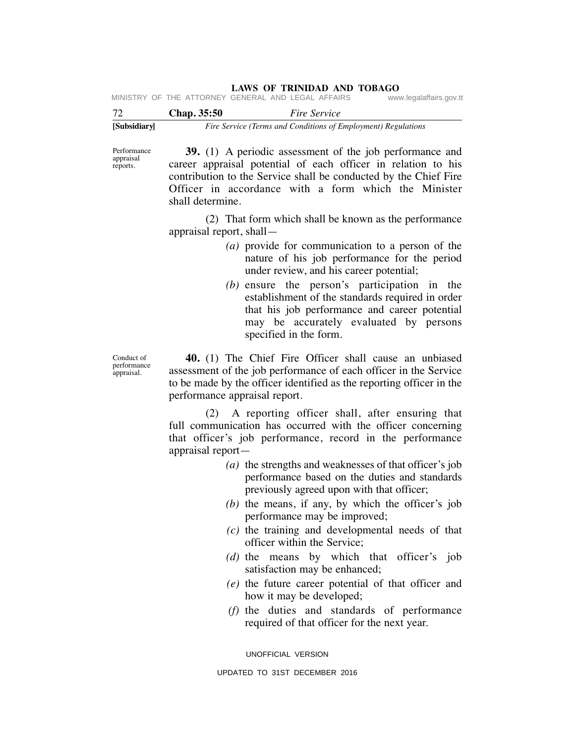Performance appraisal reports.

**39.** (1) A periodic assessment of the job performance and career appraisal potential of each officer in relation to his contribution to the Service shall be conducted by the Chief Fire Officer in accordance with a form which the Minister shall determine.

(2) That form which shall be known as the performance appraisal report, shall—

*(a)* provide for communication to a person of the nature of his job performance for the period under review, and his career potential;

*(b)* ensure the person's participation in the establishment of the standards required in order that his job performance and career potential may be accurately evaluated by persons specified in the form.

Conduct of performance appraisal.

**40.** (1) The Chief Fire Officer shall cause an unbiased assessment of the job performance of each officer in the Service to be made by the officer identified as the reporting officer in the performance appraisal report.

(2) A reporting officer shall, after ensuring that full communication has occurred with the officer concerning that officer's job performance, record in the performance appraisal report—

*(a)* the strengths and weaknesses of that officer's job performance based on the duties and standards previously agreed upon with that officer;

*(b)* the means, if any, by which the officer's job performance may be improved;

*(c)* the training and developmental needs of that officer within the Service;

*(d)* the means by which that officer's job satisfaction may be enhanced;

*(e)* the future career potential of that officer and how it may be developed;

*(f)* the duties and standards of performance required of that officer for the next year.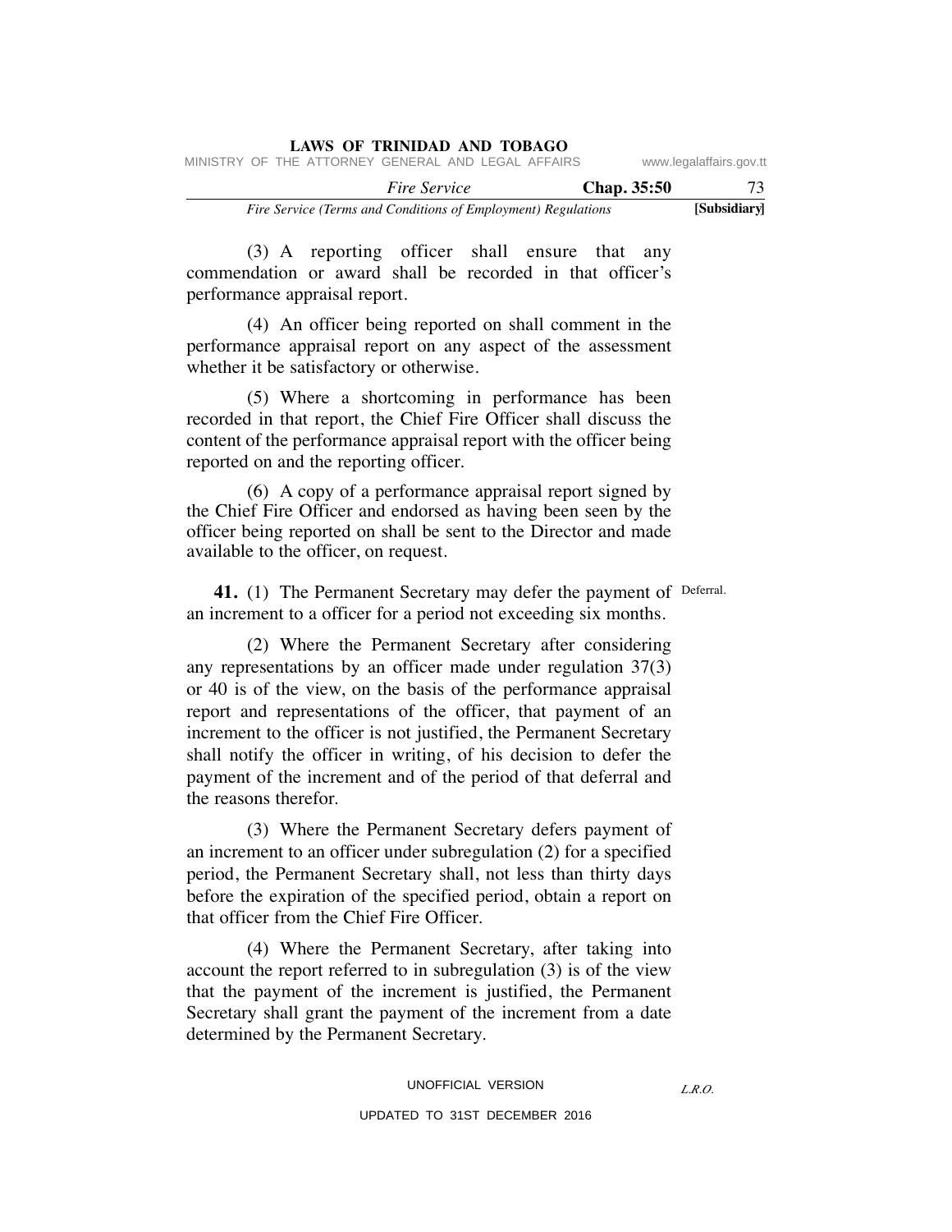(3) A reporting officer shall ensure that any commendation or award shall be recorded in that officer's performance appraisal report.

(4) An officer being reported on shall comment in the performance appraisal report on any aspect of the assessment whether it be satisfactory or otherwise.

(5) Where a shortcoming in performance has been recorded in that report, the Chief Fire Officer shall discuss the content of the performance appraisal report with the officer being reported on and the reporting officer.

(6) A copy of a performance appraisal report signed by the Chief Fire Officer and endorsed as having been seen by the officer being reported on shall be sent to the Director and made available to the officer, on request.

Deferral.

**41.** (1) The Permanent Secretary may defer the payment of an increment to a officer for a period not exceeding six months.

(2) Where the Permanent Secretary after considering any representations by an officer made under regulation 37(3) or 40 is of the view, on the basis of the performance appraisal report and representations of the officer, that payment of an increment to the officer is not justified, the Permanent Secretary shall notify the officer in writing, of his decision to defer the payment of the increment and of the period of that deferral and the reasons therefor.

(3) Where the Permanent Secretary defers payment of an increment to an officer under subregulation (2) for a specified period, the Permanent Secretary shall, not less than thirty days before the expiration of the specified period, obtain a report on that officer from the Chief Fire Officer.

(4) Where the Permanent Secretary, after taking into account the report referred to in subregulation (3) is of the view that the payment of the increment is justified, the Permanent Secretary shall grant the payment of the increment from a date determined by the Permanent Secretary.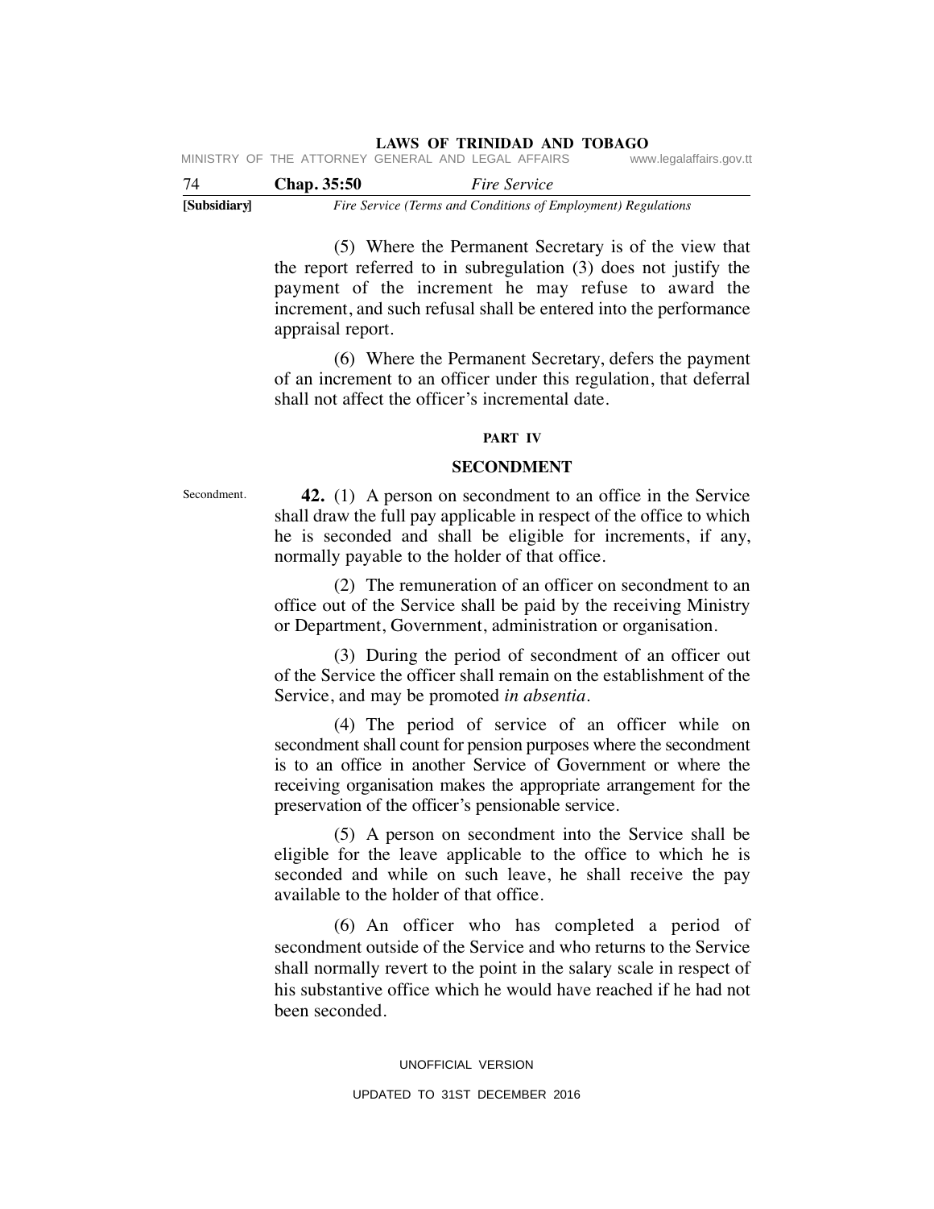(5) Where the Permanent Secretary is of the view that the report referred to in subregulation (3) does not justify the payment of the increment he may refuse to award the increment, and such refusal shall be entered into the performance appraisal report.

(6) Where the Permanent Secretary, defers the payment of an increment to an officer under this regulation, that deferral shall not affect the officer's incremental date.

## PART IV

## SECONDMENT

Secondment.

**42.** (1) A person on secondment to an office in the Service shall draw the full pay applicable in respect of the office to which he is seconded and shall be eligible for increments, if any, normally payable to the holder of that office.

(2) The remuneration of an officer on secondment to an office out of the Service shall be paid by the receiving Ministry or Department, Government, administration or organisation.

(3) During the period of secondment of an officer out of the Service the officer shall remain on the establishment of the Service, and may be promoted *in absentia*.

(4) The period of service of an officer while on secondment shall count for pension purposes where the secondment is to an office in another Service of Government or where the receiving organisation makes the appropriate arrangement for the preservation of the officer's pensionable service.

(5) A person on secondment into the Service shall be eligible for the leave applicable to the office to which he is seconded and while on such leave, he shall receive the pay available to the holder of that office.

(6) An officer who has completed a period of secondment outside of the Service and who returns to the Service shall normally revert to the point in the salary scale in respect of his substantive office which he would have reached if he had not been seconded.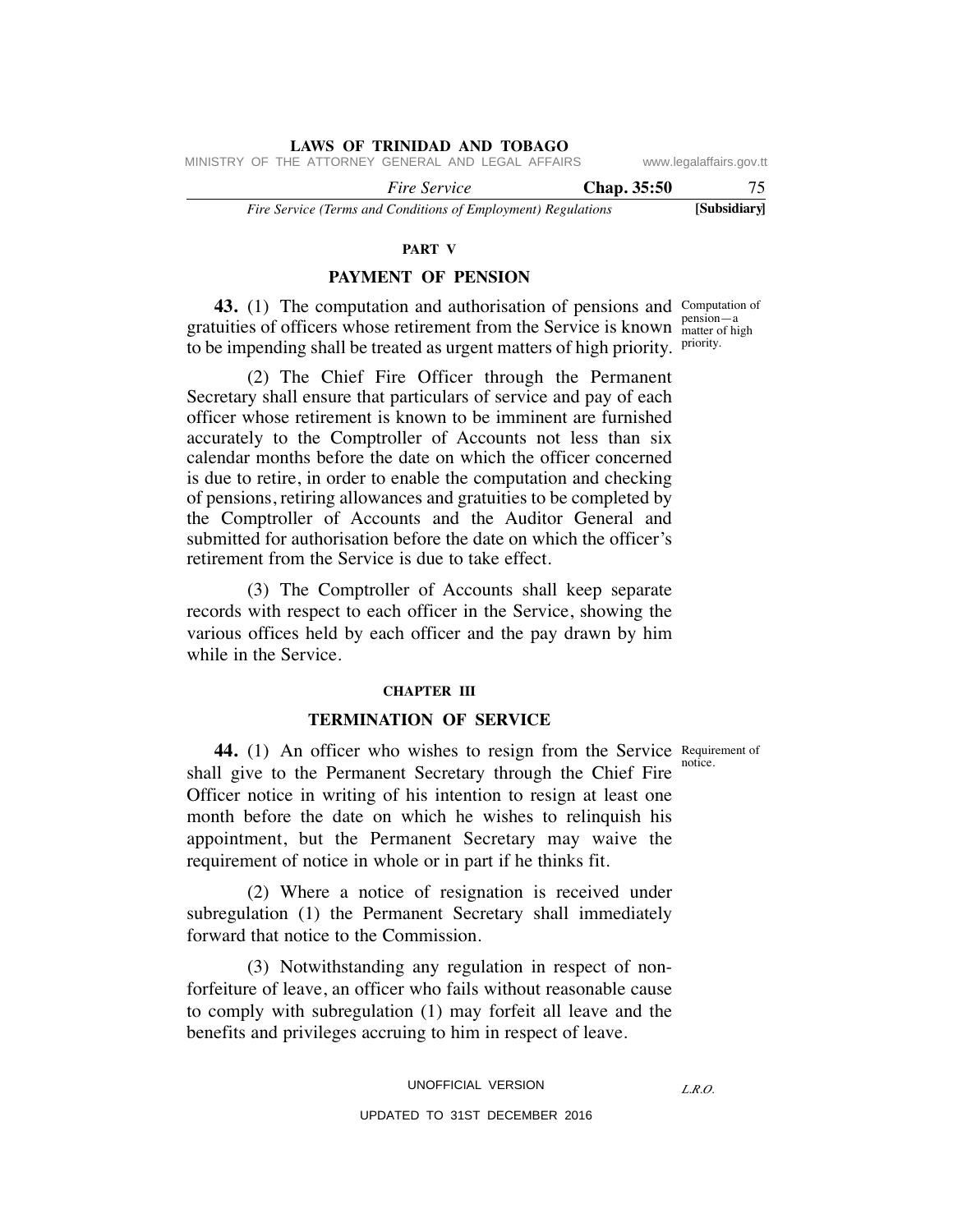## PART V

## PAYMENT OF PENSION

**43.** (1) The computation and authorisation of pensions and gratuities of officers whose retirement from the Service is known to be impending shall be treated as urgent matters of high priority.

Computation of pension—a matter of high priority.

(2) The Chief Fire Officer through the Permanent Secretary shall ensure that particulars of service and pay of each officer whose retirement is known to be imminent are furnished accurately to the Comptroller of Accounts not less than six calendar months before the date on which the officer concerned is due to retire, in order to enable the computation and checking of pensions, retiring allowances and gratuities to be completed by the Comptroller of Accounts and the Auditor General and submitted for authorisation before the date on which the officer's retirement from the Service is due to take effect.

(3) The Comptroller of Accounts shall keep separate records with respect to each officer in the Service, showing the various offices held by each officer and the pay drawn by him while in the Service.

## CHAPTER III

## TERMINATION OF SERVICE

**44.** (1) An officer who wishes to resign from the Service shall give to the Permanent Secretary through the Chief Fire Officer notice in writing of his intention to resign at least one month before the date on which he wishes to relinquish his appointment, but the Permanent Secretary may waive the requirement of notice in whole or in part if he thinks fit.

Requirement of notice.

(2) Where a notice of resignation is received under subregulation (1) the Permanent Secretary shall immediately forward that notice to the Commission.

(3) Notwithstanding any regulation in respect of non-forfeiture of leave, an officer who fails without reasonable cause to comply with subregulation (1) may forfeit all leave and the benefits and privileges accruing to him in respect of leave.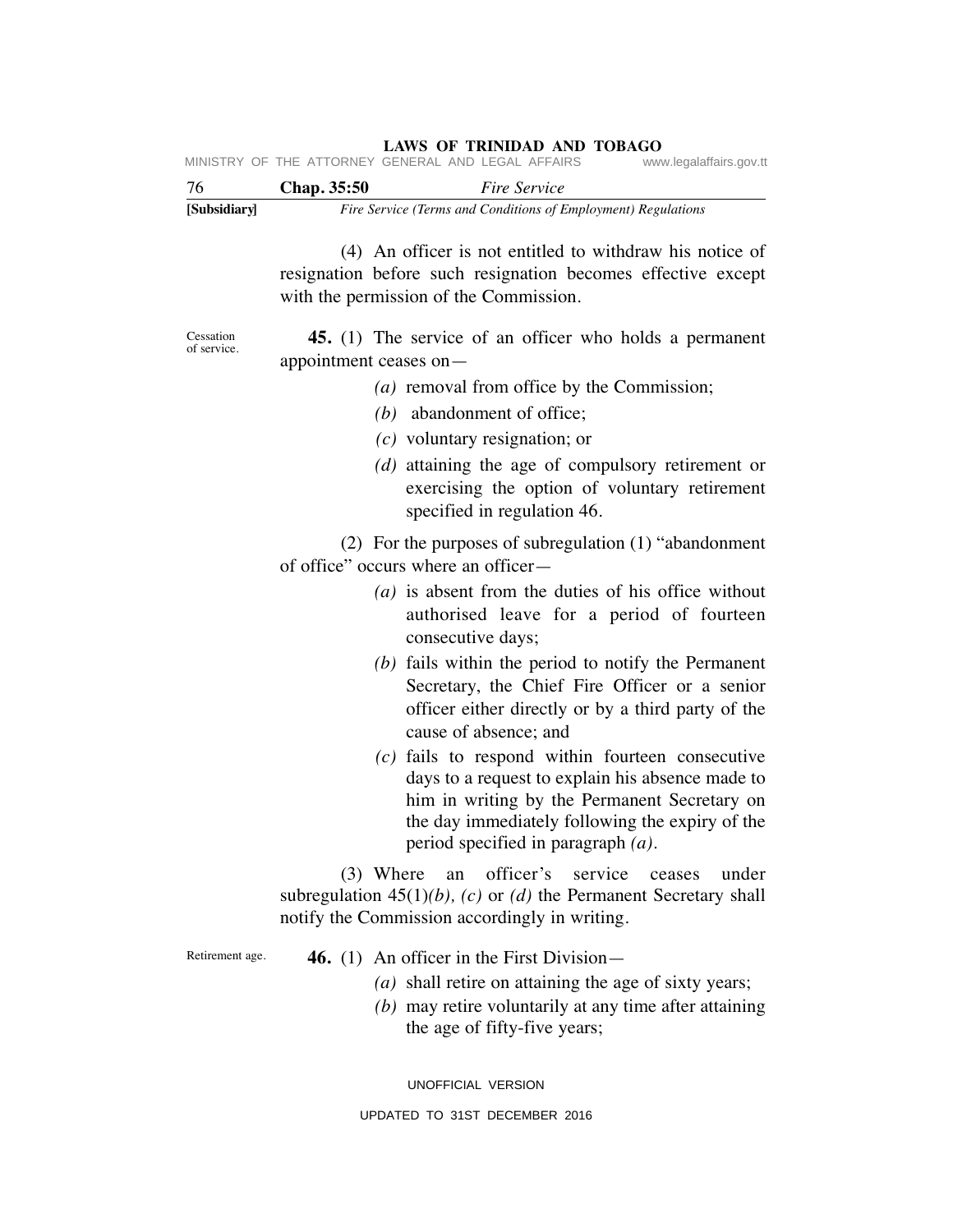(4) An officer is not entitled to withdraw his notice of resignation before such resignation becomes effective except with the permission of the Commission.

Cessation of service.

**45.** (1) The service of an officer who holds a permanent appointment ceases on—

*(a)* removal from office by the Commission;

*(b)* abandonment of office;

*(c)* voluntary resignation; or

*(d)* attaining the age of compulsory retirement or exercising the option of voluntary retirement specified in regulation 46.

(2) For the purposes of subregulation (1) "abandonment of office" occurs where an officer—

*(a)* is absent from the duties of his office without authorised leave for a period of fourteen consecutive days;

*(b)* fails within the period to notify the Permanent Secretary, the Chief Fire Officer or a senior officer either directly or by a third party of the cause of absence; and

*(c)* fails to respond within fourteen consecutive days to a request to explain his absence made to him in writing by the Permanent Secretary on the day immediately following the expiry of the period specified in paragraph *(a)*.

(3) Where an officer's service ceases under subregulation 45(1)*(b)*, *(c)* or *(d)* the Permanent Secretary shall notify the Commission accordingly in writing.

Retirement age.

**46.** (1) An officer in the First Division—

*(a)* shall retire on attaining the age of sixty years;

*(b)* may retire voluntarily at any time after attaining the age of fifty-five years;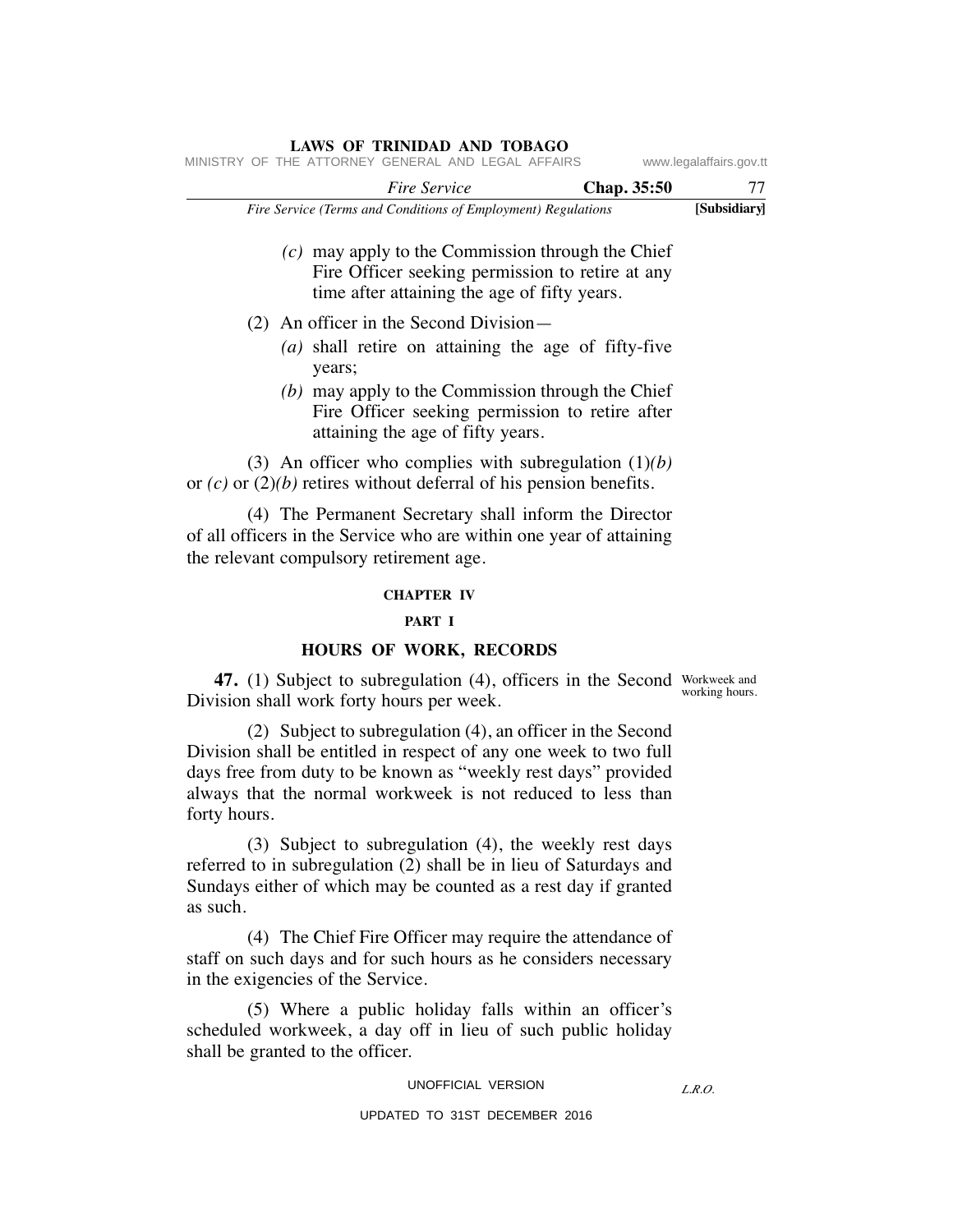*(c)* may apply to the Commission through the Chief Fire Officer seeking permission to retire at any time after attaining the age of fifty years.

(2) An officer in the Second Division—

*(a)* shall retire on attaining the age of fifty-five years;

*(b)* may apply to the Commission through the Chief Fire Officer seeking permission to retire after attaining the age of fifty years.

(3) An officer who complies with subregulation (1)*(b)* or *(c)* or (2)*(b)* retires without deferral of his pension benefits.

(4) The Permanent Secretary shall inform the Director of all officers in the Service who are within one year of attaining the relevant compulsory retirement age.

## CHAPTER IV

### PART I

### HOURS OF WORK, RECORDS

Workweek and working hours.

**47.** (1) Subject to subregulation (4), officers in the Second Division shall work forty hours per week.

(2) Subject to subregulation (4), an officer in the Second Division shall be entitled in respect of any one week to two full days free from duty to be known as "weekly rest days" provided always that the normal workweek is not reduced to less than forty hours.

(3) Subject to subregulation (4), the weekly rest days referred to in subregulation (2) shall be in lieu of Saturdays and Sundays either of which may be counted as a rest day if granted as such.

(4) The Chief Fire Officer may require the attendance of staff on such days and for such hours as he considers necessary in the exigencies of the Service.

(5) Where a public holiday falls within an officer's scheduled workweek, a day off in lieu of such public holiday shall be granted to the officer.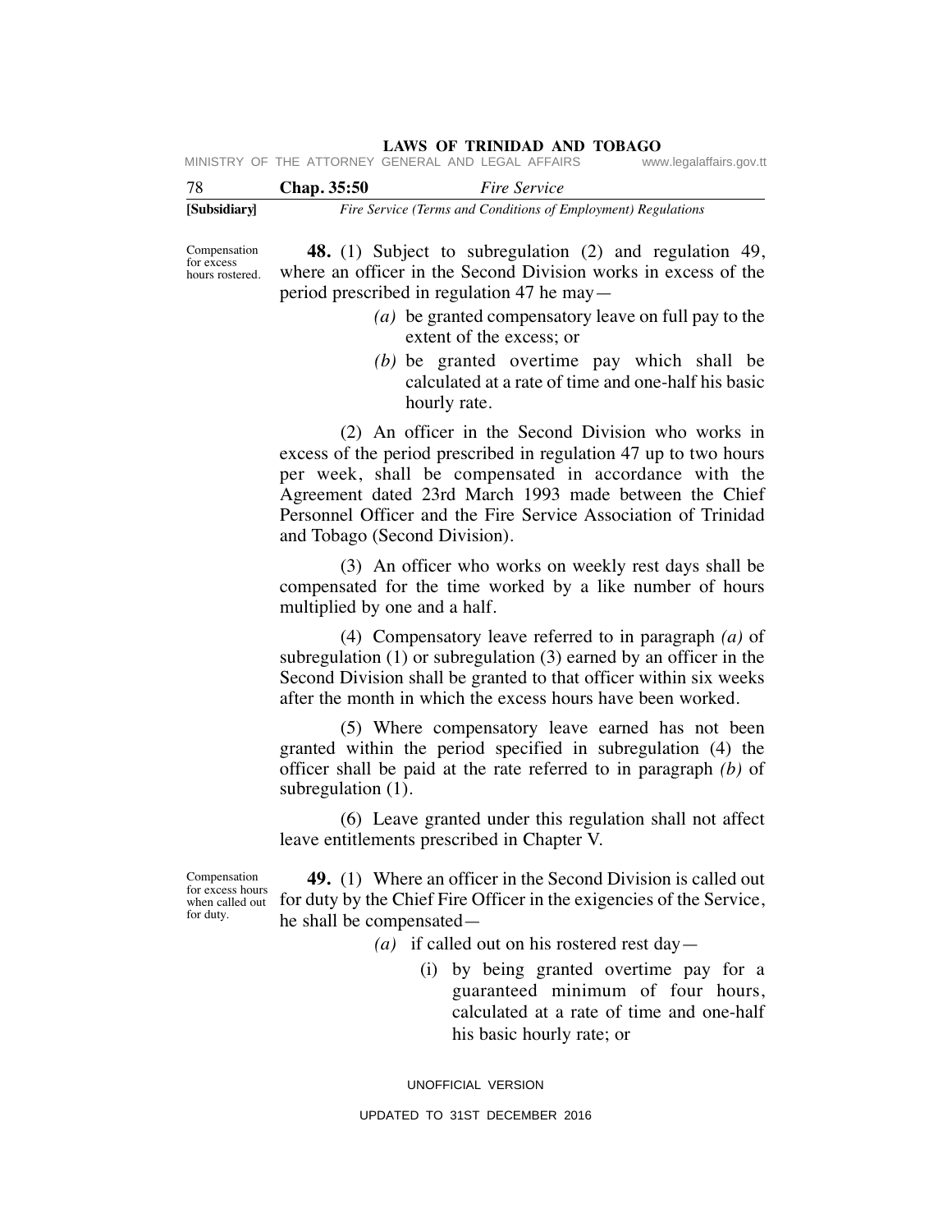Compensation for excess hours rostered.

**48.** (1) Subject to subregulation (2) and regulation 49, where an officer in the Second Division works in excess of the period prescribed in regulation 47 he may—

*(a)* be granted compensatory leave on full pay to the extent of the excess; or

*(b)* be granted overtime pay which shall be calculated at a rate of time and one-half his basic hourly rate.

(2) An officer in the Second Division who works in excess of the period prescribed in regulation 47 up to two hours per week, shall be compensated in accordance with the Agreement dated 23rd March 1993 made between the Chief Personnel Officer and the Fire Service Association of Trinidad and Tobago (Second Division).

(3) An officer who works on weekly rest days shall be compensated for the time worked by a like number of hours multiplied by one and a half.

(4) Compensatory leave referred to in paragraph *(a)* of subregulation (1) or subregulation (3) earned by an officer in the Second Division shall be granted to that officer within six weeks after the month in which the excess hours have been worked.

(5) Where compensatory leave earned has not been granted within the period specified in subregulation (4) the officer shall be paid at the rate referred to in paragraph *(b)* of subregulation (1).

(6) Leave granted under this regulation shall not affect leave entitlements prescribed in Chapter V.

Compensation for excess hours when called out for duty.

**49.** (1) Where an officer in the Second Division is called out for duty by the Chief Fire Officer in the exigencies of the Service, he shall be compensated—

*(a)* if called out on his rostered rest day—

(i) by being granted overtime pay for a guaranteed minimum of four hours, calculated at a rate of time and one-half his basic hourly rate; or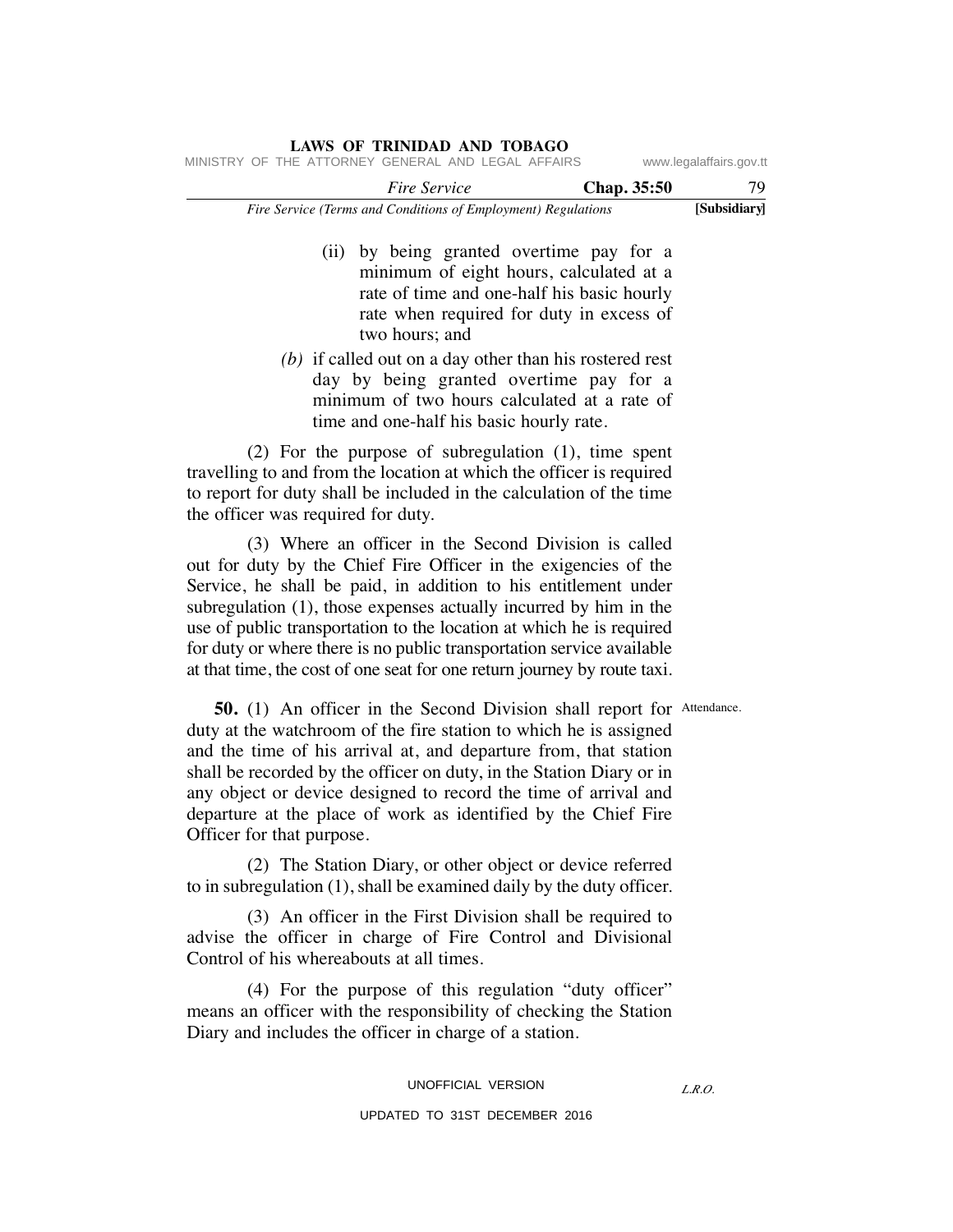(ii) by being granted overtime pay for a minimum of eight hours, calculated at a rate of time and one-half his basic hourly rate when required for duty in excess of two hours; and

*(b)* if called out on a day other than his rostered rest day by being granted overtime pay for a minimum of two hours calculated at a rate of time and one-half his basic hourly rate.

(2) For the purpose of subregulation (1), time spent travelling to and from the location at which the officer is required to report for duty shall be included in the calculation of the time the officer was required for duty.

(3) Where an officer in the Second Division is called out for duty by the Chief Fire Officer in the exigencies of the Service, he shall be paid, in addition to his entitlement under subregulation (1), those expenses actually incurred by him in the use of public transportation to the location at which he is required for duty or where there is no public transportation service available at that time, the cost of one seat for one return journey by route taxi.

Attendance.

**50.** (1) An officer in the Second Division shall report for duty at the watchroom of the fire station to which he is assigned and the time of his arrival at, and departure from, that station shall be recorded by the officer on duty, in the Station Diary or in any object or device designed to record the time of arrival and departure at the place of work as identified by the Chief Fire Officer for that purpose.

(2) The Station Diary, or other object or device referred to in subregulation (1), shall be examined daily by the duty officer.

(3) An officer in the First Division shall be required to advise the officer in charge of Fire Control and Divisional Control of his whereabouts at all times.

(4) For the purpose of this regulation "duty officer" means an officer with the responsibility of checking the Station Diary and includes the officer in charge of a station.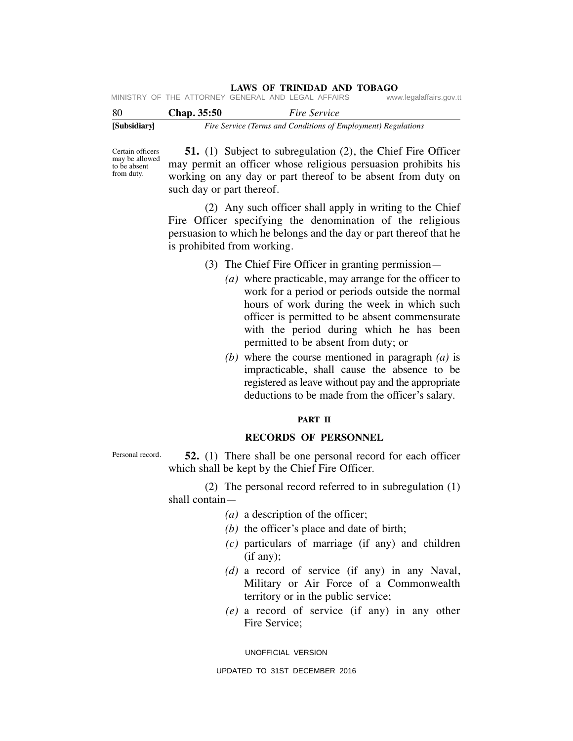Certain officers may be allowed to be absent from duty.

**51.** (1) Subject to subregulation (2), the Chief Fire Officer may permit an officer whose religious persuasion prohibits his working on any day or part thereof to be absent from duty on such day or part thereof.

(2) Any such officer shall apply in writing to the Chief Fire Officer specifying the denomination of the religious persuasion to which he belongs and the day or part thereof that he is prohibited from working.

(3) The Chief Fire Officer in granting permission—

*(a)* where practicable, may arrange for the officer to work for a period or periods outside the normal hours of work during the week in which such officer is permitted to be absent commensurate with the period during which he has been permitted to be absent from duty; or

*(b)* where the course mentioned in paragraph *(a)* is impracticable, shall cause the absence to be registered as leave without pay and the appropriate deductions to be made from the officer's salary.

## PART II

## RECORDS OF PERSONNEL

Personal record.

**52.** (1) There shall be one personal record for each officer which shall be kept by the Chief Fire Officer.

(2) The personal record referred to in subregulation (1) shall contain—

*(a)* a description of the officer;

*(b)* the officer's place and date of birth;

*(c)* particulars of marriage (if any) and children (if any);

*(d)* a record of service (if any) in any Naval, Military or Air Force of a Commonwealth territory or in the public service;

*(e)* a record of service (if any) in any other Fire Service;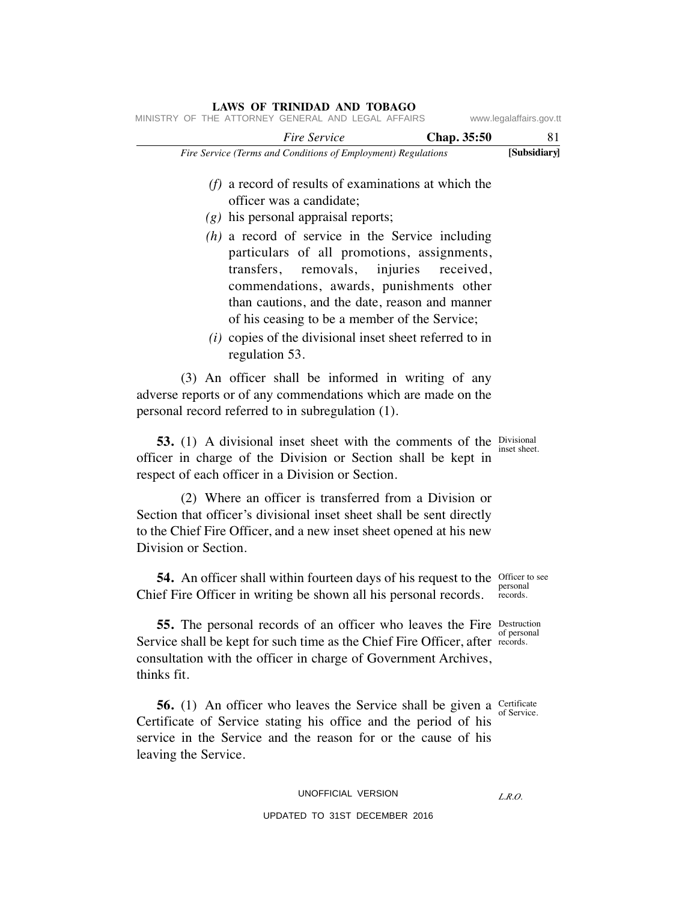*(f)* a record of results of examinations at which the officer was a candidate;

*(g)* his personal appraisal reports;

*(h)* a record of service in the Service including particulars of all promotions, assignments, transfers, removals, injuries received, commendations, awards, punishments other than cautions, and the date, reason and manner of his ceasing to be a member of the Service;

*(i)* copies of the divisional inset sheet referred to in regulation 53.

(3) An officer shall be informed in writing of any adverse reports or of any commendations which are made on the personal record referred to in subregulation (1).

Divisional inset sheet.

**53.** (1) A divisional inset sheet with the comments of the officer in charge of the Division or Section shall be kept in respect of each officer in a Division or Section.

(2) Where an officer is transferred from a Division or Section that officer's divisional inset sheet shall be sent directly to the Chief Fire Officer, and a new inset sheet opened at his new Division or Section.

Officer to see personal records.

**54.** An officer shall within fourteen days of his request to the Chief Fire Officer in writing be shown all his personal records.

Destruction of personal records.

**55.** The personal records of an officer who leaves the Fire Service shall be kept for such time as the Chief Fire Officer, after consultation with the officer in charge of Government Archives, thinks fit.

Certificate of Service.

**56.** (1) An officer who leaves the Service shall be given a Certificate of Service stating his office and the period of his service in the Service and the reason for or the cause of his leaving the Service.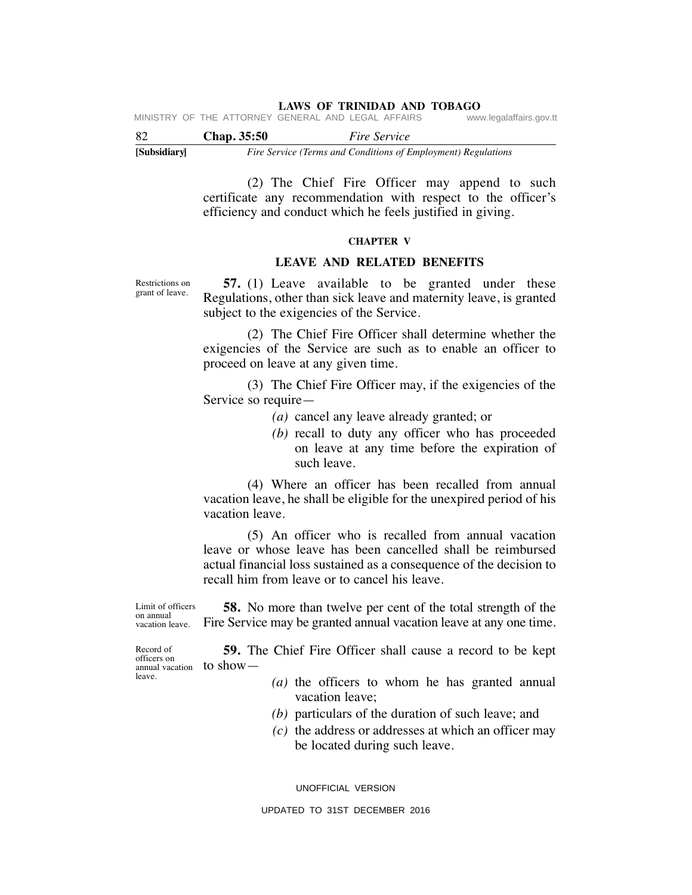(2) The Chief Fire Officer may append to such certificate any recommendation with respect to the officer's efficiency and conduct which he feels justified in giving.

## CHAPTER V

## LEAVE AND RELATED BENEFITS

Restrictions on grant of leave.

**57.** (1) Leave available to be granted under these Regulations, other than sick leave and maternity leave, is granted subject to the exigencies of the Service.

(2) The Chief Fire Officer shall determine whether the exigencies of the Service are such as to enable an officer to proceed on leave at any given time.

(3) The Chief Fire Officer may, if the exigencies of the Service so require—

*(a)* cancel any leave already granted; or

*(b)* recall to duty any officer who has proceeded on leave at any time before the expiration of such leave.

(4) Where an officer has been recalled from annual vacation leave, he shall be eligible for the unexpired period of his vacation leave.

(5) An officer who is recalled from annual vacation leave or whose leave has been cancelled shall be reimbursed actual financial loss sustained as a consequence of the decision to recall him from leave or to cancel his leave.

Limit of officers on annual vacation leave.

**58.** No more than twelve per cent of the total strength of the Fire Service may be granted annual vacation leave at any one time.

Record of officers on annual vacation leave.

**59.** The Chief Fire Officer shall cause a record to be kept to show—

*(a)* the officers to whom he has granted annual vacation leave;

*(b)* particulars of the duration of such leave; and

*(c)* the address or addresses at which an officer may be located during such leave.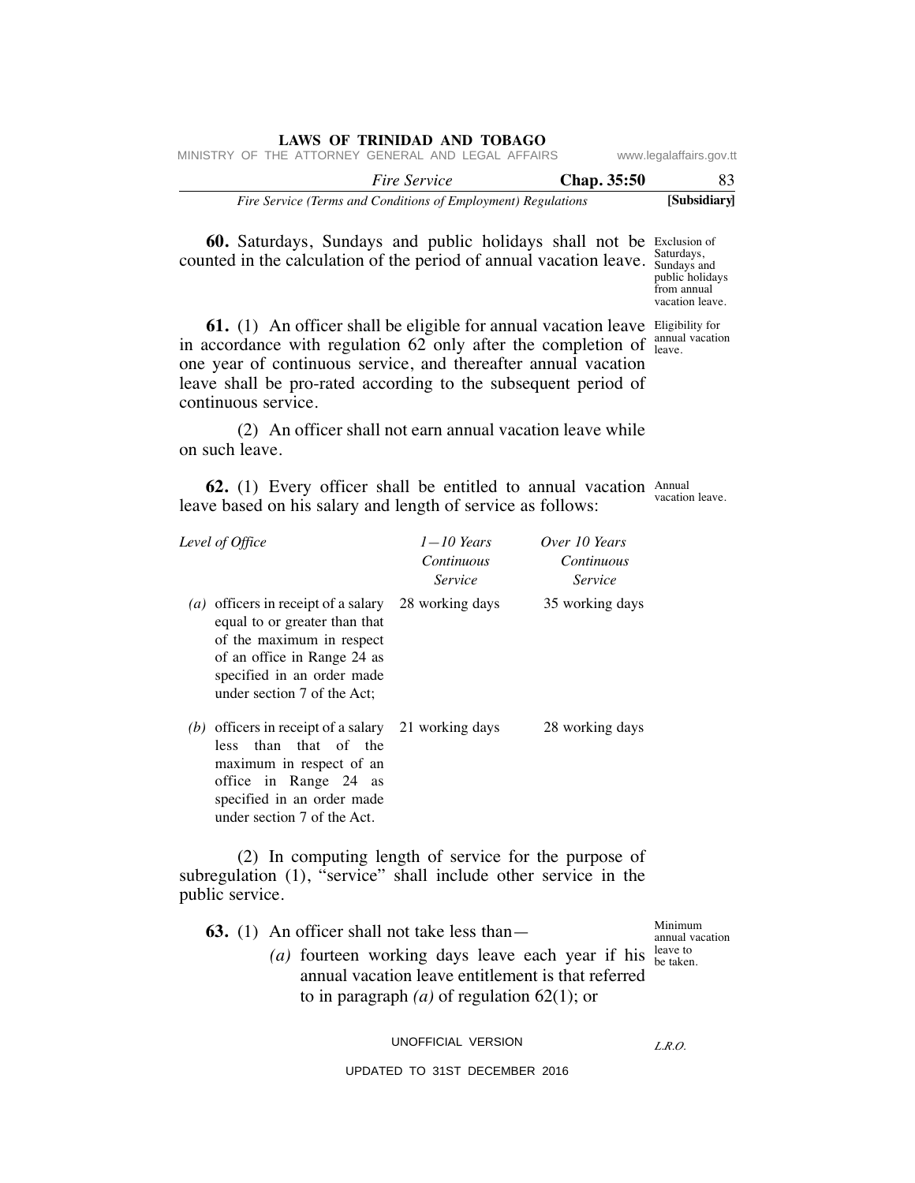**60.** Saturdays, Sundays and public holidays shall not be counted in the calculation of the period of annual vacation leave.

Exclusion of Saturdays, Sundays and public holidays from annual vacation leave.

**61.** (1) An officer shall be eligible for annual vacation leave in accordance with regulation 62 only after the completion of one year of continuous service, and thereafter annual vacation leave shall be pro-rated according to the subsequent period of continuous service.

Eligibility for annual vacation leave.

(2) An officer shall not earn annual vacation leave while on such leave.

**62.** (1) Every officer shall be entitled to annual vacation leave based on his salary and length of service as follows:

Annual vacation leave.

| *Level of Office* | *1—10 Years Continuous Service* | *Over 10 Years Continuous Service* |
|---|---|---|
| *(a)* officers in receipt of a salary equal to or greater than that of the maximum in respect of an office in Range 24 as specified in an order made under section 7 of the Act; | 28 working days | 35 working days |
| *(b)* officers in receipt of a salary less than that of the maximum in respect of an office in Range 24 as specified in an order made under section 7 of the Act. | 21 working days | 28 working days |

(2) In computing length of service for the purpose of subregulation (1), "service" shall include other service in the public service.

**63.** (1) An officer shall not take less than—

Minimum annual vacation leave to be taken.

*(a)* fourteen working days leave each year if his annual vacation leave entitlement is that referred to in paragraph *(a)* of regulation 62(1); or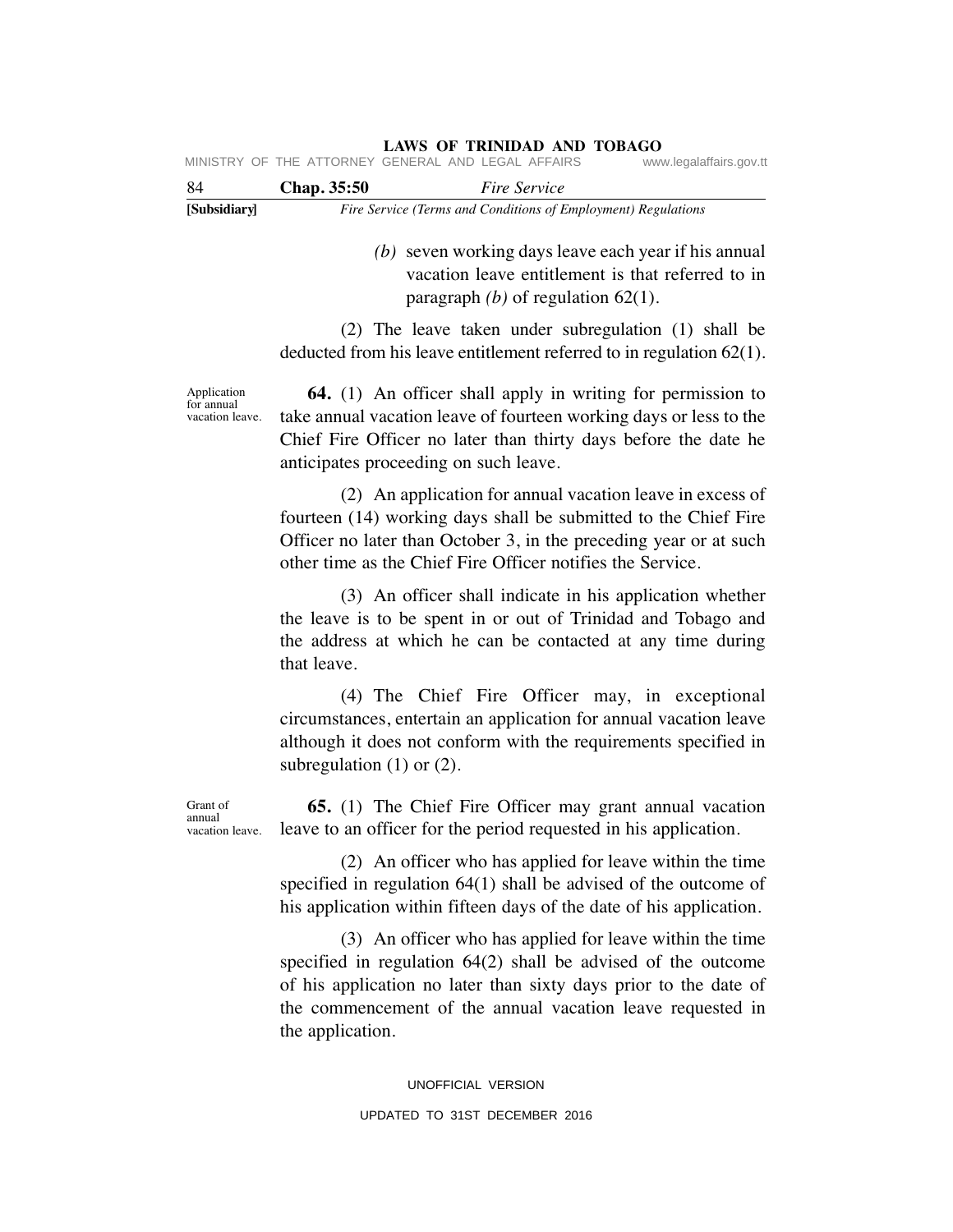*(b)* seven working days leave each year if his annual vacation leave entitlement is that referred to in paragraph *(b)* of regulation 62(1).

(2) The leave taken under subregulation (1) shall be deducted from his leave entitlement referred to in regulation 62(1).

Application for annual vacation leave.

**64.** (1) An officer shall apply in writing for permission to take annual vacation leave of fourteen working days or less to the Chief Fire Officer no later than thirty days before the date he anticipates proceeding on such leave.

(2) An application for annual vacation leave in excess of fourteen (14) working days shall be submitted to the Chief Fire Officer no later than October 3, in the preceding year or at such other time as the Chief Fire Officer notifies the Service.

(3) An officer shall indicate in his application whether the leave is to be spent in or out of Trinidad and Tobago and the address at which he can be contacted at any time during that leave.

(4) The Chief Fire Officer may, in exceptional circumstances, entertain an application for annual vacation leave although it does not conform with the requirements specified in subregulation (1) or (2).

Grant of annual vacation leave.

**65.** (1) The Chief Fire Officer may grant annual vacation leave to an officer for the period requested in his application.

(2) An officer who has applied for leave within the time specified in regulation 64(1) shall be advised of the outcome of his application within fifteen days of the date of his application.

(3) An officer who has applied for leave within the time specified in regulation 64(2) shall be advised of the outcome of his application no later than sixty days prior to the date of the commencement of the annual vacation leave requested in the application.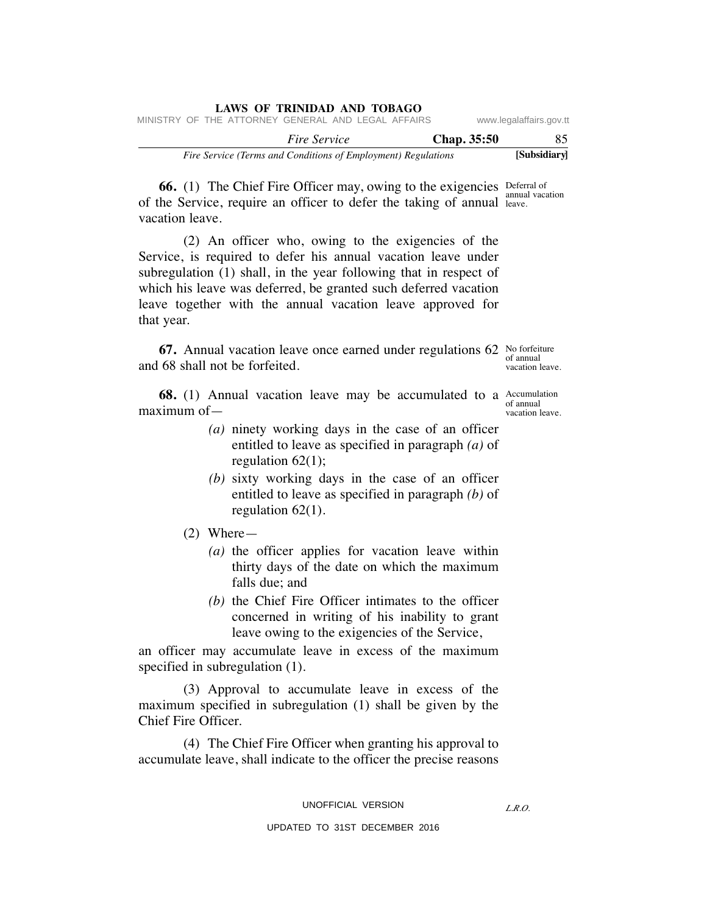**66.** (1) The Chief Fire Officer may, owing to the exigencies of the Service, require an officer to defer the taking of annual vacation leave.

Deferral of annual vacation leave.

(2) An officer who, owing to the exigencies of the Service, is required to defer his annual vacation leave under subregulation (1) shall, in the year following that in respect of which his leave was deferred, be granted such deferred vacation leave together with the annual vacation leave approved for that year.

**67.** Annual vacation leave once earned under regulations 62 and 68 shall not be forfeited.

No forfeiture of annual vacation leave.

**68.** (1) Annual vacation leave may be accumulated to a maximum of—

Accumulation of annual vacation leave.

*(a)* ninety working days in the case of an officer entitled to leave as specified in paragraph *(a)* of regulation 62(1);

*(b)* sixty working days in the case of an officer entitled to leave as specified in paragraph *(b)* of regulation 62(1).

(2) Where—

*(a)* the officer applies for vacation leave within thirty days of the date on which the maximum falls due; and

*(b)* the Chief Fire Officer intimates to the officer concerned in writing of his inability to grant leave owing to the exigencies of the Service,

an officer may accumulate leave in excess of the maximum specified in subregulation (1).

(3) Approval to accumulate leave in excess of the maximum specified in subregulation (1) shall be given by the Chief Fire Officer.

(4) The Chief Fire Officer when granting his approval to accumulate leave, shall indicate to the officer the precise reasons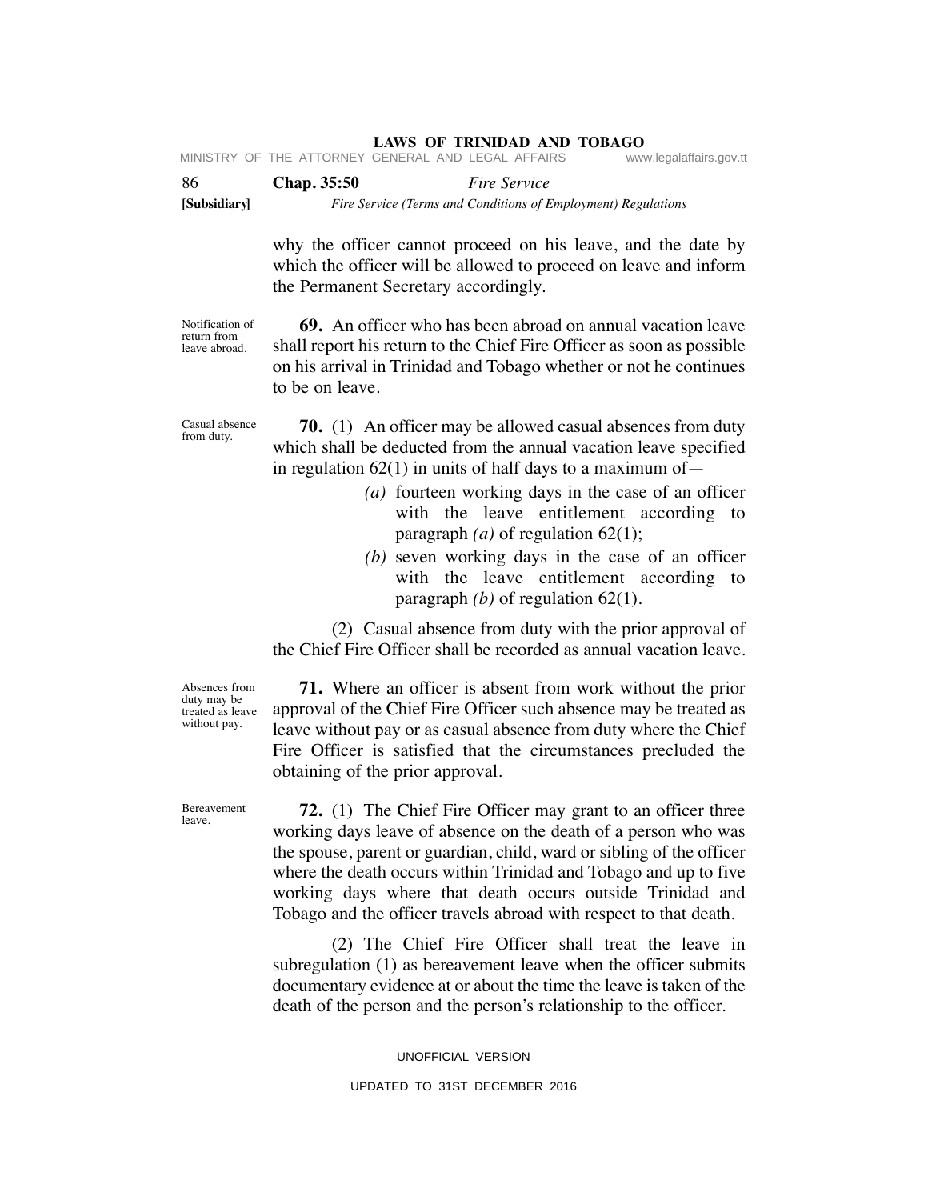why the officer cannot proceed on his leave, and the date by which the officer will be allowed to proceed on leave and inform the Permanent Secretary accordingly.

Notification of return from leave abroad.

**69.** An officer who has been abroad on annual vacation leave shall report his return to the Chief Fire Officer as soon as possible on his arrival in Trinidad and Tobago whether or not he continues to be on leave.

Casual absence from duty.

**70.** (1) An officer may be allowed casual absences from duty which shall be deducted from the annual vacation leave specified in regulation 62(1) in units of half days to a maximum of—

*(a)* fourteen working days in the case of an officer with the leave entitlement according to paragraph *(a)* of regulation 62(1);

*(b)* seven working days in the case of an officer with the leave entitlement according to paragraph *(b)* of regulation 62(1).

(2) Casual absence from duty with the prior approval of the Chief Fire Officer shall be recorded as annual vacation leave.

Absences from duty may be treated as leave without pay.

**71.** Where an officer is absent from work without the prior approval of the Chief Fire Officer such absence may be treated as leave without pay or as casual absence from duty where the Chief Fire Officer is satisfied that the circumstances precluded the obtaining of the prior approval.

Bereavement leave.

**72.** (1) The Chief Fire Officer may grant to an officer three working days leave of absence on the death of a person who was the spouse, parent or guardian, child, ward or sibling of the officer where the death occurs within Trinidad and Tobago and up to five working days where that death occurs outside Trinidad and Tobago and the officer travels abroad with respect to that death.

(2) The Chief Fire Officer shall treat the leave in subregulation (1) as bereavement leave when the officer submits documentary evidence at or about the time the leave is taken of the death of the person and the person's relationship to the officer.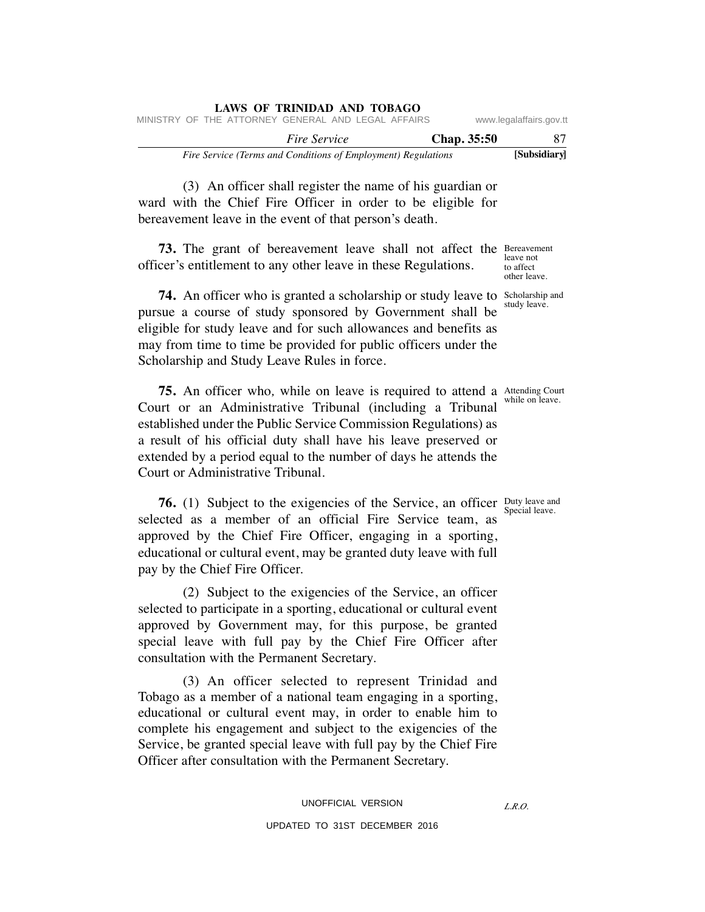(3) An officer shall register the name of his guardian or ward with the Chief Fire Officer in order to be eligible for bereavement leave in the event of that person's death.

Bereavement leave not to affect other leave.

**73.** The grant of bereavement leave shall not affect the officer's entitlement to any other leave in these Regulations.

Scholarship and study leave.

**74.** An officer who is granted a scholarship or study leave to pursue a course of study sponsored by Government shall be eligible for study leave and for such allowances and benefits as may from time to time be provided for public officers under the Scholarship and Study Leave Rules in force.

Attending Court while on leave.

**75.** An officer who*,* while on leave is required to attend a Court or an Administrative Tribunal (including a Tribunal established under the Public Service Commission Regulations) as a result of his official duty shall have his leave preserved or extended by a period equal to the number of days he attends the Court or Administrative Tribunal.

Duty leave and Special leave.

**76.** (1) Subject to the exigencies of the Service, an officer selected as a member of an official Fire Service team, as approved by the Chief Fire Officer, engaging in a sporting, educational or cultural event, may be granted duty leave with full pay by the Chief Fire Officer.

(2) Subject to the exigencies of the Service, an officer selected to participate in a sporting, educational or cultural event approved by Government may, for this purpose, be granted special leave with full pay by the Chief Fire Officer after consultation with the Permanent Secretary.

(3) An officer selected to represent Trinidad and Tobago as a member of a national team engaging in a sporting, educational or cultural event may, in order to enable him to complete his engagement and subject to the exigencies of the Service, be granted special leave with full pay by the Chief Fire Officer after consultation with the Permanent Secretary.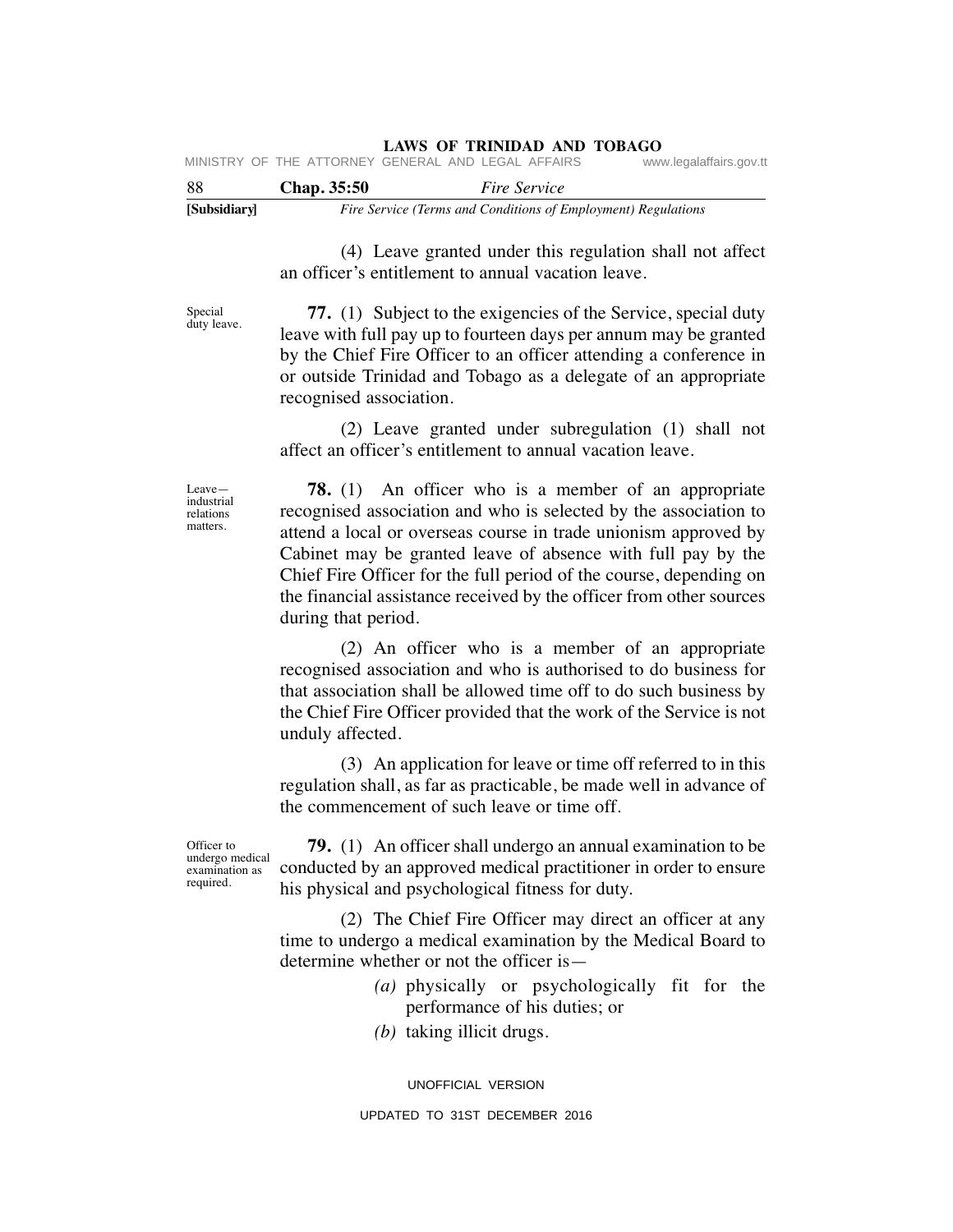(4) Leave granted under this regulation shall not affect an officer's entitlement to annual vacation leave.

Special duty leave.

**77.** (1) Subject to the exigencies of the Service, special duty leave with full pay up to fourteen days per annum may be granted by the Chief Fire Officer to an officer attending a conference in or outside Trinidad and Tobago as a delegate of an appropriate recognised association.

(2) Leave granted under subregulation (1) shall not affect an officer's entitlement to annual vacation leave.

Leave—industrial relations matters.

**78.** (1) An officer who is a member of an appropriate recognised association and who is selected by the association to attend a local or overseas course in trade unionism approved by Cabinet may be granted leave of absence with full pay by the Chief Fire Officer for the full period of the course, depending on the financial assistance received by the officer from other sources during that period.

(2) An officer who is a member of an appropriate recognised association and who is authorised to do business for that association shall be allowed time off to do such business by the Chief Fire Officer provided that the work of the Service is not unduly affected.

(3) An application for leave or time off referred to in this regulation shall, as far as practicable, be made well in advance of the commencement of such leave or time off.

Officer to undergo medical examination as required.

**79.** (1) An officer shall undergo an annual examination to be conducted by an approved medical practitioner in order to ensure his physical and psychological fitness for duty.

(2) The Chief Fire Officer may direct an officer at any time to undergo a medical examination by the Medical Board to determine whether or not the officer is—

*(a)* physically or psychologically fit for the performance of his duties; or

*(b)* taking illicit drugs.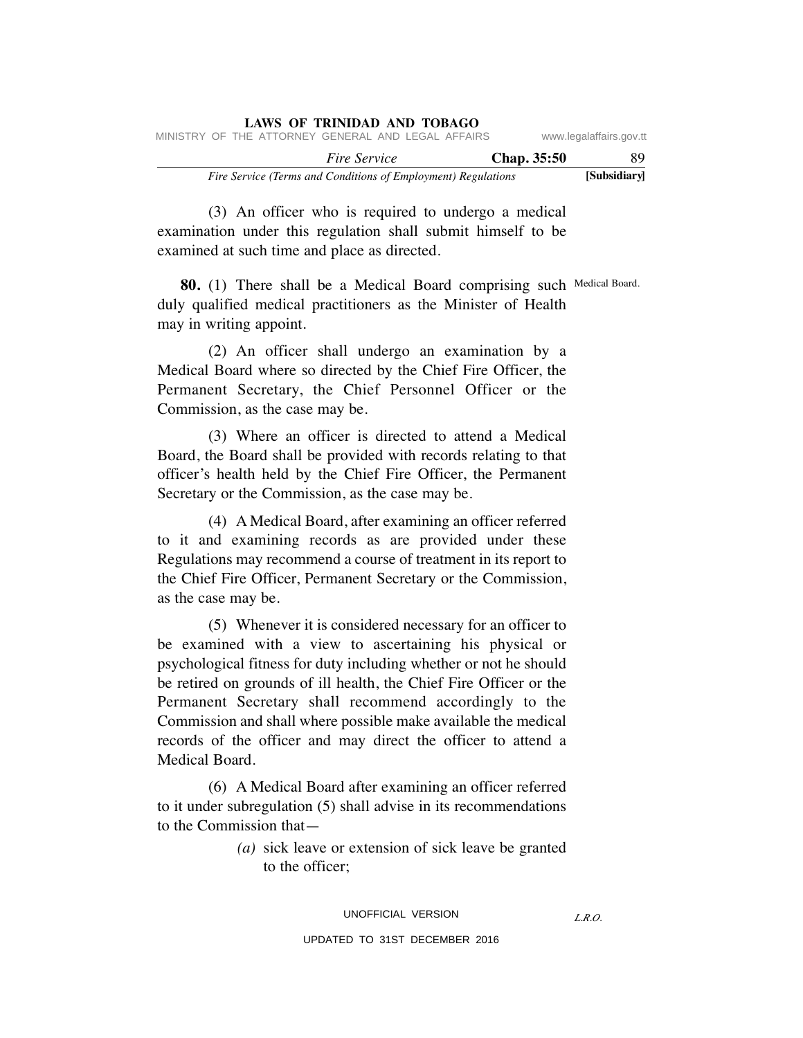(3) An officer who is required to undergo a medical examination under this regulation shall submit himself to be examined at such time and place as directed.

Medical Board.

**80.** (1) There shall be a Medical Board comprising such duly qualified medical practitioners as the Minister of Health may in writing appoint.

(2) An officer shall undergo an examination by a Medical Board where so directed by the Chief Fire Officer, the Permanent Secretary, the Chief Personnel Officer or the Commission, as the case may be.

(3) Where an officer is directed to attend a Medical Board, the Board shall be provided with records relating to that officer's health held by the Chief Fire Officer, the Permanent Secretary or the Commission, as the case may be.

(4) A Medical Board, after examining an officer referred to it and examining records as are provided under these Regulations may recommend a course of treatment in its report to the Chief Fire Officer, Permanent Secretary or the Commission, as the case may be.

(5) Whenever it is considered necessary for an officer to be examined with a view to ascertaining his physical or psychological fitness for duty including whether or not he should be retired on grounds of ill health, the Chief Fire Officer or the Permanent Secretary shall recommend accordingly to the Commission and shall where possible make available the medical records of the officer and may direct the officer to attend a Medical Board.

(6) A Medical Board after examining an officer referred to it under subregulation (5) shall advise in its recommendations to the Commission that—

*(a)* sick leave or extension of sick leave be granted to the officer;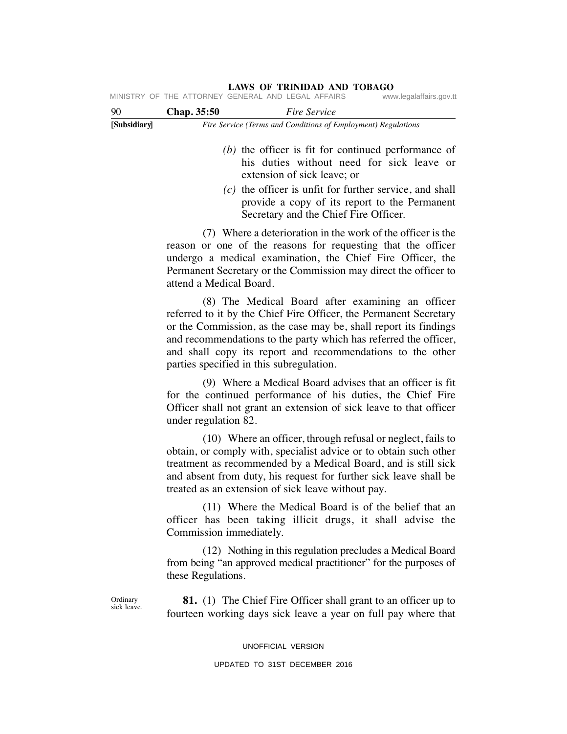*(b)* the officer is fit for continued performance of his duties without need for sick leave or extension of sick leave; or

*(c)* the officer is unfit for further service, and shall provide a copy of its report to the Permanent Secretary and the Chief Fire Officer.

(7) Where a deterioration in the work of the officer is the reason or one of the reasons for requesting that the officer undergo a medical examination, the Chief Fire Officer, the Permanent Secretary or the Commission may direct the officer to attend a Medical Board.

(8) The Medical Board after examining an officer referred to it by the Chief Fire Officer, the Permanent Secretary or the Commission, as the case may be, shall report its findings and recommendations to the party which has referred the officer, and shall copy its report and recommendations to the other parties specified in this subregulation.

(9) Where a Medical Board advises that an officer is fit for the continued performance of his duties, the Chief Fire Officer shall not grant an extension of sick leave to that officer under regulation 82.

(10) Where an officer, through refusal or neglect, fails to obtain, or comply with, specialist advice or to obtain such other treatment as recommended by a Medical Board, and is still sick and absent from duty, his request for further sick leave shall be treated as an extension of sick leave without pay.

(11) Where the Medical Board is of the belief that an officer has been taking illicit drugs, it shall advise the Commission immediately.

(12) Nothing in this regulation precludes a Medical Board from being "an approved medical practitioner" for the purposes of these Regulations.

Ordinary sick leave.

**81.** (1) The Chief Fire Officer shall grant to an officer up to fourteen working days sick leave a year on full pay where that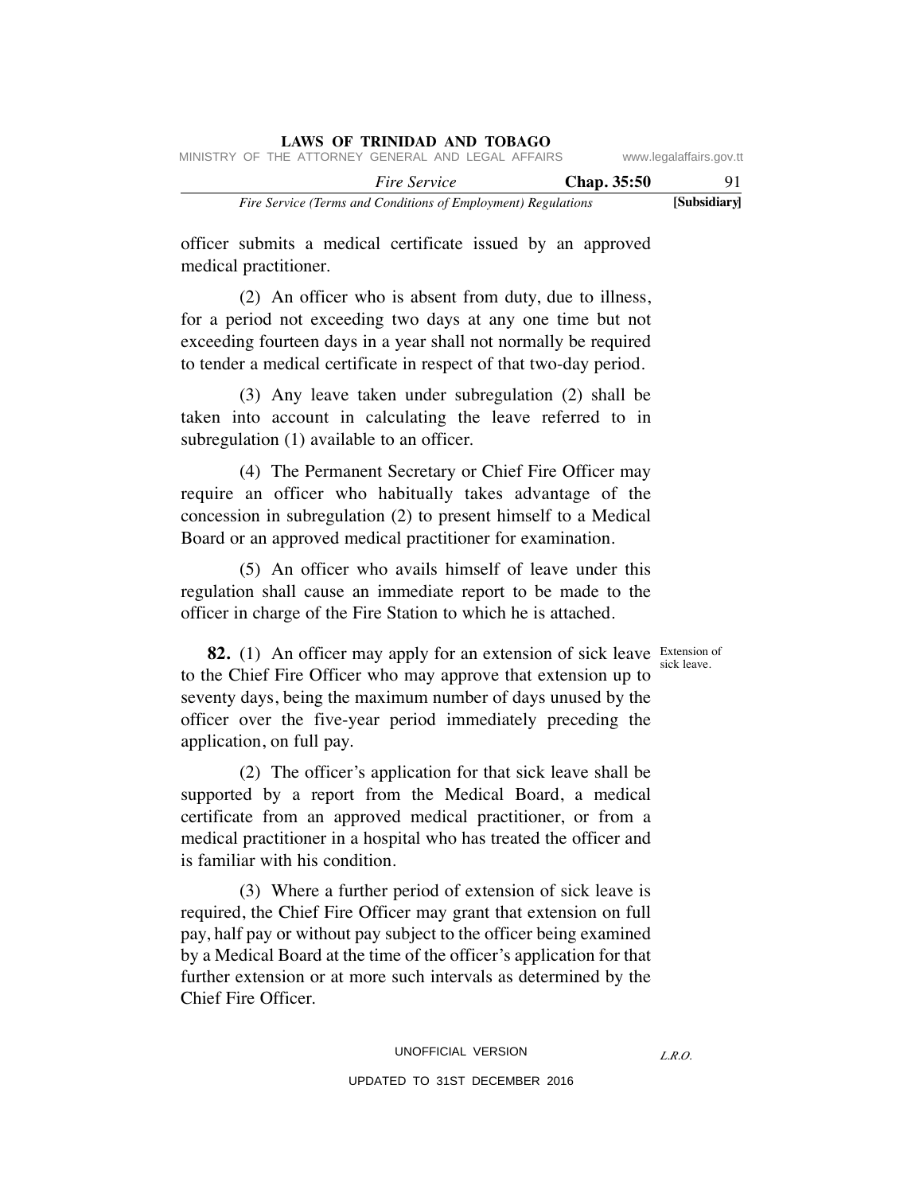officer submits a medical certificate issued by an approved medical practitioner.

(2) An officer who is absent from duty, due to illness, for a period not exceeding two days at any one time but not exceeding fourteen days in a year shall not normally be required to tender a medical certificate in respect of that two-day period.

(3) Any leave taken under subregulation (2) shall be taken into account in calculating the leave referred to in subregulation (1) available to an officer.

(4) The Permanent Secretary or Chief Fire Officer may require an officer who habitually takes advantage of the concession in subregulation (2) to present himself to a Medical Board or an approved medical practitioner for examination.

(5) An officer who avails himself of leave under this regulation shall cause an immediate report to be made to the officer in charge of the Fire Station to which he is attached.

Extension of sick leave.

**82.** (1) An officer may apply for an extension of sick leave to the Chief Fire Officer who may approve that extension up to seventy days, being the maximum number of days unused by the officer over the five-year period immediately preceding the application, on full pay.

(2) The officer's application for that sick leave shall be supported by a report from the Medical Board, a medical certificate from an approved medical practitioner, or from a medical practitioner in a hospital who has treated the officer and is familiar with his condition.

(3) Where a further period of extension of sick leave is required, the Chief Fire Officer may grant that extension on full pay, half pay or without pay subject to the officer being examined by a Medical Board at the time of the officer's application for that further extension or at more such intervals as determined by the Chief Fire Officer.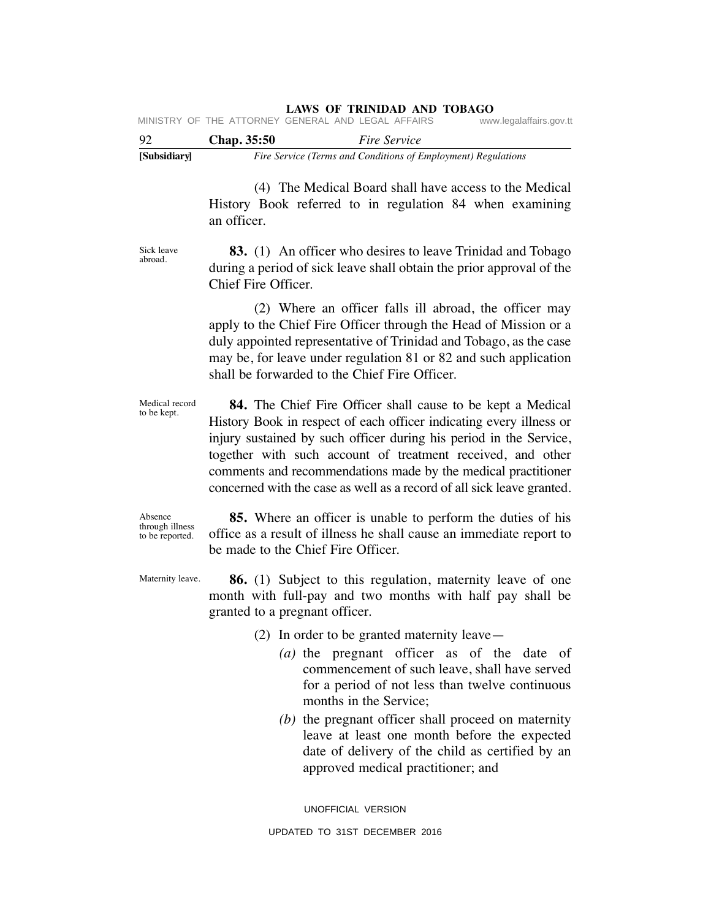(4) The Medical Board shall have access to the Medical History Book referred to in regulation 84 when examining an officer.

Sick leave abroad.

**83.** (1) An officer who desires to leave Trinidad and Tobago during a period of sick leave shall obtain the prior approval of the Chief Fire Officer.

(2) Where an officer falls ill abroad, the officer may apply to the Chief Fire Officer through the Head of Mission or a duly appointed representative of Trinidad and Tobago, as the case may be, for leave under regulation 81 or 82 and such application shall be forwarded to the Chief Fire Officer.

Medical record to be kept.

**84.** The Chief Fire Officer shall cause to be kept a Medical History Book in respect of each officer indicating every illness or injury sustained by such officer during his period in the Service, together with such account of treatment received, and other comments and recommendations made by the medical practitioner concerned with the case as well as a record of all sick leave granted.

Absence through illness to be reported.

**85.** Where an officer is unable to perform the duties of his office as a result of illness he shall cause an immediate report to be made to the Chief Fire Officer.

Maternity leave.

**86.** (1) Subject to this regulation, maternity leave of one month with full-pay and two months with half pay shall be granted to a pregnant officer.

(2) In order to be granted maternity leave—

*(a)* the pregnant officer as of the date of commencement of such leave, shall have served for a period of not less than twelve continuous months in the Service;

*(b)* the pregnant officer shall proceed on maternity leave at least one month before the expected date of delivery of the child as certified by an approved medical practitioner; and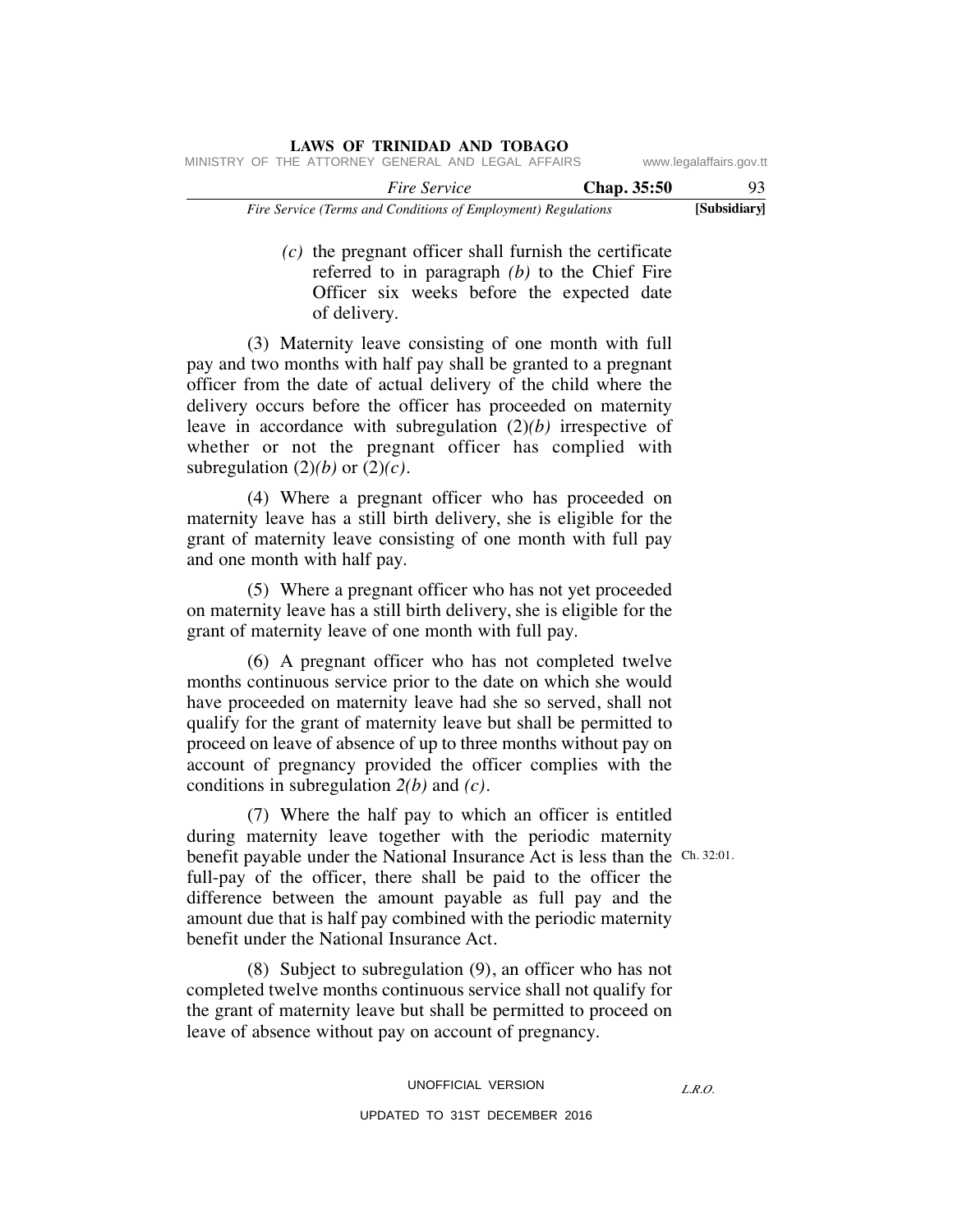*(c)* the pregnant officer shall furnish the certificate referred to in paragraph *(b)* to the Chief Fire Officer six weeks before the expected date of delivery.

(3) Maternity leave consisting of one month with full pay and two months with half pay shall be granted to a pregnant officer from the date of actual delivery of the child where the delivery occurs before the officer has proceeded on maternity leave in accordance with subregulation (2)*(b)* irrespective of whether or not the pregnant officer has complied with subregulation (2)*(b)* or (2)*(c)*.

(4) Where a pregnant officer who has proceeded on maternity leave has a still birth delivery, she is eligible for the grant of maternity leave consisting of one month with full pay and one month with half pay.

(5) Where a pregnant officer who has not yet proceeded on maternity leave has a still birth delivery, she is eligible for the grant of maternity leave of one month with full pay.

(6) A pregnant officer who has not completed twelve months continuous service prior to the date on which she would have proceeded on maternity leave had she so served, shall not qualify for the grant of maternity leave but shall be permitted to proceed on leave of absence of up to three months without pay on account of pregnancy provided the officer complies with the conditions in subregulation *2(b)* and *(c)*.

(7) Where the half pay to which an officer is entitled during maternity leave together with the periodic maternity benefit payable under the National Insurance Act is less than the full-pay of the officer, there shall be paid to the officer the difference between the amount payable as full pay and the amount due that is half pay combined with the periodic maternity benefit under the National Insurance Act.

Ch. 32:01.

(8) Subject to subregulation (9), an officer who has not completed twelve months continuous service shall not qualify for the grant of maternity leave but shall be permitted to proceed on leave of absence without pay on account of pregnancy.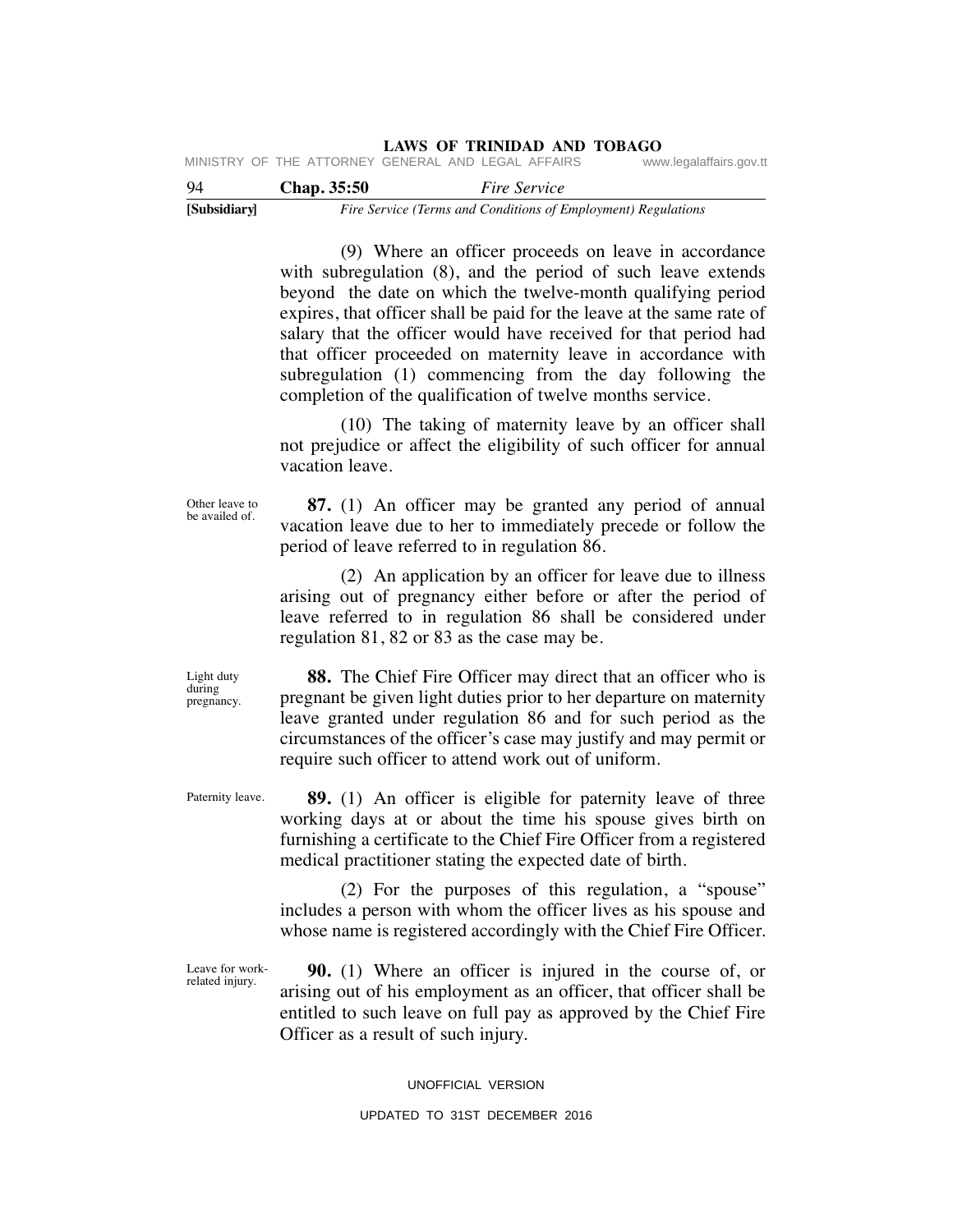(9) Where an officer proceeds on leave in accordance with subregulation (8), and the period of such leave extends beyond the date on which the twelve-month qualifying period expires, that officer shall be paid for the leave at the same rate of salary that the officer would have received for that period had that officer proceeded on maternity leave in accordance with subregulation (1) commencing from the day following the completion of the qualification of twelve months service.

(10) The taking of maternity leave by an officer shall not prejudice or affect the eligibility of such officer for annual vacation leave.

Other leave to be availed of.

**87.** (1) An officer may be granted any period of annual vacation leave due to her to immediately precede or follow the period of leave referred to in regulation 86.

(2) An application by an officer for leave due to illness arising out of pregnancy either before or after the period of leave referred to in regulation 86 shall be considered under regulation 81, 82 or 83 as the case may be.

Light duty during pregnancy.

**88.** The Chief Fire Officer may direct that an officer who is pregnant be given light duties prior to her departure on maternity leave granted under regulation 86 and for such period as the circumstances of the officer's case may justify and may permit or require such officer to attend work out of uniform.

Paternity leave.

**89.** (1) An officer is eligible for paternity leave of three working days at or about the time his spouse gives birth on furnishing a certificate to the Chief Fire Officer from a registered medical practitioner stating the expected date of birth.

(2) For the purposes of this regulation, a "spouse" includes a person with whom the officer lives as his spouse and whose name is registered accordingly with the Chief Fire Officer.

Leave for work-related injury.

**90.** (1) Where an officer is injured in the course of, or arising out of his employment as an officer, that officer shall be entitled to such leave on full pay as approved by the Chief Fire Officer as a result of such injury.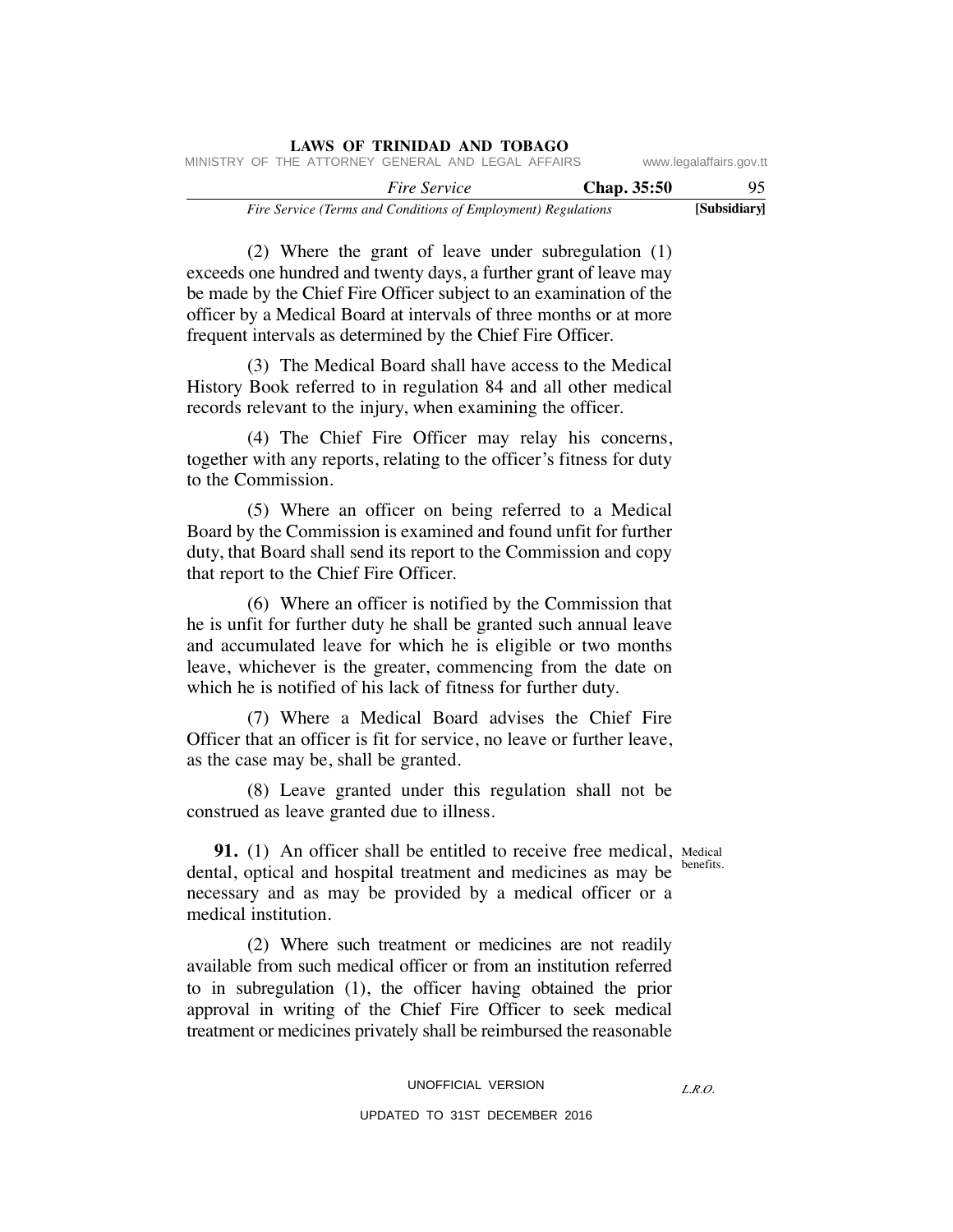(2) Where the grant of leave under subregulation (1) exceeds one hundred and twenty days, a further grant of leave may be made by the Chief Fire Officer subject to an examination of the officer by a Medical Board at intervals of three months or at more frequent intervals as determined by the Chief Fire Officer.

(3) The Medical Board shall have access to the Medical History Book referred to in regulation 84 and all other medical records relevant to the injury, when examining the officer.

(4) The Chief Fire Officer may relay his concerns, together with any reports, relating to the officer's fitness for duty to the Commission.

(5) Where an officer on being referred to a Medical Board by the Commission is examined and found unfit for further duty, that Board shall send its report to the Commission and copy that report to the Chief Fire Officer.

(6) Where an officer is notified by the Commission that he is unfit for further duty he shall be granted such annual leave and accumulated leave for which he is eligible or two months leave, whichever is the greater, commencing from the date on which he is notified of his lack of fitness for further duty.

(7) Where a Medical Board advises the Chief Fire Officer that an officer is fit for service, no leave or further leave, as the case may be, shall be granted.

(8) Leave granted under this regulation shall not be construed as leave granted due to illness.

Medical benefits.

**91.** (1) An officer shall be entitled to receive free medical, dental, optical and hospital treatment and medicines as may be necessary and as may be provided by a medical officer or a medical institution.

(2) Where such treatment or medicines are not readily available from such medical officer or from an institution referred to in subregulation (1), the officer having obtained the prior approval in writing of the Chief Fire Officer to seek medical treatment or medicines privately shall be reimbursed the reasonable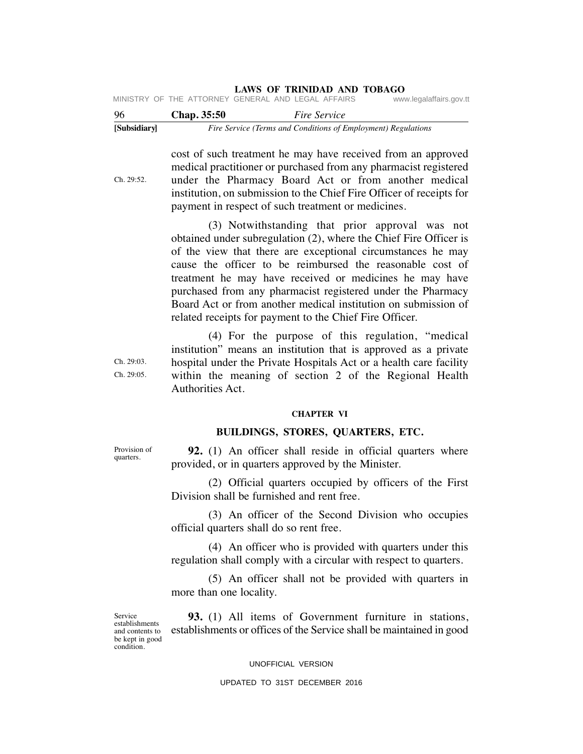cost of such treatment he may have received from an approved medical practitioner or purchased from any pharmacist registered under the Pharmacy Board Act or from another medical institution, on submission to the Chief Fire Officer of receipts for payment in respect of such treatment or medicines.

Ch. 29:52.

(3) Notwithstanding that prior approval was not obtained under subregulation (2), where the Chief Fire Officer is of the view that there are exceptional circumstances he may cause the officer to be reimbursed the reasonable cost of treatment he may have received or medicines he may have purchased from any pharmacist registered under the Pharmacy Board Act or from another medical institution on submission of related receipts for payment to the Chief Fire Officer.

(4) For the purpose of this regulation, "medical institution" means an institution that is approved as a private hospital under the Private Hospitals Act or a health care facility within the meaning of section 2 of the Regional Health Authorities Act.

Ch. 29:03.
Ch. 29:05.

## CHAPTER VI

## BUILDINGS, STORES, QUARTERS, ETC.

Provision of quarters.

**92.** (1) An officer shall reside in official quarters where provided, or in quarters approved by the Minister.

(2) Official quarters occupied by officers of the First Division shall be furnished and rent free.

(3) An officer of the Second Division who occupies official quarters shall do so rent free.

(4) An officer who is provided with quarters under this regulation shall comply with a circular with respect to quarters.

(5) An officer shall not be provided with quarters in more than one locality.

Service establishments and contents to be kept in good condition.

**93.** (1) All items of Government furniture in stations, establishments or offices of the Service shall be maintained in good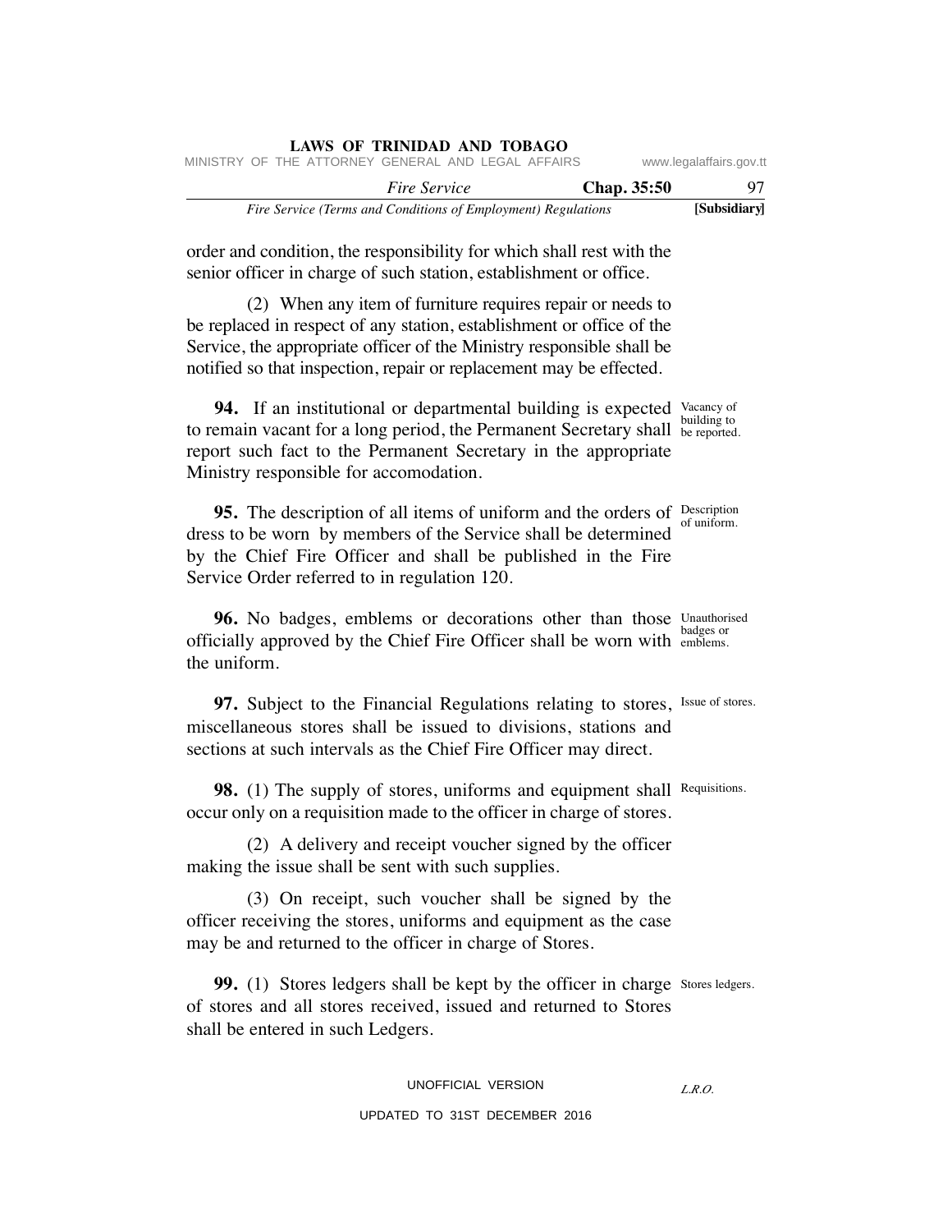order and condition, the responsibility for which shall rest with the senior officer in charge of such station, establishment or office.

(2) When any item of furniture requires repair or needs to be replaced in respect of any station, establishment or office of the Service, the appropriate officer of the Ministry responsible shall be notified so that inspection, repair or replacement may be effected.

**94.** If an institutional or departmental building is expected to remain vacant for a long period, the Permanent Secretary shall report such fact to the Permanent Secretary in the appropriate Ministry responsible for accomodation.

Vacancy of building to be reported.

**95.** The description of all items of uniform and the orders of dress to be worn by members of the Service shall be determined by the Chief Fire Officer and shall be published in the Fire Service Order referred to in regulation 120.

Description of uniform.

**96.** No badges, emblems or decorations other than those officially approved by the Chief Fire Officer shall be worn with the uniform.

Unauthorised badges or emblems.

**97.** Subject to the Financial Regulations relating to stores, miscellaneous stores shall be issued to divisions, stations and sections at such intervals as the Chief Fire Officer may direct.

Issue of stores.

**98.** (1) The supply of stores, uniforms and equipment shall occur only on a requisition made to the officer in charge of stores.

Requisitions.

(2) A delivery and receipt voucher signed by the officer making the issue shall be sent with such supplies.

(3) On receipt, such voucher shall be signed by the officer receiving the stores, uniforms and equipment as the case may be and returned to the officer in charge of Stores.

**99.** (1) Stores ledgers shall be kept by the officer in charge of stores and all stores received, issued and returned to Stores shall be entered in such Ledgers.

Stores ledgers.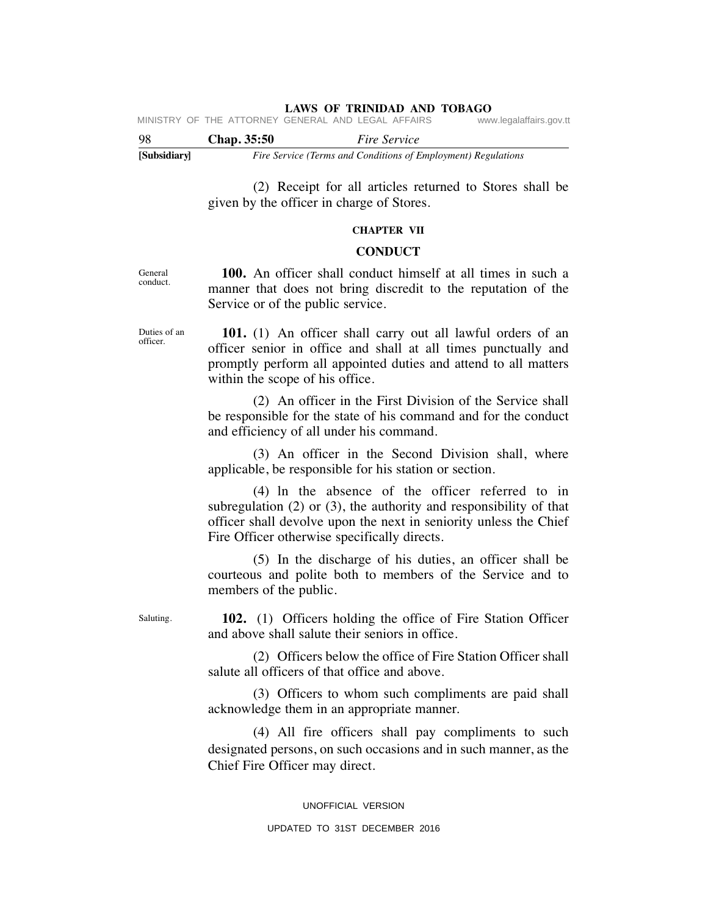(2) Receipt for all articles returned to Stores shall be given by the officer in charge of Stores.

## CHAPTER VII

## CONDUCT

General conduct.

**100.** An officer shall conduct himself at all times in such a manner that does not bring discredit to the reputation of the Service or of the public service.

Duties of an officer.

**101.** (1) An officer shall carry out all lawful orders of an officer senior in office and shall at all times punctually and promptly perform all appointed duties and attend to all matters within the scope of his office.

(2) An officer in the First Division of the Service shall be responsible for the state of his command and for the conduct and efficiency of all under his command.

(3) An officer in the Second Division shall, where applicable, be responsible for his station or section.

(4) ln the absence of the officer referred to in subregulation (2) or (3), the authority and responsibility of that officer shall devolve upon the next in seniority unless the Chief Fire Officer otherwise specifically directs.

(5) In the discharge of his duties, an officer shall be courteous and polite both to members of the Service and to members of the public.

Saluting.

**102.** (1) Officers holding the office of Fire Station Officer and above shall salute their seniors in office.

(2) Officers below the office of Fire Station Officer shall salute all officers of that office and above.

(3) Officers to whom such compliments are paid shall acknowledge them in an appropriate manner.

(4) All fire officers shall pay compliments to such designated persons, on such occasions and in such manner, as the Chief Fire Officer may direct.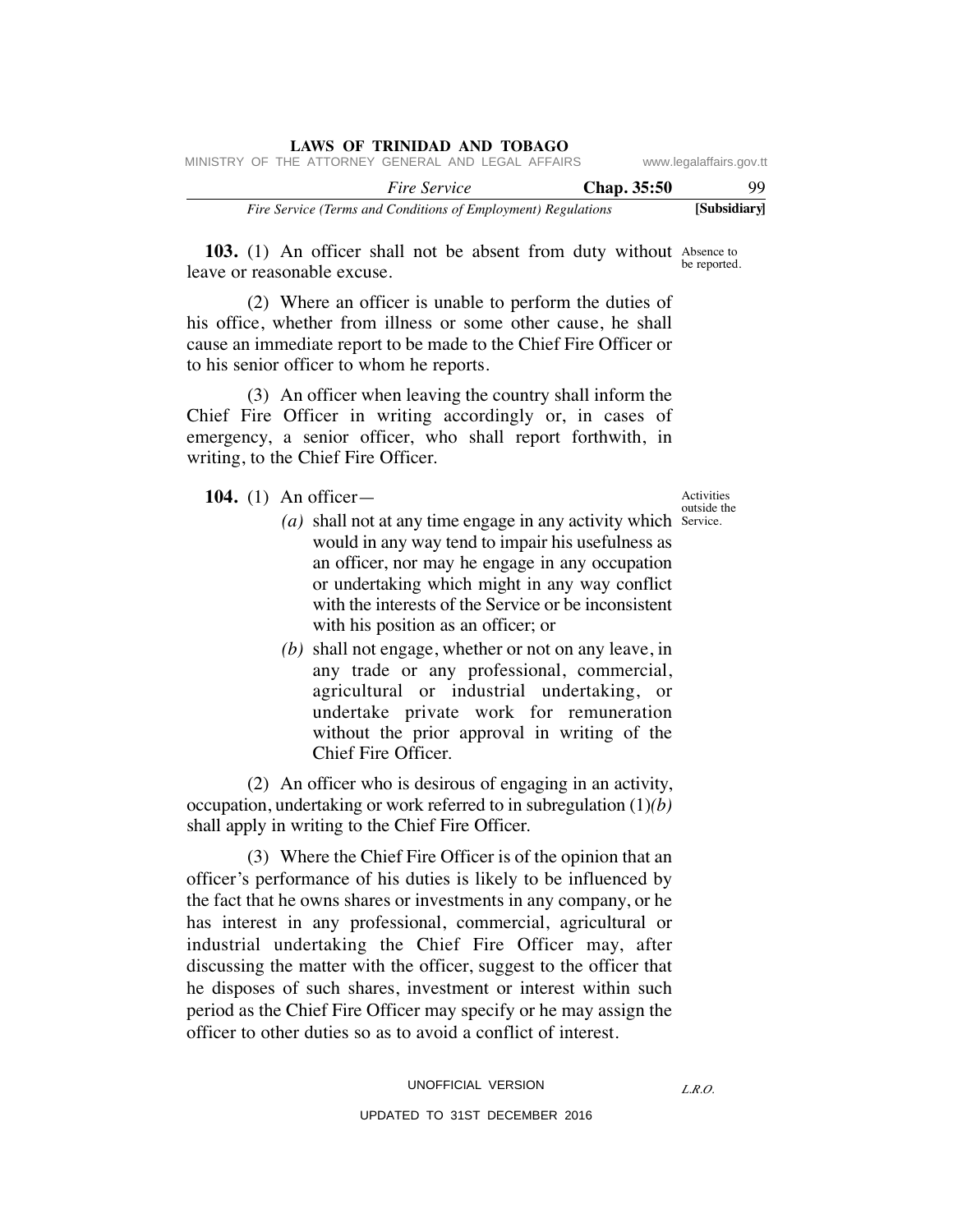**103.** (1) An officer shall not be absent from duty without leave or reasonable excuse.

Absence to be reported.

(2) Where an officer is unable to perform the duties of his office, whether from illness or some other cause, he shall cause an immediate report to be made to the Chief Fire Officer or to his senior officer to whom he reports.

(3) An officer when leaving the country shall inform the Chief Fire Officer in writing accordingly or, in cases of emergency, a senior officer, who shall report forthwith, in writing, to the Chief Fire Officer.

**104.** (1) An officer—

Activities outside the Service.

*(a)* shall not at any time engage in any activity which would in any way tend to impair his usefulness as an officer, nor may he engage in any occupation or undertaking which might in any way conflict with the interests of the Service or be inconsistent with his position as an officer; or

*(b)* shall not engage, whether or not on any leave, in any trade or any professional, commercial, agricultural or industrial undertaking, or undertake private work for remuneration without the prior approval in writing of the Chief Fire Officer.

(2) An officer who is desirous of engaging in an activity, occupation, undertaking or work referred to in subregulation (1)*(b)* shall apply in writing to the Chief Fire Officer.

(3) Where the Chief Fire Officer is of the opinion that an officer's performance of his duties is likely to be influenced by the fact that he owns shares or investments in any company, or he has interest in any professional, commercial, agricultural or industrial undertaking the Chief Fire Officer may, after discussing the matter with the officer, suggest to the officer that he disposes of such shares, investment or interest within such period as the Chief Fire Officer may specify or he may assign the officer to other duties so as to avoid a conflict of interest.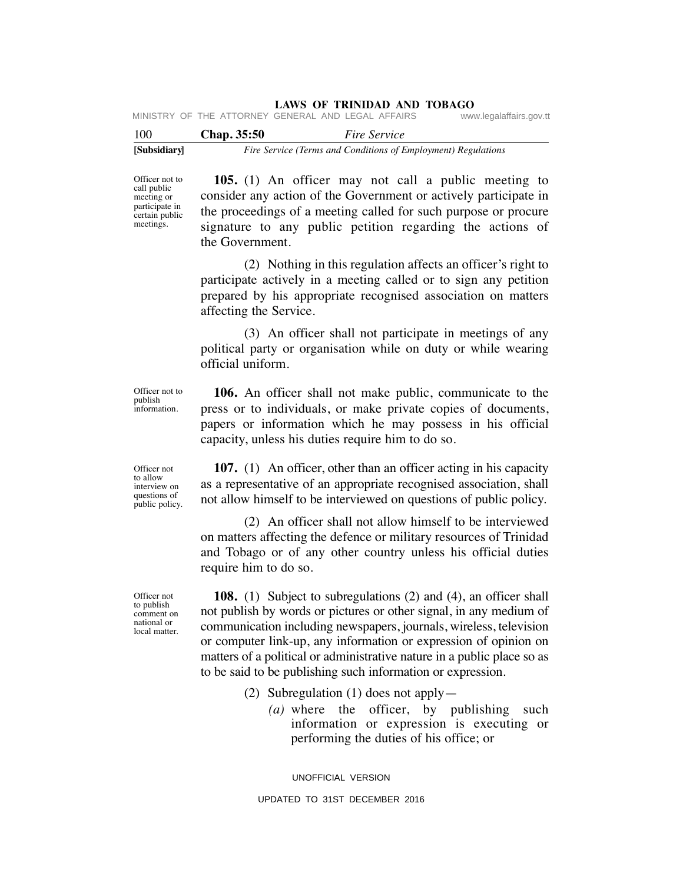Officer not to call public meeting or participate in certain public meetings.

**105.** (1) An officer may not call a public meeting to consider any action of the Government or actively participate in the proceedings of a meeting called for such purpose or procure signature to any public petition regarding the actions of the Government.

(2) Nothing in this regulation affects an officer's right to participate actively in a meeting called or to sign any petition prepared by his appropriate recognised association on matters affecting the Service.

(3) An officer shall not participate in meetings of any political party or organisation while on duty or while wearing official uniform.

Officer not to publish information.

**106.** An officer shall not make public, communicate to the press or to individuals, or make private copies of documents, papers or information which he may possess in his official capacity, unless his duties require him to do so.

Officer not to allow interview on questions of public policy.

**107.** (1) An officer, other than an officer acting in his capacity as a representative of an appropriate recognised association, shall not allow himself to be interviewed on questions of public policy.

(2) An officer shall not allow himself to be interviewed on matters affecting the defence or military resources of Trinidad and Tobago or of any other country unless his official duties require him to do so.

Officer not to publish comment on national or local matter.

**108.** (1) Subject to subregulations (2) and (4), an officer shall not publish by words or pictures or other signal, in any medium of communication including newspapers, journals, wireless, television or computer link-up, any information or expression of opinion on matters of a political or administrative nature in a public place so as to be said to be publishing such information or expression.

(2) Subregulation (1) does not apply—

*(a)* where the officer, by publishing such information or expression is executing or performing the duties of his office; or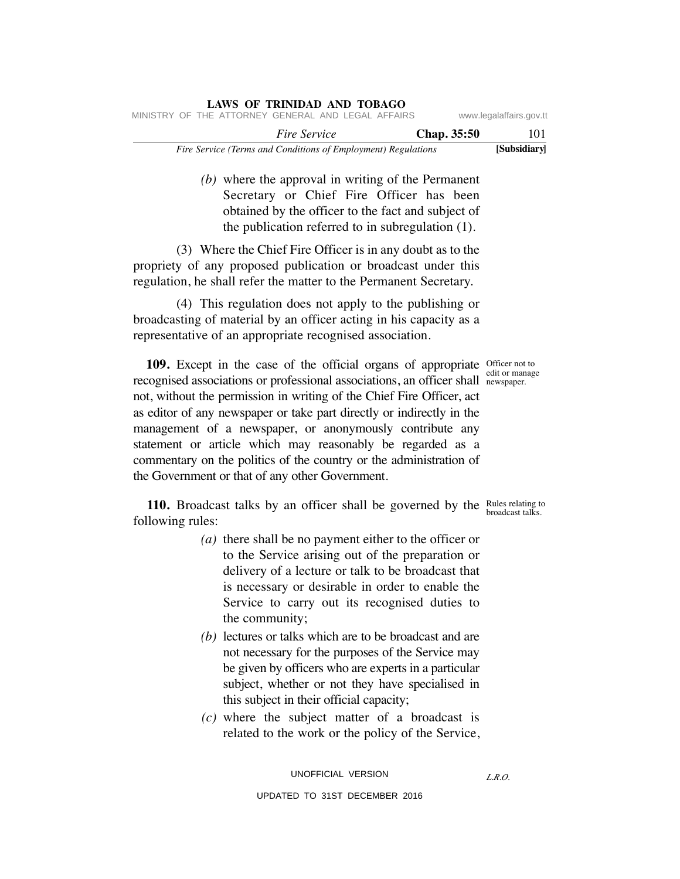(b) where the approval in writing of the Permanent Secretary or Chief Fire Officer has been obtained by the officer to the fact and subject of the publication referred to in subregulation (1).

(3) Where the Chief Fire Officer is in any doubt as to the propriety of any proposed publication or broadcast under this regulation, he shall refer the matter to the Permanent Secretary.

(4) This regulation does not apply to the publishing or broadcasting of material by an officer acting in his capacity as a representative of an appropriate recognised association.

*Officer not to edit or manage newspaper.*

**109.** Except in the case of the official organs of appropriate recognised associations or professional associations, an officer shall not, without the permission in writing of the Chief Fire Officer, act as editor of any newspaper or take part directly or indirectly in the management of a newspaper, or anonymously contribute any statement or article which may reasonably be regarded as a commentary on the politics of the country or the administration of the Government or that of any other Government.

*Rules relating to broadcast talks.*

**110.** Broadcast talks by an officer shall be governed by the following rules:

(a) there shall be no payment either to the officer or to the Service arising out of the preparation or delivery of a lecture or talk to be broadcast that is necessary or desirable in order to enable the Service to carry out its recognised duties to the community;

(b) lectures or talks which are to be broadcast and are not necessary for the purposes of the Service may be given by officers who are experts in a particular subject, whether or not they have specialised in this subject in their official capacity;

(c) where the subject matter of a broadcast is related to the work or the policy of the Service,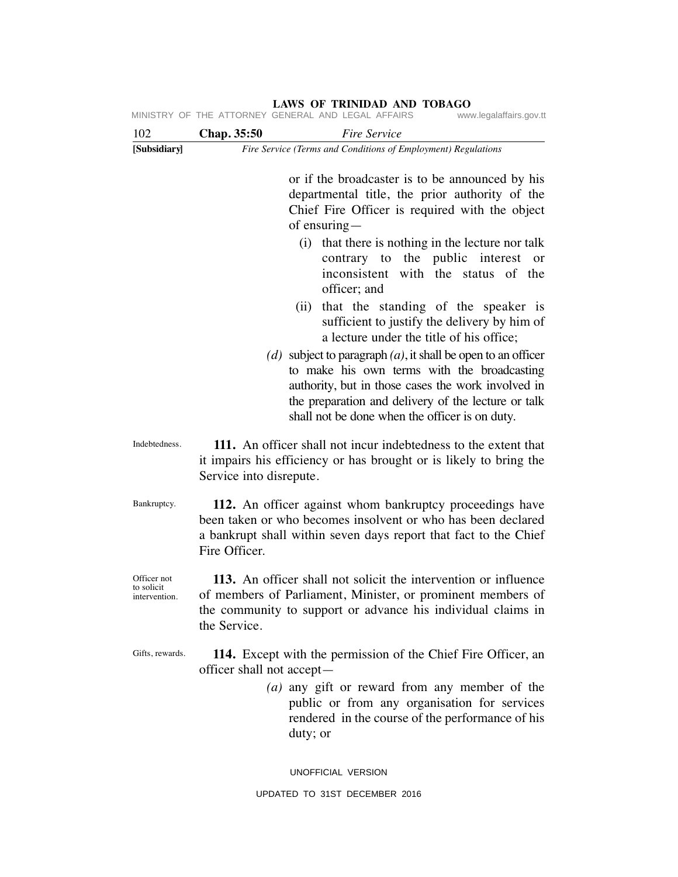or if the broadcaster is to be announced by his departmental title, the prior authority of the Chief Fire Officer is required with the object of ensuring—

(i) that there is nothing in the lecture nor talk contrary to the public interest or inconsistent with the status of the officer; and

(ii) that the standing of the speaker is sufficient to justify the delivery by him of a lecture under the title of his office;

*(d)* subject to paragraph *(a)*, it shall be open to an officer to make his own terms with the broadcasting authority, but in those cases the work involved in the preparation and delivery of the lecture or talk shall not be done when the officer is on duty.

Indebtedness.

**111.** An officer shall not incur indebtedness to the extent that it impairs his efficiency or has brought or is likely to bring the Service into disrepute.

Bankruptcy.

**112.** An officer against whom bankruptcy proceedings have been taken or who becomes insolvent or who has been declared a bankrupt shall within seven days report that fact to the Chief Fire Officer.

Officer not to solicit intervention.

**113.** An officer shall not solicit the intervention or influence of members of Parliament, Minister, or prominent members of the community to support or advance his individual claims in the Service.

Gifts, rewards.

**114.** Except with the permission of the Chief Fire Officer, an officer shall not accept—

*(a)* any gift or reward from any member of the public or from any organisation for services rendered in the course of the performance of his duty; or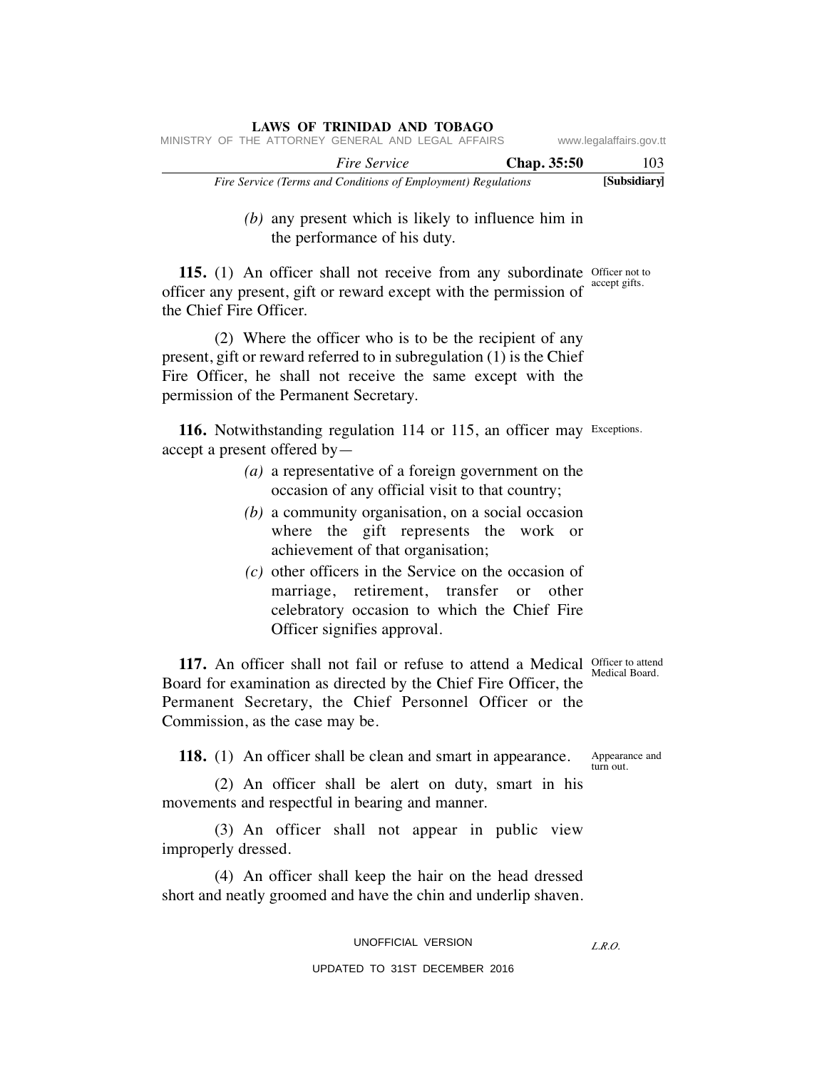*(b)* any present which is likely to influence him in the performance of his duty.

**115.** (1) An officer shall not receive from any subordinate officer any present, gift or reward except with the permission of the Chief Fire Officer.

Officer not to accept gifts.

(2) Where the officer who is to be the recipient of any present, gift or reward referred to in subregulation (1) is the Chief Fire Officer, he shall not receive the same except with the permission of the Permanent Secretary.

**116.** Notwithstanding regulation 114 or 115, an officer may accept a present offered by—

Exceptions.

*(a)* a representative of a foreign government on the occasion of any official visit to that country;

*(b)* a community organisation, on a social occasion where the gift represents the work or achievement of that organisation;

*(c)* other officers in the Service on the occasion of marriage, retirement, transfer or other celebratory occasion to which the Chief Fire Officer signifies approval.

**117.** An officer shall not fail or refuse to attend a Medical Board for examination as directed by the Chief Fire Officer, the Permanent Secretary, the Chief Personnel Officer or the Commission, as the case may be.

Officer to attend Medical Board.

**118.** (1) An officer shall be clean and smart in appearance.

Appearance and turn out.

(2) An officer shall be alert on duty, smart in his movements and respectful in bearing and manner.

(3) An officer shall not appear in public view improperly dressed.

(4) An officer shall keep the hair on the head dressed short and neatly groomed and have the chin and underlip shaven.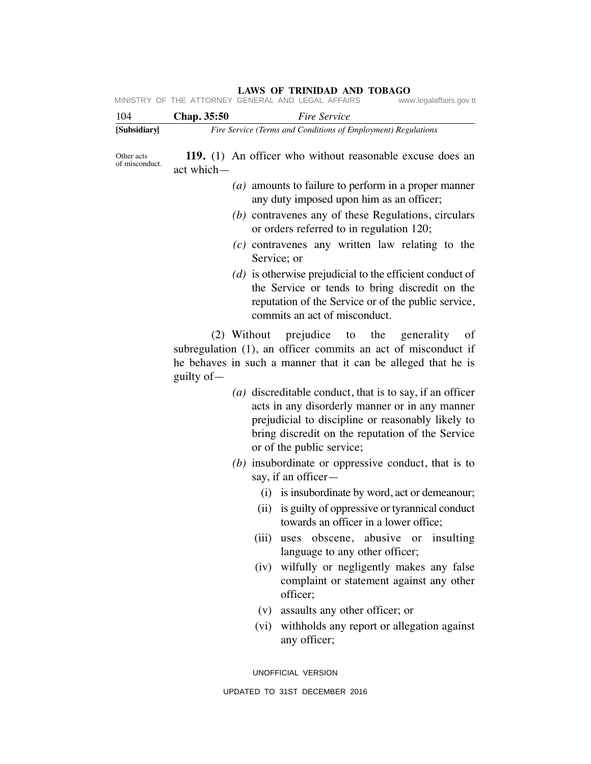Other acts of misconduct.

**119.** (1) An officer who without reasonable excuse does an act which—

*(a)* amounts to failure to perform in a proper manner any duty imposed upon him as an officer;

*(b)* contravenes any of these Regulations, circulars or orders referred to in regulation 120;

*(c)* contravenes any written law relating to the Service; or

*(d)* is otherwise prejudicial to the efficient conduct of the Service or tends to bring discredit on the reputation of the Service or of the public service,

commits an act of misconduct.

(2) Without prejudice to the generality of subregulation (1), an officer commits an act of misconduct if he behaves in such a manner that it can be alleged that he is guilty of—

*(a)* discreditable conduct, that is to say, if an officer acts in any disorderly manner or in any manner prejudicial to discipline or reasonably likely to bring discredit on the reputation of the Service or of the public service;

*(b)* insubordinate or oppressive conduct, that is to say, if an officer—

(i) is insubordinate by word, act or demeanour;

(ii) is guilty of oppressive or tyrannical conduct towards an officer in a lower office;

(iii) uses obscene, abusive or insulting language to any other officer;

(iv) wilfully or negligently makes any false complaint or statement against any other officer;

(v) assaults any other officer; or

(vi) withholds any report or allegation against any officer;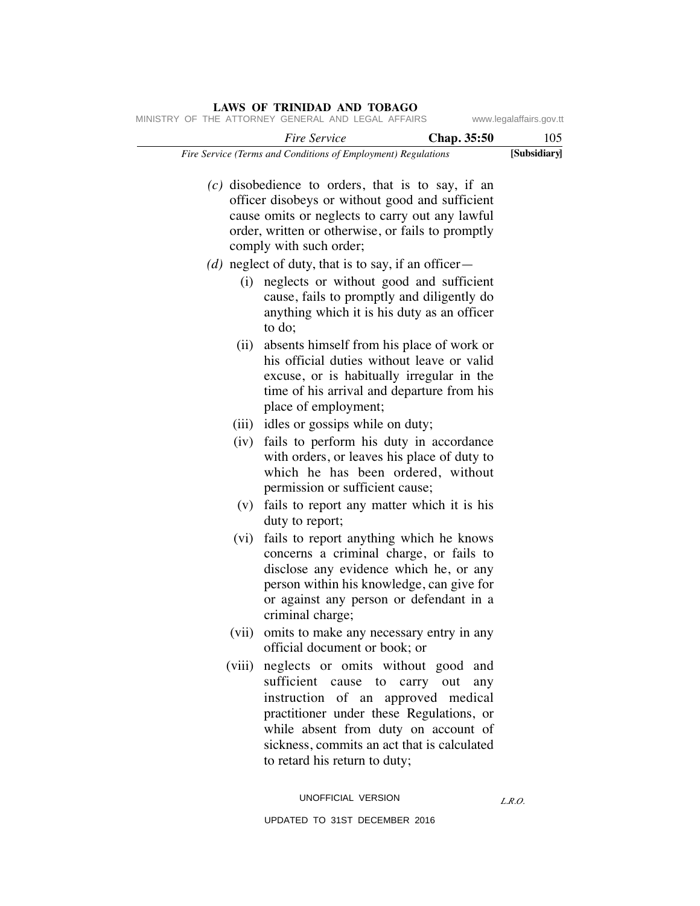*(c)* disobedience to orders, that is to say, if an officer disobeys or without good and sufficient cause omits or neglects to carry out any lawful order, written or otherwise, or fails to promptly comply with such order;

*(d)* neglect of duty, that is to say, if an officer—

(i) neglects or without good and sufficient cause, fails to promptly and diligently do anything which it is his duty as an officer to do;

(ii) absents himself from his place of work or his official duties without leave or valid excuse, or is habitually irregular in the time of his arrival and departure from his place of employment;

(iii) idles or gossips while on duty;

(iv) fails to perform his duty in accordance with orders, or leaves his place of duty to which he has been ordered, without permission or sufficient cause;

(v) fails to report any matter which it is his duty to report;

(vi) fails to report anything which he knows concerns a criminal charge, or fails to disclose any evidence which he, or any person within his knowledge, can give for or against any person or defendant in a criminal charge;

(vii) omits to make any necessary entry in any official document or book; or

(viii) neglects or omits without good and sufficient cause to carry out any instruction of an approved medical practitioner under these Regulations, or while absent from duty on account of sickness, commits an act that is calculated to retard his return to duty;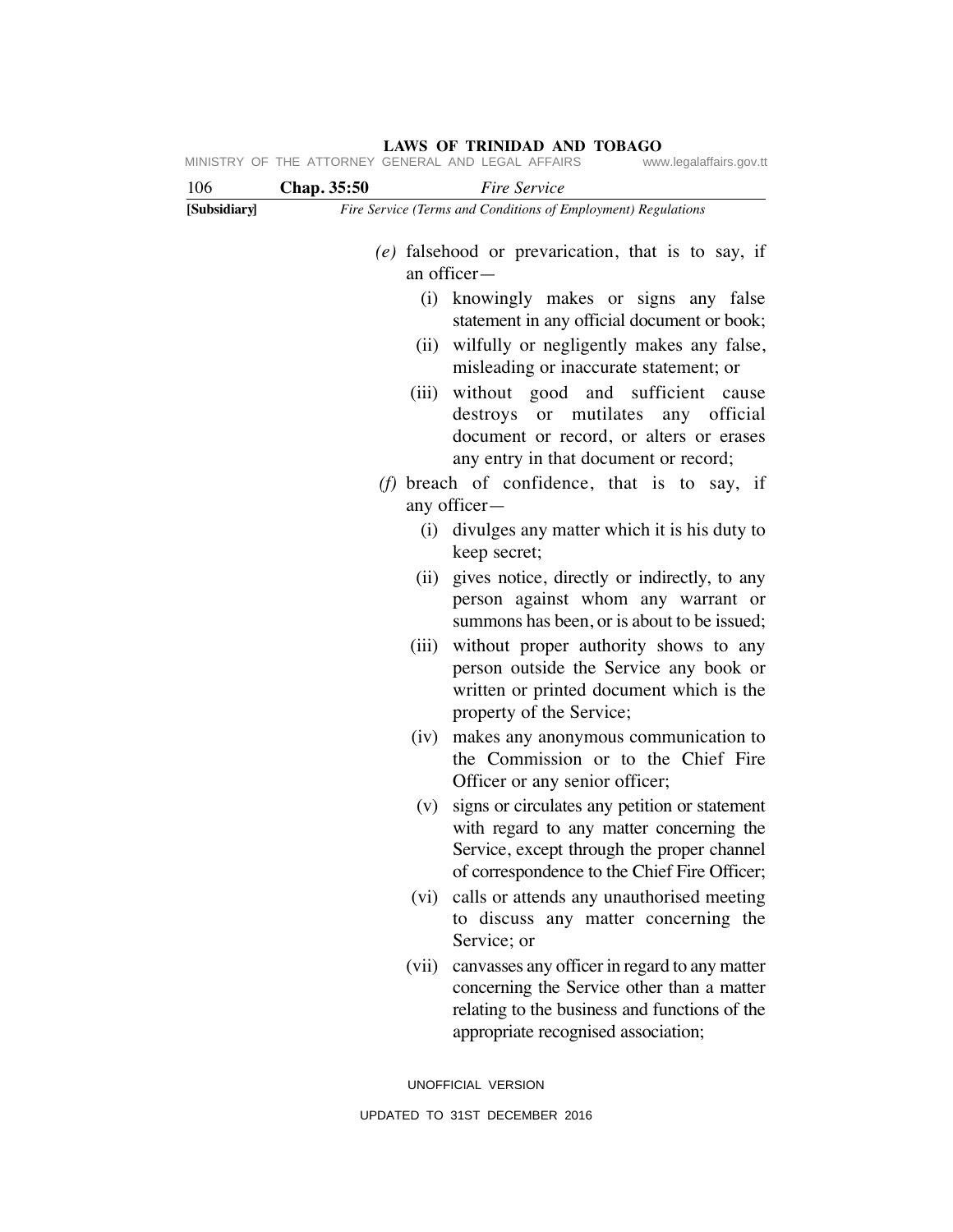(e) falsehood or prevarication, that is to say, if an officer—

   (i) knowingly makes or signs any false statement in any official document or book;

   (ii) wilfully or negligently makes any false, misleading or inaccurate statement; or

   (iii) without good and sufficient cause destroys or mutilates any official document or record, or alters or erases any entry in that document or record;

(f) breach of confidence, that is to say, if any officer—

   (i) divulges any matter which it is his duty to keep secret;

   (ii) gives notice, directly or indirectly, to any person against whom any warrant or summons has been, or is about to be issued;

   (iii) without proper authority shows to any person outside the Service any book or written or printed document which is the property of the Service;

   (iv) makes any anonymous communication to the Commission or to the Chief Fire Officer or any senior officer;

   (v) signs or circulates any petition or statement with regard to any matter concerning the Service, except through the proper channel of correspondence to the Chief Fire Officer;

   (vi) calls or attends any unauthorised meeting to discuss any matter concerning the Service; or

   (vii) canvasses any officer in regard to any matter concerning the Service other than a matter relating to the business and functions of the appropriate recognised association;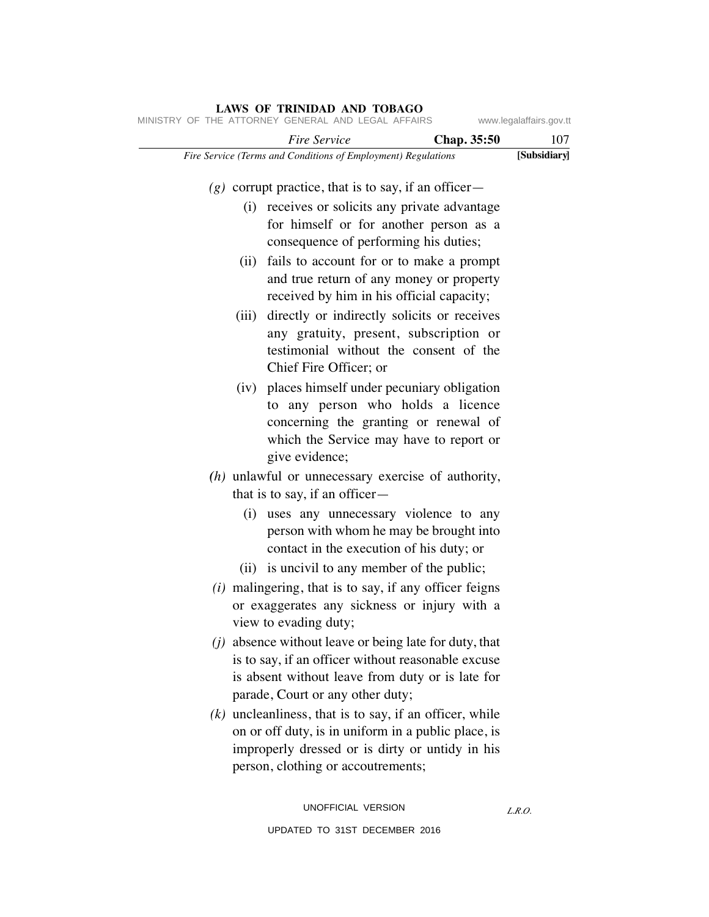*(g)* corrupt practice, that is to say, if an officer—

(i) receives or solicits any private advantage for himself or for another person as a consequence of performing his duties;

(ii) fails to account for or to make a prompt and true return of any money or property received by him in his official capacity;

(iii) directly or indirectly solicits or receives any gratuity, present, subscription or testimonial without the consent of the Chief Fire Officer; or

(iv) places himself under pecuniary obligation to any person who holds a licence concerning the granting or renewal of which the Service may have to report or give evidence;

*(h)* unlawful or unnecessary exercise of authority, that is to say, if an officer—

(i) uses any unnecessary violence to any person with whom he may be brought into contact in the execution of his duty; or

(ii) is uncivil to any member of the public;

*(i)* malingering, that is to say, if any officer feigns or exaggerates any sickness or injury with a view to evading duty;

*(j)* absence without leave or being late for duty, that is to say, if an officer without reasonable excuse is absent without leave from duty or is late for parade, Court or any other duty;

*(k)* uncleanliness, that is to say, if an officer, while on or off duty, is in uniform in a public place, is improperly dressed or is dirty or untidy in his person, clothing or accoutrements;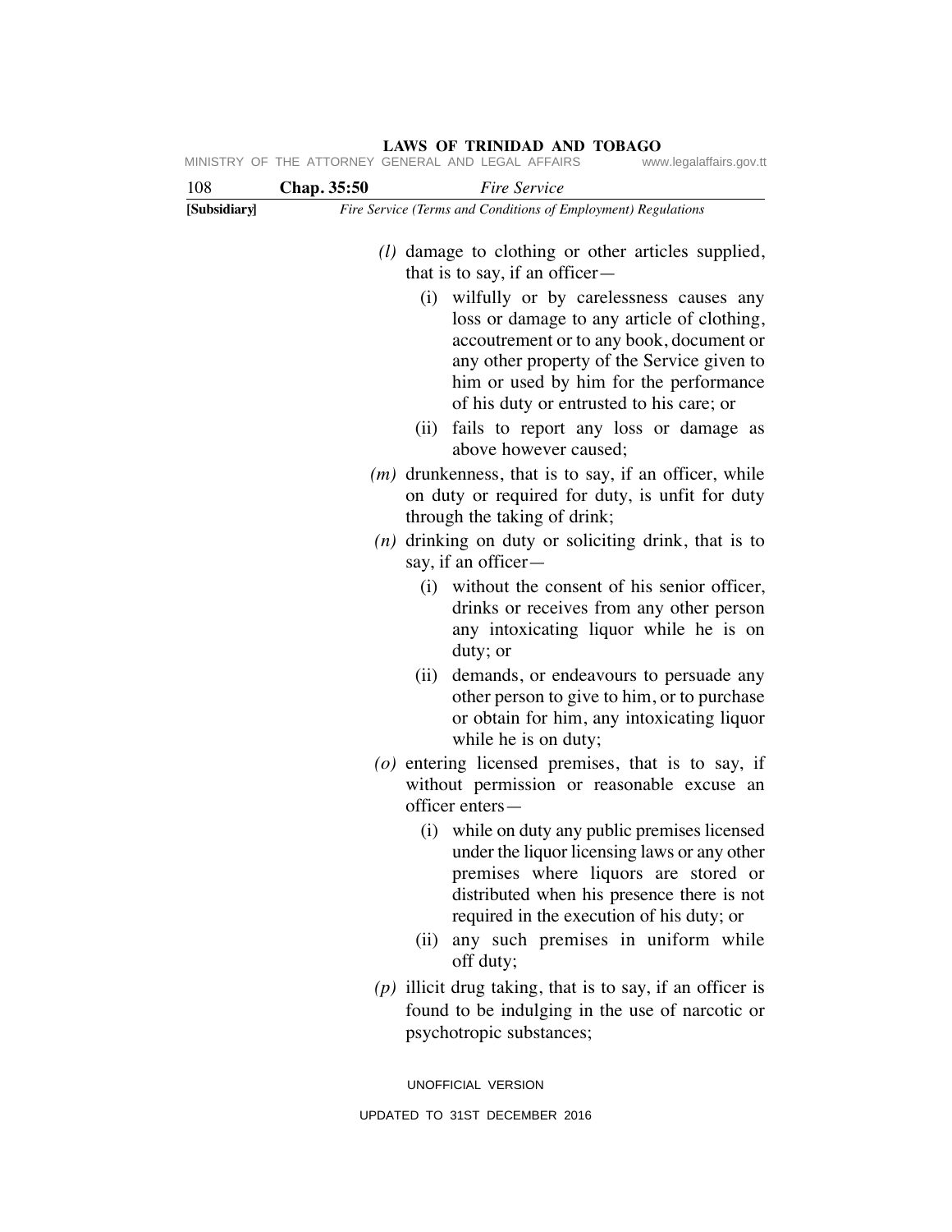*(l)* damage to clothing or other articles supplied, that is to say, if an officer—

(i) wilfully or by carelessness causes any loss or damage to any article of clothing, accoutrement or to any book, document or any other property of the Service given to him or used by him for the performance of his duty or entrusted to his care; or

(ii) fails to report any loss or damage as above however caused;

*(m)* drunkenness, that is to say, if an officer, while on duty or required for duty, is unfit for duty through the taking of drink;

*(n)* drinking on duty or soliciting drink, that is to say, if an officer—

(i) without the consent of his senior officer, drinks or receives from any other person any intoxicating liquor while he is on duty; or

(ii) demands, or endeavours to persuade any other person to give to him, or to purchase or obtain for him, any intoxicating liquor while he is on duty;

*(o)* entering licensed premises, that is to say, if without permission or reasonable excuse an officer enters—

(i) while on duty any public premises licensed under the liquor licensing laws or any other premises where liquors are stored or distributed when his presence there is not required in the execution of his duty; or

(ii) any such premises in uniform while off duty;

*(p)* illicit drug taking, that is to say, if an officer is found to be indulging in the use of narcotic or psychotropic substances;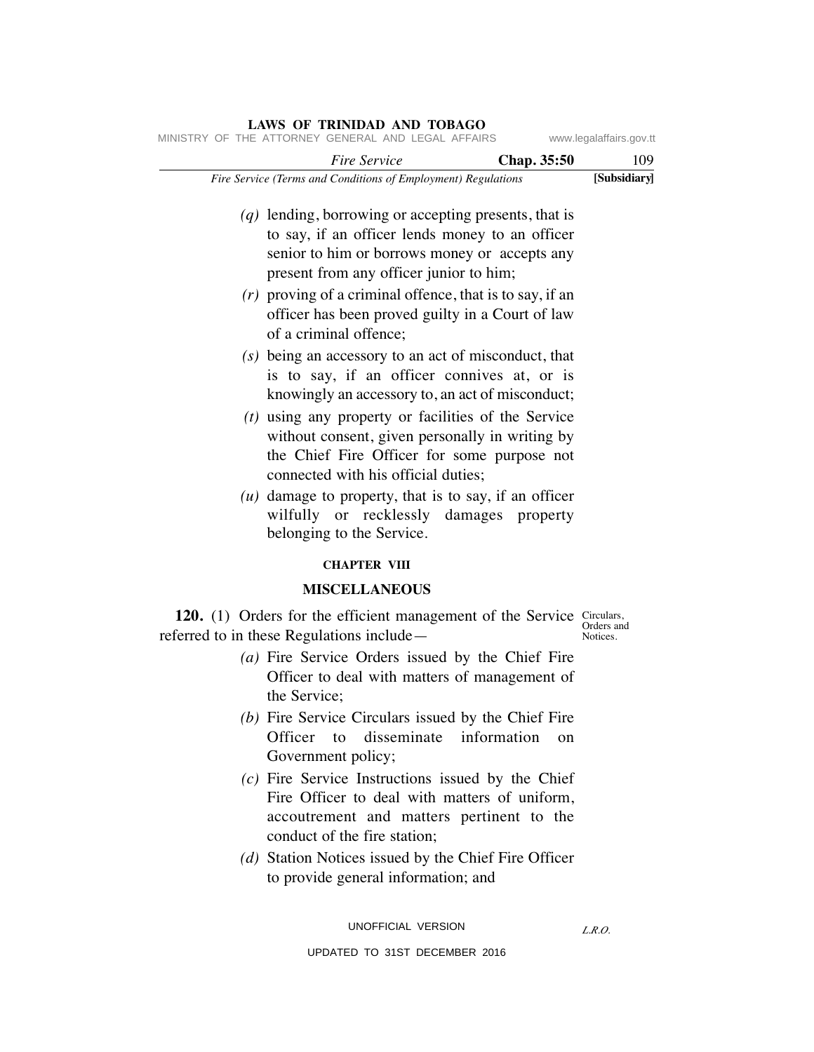(q) lending, borrowing or accepting presents, that is to say, if an officer lends money to an officer senior to him or borrows money or accepts any present from any officer junior to him;

(r) proving of a criminal offence, that is to say, if an officer has been proved guilty in a Court of law of a criminal offence;

(s) being an accessory to an act of misconduct, that is to say, if an officer connives at, or is knowingly an accessory to, an act of misconduct;

(t) using any property or facilities of the Service without consent, given personally in writing by the Chief Fire Officer for some purpose not connected with his official duties;

(u) damage to property, that is to say, if an officer wilfully or recklessly damages property belonging to the Service.

## CHAPTER VIII

## MISCELLANEOUS

Circulars, Orders and Notices.

**120.** (1) Orders for the efficient management of the Service referred to in these Regulations include—

(a) Fire Service Orders issued by the Chief Fire Officer to deal with matters of management of the Service;

(b) Fire Service Circulars issued by the Chief Fire Officer to disseminate information on Government policy;

(c) Fire Service Instructions issued by the Chief Fire Officer to deal with matters of uniform, accoutrement and matters pertinent to the conduct of the fire station;

(d) Station Notices issued by the Chief Fire Officer to provide general information; and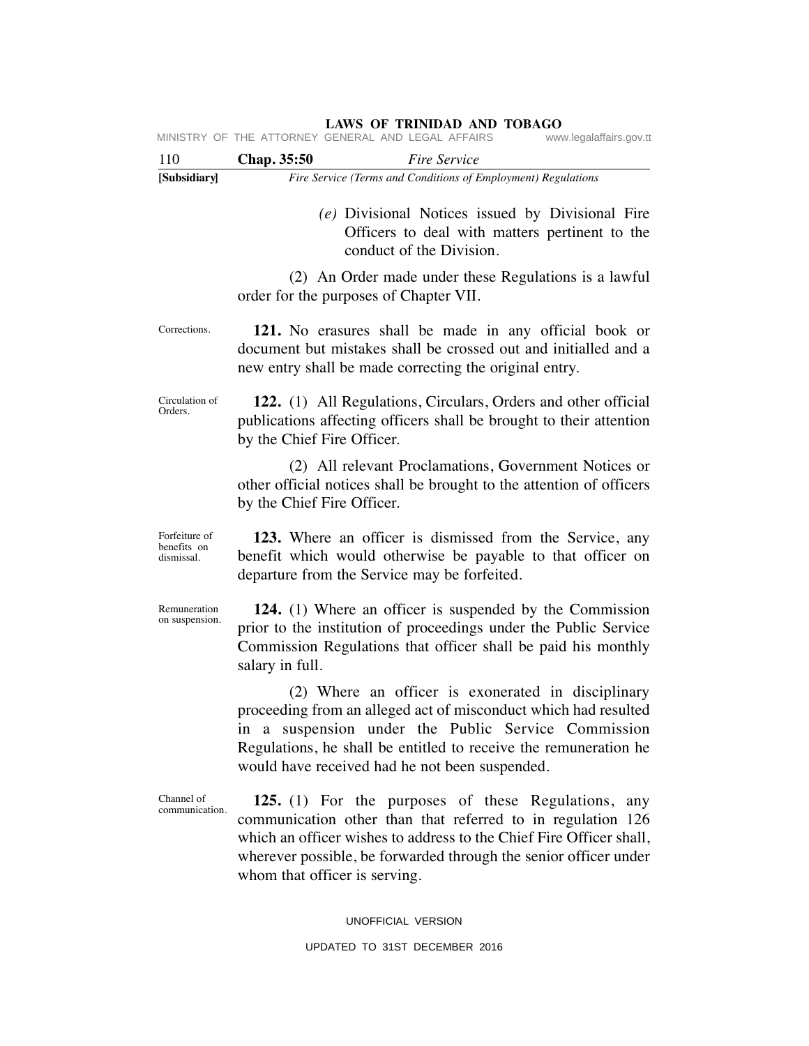*(e)* Divisional Notices issued by Divisional Fire Officers to deal with matters pertinent to the conduct of the Division.

(2) An Order made under these Regulations is a lawful order for the purposes of Chapter VII.

Corrections.

**121.** No erasures shall be made in any official book or document but mistakes shall be crossed out and initialled and a new entry shall be made correcting the original entry.

Circulation of Orders.

**122.** (1) All Regulations, Circulars, Orders and other official publications affecting officers shall be brought to their attention by the Chief Fire Officer.

(2) All relevant Proclamations, Government Notices or other official notices shall be brought to the attention of officers by the Chief Fire Officer.

Forfeiture of benefits on dismissal.

**123.** Where an officer is dismissed from the Service, any benefit which would otherwise be payable to that officer on departure from the Service may be forfeited.

Remuneration on suspension.

**124.** (1) Where an officer is suspended by the Commission prior to the institution of proceedings under the Public Service Commission Regulations that officer shall be paid his monthly salary in full.

(2) Where an officer is exonerated in disciplinary proceeding from an alleged act of misconduct which had resulted in a suspension under the Public Service Commission Regulations, he shall be entitled to receive the remuneration he would have received had he not been suspended.

Channel of communication.

**125.** (1) For the purposes of these Regulations, any communication other than that referred to in regulation 126 which an officer wishes to address to the Chief Fire Officer shall, wherever possible, be forwarded through the senior officer under whom that officer is serving.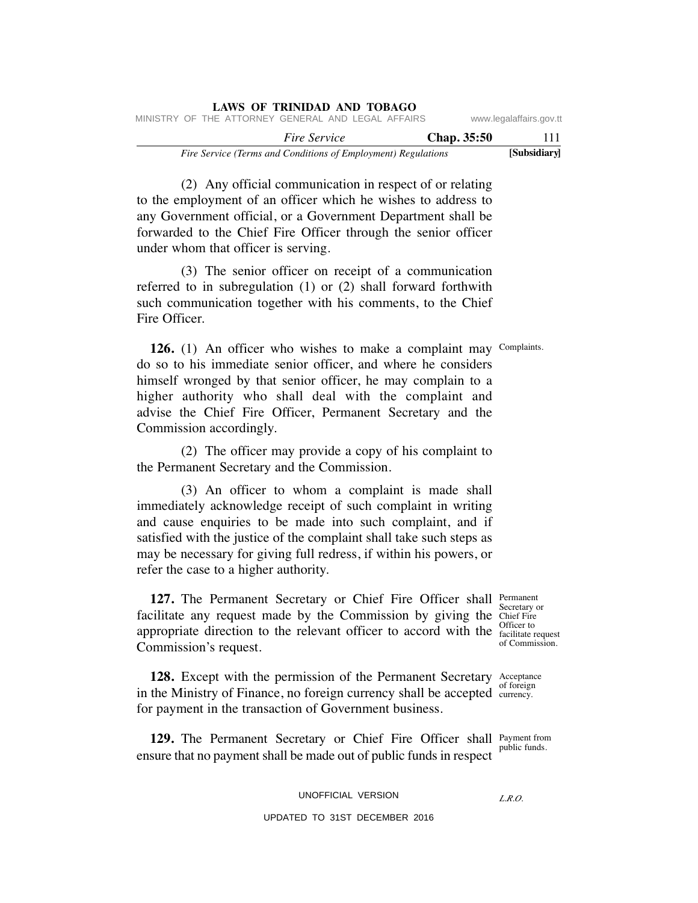(2) Any official communication in respect of or relating to the employment of an officer which he wishes to address to any Government official, or a Government Department shall be forwarded to the Chief Fire Officer through the senior officer under whom that officer is serving.

(3) The senior officer on receipt of a communication referred to in subregulation (1) or (2) shall forward forthwith such communication together with his comments, to the Chief Fire Officer.

Complaints.

**126.** (1) An officer who wishes to make a complaint may do so to his immediate senior officer, and where he considers himself wronged by that senior officer, he may complain to a higher authority who shall deal with the complaint and advise the Chief Fire Officer, Permanent Secretary and the Commission accordingly.

(2) The officer may provide a copy of his complaint to the Permanent Secretary and the Commission.

(3) An officer to whom a complaint is made shall immediately acknowledge receipt of such complaint in writing and cause enquiries to be made into such complaint, and if satisfied with the justice of the complaint shall take such steps as may be necessary for giving full redress, if within his powers, or refer the case to a higher authority.

Permanent Secretary or Chief Fire Officer to facilitate request of Commission.

**127.** The Permanent Secretary or Chief Fire Officer shall facilitate any request made by the Commission by giving the appropriate direction to the relevant officer to accord with the Commission's request.

Acceptance of foreign currency.

**128.** Except with the permission of the Permanent Secretary in the Ministry of Finance, no foreign currency shall be accepted for payment in the transaction of Government business.

Payment from public funds.

**129.** The Permanent Secretary or Chief Fire Officer shall ensure that no payment shall be made out of public funds in respect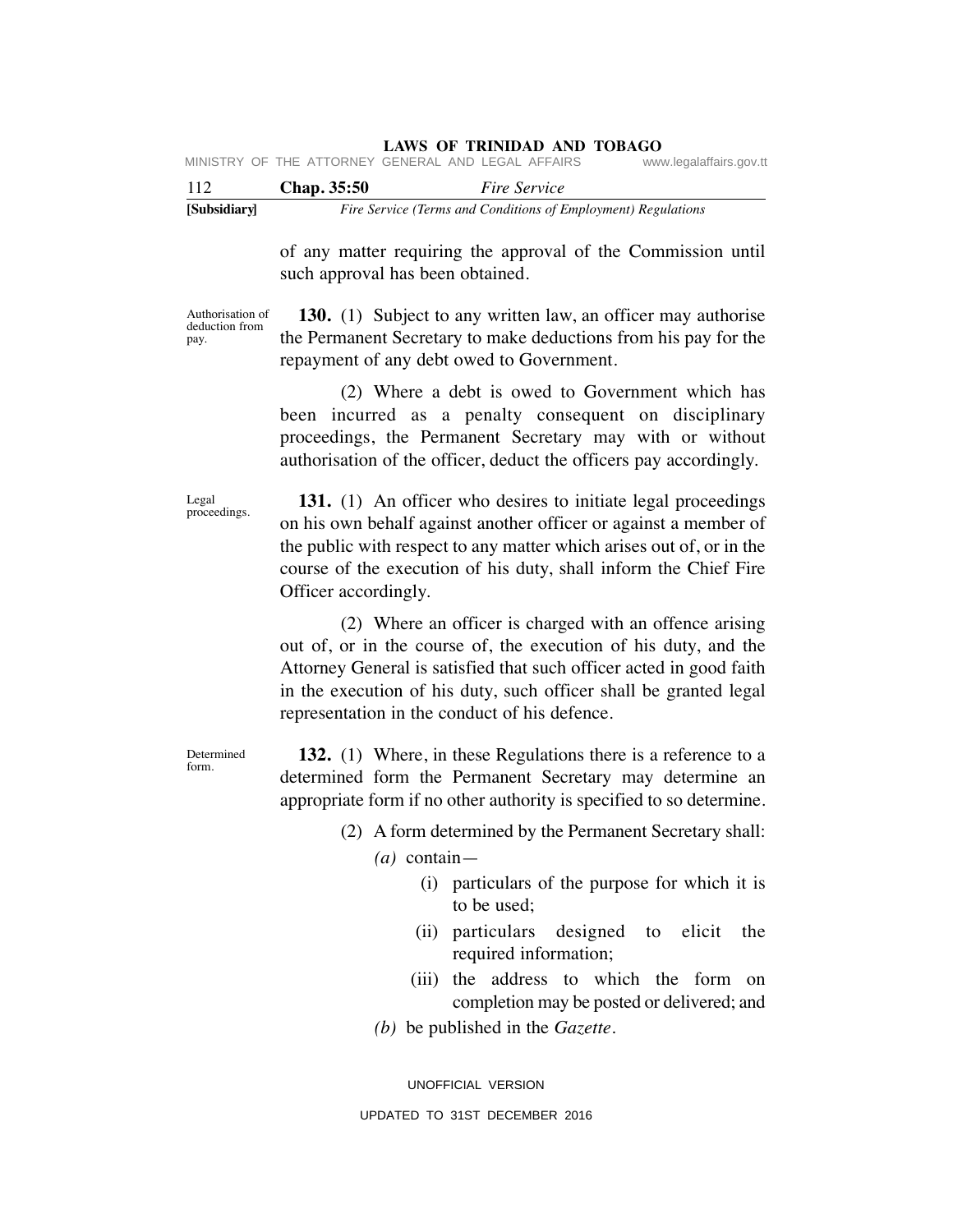of any matter requiring the approval of the Commission until such approval has been obtained.

Authorisation of deduction from pay.

**130.** (1) Subject to any written law, an officer may authorise the Permanent Secretary to make deductions from his pay for the repayment of any debt owed to Government.

(2) Where a debt is owed to Government which has been incurred as a penalty consequent on disciplinary proceedings, the Permanent Secretary may with or without authorisation of the officer, deduct the officers pay accordingly.

Legal proceedings.

**131.** (1) An officer who desires to initiate legal proceedings on his own behalf against another officer or against a member of the public with respect to any matter which arises out of, or in the course of the execution of his duty, shall inform the Chief Fire Officer accordingly.

(2) Where an officer is charged with an offence arising out of, or in the course of, the execution of his duty, and the Attorney General is satisfied that such officer acted in good faith in the execution of his duty, such officer shall be granted legal representation in the conduct of his defence.

Determined form.

**132.** (1) Where, in these Regulations there is a reference to a determined form the Permanent Secretary may determine an appropriate form if no other authority is specified to so determine.

(2) A form determined by the Permanent Secretary shall:

*(a)* contain—

(i) particulars of the purpose for which it is to be used;

(ii) particulars designed to elicit the required information;

(iii) the address to which the form on completion may be posted or delivered; and

*(b)* be published in the *Gazette*.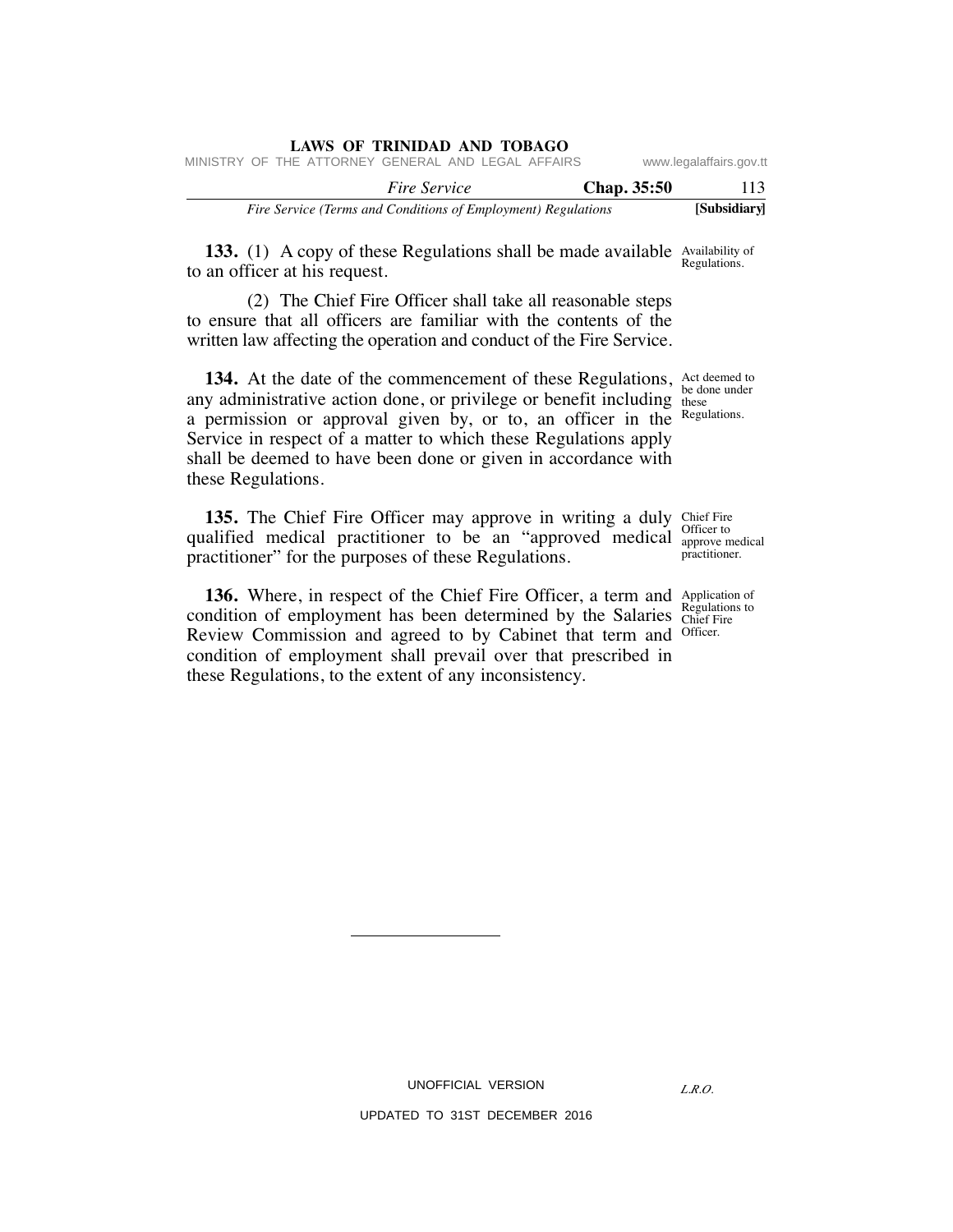**133.** (1) A copy of these Regulations shall be made available to an officer at his request.

Availability of Regulations.

(2) The Chief Fire Officer shall take all reasonable steps to ensure that all officers are familiar with the contents of the written law affecting the operation and conduct of the Fire Service.

**134.** At the date of the commencement of these Regulations, any administrative action done, or privilege or benefit including a permission or approval given by, or to, an officer in the Service in respect of a matter to which these Regulations apply shall be deemed to have been done or given in accordance with these Regulations.

Act deemed to be done under these Regulations.

**135.** The Chief Fire Officer may approve in writing a duly qualified medical practitioner to be an "approved medical practitioner" for the purposes of these Regulations.

Chief Fire Officer to approve medical practitioner.

**136.** Where, in respect of the Chief Fire Officer, a term and condition of employment has been determined by the Salaries Review Commission and agreed to by Cabinet that term and condition of employment shall prevail over that prescribed in these Regulations, to the extent of any inconsistency.

Application of Regulations to Chief Fire Officer.